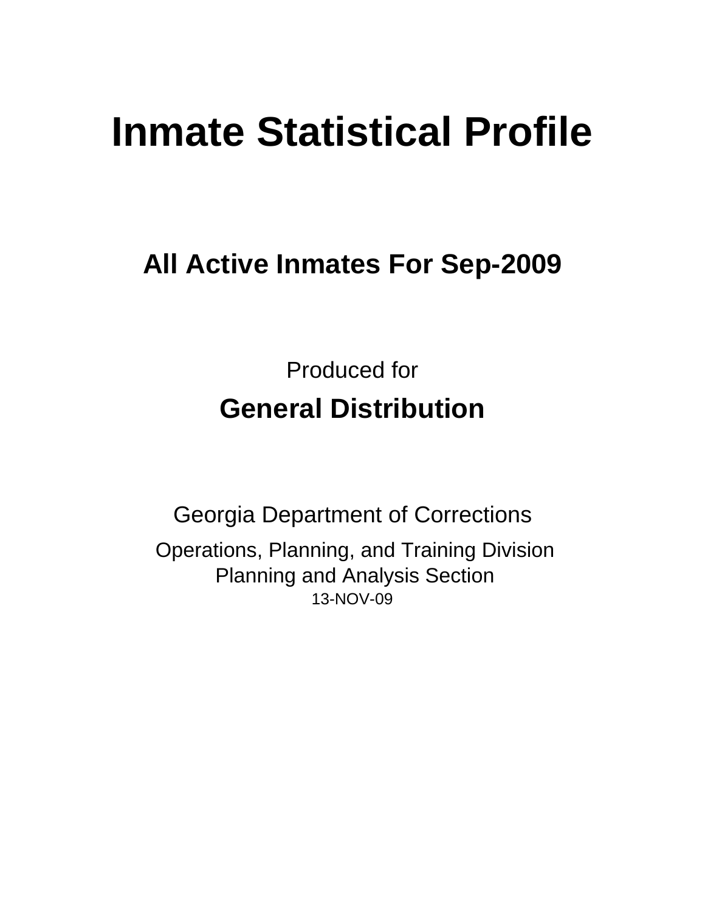# Inmate Statistical Profile

## All Active Inmates For Sep-2009

Produced for

**General Distribution**

Georgia Department of Corrections

Operations, Planning, and Training Division
Planning and Analysis Section
13-NOV-09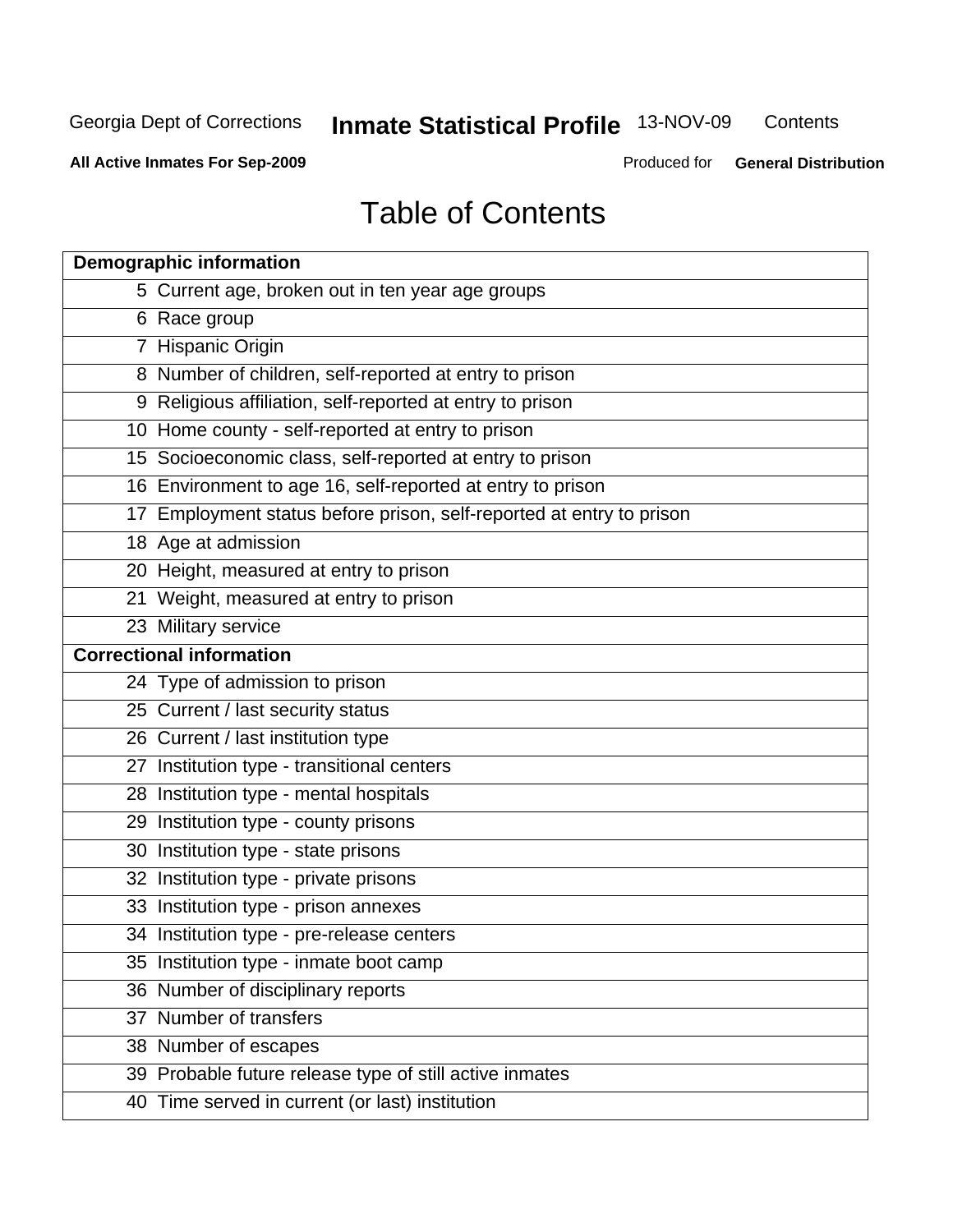# Table of Contents

| Demographic information | |
|---|---|
| 5 | Current age, broken out in ten year age groups |
| 6 | Race group |
| 7 | Hispanic Origin |
| 8 | Number of children, self-reported at entry to prison |
| 9 | Religious affiliation, self-reported at entry to prison |
| 10 | Home county - self-reported at entry to prison |
| 15 | Socioeconomic class, self-reported at entry to prison |
| 16 | Environment to age 16, self-reported at entry to prison |
| 17 | Employment status before prison, self-reported at entry to prison |
| 18 | Age at admission |
| 20 | Height, measured at entry to prison |
| 21 | Weight, measured at entry to prison |
| 23 | Military service |
| **Correctional information** | |
| 24 | Type of admission to prison |
| 25 | Current / last security status |
| 26 | Current / last institution type |
| 27 | Institution type - transitional centers |
| 28 | Institution type - mental hospitals |
| 29 | Institution type - county prisons |
| 30 | Institution type - state prisons |
| 32 | Institution type - private prisons |
| 33 | Institution type - prison annexes |
| 34 | Institution type - pre-release centers |
| 35 | Institution type - inmate boot camp |
| 36 | Number of disciplinary reports |
| 37 | Number of transfers |
| 38 | Number of escapes |
| 39 | Probable future release type of still active inmates |
| 40 | Time served in current (or last) institution |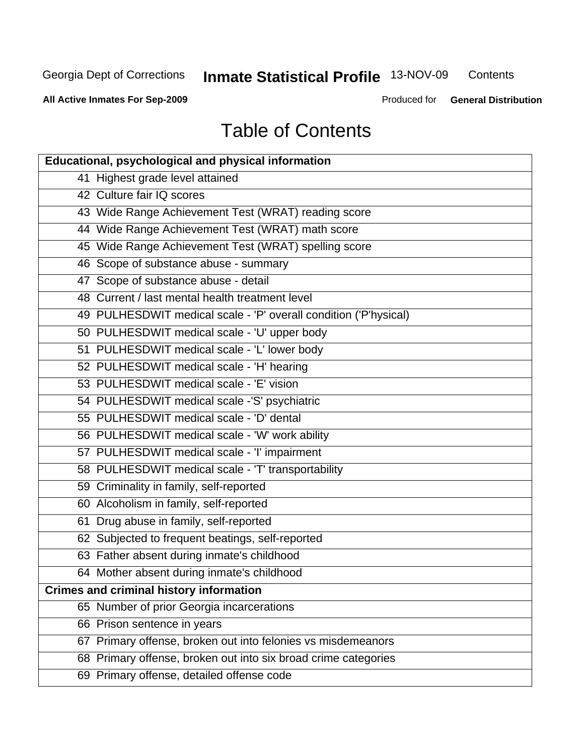# Table of Contents

| Educational, psychological and physical information |
|---|
| 41 Highest grade level attained |
| 42 Culture fair IQ scores |
| 43 Wide Range Achievement Test (WRAT) reading score |
| 44 Wide Range Achievement Test (WRAT) math score |
| 45 Wide Range Achievement Test (WRAT) spelling score |
| 46 Scope of substance abuse - summary |
| 47 Scope of substance abuse - detail |
| 48 Current / last mental health treatment level |
| 49 PULHESDWIT medical scale - 'P' overall condition ('P'hysical) |
| 50 PULHESDWIT medical scale - 'U' upper body |
| 51 PULHESDWIT medical scale - 'L' lower body |
| 52 PULHESDWIT medical scale - 'H' hearing |
| 53 PULHESDWIT medical scale - 'E' vision |
| 54 PULHESDWIT medical scale -'S' psychiatric |
| 55 PULHESDWIT medical scale - 'D' dental |
| 56 PULHESDWIT medical scale - 'W' work ability |
| 57 PULHESDWIT medical scale - 'I' impairment |
| 58 PULHESDWIT medical scale - 'T' transportability |
| 59 Criminality in family, self-reported |
| 60 Alcoholism in family, self-reported |
| 61 Drug abuse in family, self-reported |
| 62 Subjected to frequent beatings, self-reported |
| 63 Father absent during inmate's childhood |
| 64 Mother absent during inmate's childhood |
| **Crimes and criminal history information** |
| 65 Number of prior Georgia incarcerations |
| 66 Prison sentence in years |
| 67 Primary offense, broken out into felonies vs misdemeanors |
| 68 Primary offense, broken out into six broad crime categories |
| 69 Primary offense, detailed offense code |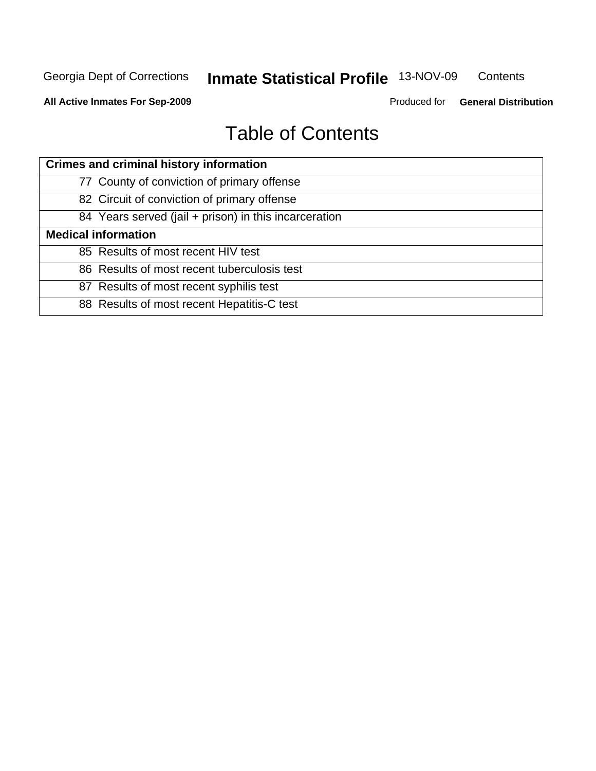# Table of Contents

| Crimes and criminal history information |
|---|
| 77 County of conviction of primary offense |
| 82 Circuit of conviction of primary offense |
| 84 Years served (jail + prison) in this incarceration |
| **Medical information** |
| 85 Results of most recent HIV test |
| 86 Results of most recent tuberculosis test |
| 87 Results of most recent syphilis test |
| 88 Results of most recent Hepatitis-C test |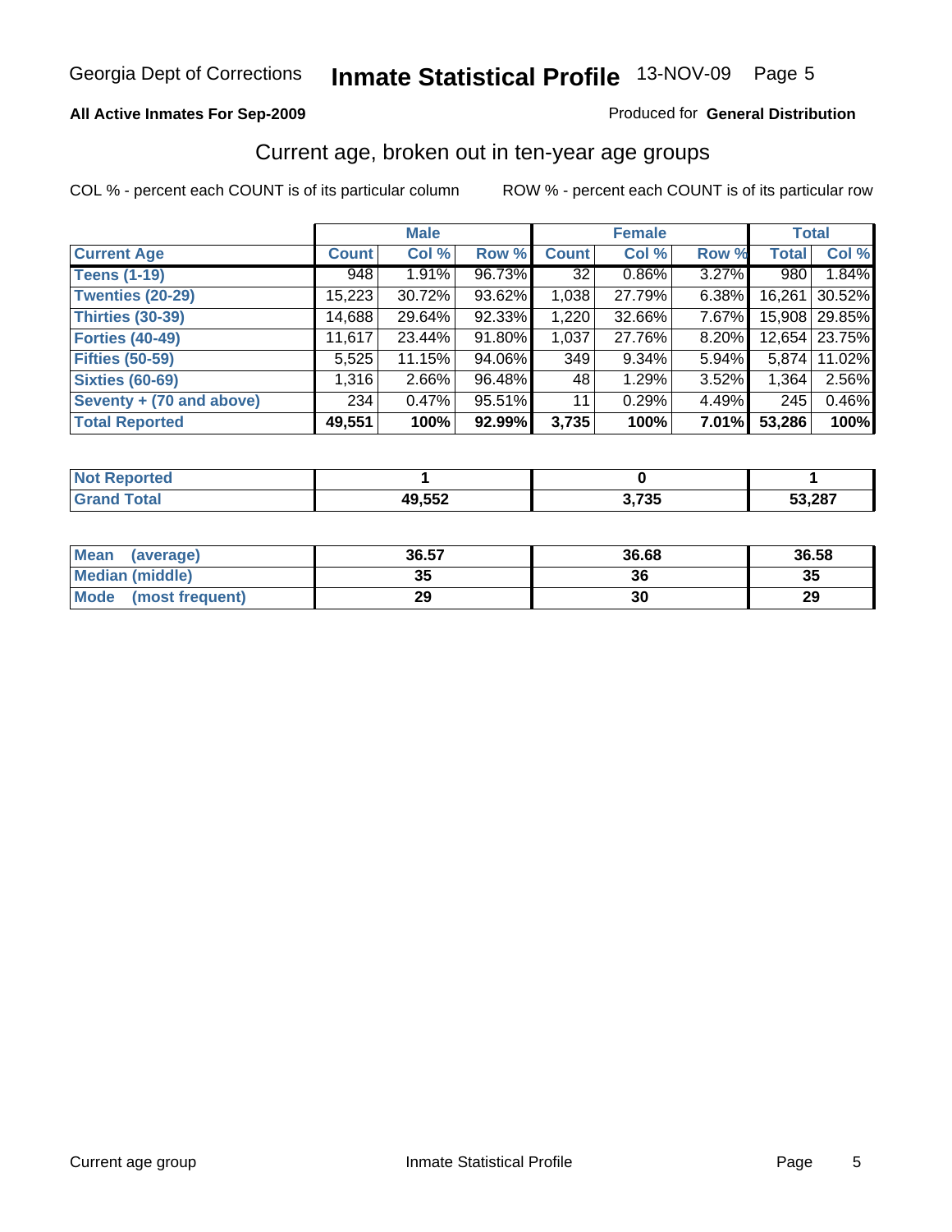Georgia Dept of Corrections **Inmate Statistical Profile** 13-NOV-09

**All Active Inmates For Sep-2009**

Produced for **General Distribution**

## Current age, broken out in ten-year age groups

COL % - percent each COUNT is of its particular column

ROW % - percent each COUNT is of its particular row

| | Male | | | Female | | | Total | |
|---|---|---|---|---|---|---|---|---|
| **Current Age** | **Count** | **Col %** | **Row %** | **Count** | **Col %** | **Row %** | **Total** | **Col %** |
| **Teens (1-19)** | 948 | 1.91% | 96.73% | 32 | 0.86% | 3.27% | 980 | 1.84% |
| **Twenties (20-29)** | 15,223 | 30.72% | 93.62% | 1,038 | 27.79% | 6.38% | 16,261 | 30.52% |
| **Thirties (30-39)** | 14,688 | 29.64% | 92.33% | 1,220 | 32.66% | 7.67% | 15,908 | 29.85% |
| **Forties (40-49)** | 11,617 | 23.44% | 91.80% | 1,037 | 27.76% | 8.20% | 12,654 | 23.75% |
| **Fifties (50-59)** | 5,525 | 11.15% | 94.06% | 349 | 9.34% | 5.94% | 5,874 | 11.02% |
| **Sixties (60-69)** | 1,316 | 2.66% | 96.48% | 48 | 1.29% | 3.52% | 1,364 | 2.56% |
| **Seventy + (70 and above)** | 234 | 0.47% | 95.51% | 11 | 0.29% | 4.49% | 245 | 0.46% |
| **Total Reported** | **49,551** | **100%** | **92.99%** | **3,735** | **100%** | **7.01%** | **53,286** | **100%** |

| | Male | Female | Total |
|---|---|---|---|
| **Not Reported** | **1** | **0** | **1** |
| **Grand Total** | **49,552** | **3,735** | **53,287** |

| | Male | Female | Total |
|---|---|---|---|
| **Mean (average)** | **36.57** | **36.68** | **36.58** |
| **Median (middle)** | **35** | **36** | **35** |
| **Mode (most frequent)** | **29** | **30** | **29** |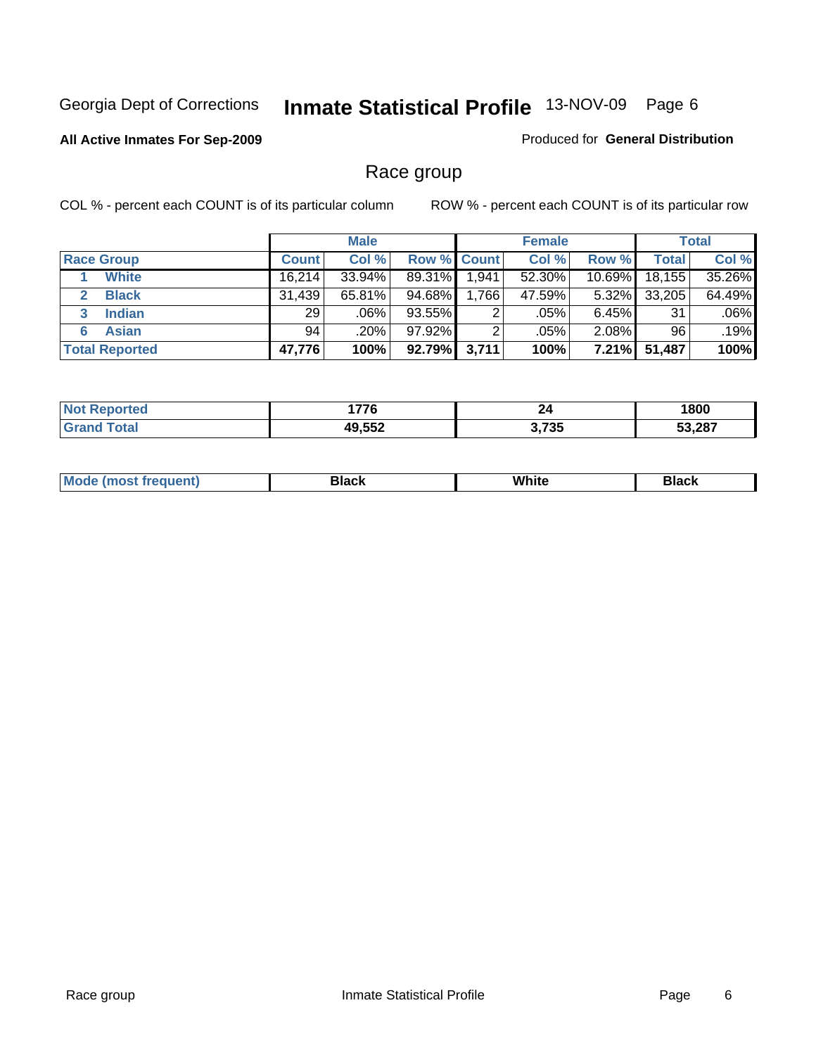Georgia Dept of Corrections **Inmate Statistical Profile** 13-NOV-09 Page 6

**All Active Inmates For Sep-2009**

Produced for **General Distribution**

## Race group

COL % - percent each COUNT is of its particular column

ROW % - percent each COUNT is of its particular row

| | Male | | | Female | | | Total | |
|---|---|---|---|---|---|---|---|---|
| **Race Group** | **Count** | **Col %** | **Row %** | **Count** | **Col %** | **Row %** | **Total** | **Col %** |
| 1 **White** | 16,214 | 33.94% | 89.31% | 1,941 | 52.30% | 10.69% | 18,155 | 35.26% |
| 2 **Black** | 31,439 | 65.81% | 94.68% | 1,766 | 47.59% | 5.32% | 33,205 | 64.49% |
| 3 **Indian** | 29 | .06% | 93.55% | 2 | .05% | 6.45% | 31 | .06% |
| 6 **Asian** | 94 | .20% | 97.92% | 2 | .05% | 2.08% | 96 | .19% |
| **Total Reported** | **47,776** | **100%** | **92.79%** | **3,711** | **100%** | **7.21%** | **51,487** | **100%** |

| | Male | Female | Total |
|---|---|---|---|
| **Not Reported** | **1776** | **24** | **1800** |
| **Grand Total** | **49,552** | **3,735** | **53,287** |

| | Male | Female | Total |
|---|---|---|---|
| **Mode (most frequent)** | **Black** | **White** | **Black** |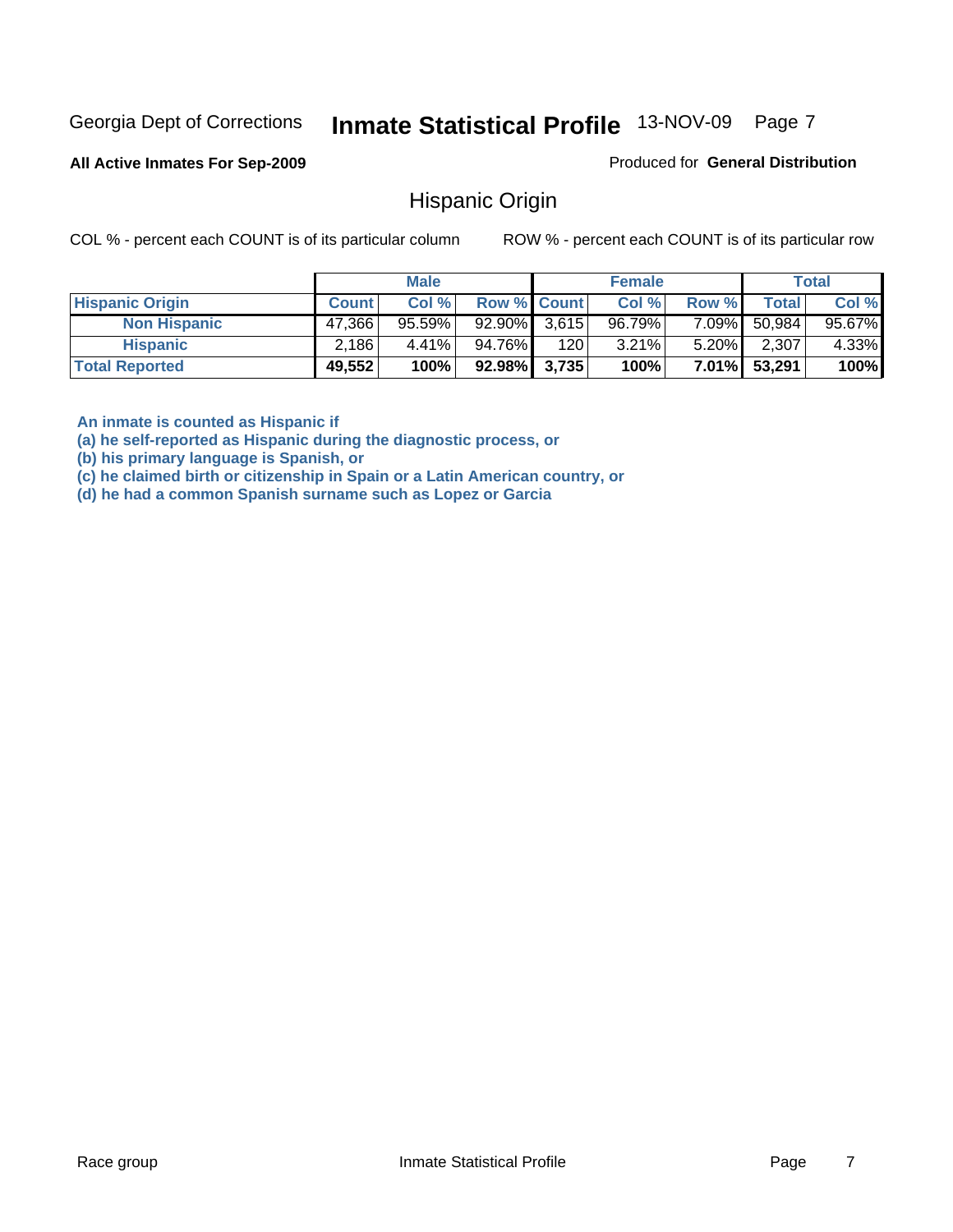Georgia Dept of Corrections **Inmate Statistical Profile** 13-NOV-09

**All Active Inmates For Sep-2009**

Produced for **General Distribution**

## Hispanic Origin

COL % - percent each COUNT is of its particular column ROW % - percent each COUNT is of its particular row

| | Male | | | Female | | | Total | |
|---|---|---|---|---|---|---|---|---|
| **Hispanic Origin** | **Count** | **Col %** | **Row %** | **Count** | **Col %** | **Row %** | **Total** | **Col %** |
| **Non Hispanic** | 47,366 | 95.59% | 92.90% | 3,615 | 96.79% | 7.09% | 50,984 | 95.67% |
| **Hispanic** | 2,186 | 4.41% | 94.76% | 120 | 3.21% | 5.20% | 2,307 | 4.33% |
| **Total Reported** | **49,552** | **100%** | **92.98%** | **3,735** | **100%** | **7.01%** | **53,291** | **100%** |

**An inmate is counted as Hispanic if**
**(a) he self-reported as Hispanic during the diagnostic process, or**
**(b) his primary language is Spanish, or**
**(c) he claimed birth or citizenship in Spain or a Latin American country, or**
**(d) he had a common Spanish surname such as Lopez or Garcia**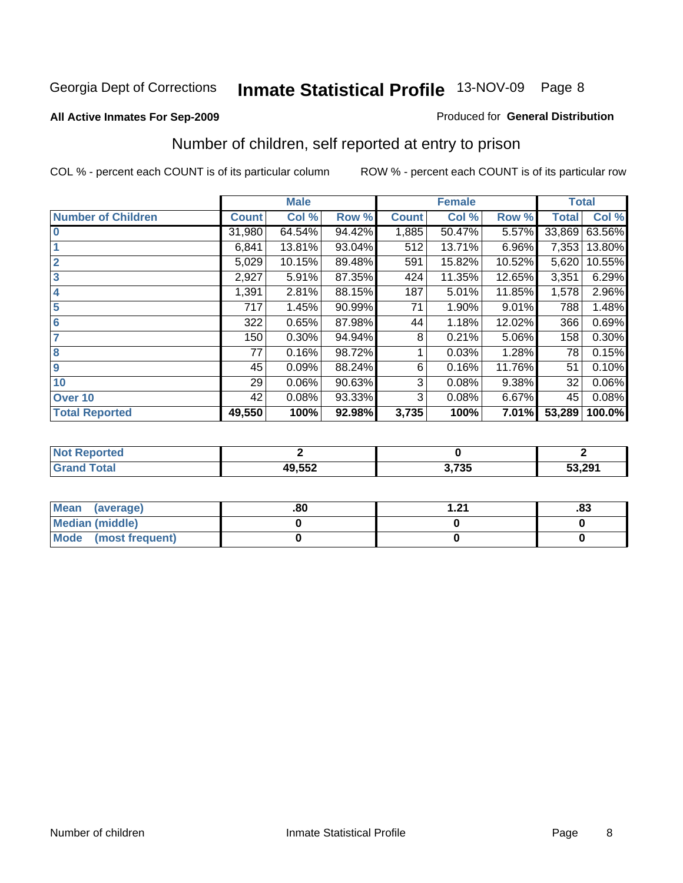Georgia Dept of Corrections **Inmate Statistical Profile** 13-NOV-09

**All Active Inmates For Sep-2009**

Produced for **General Distribution**

## Number of children, self reported at entry to prison

COL % - percent each COUNT is of its particular column

ROW % - percent each COUNT is of its particular row

| | Male | | | Female | | | Total | |
|---|---|---|---|---|---|---|---|---|
| **Number of Children** | **Count** | **Col %** | **Row %** | **Count** | **Col %** | **Row %** | **Total** | **Col %** |
| **0** | 31,980 | 64.54% | 94.42% | 1,885 | 50.47% | 5.57% | 33,869 | 63.56% |
| **1** | 6,841 | 13.81% | 93.04% | 512 | 13.71% | 6.96% | 7,353 | 13.80% |
| **2** | 5,029 | 10.15% | 89.48% | 591 | 15.82% | 10.52% | 5,620 | 10.55% |
| **3** | 2,927 | 5.91% | 87.35% | 424 | 11.35% | 12.65% | 3,351 | 6.29% |
| **4** | 1,391 | 2.81% | 88.15% | 187 | 5.01% | 11.85% | 1,578 | 2.96% |
| **5** | 717 | 1.45% | 90.99% | 71 | 1.90% | 9.01% | 788 | 1.48% |
| **6** | 322 | 0.65% | 87.98% | 44 | 1.18% | 12.02% | 366 | 0.69% |
| **7** | 150 | 0.30% | 94.94% | 8 | 0.21% | 5.06% | 158 | 0.30% |
| **8** | 77 | 0.16% | 98.72% | 1 | 0.03% | 1.28% | 78 | 0.15% |
| **9** | 45 | 0.09% | 88.24% | 6 | 0.16% | 11.76% | 51 | 0.10% |
| **10** | 29 | 0.06% | 90.63% | 3 | 0.08% | 9.38% | 32 | 0.06% |
| **Over 10** | 42 | 0.08% | 93.33% | 3 | 0.08% | 6.67% | 45 | 0.08% |
| **Total Reported** | **49,550** | **100%** | **92.98%** | **3,735** | **100%** | **7.01%** | **53,289** | **100.0%** |

| | Male | Female | Total |
|---|---|---|---|
| **Not Reported** | **2** | **0** | **2** |
| **Grand Total** | **49,552** | **3,735** | **53,291** |

| | Male | Female | Total |
|---|---|---|---|
| **Mean (average)** | **.80** | **1.21** | **.83** |
| **Median (middle)** | **0** | **0** | **0** |
| **Mode (most frequent)** | **0** | **0** | **0** |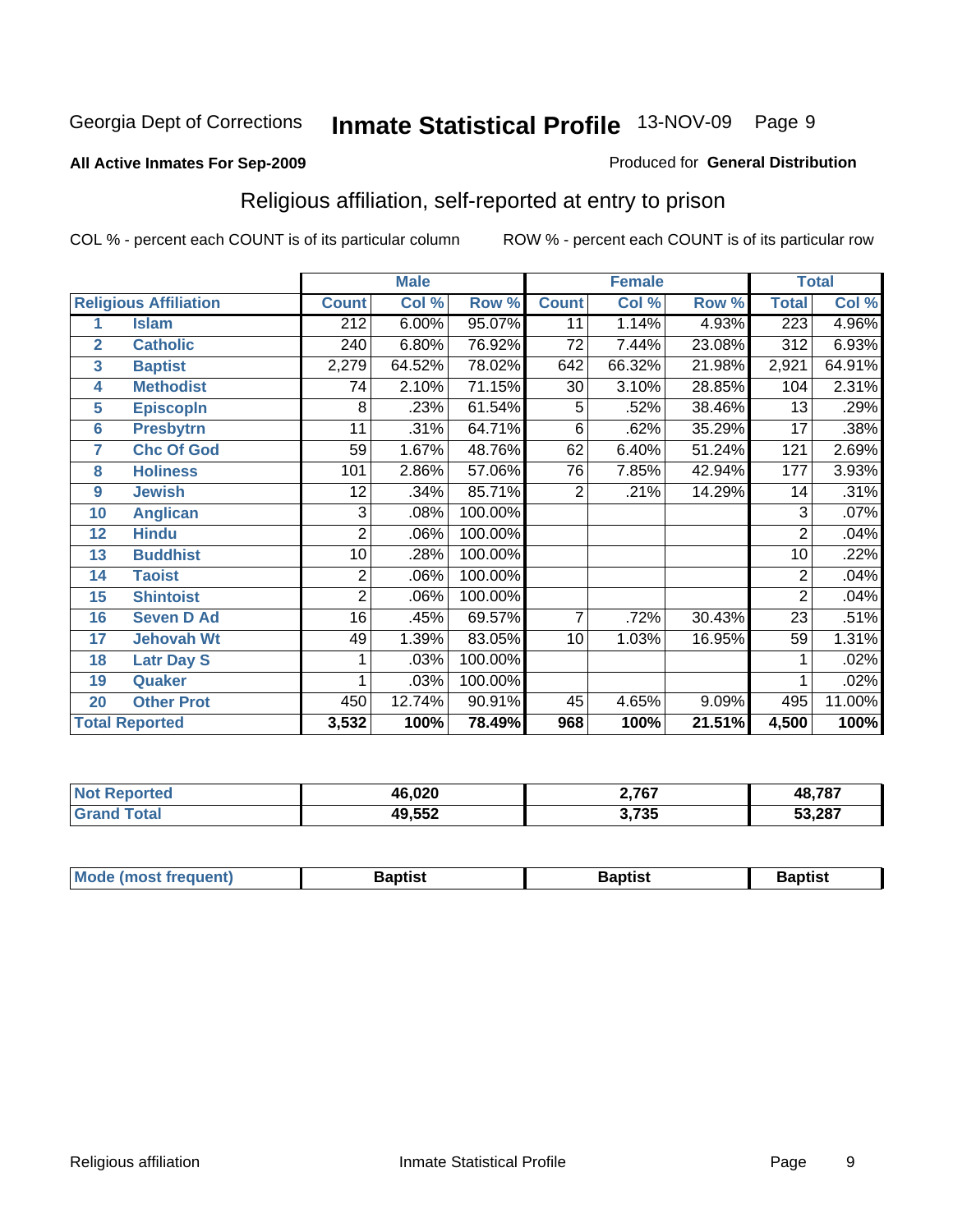Georgia Dept of Corrections **Inmate Statistical Profile** 13-NOV-09

**All Active Inmates For Sep-2009**

Produced for **General Distribution**

## Religious affiliation, self-reported at entry to prison

COL % - percent each COUNT is of its particular column ROW % - percent each COUNT is of its particular row

| | | Male | | | Female | | | Total | |
|---|---|---|---|---|---|---|---|---|---|
| Religious Affiliation | | Count | Col % | Row % | Count | Col % | Row % | Total | Col % |
| 1 | Islam | 212 | 6.00% | 95.07% | 11 | 1.14% | 4.93% | 223 | 4.96% |
| 2 | Catholic | 240 | 6.80% | 76.92% | 72 | 7.44% | 23.08% | 312 | 6.93% |
| 3 | Baptist | 2,279 | 64.52% | 78.02% | 642 | 66.32% | 21.98% | 2,921 | 64.91% |
| 4 | Methodist | 74 | 2.10% | 71.15% | 30 | 3.10% | 28.85% | 104 | 2.31% |
| 5 | Episcopln | 8 | .23% | 61.54% | 5 | .52% | 38.46% | 13 | .29% |
| 6 | Presbytrn | 11 | .31% | 64.71% | 6 | .62% | 35.29% | 17 | .38% |
| 7 | Chc Of God | 59 | 1.67% | 48.76% | 62 | 6.40% | 51.24% | 121 | 2.69% |
| 8 | Holiness | 101 | 2.86% | 57.06% | 76 | 7.85% | 42.94% | 177 | 3.93% |
| 9 | Jewish | 12 | .34% | 85.71% | 2 | .21% | 14.29% | 14 | .31% |
| 10 | Anglican | 3 | .08% | 100.00% | | | | 3 | .07% |
| 12 | Hindu | 2 | .06% | 100.00% | | | | 2 | .04% |
| 13 | Buddhist | 10 | .28% | 100.00% | | | | 10 | .22% |
| 14 | Taoist | 2 | .06% | 100.00% | | | | 2 | .04% |
| 15 | Shintoist | 2 | .06% | 100.00% | | | | 2 | .04% |
| 16 | Seven D Ad | 16 | .45% | 69.57% | 7 | .72% | 30.43% | 23 | .51% |
| 17 | Jehovah Wt | 49 | 1.39% | 83.05% | 10 | 1.03% | 16.95% | 59 | 1.31% |
| 18 | Latr Day S | 1 | .03% | 100.00% | | | | 1 | .02% |
| 19 | Quaker | 1 | .03% | 100.00% | | | | 1 | .02% |
| 20 | Other Prot | 450 | 12.74% | 90.91% | 45 | 4.65% | 9.09% | 495 | 11.00% |
| **Total Reported** | | **3,532** | **100%** | **78.49%** | **968** | **100%** | **21.51%** | **4,500** | **100%** |

| | Male | Female | Total |
|---|---|---|---|
| Not Reported | 46,020 | 2,767 | 48,787 |
| Grand Total | 49,552 | 3,735 | 53,287 |

| | Male | Female | Total |
|---|---|---|---|
| Mode (most frequent) | Baptist | Baptist | Baptist |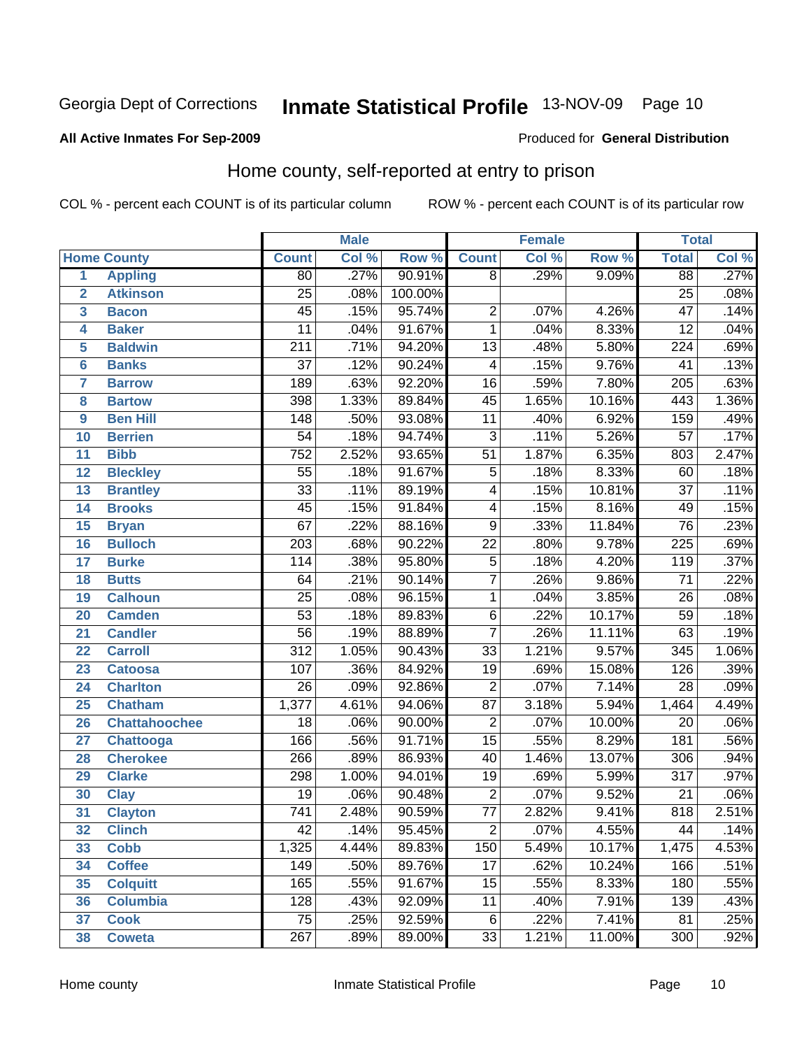Georgia Dept of Corrections **Inmate Statistical Profile** 13-NOV-09

**All Active Inmates For Sep-2009**

Produced for **General Distribution**

## Home county, self-reported at entry to prison

COL % - percent each COUNT is of its particular column     ROW % - percent each COUNT is of its particular row

| | | Male | | | Female | | | Total | |
|---|---|---|---|---|---|---|---|---|---|
| **Home County** | | **Count** | **Col %** | **Row %** | **Count** | **Col %** | **Row %** | **Total** | **Col %** |
| 1 | Appling | 80 | .27% | 90.91% | 8 | .29% | 9.09% | 88 | .27% |
| 2 | Atkinson | 25 | .08% | 100.00% | | | | 25 | .08% |
| 3 | Bacon | 45 | .15% | 95.74% | 2 | .07% | 4.26% | 47 | .14% |
| 4 | Baker | 11 | .04% | 91.67% | 1 | .04% | 8.33% | 12 | .04% |
| 5 | Baldwin | 211 | .71% | 94.20% | 13 | .48% | 5.80% | 224 | .69% |
| 6 | Banks | 37 | .12% | 90.24% | 4 | .15% | 9.76% | 41 | .13% |
| 7 | Barrow | 189 | .63% | 92.20% | 16 | .59% | 7.80% | 205 | .63% |
| 8 | Bartow | 398 | 1.33% | 89.84% | 45 | 1.65% | 10.16% | 443 | 1.36% |
| 9 | Ben Hill | 148 | .50% | 93.08% | 11 | .40% | 6.92% | 159 | .49% |
| 10 | Berrien | 54 | .18% | 94.74% | 3 | .11% | 5.26% | 57 | .17% |
| 11 | Bibb | 752 | 2.52% | 93.65% | 51 | 1.87% | 6.35% | 803 | 2.47% |
| 12 | Bleckley | 55 | .18% | 91.67% | 5 | .18% | 8.33% | 60 | .18% |
| 13 | Brantley | 33 | .11% | 89.19% | 4 | .15% | 10.81% | 37 | .11% |
| 14 | Brooks | 45 | .15% | 91.84% | 4 | .15% | 8.16% | 49 | .15% |
| 15 | Bryan | 67 | .22% | 88.16% | 9 | .33% | 11.84% | 76 | .23% |
| 16 | Bulloch | 203 | .68% | 90.22% | 22 | .80% | 9.78% | 225 | .69% |
| 17 | Burke | 114 | .38% | 95.80% | 5 | .18% | 4.20% | 119 | .37% |
| 18 | Butts | 64 | .21% | 90.14% | 7 | .26% | 9.86% | 71 | .22% |
| 19 | Calhoun | 25 | .08% | 96.15% | 1 | .04% | 3.85% | 26 | .08% |
| 20 | Camden | 53 | .18% | 89.83% | 6 | .22% | 10.17% | 59 | .18% |
| 21 | Candler | 56 | .19% | 88.89% | 7 | .26% | 11.11% | 63 | .19% |
| 22 | Carroll | 312 | 1.05% | 90.43% | 33 | 1.21% | 9.57% | 345 | 1.06% |
| 23 | Catoosa | 107 | .36% | 84.92% | 19 | .69% | 15.08% | 126 | .39% |
| 24 | Charlton | 26 | .09% | 92.86% | 2 | .07% | 7.14% | 28 | .09% |
| 25 | Chatham | 1,377 | 4.61% | 94.06% | 87 | 3.18% | 5.94% | 1,464 | 4.49% |
| 26 | Chattahoochee | 18 | .06% | 90.00% | 2 | .07% | 10.00% | 20 | .06% |
| 27 | Chattooga | 166 | .56% | 91.71% | 15 | .55% | 8.29% | 181 | .56% |
| 28 | Cherokee | 266 | .89% | 86.93% | 40 | 1.46% | 13.07% | 306 | .94% |
| 29 | Clarke | 298 | 1.00% | 94.01% | 19 | .69% | 5.99% | 317 | .97% |
| 30 | Clay | 19 | .06% | 90.48% | 2 | .07% | 9.52% | 21 | .06% |
| 31 | Clayton | 741 | 2.48% | 90.59% | 77 | 2.82% | 9.41% | 818 | 2.51% |
| 32 | Clinch | 42 | .14% | 95.45% | 2 | .07% | 4.55% | 44 | .14% |
| 33 | Cobb | 1,325 | 4.44% | 89.83% | 150 | 5.49% | 10.17% | 1,475 | 4.53% |
| 34 | Coffee | 149 | .50% | 89.76% | 17 | .62% | 10.24% | 166 | .51% |
| 35 | Colquitt | 165 | .55% | 91.67% | 15 | .55% | 8.33% | 180 | .55% |
| 36 | Columbia | 128 | .43% | 92.09% | 11 | .40% | 7.91% | 139 | .43% |
| 37 | Cook | 75 | .25% | 92.59% | 6 | .22% | 7.41% | 81 | .25% |
| 38 | Coweta | 267 | .89% | 89.00% | 33 | 1.21% | 11.00% | 300 | .92% |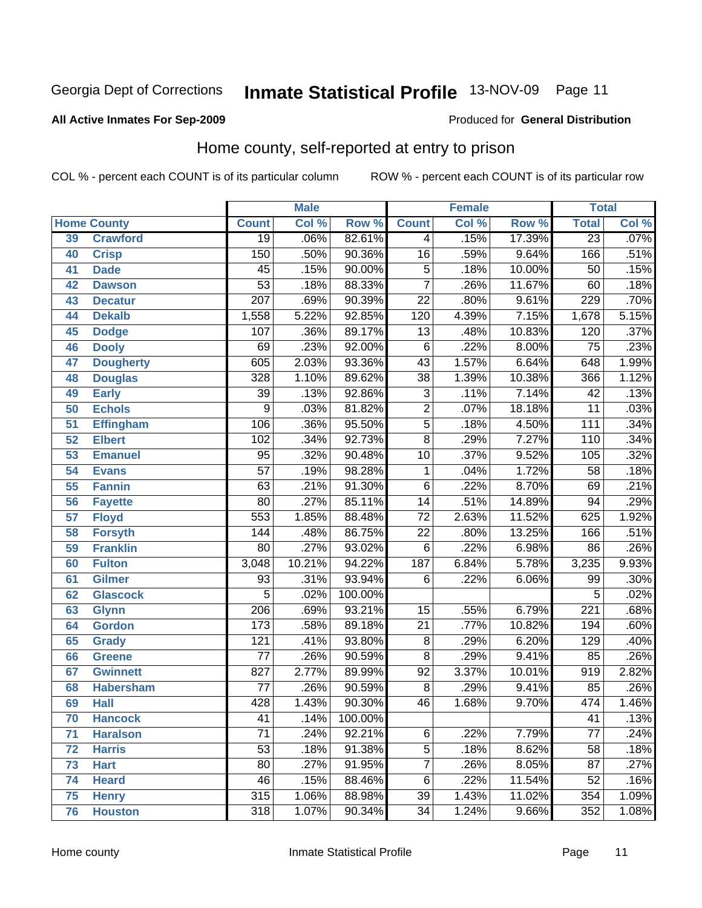Georgia Dept of Corrections **Inmate Statistical Profile** 13-NOV-09

**All Active Inmates For Sep-2009**

Produced for **General Distribution**

## Home county, self-reported at entry to prison

COL % - percent each COUNT is of its particular column ROW % - percent each COUNT is of its particular row

| Home County | | Male | | | Female | | | Total | |
|---|---|---|---|---|---|---|---|---|---|
| | | Count | Col % | Row % | Count | Col % | Row % | Total | Col % |
| 39 | Crawford | 19 | .06% | 82.61% | 4 | .15% | 17.39% | 23 | .07% |
| 40 | Crisp | 150 | .50% | 90.36% | 16 | .59% | 9.64% | 166 | .51% |
| 41 | Dade | 45 | .15% | 90.00% | 5 | .18% | 10.00% | 50 | .15% |
| 42 | Dawson | 53 | .18% | 88.33% | 7 | .26% | 11.67% | 60 | .18% |
| 43 | Decatur | 207 | .69% | 90.39% | 22 | .80% | 9.61% | 229 | .70% |
| 44 | Dekalb | 1,558 | 5.22% | 92.85% | 120 | 4.39% | 7.15% | 1,678 | 5.15% |
| 45 | Dodge | 107 | .36% | 89.17% | 13 | .48% | 10.83% | 120 | .37% |
| 46 | Dooly | 69 | .23% | 92.00% | 6 | .22% | 8.00% | 75 | .23% |
| 47 | Dougherty | 605 | 2.03% | 93.36% | 43 | 1.57% | 6.64% | 648 | 1.99% |
| 48 | Douglas | 328 | 1.10% | 89.62% | 38 | 1.39% | 10.38% | 366 | 1.12% |
| 49 | Early | 39 | .13% | 92.86% | 3 | .11% | 7.14% | 42 | .13% |
| 50 | Echols | 9 | .03% | 81.82% | 2 | .07% | 18.18% | 11 | .03% |
| 51 | Effingham | 106 | .36% | 95.50% | 5 | .18% | 4.50% | 111 | .34% |
| 52 | Elbert | 102 | .34% | 92.73% | 8 | .29% | 7.27% | 110 | .34% |
| 53 | Emanuel | 95 | .32% | 90.48% | 10 | .37% | 9.52% | 105 | .32% |
| 54 | Evans | 57 | .19% | 98.28% | 1 | .04% | 1.72% | 58 | .18% |
| 55 | Fannin | 63 | .21% | 91.30% | 6 | .22% | 8.70% | 69 | .21% |
| 56 | Fayette | 80 | .27% | 85.11% | 14 | .51% | 14.89% | 94 | .29% |
| 57 | Floyd | 553 | 1.85% | 88.48% | 72 | 2.63% | 11.52% | 625 | 1.92% |
| 58 | Forsyth | 144 | .48% | 86.75% | 22 | .80% | 13.25% | 166 | .51% |
| 59 | Franklin | 80 | .27% | 93.02% | 6 | .22% | 6.98% | 86 | .26% |
| 60 | Fulton | 3,048 | 10.21% | 94.22% | 187 | 6.84% | 5.78% | 3,235 | 9.93% |
| 61 | Gilmer | 93 | .31% | 93.94% | 6 | .22% | 6.06% | 99 | .30% |
| 62 | Glascock | 5 | .02% | 100.00% | | | | 5 | .02% |
| 63 | Glynn | 206 | .69% | 93.21% | 15 | .55% | 6.79% | 221 | .68% |
| 64 | Gordon | 173 | .58% | 89.18% | 21 | .77% | 10.82% | 194 | .60% |
| 65 | Grady | 121 | .41% | 93.80% | 8 | .29% | 6.20% | 129 | .40% |
| 66 | Greene | 77 | .26% | 90.59% | 8 | .29% | 9.41% | 85 | .26% |
| 67 | Gwinnett | 827 | 2.77% | 89.99% | 92 | 3.37% | 10.01% | 919 | 2.82% |
| 68 | Habersham | 77 | .26% | 90.59% | 8 | .29% | 9.41% | 85 | .26% |
| 69 | Hall | 428 | 1.43% | 90.30% | 46 | 1.68% | 9.70% | 474 | 1.46% |
| 70 | Hancock | 41 | .14% | 100.00% | | | | 41 | .13% |
| 71 | Haralson | 71 | .24% | 92.21% | 6 | .22% | 7.79% | 77 | .24% |
| 72 | Harris | 53 | .18% | 91.38% | 5 | .18% | 8.62% | 58 | .18% |
| 73 | Hart | 80 | .27% | 91.95% | 7 | .26% | 8.05% | 87 | .27% |
| 74 | Heard | 46 | .15% | 88.46% | 6 | .22% | 11.54% | 52 | .16% |
| 75 | Henry | 315 | 1.06% | 88.98% | 39 | 1.43% | 11.02% | 354 | 1.09% |
| 76 | Houston | 318 | 1.07% | 90.34% | 34 | 1.24% | 9.66% | 352 | 1.08% |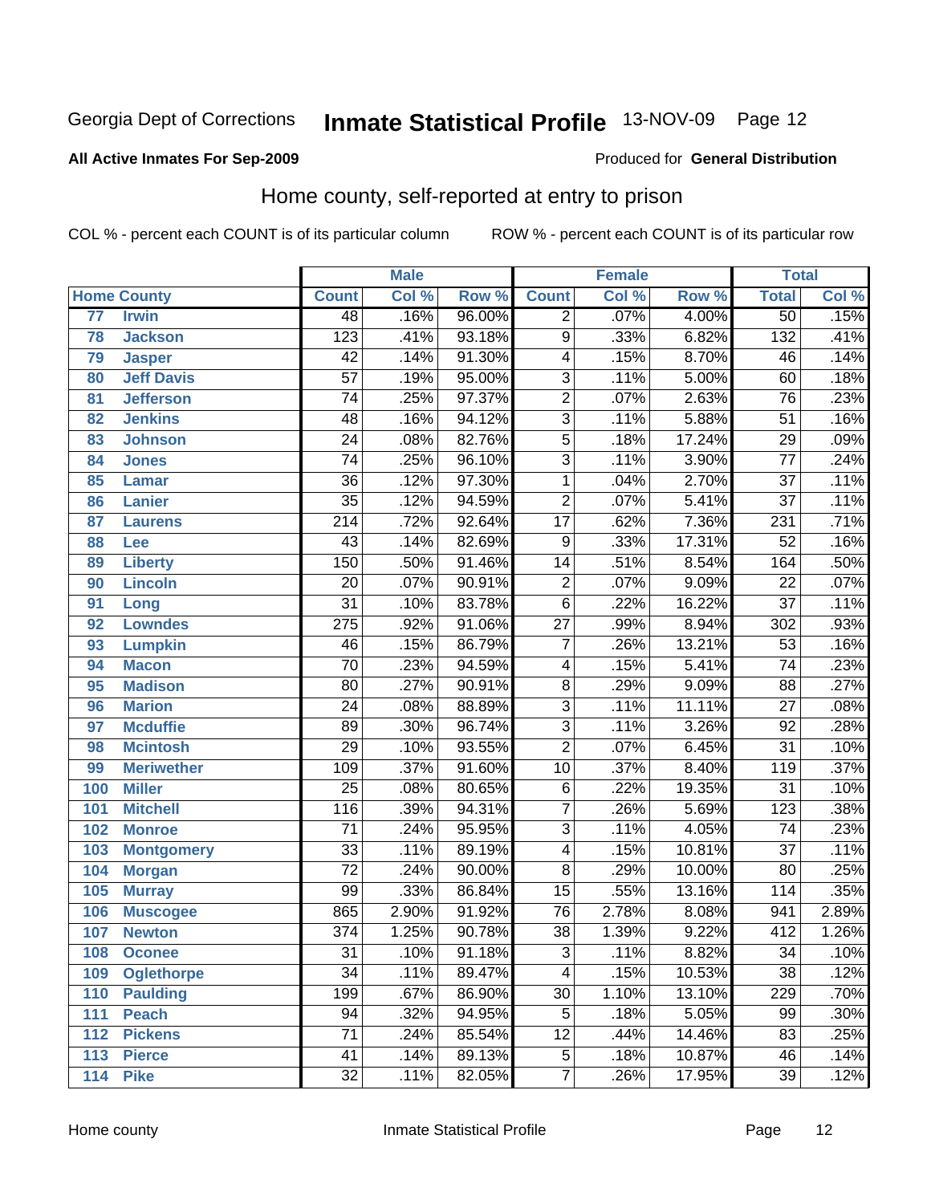Georgia Dept of Corrections **Inmate Statistical Profile** 13-NOV-09

**All Active Inmates For Sep-2009**

Produced for **General Distribution**

## Home county, self-reported at entry to prison

COL % - percent each COUNT is of its particular column ROW % - percent each COUNT is of its particular row

| Home County | | Male | | | Female | | | Total | |
|---|---|---|---|---|---|---|---|---|---|
| | | Count | Col % | Row % | Count | Col % | Row % | Total | Col % |
| 77 | Irwin | 48 | .16% | 96.00% | 2 | .07% | 4.00% | 50 | .15% |
| 78 | Jackson | 123 | .41% | 93.18% | 9 | .33% | 6.82% | 132 | .41% |
| 79 | Jasper | 42 | .14% | 91.30% | 4 | .15% | 8.70% | 46 | .14% |
| 80 | Jeff Davis | 57 | .19% | 95.00% | 3 | .11% | 5.00% | 60 | .18% |
| 81 | Jefferson | 74 | .25% | 97.37% | 2 | .07% | 2.63% | 76 | .23% |
| 82 | Jenkins | 48 | .16% | 94.12% | 3 | .11% | 5.88% | 51 | .16% |
| 83 | Johnson | 24 | .08% | 82.76% | 5 | .18% | 17.24% | 29 | .09% |
| 84 | Jones | 74 | .25% | 96.10% | 3 | .11% | 3.90% | 77 | .24% |
| 85 | Lamar | 36 | .12% | 97.30% | 1 | .04% | 2.70% | 37 | .11% |
| 86 | Lanier | 35 | .12% | 94.59% | 2 | .07% | 5.41% | 37 | .11% |
| 87 | Laurens | 214 | .72% | 92.64% | 17 | .62% | 7.36% | 231 | .71% |
| 88 | Lee | 43 | .14% | 82.69% | 9 | .33% | 17.31% | 52 | .16% |
| 89 | Liberty | 150 | .50% | 91.46% | 14 | .51% | 8.54% | 164 | .50% |
| 90 | Lincoln | 20 | .07% | 90.91% | 2 | .07% | 9.09% | 22 | .07% |
| 91 | Long | 31 | .10% | 83.78% | 6 | .22% | 16.22% | 37 | .11% |
| 92 | Lowndes | 275 | .92% | 91.06% | 27 | .99% | 8.94% | 302 | .93% |
| 93 | Lumpkin | 46 | .15% | 86.79% | 7 | .26% | 13.21% | 53 | .16% |
| 94 | Macon | 70 | .23% | 94.59% | 4 | .15% | 5.41% | 74 | .23% |
| 95 | Madison | 80 | .27% | 90.91% | 8 | .29% | 9.09% | 88 | .27% |
| 96 | Marion | 24 | .08% | 88.89% | 3 | .11% | 11.11% | 27 | .08% |
| 97 | Mcduffie | 89 | .30% | 96.74% | 3 | .11% | 3.26% | 92 | .28% |
| 98 | Mcintosh | 29 | .10% | 93.55% | 2 | .07% | 6.45% | 31 | .10% |
| 99 | Meriwether | 109 | .37% | 91.60% | 10 | .37% | 8.40% | 119 | .37% |
| 100 | Miller | 25 | .08% | 80.65% | 6 | .22% | 19.35% | 31 | .10% |
| 101 | Mitchell | 116 | .39% | 94.31% | 7 | .26% | 5.69% | 123 | .38% |
| 102 | Monroe | 71 | .24% | 95.95% | 3 | .11% | 4.05% | 74 | .23% |
| 103 | Montgomery | 33 | .11% | 89.19% | 4 | .15% | 10.81% | 37 | .11% |
| 104 | Morgan | 72 | .24% | 90.00% | 8 | .29% | 10.00% | 80 | .25% |
| 105 | Murray | 99 | .33% | 86.84% | 15 | .55% | 13.16% | 114 | .35% |
| 106 | Muscogee | 865 | 2.90% | 91.92% | 76 | 2.78% | 8.08% | 941 | 2.89% |
| 107 | Newton | 374 | 1.25% | 90.78% | 38 | 1.39% | 9.22% | 412 | 1.26% |
| 108 | Oconee | 31 | .10% | 91.18% | 3 | .11% | 8.82% | 34 | .10% |
| 109 | Oglethorpe | 34 | .11% | 89.47% | 4 | .15% | 10.53% | 38 | .12% |
| 110 | Paulding | 199 | .67% | 86.90% | 30 | 1.10% | 13.10% | 229 | .70% |
| 111 | Peach | 94 | .32% | 94.95% | 5 | .18% | 5.05% | 99 | .30% |
| 112 | Pickens | 71 | .24% | 85.54% | 12 | .44% | 14.46% | 83 | .25% |
| 113 | Pierce | 41 | .14% | 89.13% | 5 | .18% | 10.87% | 46 | .14% |
| 114 | Pike | 32 | .11% | 82.05% | 7 | .26% | 17.95% | 39 | .12% |

Home county Inmate Statistical Profile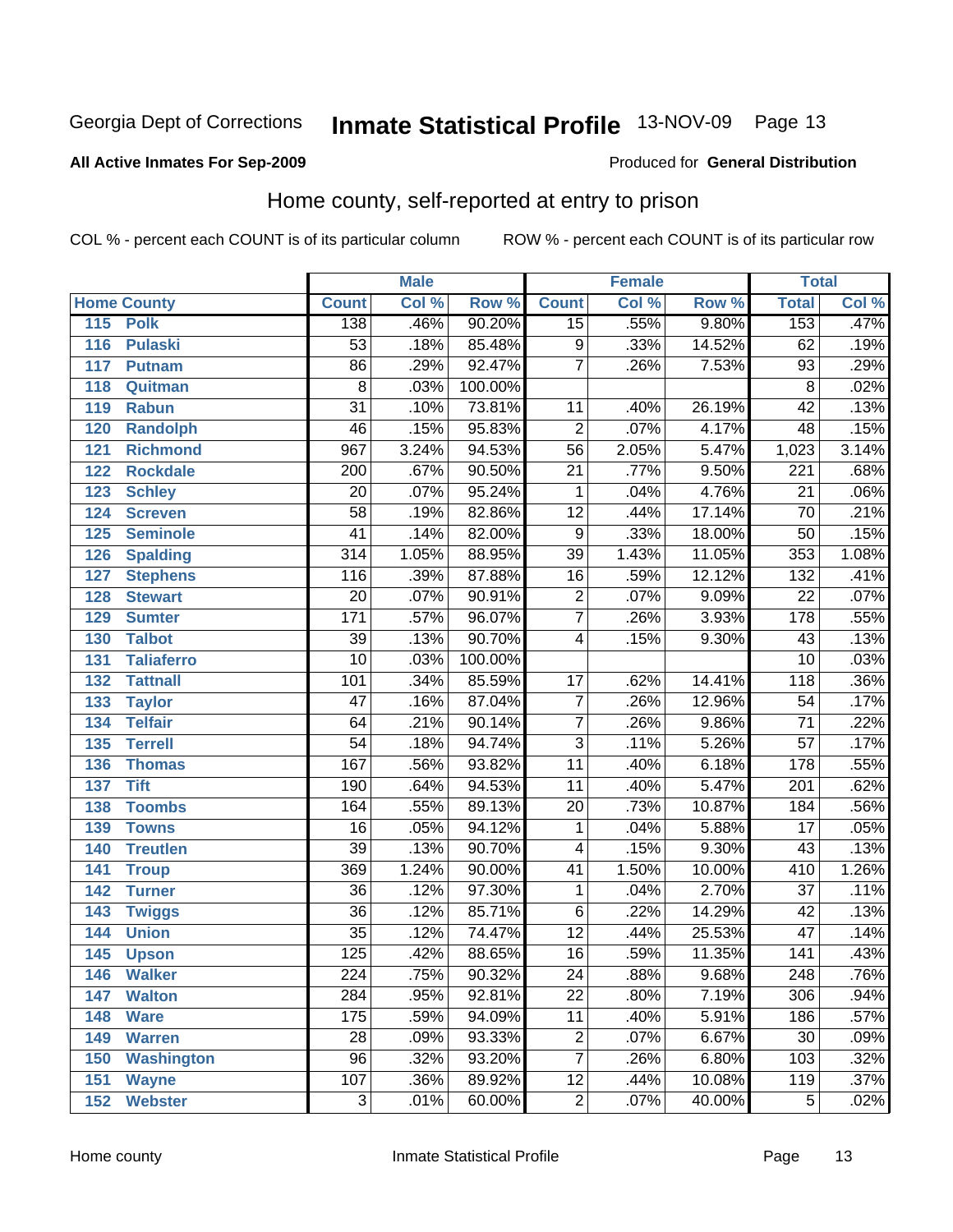Georgia Dept of Corrections **Inmate Statistical Profile** 13-NOV-09

**All Active Inmates For Sep-2009**

Produced for **General Distribution**

## Home county, self-reported at entry to prison

COL % - percent each COUNT is of its particular column ROW % - percent each COUNT is of its particular row

| Home County | | Male | | | Female | | | Total | |
|---|---|---|---|---|---|---|---|---|---|
| | | Count | Col % | Row % | Count | Col % | Row % | Total | Col % |
| 115 | Polk | 138 | .46% | 90.20% | 15 | .55% | 9.80% | 153 | .47% |
| 116 | Pulaski | 53 | .18% | 85.48% | 9 | .33% | 14.52% | 62 | .19% |
| 117 | Putnam | 86 | .29% | 92.47% | 7 | .26% | 7.53% | 93 | .29% |
| 118 | Quitman | 8 | .03% | 100.00% | | | | 8 | .02% |
| 119 | Rabun | 31 | .10% | 73.81% | 11 | .40% | 26.19% | 42 | .13% |
| 120 | Randolph | 46 | .15% | 95.83% | 2 | .07% | 4.17% | 48 | .15% |
| 121 | Richmond | 967 | 3.24% | 94.53% | 56 | 2.05% | 5.47% | 1,023 | 3.14% |
| 122 | Rockdale | 200 | .67% | 90.50% | 21 | .77% | 9.50% | 221 | .68% |
| 123 | Schley | 20 | .07% | 95.24% | 1 | .04% | 4.76% | 21 | .06% |
| 124 | Screven | 58 | .19% | 82.86% | 12 | .44% | 17.14% | 70 | .21% |
| 125 | Seminole | 41 | .14% | 82.00% | 9 | .33% | 18.00% | 50 | .15% |
| 126 | Spalding | 314 | 1.05% | 88.95% | 39 | 1.43% | 11.05% | 353 | 1.08% |
| 127 | Stephens | 116 | .39% | 87.88% | 16 | .59% | 12.12% | 132 | .41% |
| 128 | Stewart | 20 | .07% | 90.91% | 2 | .07% | 9.09% | 22 | .07% |
| 129 | Sumter | 171 | .57% | 96.07% | 7 | .26% | 3.93% | 178 | .55% |
| 130 | Talbot | 39 | .13% | 90.70% | 4 | .15% | 9.30% | 43 | .13% |
| 131 | Taliaferro | 10 | .03% | 100.00% | | | | 10 | .03% |
| 132 | Tattnall | 101 | .34% | 85.59% | 17 | .62% | 14.41% | 118 | .36% |
| 133 | Taylor | 47 | .16% | 87.04% | 7 | .26% | 12.96% | 54 | .17% |
| 134 | Telfair | 64 | .21% | 90.14% | 7 | .26% | 9.86% | 71 | .22% |
| 135 | Terrell | 54 | .18% | 94.74% | 3 | .11% | 5.26% | 57 | .17% |
| 136 | Thomas | 167 | .56% | 93.82% | 11 | .40% | 6.18% | 178 | .55% |
| 137 | Tift | 190 | .64% | 94.53% | 11 | .40% | 5.47% | 201 | .62% |
| 138 | Toombs | 164 | .55% | 89.13% | 20 | .73% | 10.87% | 184 | .56% |
| 139 | Towns | 16 | .05% | 94.12% | 1 | .04% | 5.88% | 17 | .05% |
| 140 | Treutlen | 39 | .13% | 90.70% | 4 | .15% | 9.30% | 43 | .13% |
| 141 | Troup | 369 | 1.24% | 90.00% | 41 | 1.50% | 10.00% | 410 | 1.26% |
| 142 | Turner | 36 | .12% | 97.30% | 1 | .04% | 2.70% | 37 | .11% |
| 143 | Twiggs | 36 | .12% | 85.71% | 6 | .22% | 14.29% | 42 | .13% |
| 144 | Union | 35 | .12% | 74.47% | 12 | .44% | 25.53% | 47 | .14% |
| 145 | Upson | 125 | .42% | 88.65% | 16 | .59% | 11.35% | 141 | .43% |
| 146 | Walker | 224 | .75% | 90.32% | 24 | .88% | 9.68% | 248 | .76% |
| 147 | Walton | 284 | .95% | 92.81% | 22 | .80% | 7.19% | 306 | .94% |
| 148 | Ware | 175 | .59% | 94.09% | 11 | .40% | 5.91% | 186 | .57% |
| 149 | Warren | 28 | .09% | 93.33% | 2 | .07% | 6.67% | 30 | .09% |
| 150 | Washington | 96 | .32% | 93.20% | 7 | .26% | 6.80% | 103 | .32% |
| 151 | Wayne | 107 | .36% | 89.92% | 12 | .44% | 10.08% | 119 | .37% |
| 152 | Webster | 3 | .01% | 60.00% | 2 | .07% | 40.00% | 5 | .02% |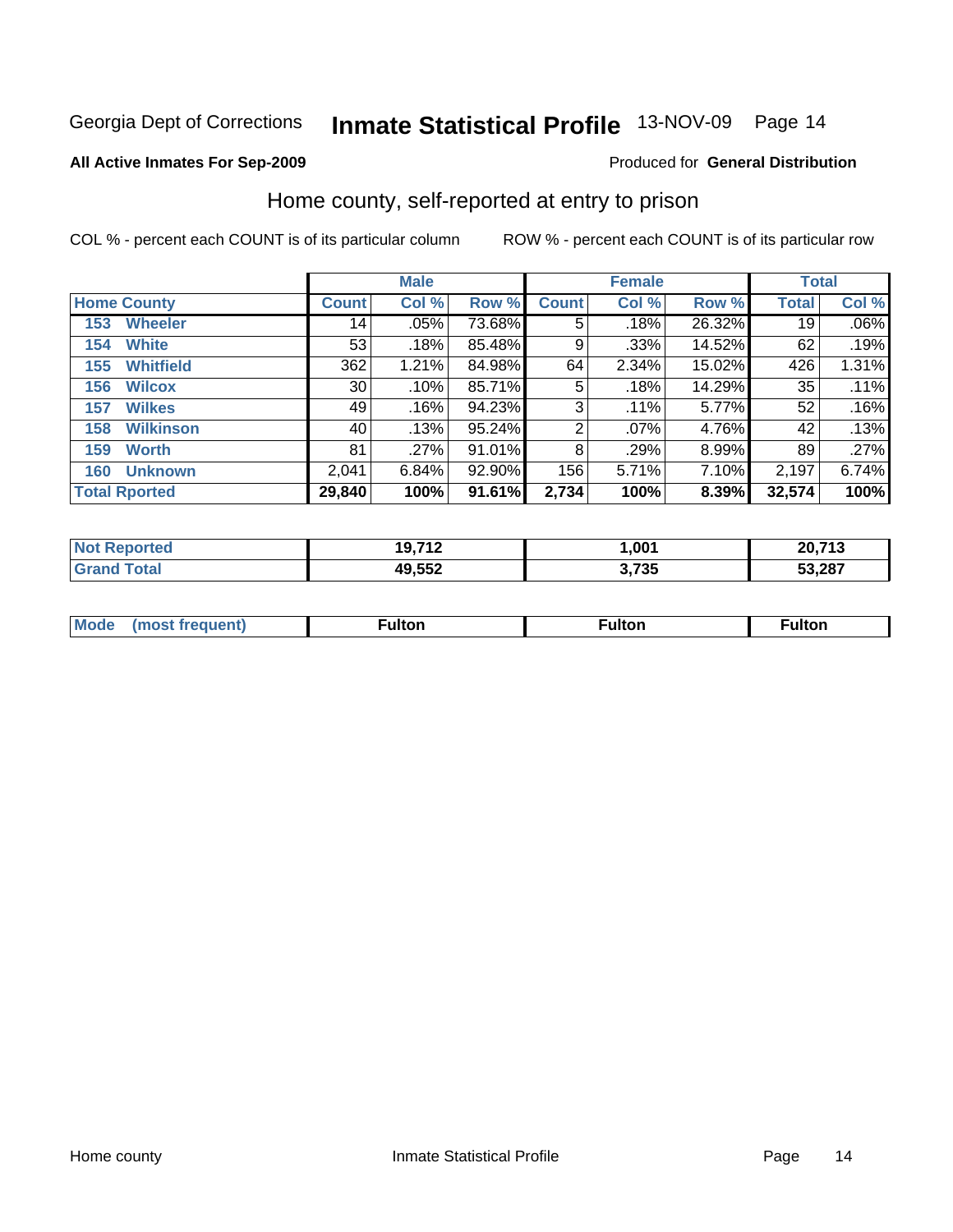Georgia Dept of Corrections **Inmate Statistical Profile** 13-NOV-09

**All Active Inmates For Sep-2009**

Produced for **General Distribution**

## Home county, self-reported at entry to prison

COL % - percent each COUNT is of its particular column

ROW % - percent each COUNT is of its particular row

| Home County | Male | | | Female | | | Total | |
|---|---|---|---|---|---|---|---|---|
| | Count | Col % | Row % | Count | Col % | Row % | Total | Col % |
| 153 Wheeler | 14 | .05% | 73.68% | 5 | .18% | 26.32% | 19 | .06% |
| 154 White | 53 | .18% | 85.48% | 9 | .33% | 14.52% | 62 | .19% |
| 155 Whitfield | 362 | 1.21% | 84.98% | 64 | 2.34% | 15.02% | 426 | 1.31% |
| 156 Wilcox | 30 | .10% | 85.71% | 5 | .18% | 14.29% | 35 | .11% |
| 157 Wilkes | 49 | .16% | 94.23% | 3 | .11% | 5.77% | 52 | .16% |
| 158 Wilkinson | 40 | .13% | 95.24% | 2 | .07% | 4.76% | 42 | .13% |
| 159 Worth | 81 | .27% | 91.01% | 8 | .29% | 8.99% | 89 | .27% |
| 160 Unknown | 2,041 | 6.84% | 92.90% | 156 | 5.71% | 7.10% | 2,197 | 6.74% |
| **Total Rported** | **29,840** | **100%** | **91.61%** | **2,734** | **100%** | **8.39%** | **32,574** | **100%** |

| | Male | Female | Total |
|---|---|---|---|
| Not Reported | 19,712 | 1,001 | 20,713 |
| Grand Total | 49,552 | 3,735 | 53,287 |

| | Male | Female | Total |
|---|---|---|---|
| Mode (most frequent) | Fulton | Fulton | Fulton |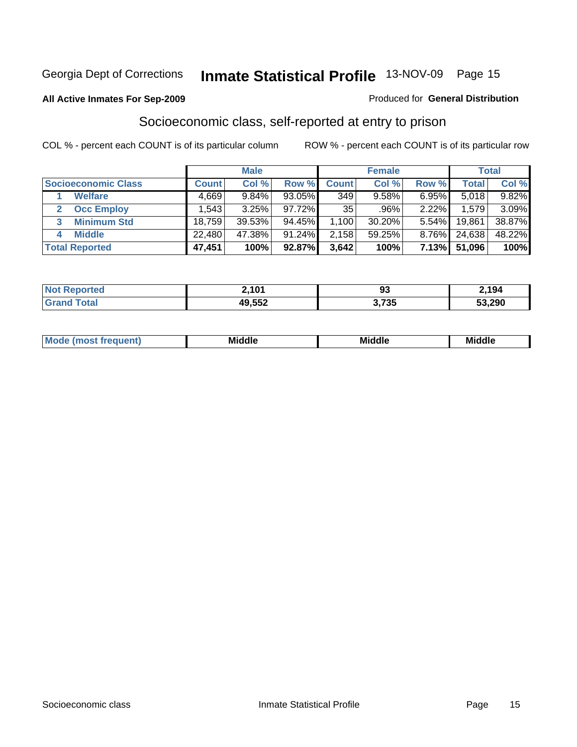Georgia Dept of Corrections **Inmate Statistical Profile** 13-NOV-09

**All Active Inmates For Sep-2009**

Produced for **General Distribution**

## Socioeconomic class, self-reported at entry to prison

COL % - percent each COUNT is of its particular column

ROW % - percent each COUNT is of its particular row

| Socioeconomic Class | Male | | | Female | | | Total | |
|---|---|---|---|---|---|---|---|---|
| | Count | Col % | Row % | Count | Col % | Row % | Total | Col % |
| 1 Welfare | 4,669 | 9.84% | 93.05% | 349 | 9.58% | 6.95% | 5,018 | 9.82% |
| 2 Occ Employ | 1,543 | 3.25% | 97.72% | 35 | .96% | 2.22% | 1,579 | 3.09% |
| 3 Minimum Std | 18,759 | 39.53% | 94.45% | 1,100 | 30.20% | 5.54% | 19,861 | 38.87% |
| 4 Middle | 22,480 | 47.38% | 91.24% | 2,158 | 59.25% | 8.76% | 24,638 | 48.22% |
| **Total Reported** | **47,451** | **100%** | **92.87%** | **3,642** | **100%** | **7.13%** | **51,096** | **100%** |

| | Male | Female | Total |
|---|---|---|---|
| Not Reported | 2,101 | 93 | 2,194 |
| Grand Total | 49,552 | 3,735 | 53,290 |

| | Male | Female | Total |
|---|---|---|---|
| Mode (most frequent) | Middle | Middle | Middle |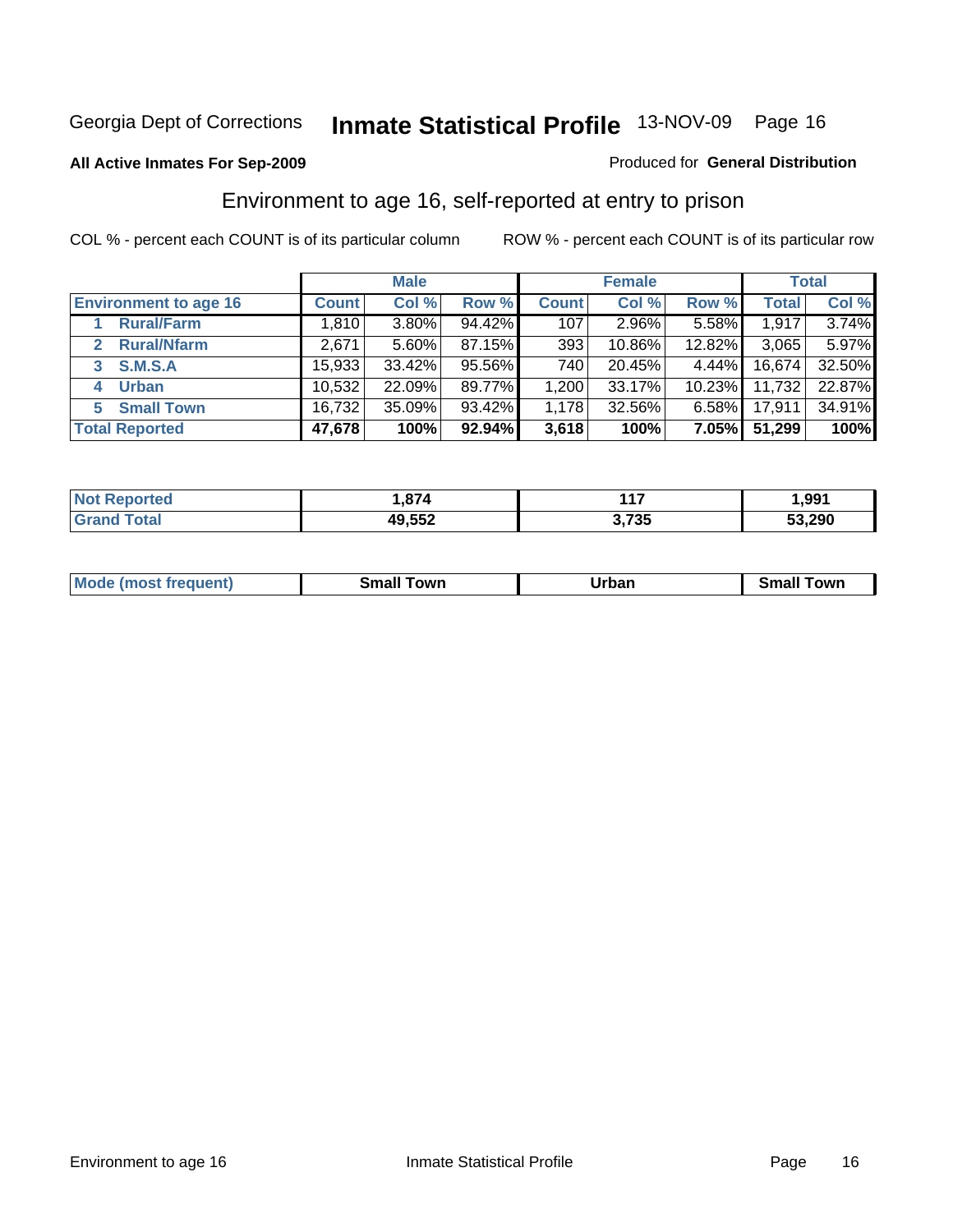Georgia Dept of Corrections **Inmate Statistical Profile** 13-NOV-09

**All Active Inmates For Sep-2009**

Produced for **General Distribution**

## Environment to age 16, self-reported at entry to prison

COL % - percent each COUNT is of its particular column

ROW % - percent each COUNT is of its particular row

| | Male | | | Female | | | Total | |
|---|---|---|---|---|---|---|---|---|
| **Environment to age 16** | **Count** | **Col %** | **Row %** | **Count** | **Col %** | **Row %** | **Total** | **Col %** |
| 1 Rural/Farm | 1,810 | 3.80% | 94.42% | 107 | 2.96% | 5.58% | 1,917 | 3.74% |
| 2 Rural/Nfarm | 2,671 | 5.60% | 87.15% | 393 | 10.86% | 12.82% | 3,065 | 5.97% |
| 3 S.M.S.A | 15,933 | 33.42% | 95.56% | 740 | 20.45% | 4.44% | 16,674 | 32.50% |
| 4 Urban | 10,532 | 22.09% | 89.77% | 1,200 | 33.17% | 10.23% | 11,732 | 22.87% |
| 5 Small Town | 16,732 | 35.09% | 93.42% | 1,178 | 32.56% | 6.58% | 17,911 | 34.91% |
| **Total Reported** | **47,678** | **100%** | **92.94%** | **3,618** | **100%** | **7.05%** | **51,299** | **100%** |

| | Male | Female | Total |
|---|---|---|---|
| **Not Reported** | **1,874** | **117** | **1,991** |
| **Grand Total** | **49,552** | **3,735** | **53,290** |

| | Male | Female | Total |
|---|---|---|---|
| **Mode (most frequent)** | **Small Town** | **Urban** | **Small Town** |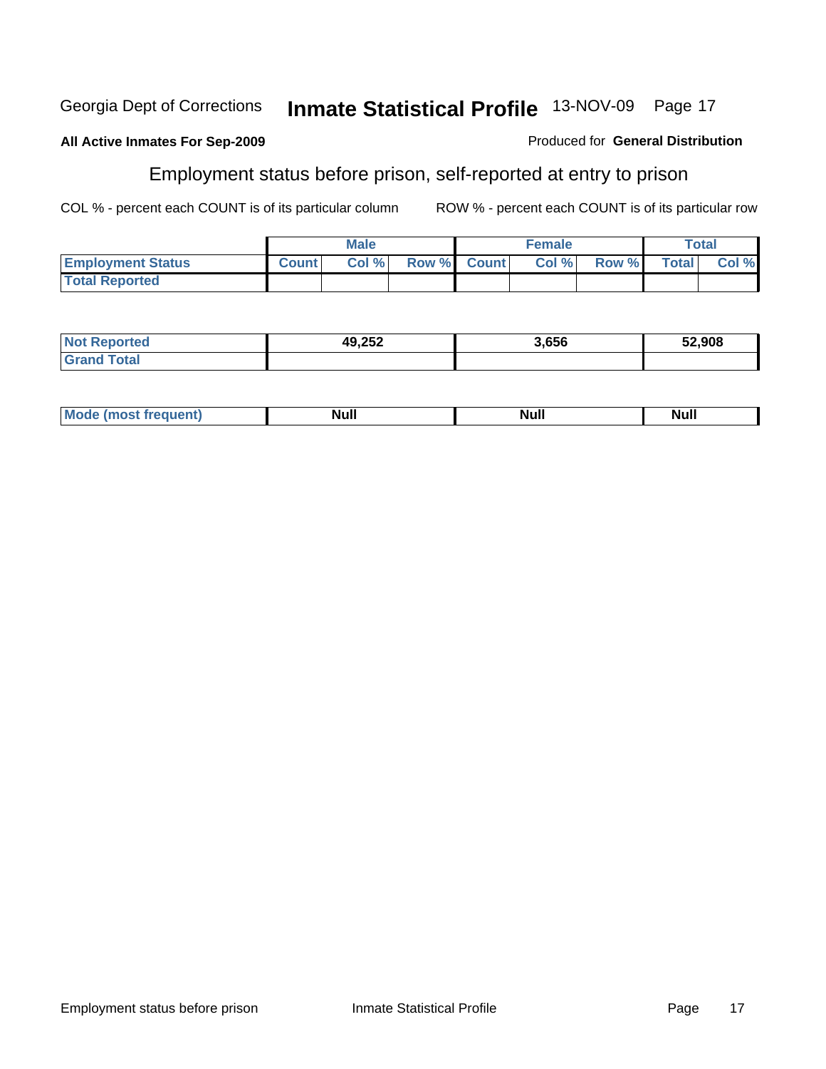Georgia Dept of Corrections **Inbound Statistical Profile** 13-NOV-09

**All Active Inmates For Sep-2009**

Produced for **General Distribution**

## Employment status before prison, self-reported at entry to prison

COL % - percent each COUNT is of its particular column    ROW % - percent each COUNT is of its particular row

| | Male | | | Female | | | Total | |
|---|---|---|---|---|---|---|---|---|
| **Employment Status** | **Count** | **Col %** | **Row %** | **Count** | **Col %** | **Row %** | **Total** | **Col %** |
| **Total Reported** | | | | | | | | |
| **Not Reported** | 49,252 | | | 3,656 | | | 52,908 | |
| **Grand Total** | | | | | | | | |
| **Mode (most frequent)** | Null | | | Null | | | Null | |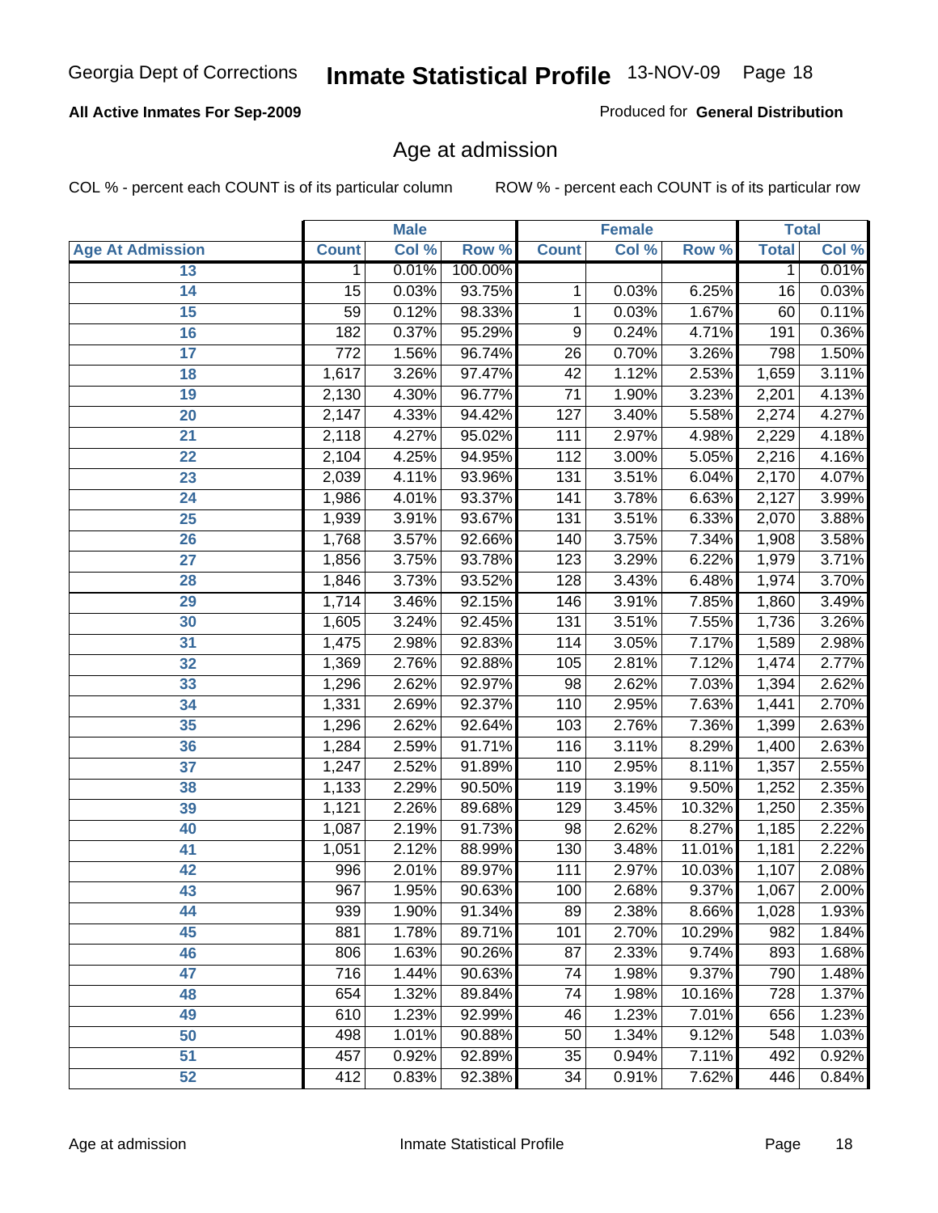Georgia Dept of Corrections **Inmate Statistical Profile** 13-NOV-09

**All Active Inmates For Sep-2009**

Produced for **General Distribution**

## Age at admission

COL % - percent each COUNT is of its particular column    ROW % - percent each COUNT is of its particular row

| Age At Admission | Male | | | Female | | | Total | |
|---|---|---|---|---|---|---|---|---|
| | Count | Col % | Row % | Count | Col % | Row % | Total | Col % |
| 13 | 1 | 0.01% | 100.00% | | | | 1 | 0.01% |
| 14 | 15 | 0.03% | 93.75% | 1 | 0.03% | 6.25% | 16 | 0.03% |
| 15 | 59 | 0.12% | 98.33% | 1 | 0.03% | 1.67% | 60 | 0.11% |
| 16 | 182 | 0.37% | 95.29% | 9 | 0.24% | 4.71% | 191 | 0.36% |
| 17 | 772 | 1.56% | 96.74% | 26 | 0.70% | 3.26% | 798 | 1.50% |
| 18 | 1,617 | 3.26% | 97.47% | 42 | 1.12% | 2.53% | 1,659 | 3.11% |
| 19 | 2,130 | 4.30% | 96.77% | 71 | 1.90% | 3.23% | 2,201 | 4.13% |
| 20 | 2,147 | 4.33% | 94.42% | 127 | 3.40% | 5.58% | 2,274 | 4.27% |
| 21 | 2,118 | 4.27% | 95.02% | 111 | 2.97% | 4.98% | 2,229 | 4.18% |
| 22 | 2,104 | 4.25% | 94.95% | 112 | 3.00% | 5.05% | 2,216 | 4.16% |
| 23 | 2,039 | 4.11% | 93.96% | 131 | 3.51% | 6.04% | 2,170 | 4.07% |
| 24 | 1,986 | 4.01% | 93.37% | 141 | 3.78% | 6.63% | 2,127 | 3.99% |
| 25 | 1,939 | 3.91% | 93.67% | 131 | 3.51% | 6.33% | 2,070 | 3.88% |
| 26 | 1,768 | 3.57% | 92.66% | 140 | 3.75% | 7.34% | 1,908 | 3.58% |
| 27 | 1,856 | 3.75% | 93.78% | 123 | 3.29% | 6.22% | 1,979 | 3.71% |
| 28 | 1,846 | 3.73% | 93.52% | 128 | 3.43% | 6.48% | 1,974 | 3.70% |
| 29 | 1,714 | 3.46% | 92.15% | 146 | 3.91% | 7.85% | 1,860 | 3.49% |
| 30 | 1,605 | 3.24% | 92.45% | 131 | 3.51% | 7.55% | 1,736 | 3.26% |
| 31 | 1,475 | 2.98% | 92.83% | 114 | 3.05% | 7.17% | 1,589 | 2.98% |
| 32 | 1,369 | 2.76% | 92.88% | 105 | 2.81% | 7.12% | 1,474 | 2.77% |
| 33 | 1,296 | 2.62% | 92.97% | 98 | 2.62% | 7.03% | 1,394 | 2.62% |
| 34 | 1,331 | 2.69% | 92.37% | 110 | 2.95% | 7.63% | 1,441 | 2.70% |
| 35 | 1,296 | 2.62% | 92.64% | 103 | 2.76% | 7.36% | 1,399 | 2.63% |
| 36 | 1,284 | 2.59% | 91.71% | 116 | 3.11% | 8.29% | 1,400 | 2.63% |
| 37 | 1,247 | 2.52% | 91.89% | 110 | 2.95% | 8.11% | 1,357 | 2.55% |
| 38 | 1,133 | 2.29% | 90.50% | 119 | 3.19% | 9.50% | 1,252 | 2.35% |
| 39 | 1,121 | 2.26% | 89.68% | 129 | 3.45% | 10.32% | 1,250 | 2.35% |
| 40 | 1,087 | 2.19% | 91.73% | 98 | 2.62% | 8.27% | 1,185 | 2.22% |
| 41 | 1,051 | 2.12% | 88.99% | 130 | 3.48% | 11.01% | 1,181 | 2.22% |
| 42 | 996 | 2.01% | 89.97% | 111 | 2.97% | 10.03% | 1,107 | 2.08% |
| 43 | 967 | 1.95% | 90.63% | 100 | 2.68% | 9.37% | 1,067 | 2.00% |
| 44 | 939 | 1.90% | 91.34% | 89 | 2.38% | 8.66% | 1,028 | 1.93% |
| 45 | 881 | 1.78% | 89.71% | 101 | 2.70% | 10.29% | 982 | 1.84% |
| 46 | 806 | 1.63% | 90.26% | 87 | 2.33% | 9.74% | 893 | 1.68% |
| 47 | 716 | 1.44% | 90.63% | 74 | 1.98% | 9.37% | 790 | 1.48% |
| 48 | 654 | 1.32% | 89.84% | 74 | 1.98% | 10.16% | 728 | 1.37% |
| 49 | 610 | 1.23% | 92.99% | 46 | 1.23% | 7.01% | 656 | 1.23% |
| 50 | 498 | 1.01% | 90.88% | 50 | 1.34% | 9.12% | 548 | 1.03% |
| 51 | 457 | 0.92% | 92.89% | 35 | 0.94% | 7.11% | 492 | 0.92% |
| 52 | 412 | 0.83% | 92.38% | 34 | 0.91% | 7.62% | 446 | 0.84% |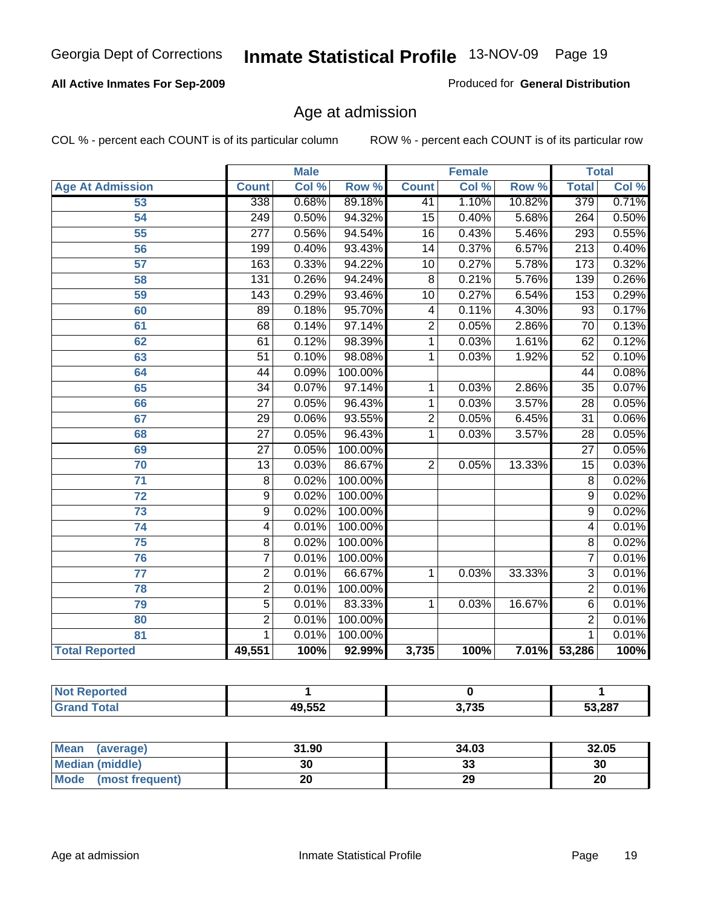# Inmate Statistical Profile

Georgia Dept of Corrections — 13-NOV-09

**All Active Inmates For Sep-2009**

Produced for **General Distribution**

## Age at admission

COL % - percent each COUNT is of its particular column

ROW % - percent each COUNT is of its particular row

| Age At Admission | Male | | | Female | | | Total | |
|---|---|---|---|---|---|---|---|---|
| | Count | Col % | Row % | Count | Col % | Row % | Total | Col % |
| 53 | 338 | 0.68% | 89.18% | 41 | 1.10% | 10.82% | 379 | 0.71% |
| 54 | 249 | 0.50% | 94.32% | 15 | 0.40% | 5.68% | 264 | 0.50% |
| 55 | 277 | 0.56% | 94.54% | 16 | 0.43% | 5.46% | 293 | 0.55% |
| 56 | 199 | 0.40% | 93.43% | 14 | 0.37% | 6.57% | 213 | 0.40% |
| 57 | 163 | 0.33% | 94.22% | 10 | 0.27% | 5.78% | 173 | 0.32% |
| 58 | 131 | 0.26% | 94.24% | 8 | 0.21% | 5.76% | 139 | 0.26% |
| 59 | 143 | 0.29% | 93.46% | 10 | 0.27% | 6.54% | 153 | 0.29% |
| 60 | 89 | 0.18% | 95.70% | 4 | 0.11% | 4.30% | 93 | 0.17% |
| 61 | 68 | 0.14% | 97.14% | 2 | 0.05% | 2.86% | 70 | 0.13% |
| 62 | 61 | 0.12% | 98.39% | 1 | 0.03% | 1.61% | 62 | 0.12% |
| 63 | 51 | 0.10% | 98.08% | 1 | 0.03% | 1.92% | 52 | 0.10% |
| 64 | 44 | 0.09% | 100.00% | | | | 44 | 0.08% |
| 65 | 34 | 0.07% | 97.14% | 1 | 0.03% | 2.86% | 35 | 0.07% |
| 66 | 27 | 0.05% | 96.43% | 1 | 0.03% | 3.57% | 28 | 0.05% |
| 67 | 29 | 0.06% | 93.55% | 2 | 0.05% | 6.45% | 31 | 0.06% |
| 68 | 27 | 0.05% | 96.43% | 1 | 0.03% | 3.57% | 28 | 0.05% |
| 69 | 27 | 0.05% | 100.00% | | | | 27 | 0.05% |
| 70 | 13 | 0.03% | 86.67% | 2 | 0.05% | 13.33% | 15 | 0.03% |
| 71 | 8 | 0.02% | 100.00% | | | | 8 | 0.02% |
| 72 | 9 | 0.02% | 100.00% | | | | 9 | 0.02% |
| 73 | 9 | 0.02% | 100.00% | | | | 9 | 0.02% |
| 74 | 4 | 0.01% | 100.00% | | | | 4 | 0.01% |
| 75 | 8 | 0.02% | 100.00% | | | | 8 | 0.02% |
| 76 | 7 | 0.01% | 100.00% | | | | 7 | 0.01% |
| 77 | 2 | 0.01% | 66.67% | 1 | 0.03% | 33.33% | 3 | 0.01% |
| 78 | 2 | 0.01% | 100.00% | | | | 2 | 0.01% |
| 79 | 5 | 0.01% | 83.33% | 1 | 0.03% | 16.67% | 6 | 0.01% |
| 80 | 2 | 0.01% | 100.00% | | | | 2 | 0.01% |
| 81 | 1 | 0.01% | 100.00% | | | | 1 | 0.01% |
| **Total Reported** | **49,551** | **100%** | **92.99%** | **3,735** | **100%** | **7.01%** | **53,286** | **100%** |

| | Male | Female | Total |
|---|---|---|---|
| **Not Reported** | **1** | **0** | **1** |
| **Grand Total** | **49,552** | **3,735** | **53,287** |

| | Male | Female | Total |
|---|---|---|---|
| **Mean (average)** | **31.90** | **34.03** | **32.05** |
| **Median (middle)** | **30** | **33** | **30** |
| **Mode (most frequent)** | **20** | **29** | **20** |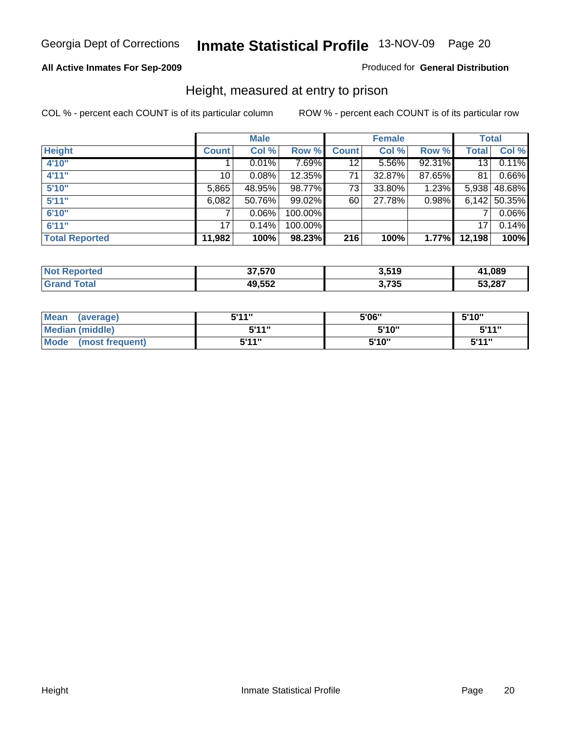Georgia Dept of Corrections **Inmate Statistical Profile** 13-NOV-09 Page 20

**All Active Inmates For Sep-2009**

Produced for **General Distribution**

## Height, measured at entry to prison

COL % - percent each COUNT is of its particular column

ROW % - percent each COUNT is of its particular row

| | Male | | | Female | | | Total | |
|---|---|---|---|---|---|---|---|---|
| **Height** | **Count** | **Col %** | **Row %** | **Count** | **Col %** | **Row %** | **Total** | **Col %** |
| **4'10"** | 1 | 0.01% | 7.69% | 12 | 5.56% | 92.31% | 13 | 0.11% |
| **4'11"** | 10 | 0.08% | 12.35% | 71 | 32.87% | 87.65% | 81 | 0.66% |
| **5'10"** | 5,865 | 48.95% | 98.77% | 73 | 33.80% | 1.23% | 5,938 | 48.68% |
| **5'11"** | 6,082 | 50.76% | 99.02% | 60 | 27.78% | 0.98% | 6,142 | 50.35% |
| **6'10"** | 7 | 0.06% | 100.00% | | | | 7 | 0.06% |
| **6'11"** | 17 | 0.14% | 100.00% | | | | 17 | 0.14% |
| **Total Reported** | **11,982** | **100%** | **98.23%** | **216** | **100%** | **1.77%** | **12,198** | **100%** |

| | Male | Female | Total |
|---|---|---|---|
| **Not Reported** | **37,570** | **3,519** | **41,089** |
| **Grand Total** | **49,552** | **3,735** | **53,287** |

| | Male | Female | Total |
|---|---|---|---|
| **Mean (average)** | **5'11"** | **5'06"** | **5'10"** |
| **Median (middle)** | **5'11"** | **5'10"** | **5'11"** |
| **Mode (most frequent)** | **5'11"** | **5'10"** | **5'11"** |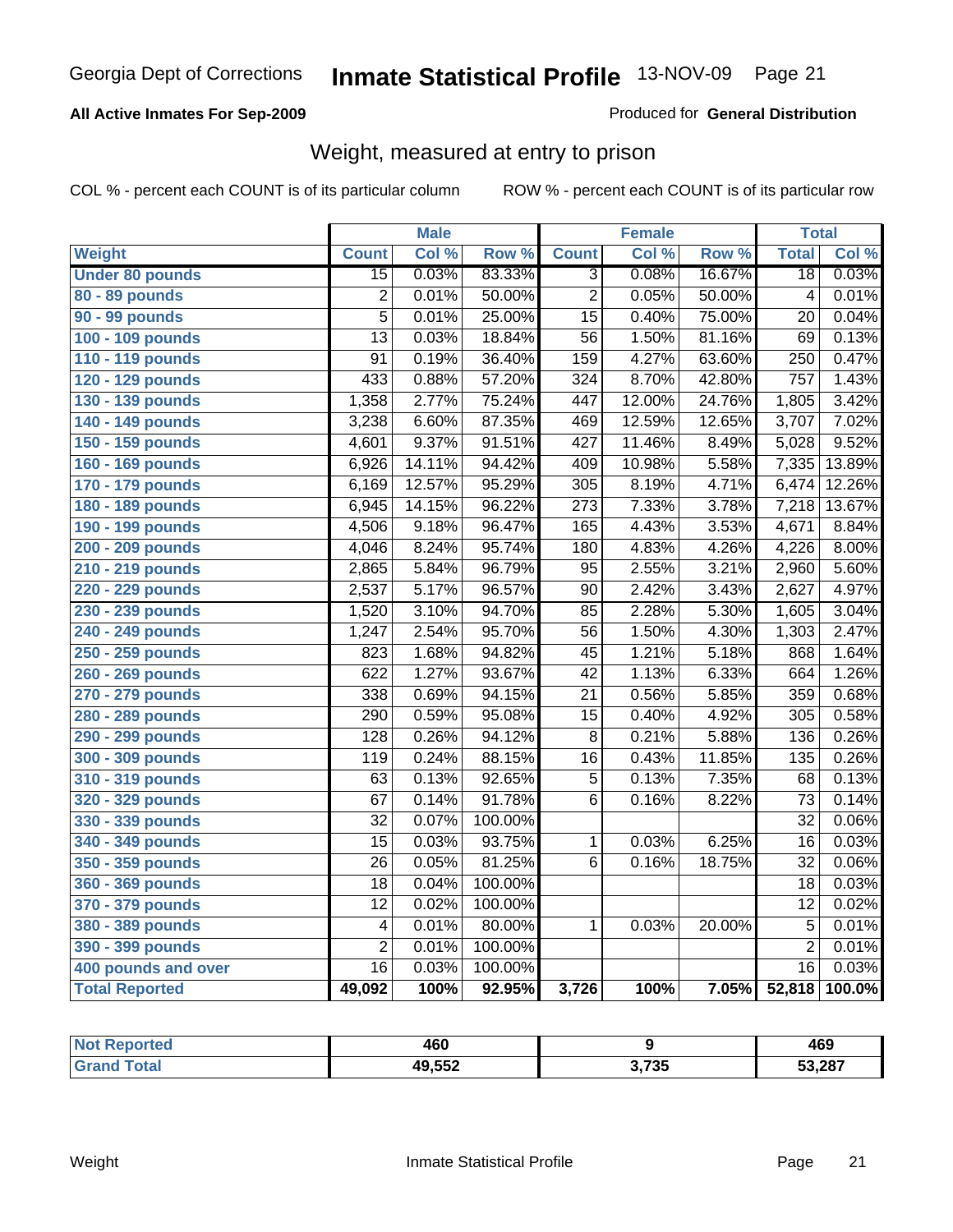# Inmate Statistical Profile

**All Active Inmates For Sep-2009**

Produced for **General Distribution**

## Weight, measured at entry to prison

COL % - percent each COUNT is of its particular column

ROW % - percent each COUNT is of its particular row

| | Male | | | Female | | | Total | |
|---|---|---|---|---|---|---|---|---|
| **Weight** | **Count** | **Col %** | **Row %** | **Count** | **Col %** | **Row %** | **Total** | **Col %** |
| **Under 80 pounds** | 15 | 0.03% | 83.33% | 3 | 0.08% | 16.67% | 18 | 0.03% |
| **80 - 89 pounds** | 2 | 0.01% | 50.00% | 2 | 0.05% | 50.00% | 4 | 0.01% |
| **90 - 99 pounds** | 5 | 0.01% | 25.00% | 15 | 0.40% | 75.00% | 20 | 0.04% |
| **100 - 109 pounds** | 13 | 0.03% | 18.84% | 56 | 1.50% | 81.16% | 69 | 0.13% |
| **110 - 119 pounds** | 91 | 0.19% | 36.40% | 159 | 4.27% | 63.60% | 250 | 0.47% |
| **120 - 129 pounds** | 433 | 0.88% | 57.20% | 324 | 8.70% | 42.80% | 757 | 1.43% |
| **130 - 139 pounds** | 1,358 | 2.77% | 75.24% | 447 | 12.00% | 24.76% | 1,805 | 3.42% |
| **140 - 149 pounds** | 3,238 | 6.60% | 87.35% | 469 | 12.59% | 12.65% | 3,707 | 7.02% |
| **150 - 159 pounds** | 4,601 | 9.37% | 91.51% | 427 | 11.46% | 8.49% | 5,028 | 9.52% |
| **160 - 169 pounds** | 6,926 | 14.11% | 94.42% | 409 | 10.98% | 5.58% | 7,335 | 13.89% |
| **170 - 179 pounds** | 6,169 | 12.57% | 95.29% | 305 | 8.19% | 4.71% | 6,474 | 12.26% |
| **180 - 189 pounds** | 6,945 | 14.15% | 96.22% | 273 | 7.33% | 3.78% | 7,218 | 13.67% |
| **190 - 199 pounds** | 4,506 | 9.18% | 96.47% | 165 | 4.43% | 3.53% | 4,671 | 8.84% |
| **200 - 209 pounds** | 4,046 | 8.24% | 95.74% | 180 | 4.83% | 4.26% | 4,226 | 8.00% |
| **210 - 219 pounds** | 2,865 | 5.84% | 96.79% | 95 | 2.55% | 3.21% | 2,960 | 5.60% |
| **220 - 229 pounds** | 2,537 | 5.17% | 96.57% | 90 | 2.42% | 3.43% | 2,627 | 4.97% |
| **230 - 239 pounds** | 1,520 | 3.10% | 94.70% | 85 | 2.28% | 5.30% | 1,605 | 3.04% |
| **240 - 249 pounds** | 1,247 | 2.54% | 95.70% | 56 | 1.50% | 4.30% | 1,303 | 2.47% |
| **250 - 259 pounds** | 823 | 1.68% | 94.82% | 45 | 1.21% | 5.18% | 868 | 1.64% |
| **260 - 269 pounds** | 622 | 1.27% | 93.67% | 42 | 1.13% | 6.33% | 664 | 1.26% |
| **270 - 279 pounds** | 338 | 0.69% | 94.15% | 21 | 0.56% | 5.85% | 359 | 0.68% |
| **280 - 289 pounds** | 290 | 0.59% | 95.08% | 15 | 0.40% | 4.92% | 305 | 0.58% |
| **290 - 299 pounds** | 128 | 0.26% | 94.12% | 8 | 0.21% | 5.88% | 136 | 0.26% |
| **300 - 309 pounds** | 119 | 0.24% | 88.15% | 16 | 0.43% | 11.85% | 135 | 0.26% |
| **310 - 319 pounds** | 63 | 0.13% | 92.65% | 5 | 0.13% | 7.35% | 68 | 0.13% |
| **320 - 329 pounds** | 67 | 0.14% | 91.78% | 6 | 0.16% | 8.22% | 73 | 0.14% |
| **330 - 339 pounds** | 32 | 0.07% | 100.00% | | | | 32 | 0.06% |
| **340 - 349 pounds** | 15 | 0.03% | 93.75% | 1 | 0.03% | 6.25% | 16 | 0.03% |
| **350 - 359 pounds** | 26 | 0.05% | 81.25% | 6 | 0.16% | 18.75% | 32 | 0.06% |
| **360 - 369 pounds** | 18 | 0.04% | 100.00% | | | | 18 | 0.03% |
| **370 - 379 pounds** | 12 | 0.02% | 100.00% | | | | 12 | 0.02% |
| **380 - 389 pounds** | 4 | 0.01% | 80.00% | 1 | 0.03% | 20.00% | 5 | 0.01% |
| **390 - 399 pounds** | 2 | 0.01% | 100.00% | | | | 2 | 0.01% |
| **400 pounds and over** | 16 | 0.03% | 100.00% | | | | 16 | 0.03% |
| **Total Reported** | **49,092** | **100%** | **92.95%** | **3,726** | **100%** | **7.05%** | **52,818** | **100.0%** |

| | Male | Female | Total |
|---|---|---|---|
| **Not Reported** | **460** | **9** | **469** |
| **Grand Total** | **49,552** | **3,735** | **53,287** |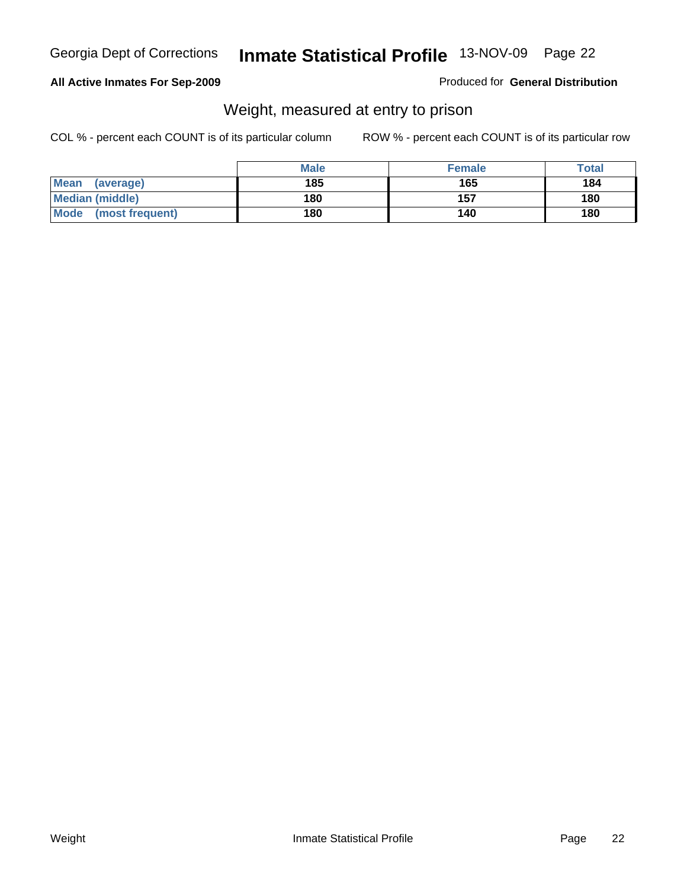# Inmate Statistical Profile

Georgia Dept of Corrections — 13-NOV-09

**All Active Inmates For Sep-2009**

Produced for **General Distribution**

## Weight, measured at entry to prison

COL % - percent each COUNT is of its particular column

ROW % - percent each COUNT is of its particular row

| | Male | Female | Total |
|---|---|---|---|
| **Mean (average)** | 185 | 165 | 184 |
| **Median (middle)** | 180 | 157 | 180 |
| **Mode (most frequent)** | 180 | 140 | 180 |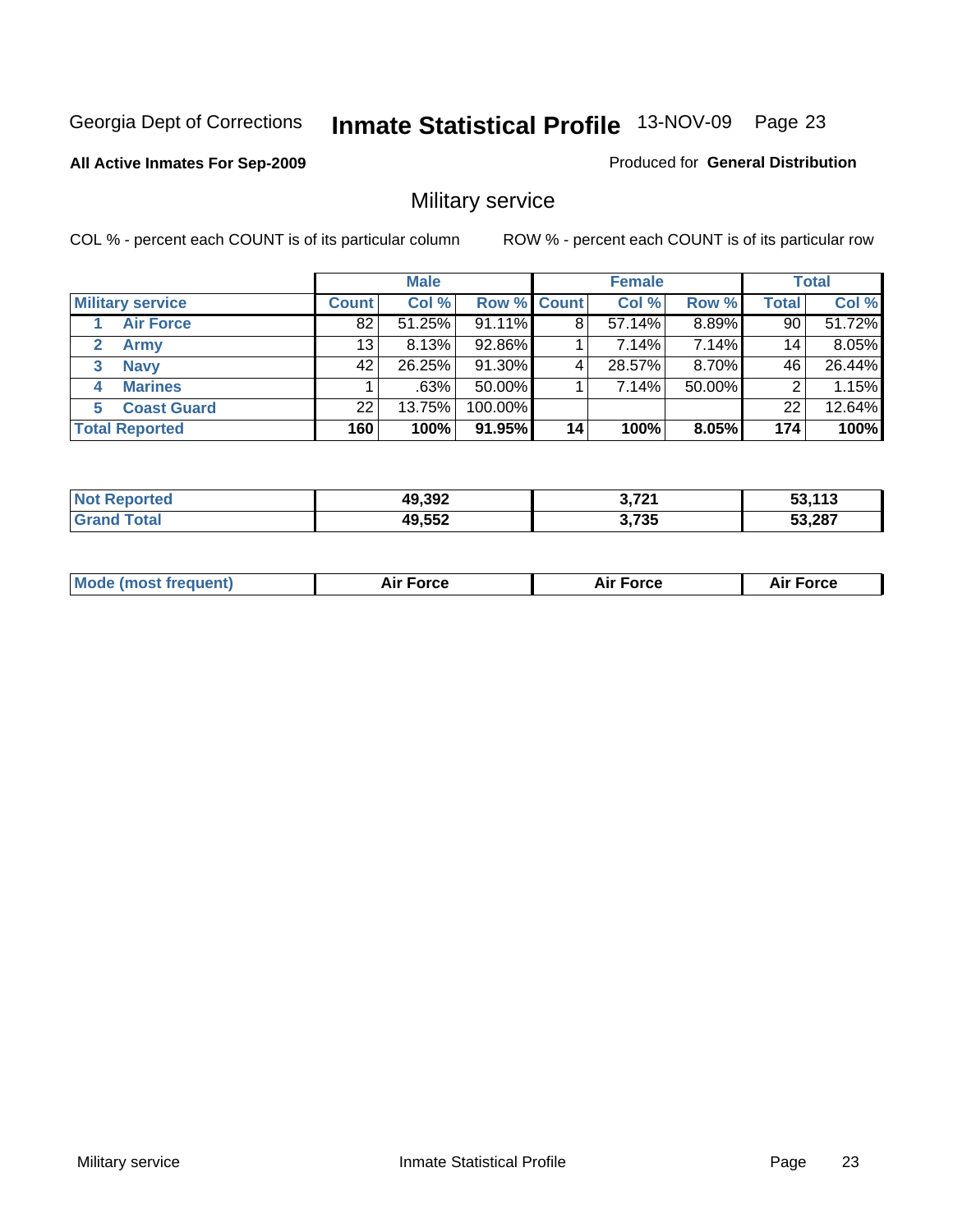Georgia Dept of Corrections **Inmate Statistical Profile** 13-NOV-09

**All Active Inmates For Sep-2009**

Produced for **General Distribution**

## Military service

COL % - percent each COUNT is of its particular column

ROW % - percent each COUNT is of its particular row

| | Male | | | Female | | | Total | |
|---|---|---|---|---|---|---|---|---|
| **Military service** | **Count** | **Col %** | **Row %** | **Count** | **Col %** | **Row %** | **Total** | **Col %** |
| 1 **Air Force** | 82 | 51.25% | 91.11% | 8 | 57.14% | 8.89% | 90 | 51.72% |
| 2 **Army** | 13 | 8.13% | 92.86% | 1 | 7.14% | 7.14% | 14 | 8.05% |
| 3 **Navy** | 42 | 26.25% | 91.30% | 4 | 28.57% | 8.70% | 46 | 26.44% |
| 4 **Marines** | 1 | .63% | 50.00% | 1 | 7.14% | 50.00% | 2 | 1.15% |
| 5 **Coast Guard** | 22 | 13.75% | 100.00% | | | | 22 | 12.64% |
| **Total Reported** | **160** | **100%** | **91.95%** | **14** | **100%** | **8.05%** | **174** | **100%** |

| | Male | Female | Total |
|---|---|---|---|
| **Not Reported** | **49,392** | **3,721** | **53,113** |
| **Grand Total** | **49,552** | **3,735** | **53,287** |

| | Male | Female | Total |
|---|---|---|---|
| **Mode (most frequent)** | **Air Force** | **Air Force** | **Air Force** |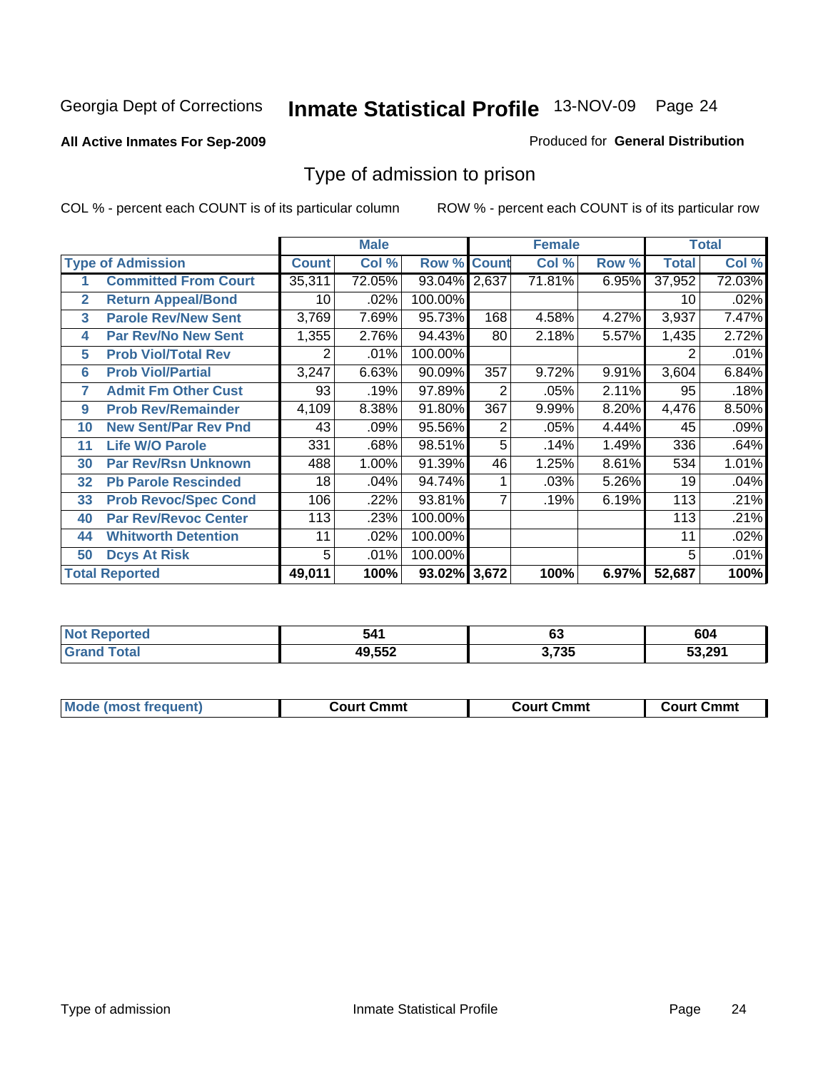Georgia Dept of Corrections **Inmate Statistical Profile** 13-NOV-09

**All Active Inmates For Sep-2009**

Produced for **General Distribution**

## Type of admission to prison

COL % - percent each COUNT is of its particular column    ROW % - percent each COUNT is of its particular row

| | | Male | | | Female | | | Total | |
|---|---|---|---|---|---|---|---|---|---|
| **Type of Admission** | | **Count** | **Col %** | **Row %** | **Count** | **Col %** | **Row %** | **Total** | **Col %** |
| 1 | **Committed From Court** | 35,311 | 72.05% | 93.04% | 2,637 | 71.81% | 6.95% | 37,952 | 72.03% |
| 2 | **Return Appeal/Bond** | 10 | .02% | 100.00% | | | | 10 | .02% |
| 3 | **Parole Rev/New Sent** | 3,769 | 7.69% | 95.73% | 168 | 4.58% | 4.27% | 3,937 | 7.47% |
| 4 | **Par Rev/No New Sent** | 1,355 | 2.76% | 94.43% | 80 | 2.18% | 5.57% | 1,435 | 2.72% |
| 5 | **Prob Viol/Total Rev** | 2 | .01% | 100.00% | | | | 2 | .01% |
| 6 | **Prob Viol/Partial** | 3,247 | 6.63% | 90.09% | 357 | 9.72% | 9.91% | 3,604 | 6.84% |
| 7 | **Admit Fm Other Cust** | 93 | .19% | 97.89% | 2 | .05% | 2.11% | 95 | .18% |
| 9 | **Prob Rev/Remainder** | 4,109 | 8.38% | 91.80% | 367 | 9.99% | 8.20% | 4,476 | 8.50% |
| 10 | **New Sent/Par Rev Pnd** | 43 | .09% | 95.56% | 2 | .05% | 4.44% | 45 | .09% |
| 11 | **Life W/O Parole** | 331 | .68% | 98.51% | 5 | .14% | 1.49% | 336 | .64% |
| 30 | **Par Rev/Rsn Unknown** | 488 | 1.00% | 91.39% | 46 | 1.25% | 8.61% | 534 | 1.01% |
| 32 | **Pb Parole Rescinded** | 18 | .04% | 94.74% | 1 | .03% | 5.26% | 19 | .04% |
| 33 | **Prob Revoc/Spec Cond** | 106 | .22% | 93.81% | 7 | .19% | 6.19% | 113 | .21% |
| 40 | **Par Rev/Revoc Center** | 113 | .23% | 100.00% | | | | 113 | .21% |
| 44 | **Whitworth Detention** | 11 | .02% | 100.00% | | | | 11 | .02% |
| 50 | **Dcys At Risk** | 5 | .01% | 100.00% | | | | 5 | .01% |
| **Total Reported** | | **49,011** | **100%** | **93.02%** | **3,672** | **100%** | **6.97%** | **52,687** | **100%** |

| | Male | Female | Total |
|---|---|---|---|
| **Not Reported** | **541** | **63** | **604** |
| **Grand Total** | **49,552** | **3,735** | **53,291** |

| | Male | Female | Total |
|---|---|---|---|
| **Mode (most frequent)** | **Court Cmmt** | **Court Cmmt** | **Court Cmmt** |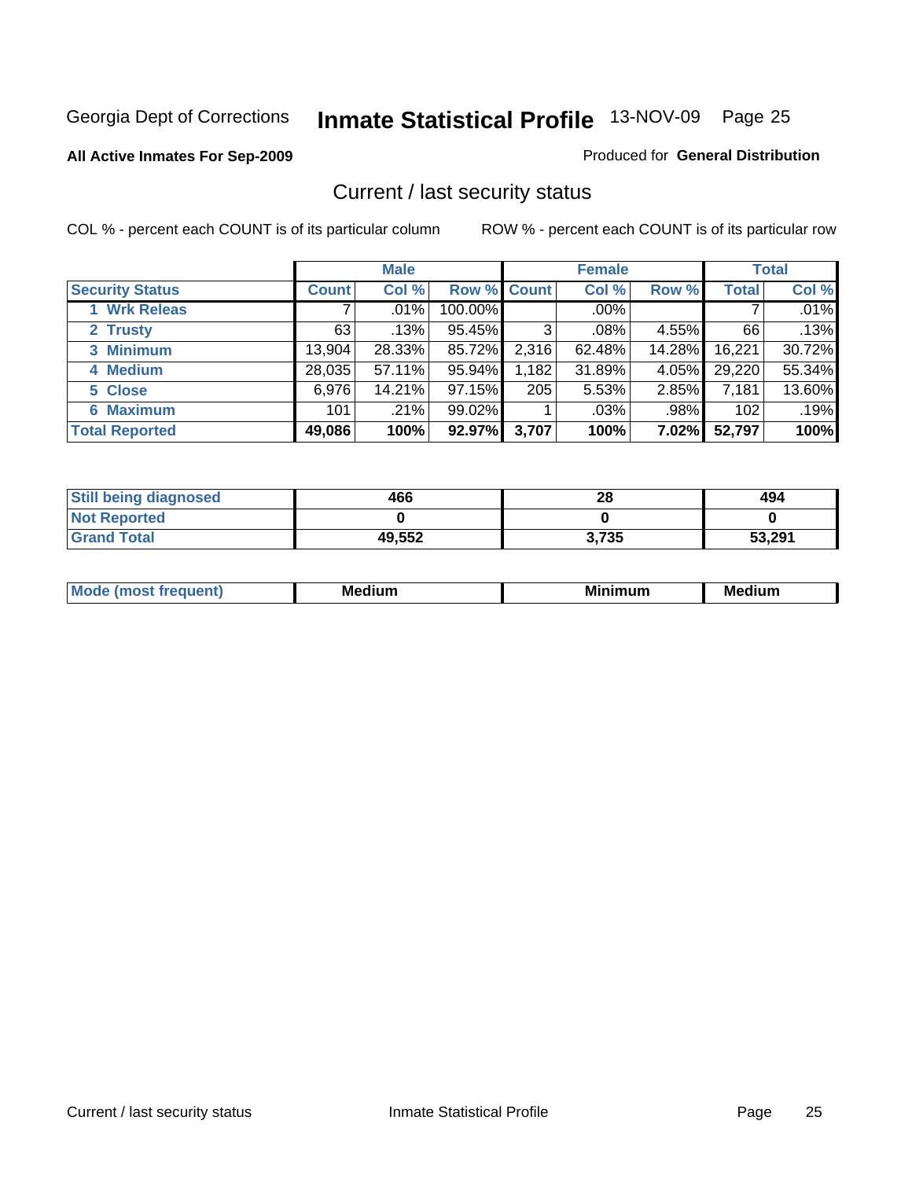Georgia Dept of Corrections **Inmate Statistical Profile** 13-NOV-09 Page 25

**All Active Inmates For Sep-2009**

Produced for **General Distribution**

## Current / last security status

COL % - percent each COUNT is of its particular column

ROW % - percent each COUNT is of its particular row

| | Male | | | Female | | | Total | |
|---|---|---|---|---|---|---|---|---|
| **Security Status** | **Count** | **Col %** | **Row %** | **Count** | **Col %** | **Row %** | **Total** | **Col %** |
| 1 Wrk Releas | 7 | .01% | 100.00% | | .00% | | 7 | .01% |
| 2 Trusty | 63 | .13% | 95.45% | 3 | .08% | 4.55% | 66 | .13% |
| 3 Minimum | 13,904 | 28.33% | 85.72% | 2,316 | 62.48% | 14.28% | 16,221 | 30.72% |
| 4 Medium | 28,035 | 57.11% | 95.94% | 1,182 | 31.89% | 4.05% | 29,220 | 55.34% |
| 5 Close | 6,976 | 14.21% | 97.15% | 205 | 5.53% | 2.85% | 7,181 | 13.60% |
| 6 Maximum | 101 | .21% | 99.02% | 1 | .03% | .98% | 102 | .19% |
| **Total Reported** | **49,086** | **100%** | **92.97%** | **3,707** | **100%** | **7.02%** | **52,797** | **100%** |

| | Male | Female | Total |
|---|---|---|---|
| **Still being diagnosed** | **466** | **28** | **494** |
| **Not Reported** | **0** | **0** | **0** |
| **Grand Total** | **49,552** | **3,735** | **53,291** |

| | Male | Female | Total |
|---|---|---|---|
| **Mode (most frequent)** | **Medium** | **Minimum** | **Medium** |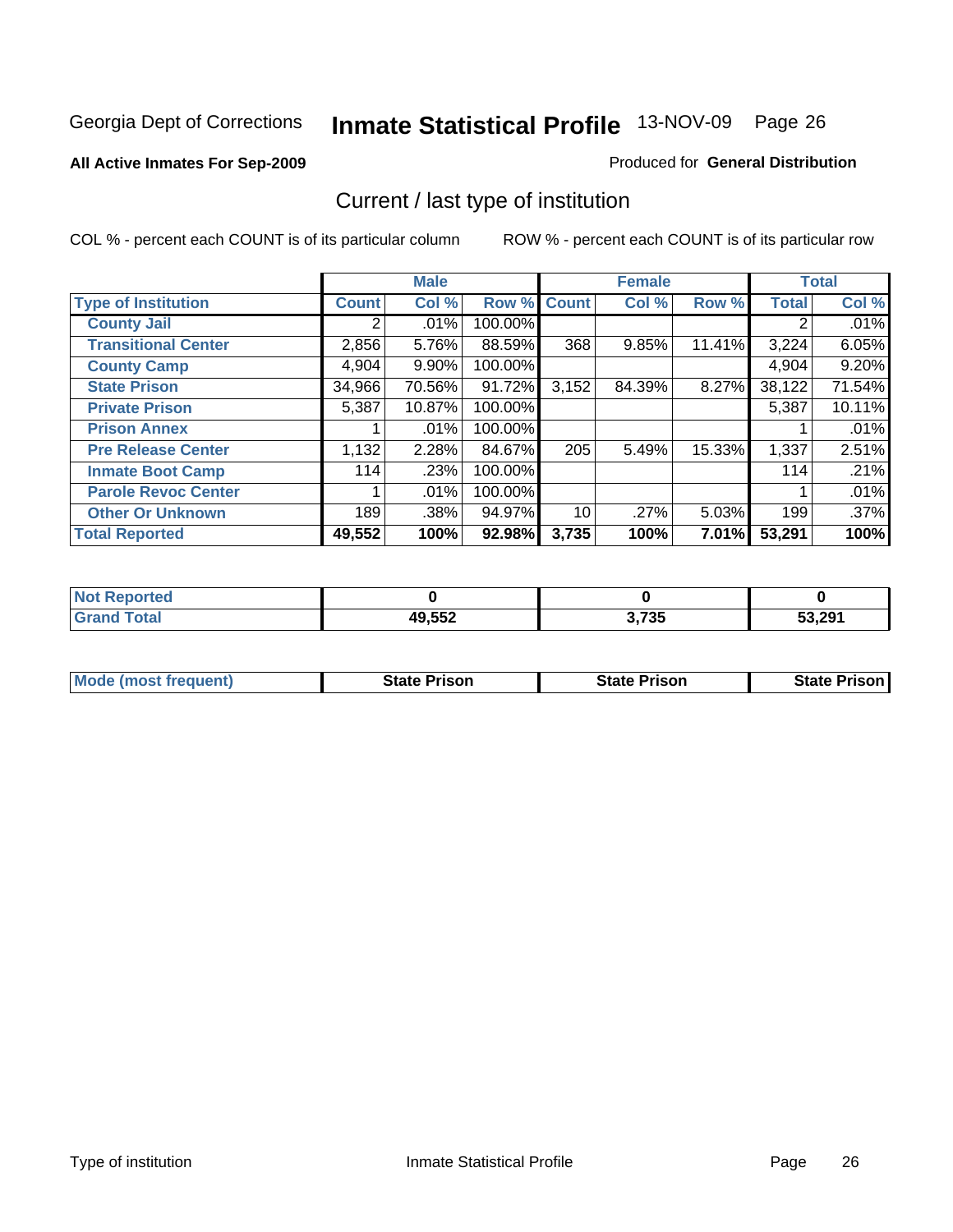Georgia Dept of Corrections **Inmate Statistical Profile** 13-NOV-09

**All Active Inmates For Sep-2009**

Produced for **General Distribution**

## Current / last type of institution

COL % - percent each COUNT is of its particular column

ROW % - percent each COUNT is of its particular row

| | Male | | | Female | | | Total | |
|---|---|---|---|---|---|---|---|---|
| **Type of Institution** | **Count** | **Col %** | **Row %** | **Count** | **Col %** | **Row %** | **Total** | **Col %** |
| **County Jail** | 2 | .01% | 100.00% | | | | 2 | .01% |
| **Transitional Center** | 2,856 | 5.76% | 88.59% | 368 | 9.85% | 11.41% | 3,224 | 6.05% |
| **County Camp** | 4,904 | 9.90% | 100.00% | | | | 4,904 | 9.20% |
| **State Prison** | 34,966 | 70.56% | 91.72% | 3,152 | 84.39% | 8.27% | 38,122 | 71.54% |
| **Private Prison** | 5,387 | 10.87% | 100.00% | | | | 5,387 | 10.11% |
| **Prison Annex** | 1 | .01% | 100.00% | | | | 1 | .01% |
| **Pre Release Center** | 1,132 | 2.28% | 84.67% | 205 | 5.49% | 15.33% | 1,337 | 2.51% |
| **Inmate Boot Camp** | 114 | .23% | 100.00% | | | | 114 | .21% |
| **Parole Revoc Center** | 1 | .01% | 100.00% | | | | 1 | .01% |
| **Other Or Unknown** | 189 | .38% | 94.97% | 10 | .27% | 5.03% | 199 | .37% |
| **Total Reported** | **49,552** | **100%** | **92.98%** | **3,735** | **100%** | **7.01%** | **53,291** | **100%** |

| | Male | Female | Total |
|---|---|---|---|
| **Not Reported** | **0** | **0** | **0** |
| **Grand Total** | **49,552** | **3,735** | **53,291** |

| | Male | Female | Total |
|---|---|---|---|
| **Mode (most frequent)** | **State Prison** | **State Prison** | **State Prison** |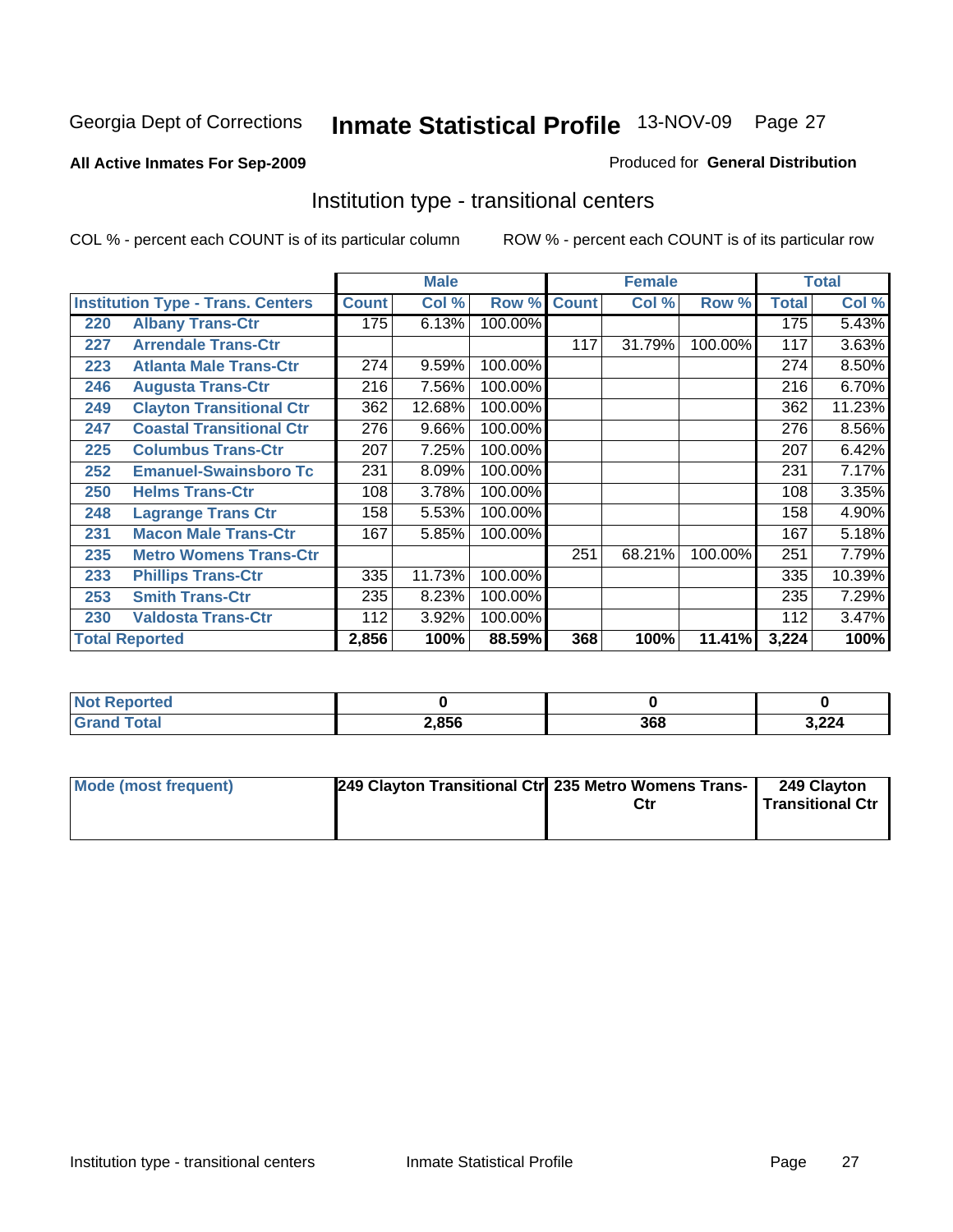Georgia Dept of Corrections **Inmate Statistical Profile** 13-NOV-09 Page 27

**All Active Inmates For Sep-2009**

Produced for **General Distribution**

## Institution type - transitional centers

COL % - percent each COUNT is of its particular column

ROW % - percent each COUNT is of its particular row

| | | Male | | | Female | | | Total | |
|---|---|---|---|---|---|---|---|---|---|
| **Institution Type - Trans. Centers** | | **Count** | **Col %** | **Row %** | **Count** | **Col %** | **Row %** | **Total** | **Col %** |
| 220 | Albany Trans-Ctr | 175 | 6.13% | 100.00% | | | | 175 | 5.43% |
| 227 | Arrendale Trans-Ctr | | | | 117 | 31.79% | 100.00% | 117 | 3.63% |
| 223 | Atlanta Male Trans-Ctr | 274 | 9.59% | 100.00% | | | | 274 | 8.50% |
| 246 | Augusta Trans-Ctr | 216 | 7.56% | 100.00% | | | | 216 | 6.70% |
| 249 | Clayton Transitional Ctr | 362 | 12.68% | 100.00% | | | | 362 | 11.23% |
| 247 | Coastal Transitional Ctr | 276 | 9.66% | 100.00% | | | | 276 | 8.56% |
| 225 | Columbus Trans-Ctr | 207 | 7.25% | 100.00% | | | | 207 | 6.42% |
| 252 | Emanuel-Swainsboro Tc | 231 | 8.09% | 100.00% | | | | 231 | 7.17% |
| 250 | Helms Trans-Ctr | 108 | 3.78% | 100.00% | | | | 108 | 3.35% |
| 248 | Lagrange Trans Ctr | 158 | 5.53% | 100.00% | | | | 158 | 4.90% |
| 231 | Macon Male Trans-Ctr | 167 | 5.85% | 100.00% | | | | 167 | 5.18% |
| 235 | Metro Womens Trans-Ctr | | | | 251 | 68.21% | 100.00% | 251 | 7.79% |
| 233 | Phillips Trans-Ctr | 335 | 11.73% | 100.00% | | | | 335 | 10.39% |
| 253 | Smith Trans-Ctr | 235 | 8.23% | 100.00% | | | | 235 | 7.29% |
| 230 | Valdosta Trans-Ctr | 112 | 3.92% | 100.00% | | | | 112 | 3.47% |
| **Total Reported** | | **2,856** | **100%** | **88.59%** | **368** | **100%** | **11.41%** | **3,224** | **100%** |

| | Male | Female | Total |
|---|---|---|---|
| **Not Reported** | **0** | **0** | **0** |
| **Grand Total** | **2,856** | **368** | **3,224** |

| | Male | Female | Total |
|---|---|---|---|
| **Mode (most frequent)** | **249 Clayton Transitional Ctr** | **235 Metro Womens Trans-Ctr** | **249 Clayton Transitional Ctr** |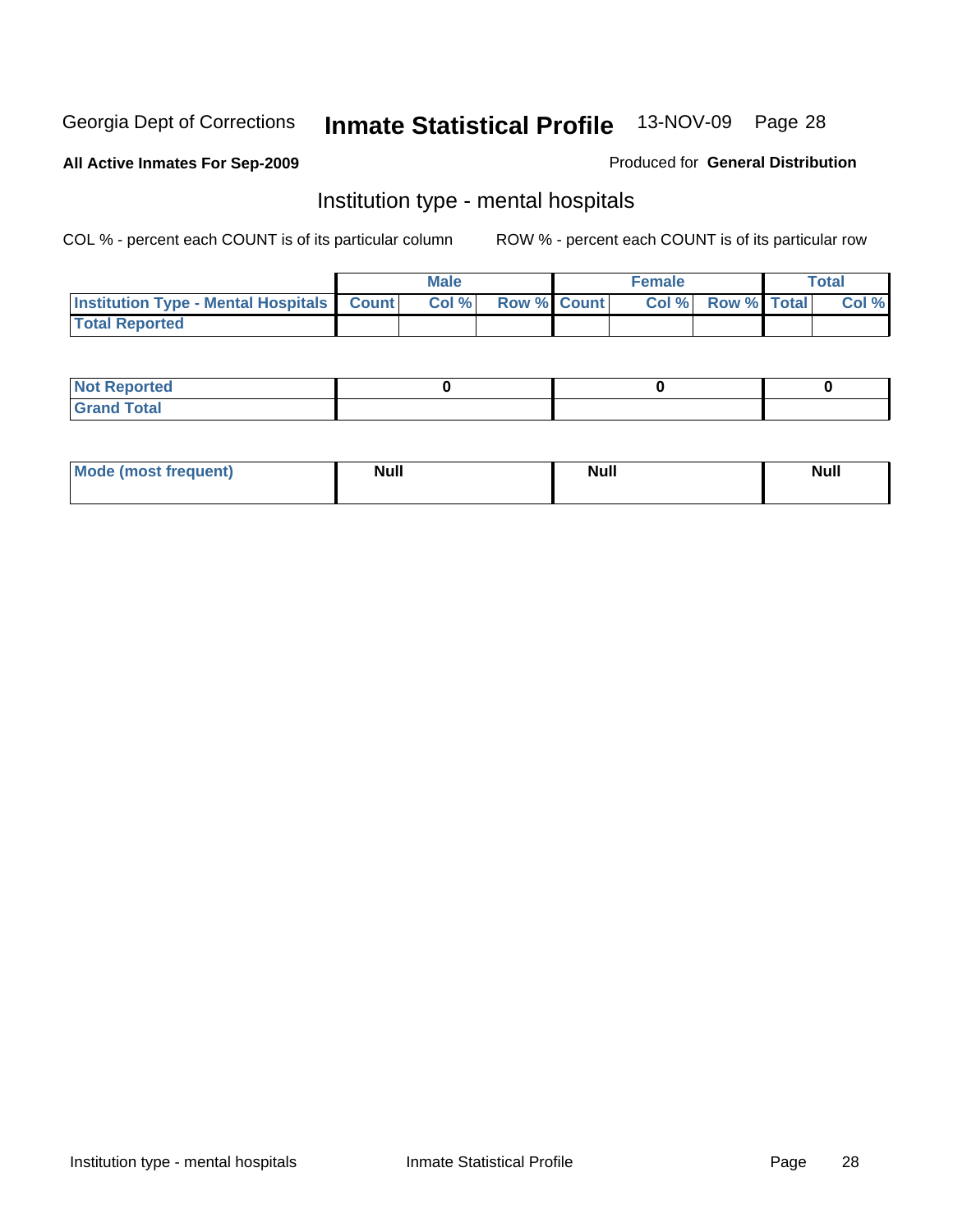Georgia Dept of Corrections **Inmate Statistical Profile** 13-NOV-09

**All Active Inmates For Sep-2009**

Produced for **General Distribution**

## Institution type - mental hospitals

COL % - percent each COUNT is of its particular column

ROW % - percent each COUNT is of its particular row

| | Male | | | Female | | | Total | |
|---|---|---|---|---|---|---|---|---|
| **Institution Type - Mental Hospitals** | **Count** | **Col %** | **Row %** | **Count** | **Col %** | **Row %** | **Total** | **Col %** |
| **Total Reported** | | | | | | | | |

| | Male | Female | Total |
|---|---|---|---|
| **Not Reported** | 0 | 0 | 0 |
| **Grand Total** | | | |

| | Male | Female | Total |
|---|---|---|---|
| **Mode (most frequent)** | Null | Null | Null |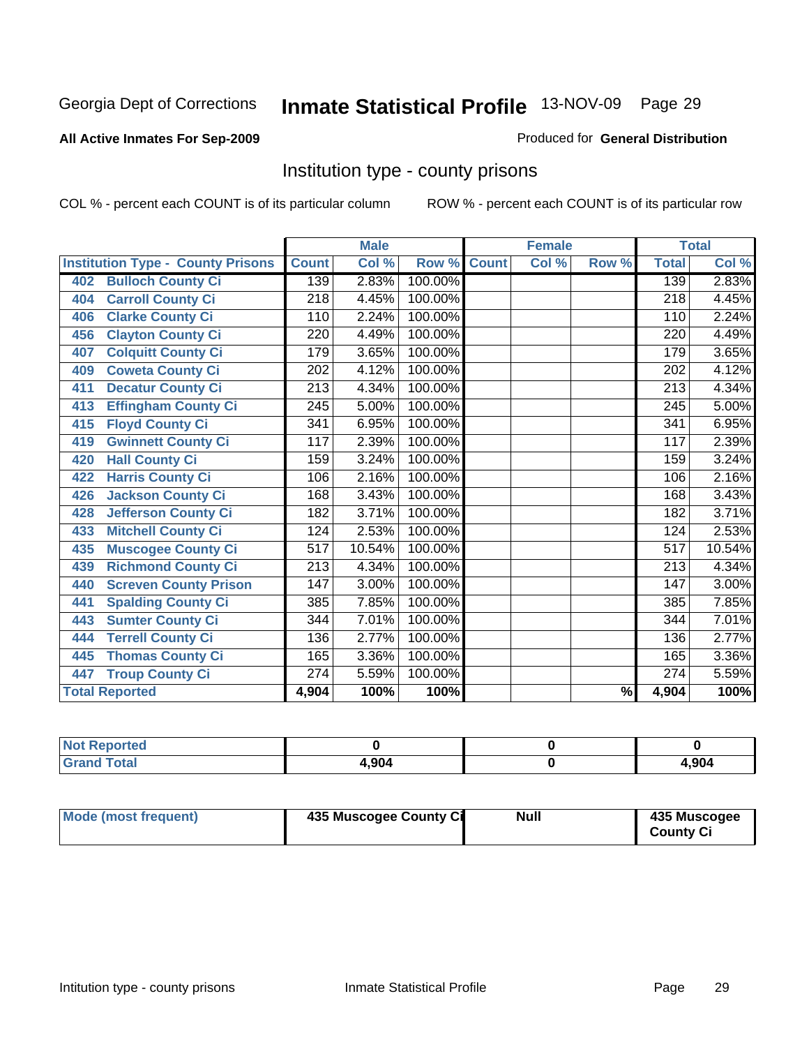Georgia Dept of Corrections **Inmate Statistical Profile** 13-NOV-09

**All Active Inmates For Sep-2009**

Produced for **General Distribution**

## Institution type - county prisons

COL % - percent each COUNT is of its particular column

ROW % - percent each COUNT is of its particular row

| Institution Type - County Prisons | Male | | | Female | | | Total | |
|---|---|---|---|---|---|---|---|---|
| | Count | Col % | Row % | Count | Col % | Row % | Total | Col % |
| 402 Bulloch County Ci | 139 | 2.83% | 100.00% | | | | 139 | 2.83% |
| 404 Carroll County Ci | 218 | 4.45% | 100.00% | | | | 218 | 4.45% |
| 406 Clarke County Ci | 110 | 2.24% | 100.00% | | | | 110 | 2.24% |
| 456 Clayton County Ci | 220 | 4.49% | 100.00% | | | | 220 | 4.49% |
| 407 Colquitt County Ci | 179 | 3.65% | 100.00% | | | | 179 | 3.65% |
| 409 Coweta County Ci | 202 | 4.12% | 100.00% | | | | 202 | 4.12% |
| 411 Decatur County Ci | 213 | 4.34% | 100.00% | | | | 213 | 4.34% |
| 413 Effingham County Ci | 245 | 5.00% | 100.00% | | | | 245 | 5.00% |
| 415 Floyd County Ci | 341 | 6.95% | 100.00% | | | | 341 | 6.95% |
| 419 Gwinnett County Ci | 117 | 2.39% | 100.00% | | | | 117 | 2.39% |
| 420 Hall County Ci | 159 | 3.24% | 100.00% | | | | 159 | 3.24% |
| 422 Harris County Ci | 106 | 2.16% | 100.00% | | | | 106 | 2.16% |
| 426 Jackson County Ci | 168 | 3.43% | 100.00% | | | | 168 | 3.43% |
| 428 Jefferson County Ci | 182 | 3.71% | 100.00% | | | | 182 | 3.71% |
| 433 Mitchell County Ci | 124 | 2.53% | 100.00% | | | | 124 | 2.53% |
| 435 Muscogee County Ci | 517 | 10.54% | 100.00% | | | | 517 | 10.54% |
| 439 Richmond County Ci | 213 | 4.34% | 100.00% | | | | 213 | 4.34% |
| 440 Screven County Prison | 147 | 3.00% | 100.00% | | | | 147 | 3.00% |
| 441 Spalding County Ci | 385 | 7.85% | 100.00% | | | | 385 | 7.85% |
| 443 Sumter County Ci | 344 | 7.01% | 100.00% | | | | 344 | 7.01% |
| 444 Terrell County Ci | 136 | 2.77% | 100.00% | | | | 136 | 2.77% |
| 445 Thomas County Ci | 165 | 3.36% | 100.00% | | | | 165 | 3.36% |
| 447 Troup County Ci | 274 | 5.59% | 100.00% | | | | 274 | 5.59% |
| **Total Reported** | **4,904** | **100%** | **100%** | | | **%** | **4,904** | **100%** |

| | Male | Female | Total |
|---|---|---|---|
| Not Reported | 0 | 0 | 0 |
| Grand Total | 4,904 | 0 | 4,904 |

| | Male | Female | Total |
|---|---|---|---|
| Mode (most frequent) | 435 Muscogee County Ci | Null | 435 Muscogee County Ci |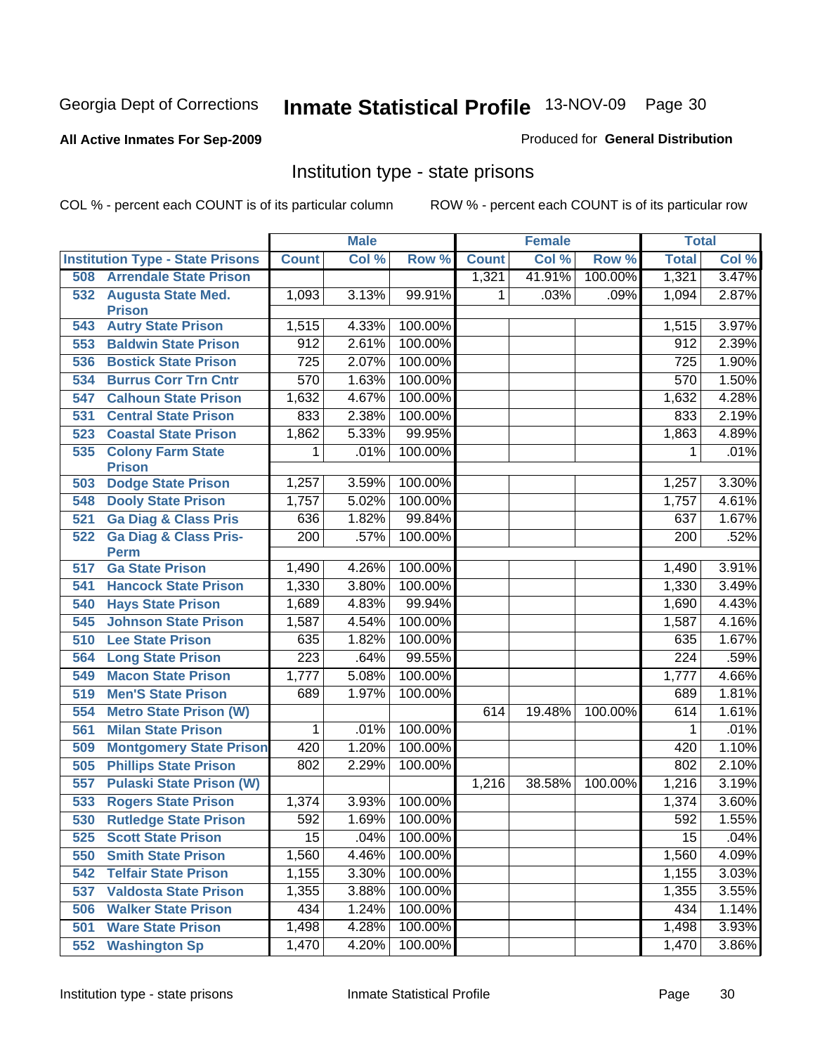Georgia Dept of Corrections **Inmate Statistical Profile** 13-NOV-09 Page 30

**All Active Inmates For Sep-2009**

Produced for **General Distribution**

## Institution type - state prisons

COL % - percent each COUNT is of its particular column ROW % - percent each COUNT is of its particular row

| | Male | | | Female | | | Total | |
|---|---|---|---|---|---|---|---|---|
| Institution Type - State Prisons | Count | Col % | Row % | Count | Col % | Row % | Total | Col % |
| 508 Arrendale State Prison | | | | 1,321 | 41.91% | 100.00% | 1,321 | 3.47% |
| 532 Augusta State Med. Prison | 1,093 | 3.13% | 99.91% | 1 | .03% | .09% | 1,094 | 2.87% |
| 543 Autry State Prison | 1,515 | 4.33% | 100.00% | | | | 1,515 | 3.97% |
| 553 Baldwin State Prison | 912 | 2.61% | 100.00% | | | | 912 | 2.39% |
| 536 Bostick State Prison | 725 | 2.07% | 100.00% | | | | 725 | 1.90% |
| 534 Burrus Corr Trn Cntr | 570 | 1.63% | 100.00% | | | | 570 | 1.50% |
| 547 Calhoun State Prison | 1,632 | 4.67% | 100.00% | | | | 1,632 | 4.28% |
| 531 Central State Prison | 833 | 2.38% | 100.00% | | | | 833 | 2.19% |
| 523 Coastal State Prison | 1,862 | 5.33% | 99.95% | | | | 1,863 | 4.89% |
| 535 Colony Farm State Prison | 1 | .01% | 100.00% | | | | 1 | .01% |
| 503 Dodge State Prison | 1,257 | 3.59% | 100.00% | | | | 1,257 | 3.30% |
| 548 Dooly State Prison | 1,757 | 5.02% | 100.00% | | | | 1,757 | 4.61% |
| 521 Ga Diag & Class Pris | 636 | 1.82% | 99.84% | | | | 637 | 1.67% |
| 522 Ga Diag & Class Pris-Perm | 200 | .57% | 100.00% | | | | 200 | .52% |
| 517 Ga State Prison | 1,490 | 4.26% | 100.00% | | | | 1,490 | 3.91% |
| 541 Hancock State Prison | 1,330 | 3.80% | 100.00% | | | | 1,330 | 3.49% |
| 540 Hays State Prison | 1,689 | 4.83% | 99.94% | | | | 1,690 | 4.43% |
| 545 Johnson State Prison | 1,587 | 4.54% | 100.00% | | | | 1,587 | 4.16% |
| 510 Lee State Prison | 635 | 1.82% | 100.00% | | | | 635 | 1.67% |
| 564 Long State Prison | 223 | .64% | 99.55% | | | | 224 | .59% |
| 549 Macon State Prison | 1,777 | 5.08% | 100.00% | | | | 1,777 | 4.66% |
| 519 Men'S State Prison | 689 | 1.97% | 100.00% | | | | 689 | 1.81% |
| 554 Metro State Prison (W) | | | | 614 | 19.48% | 100.00% | 614 | 1.61% |
| 561 Milan State Prison | 1 | .01% | 100.00% | | | | 1 | .01% |
| 509 Montgomery State Prison | 420 | 1.20% | 100.00% | | | | 420 | 1.10% |
| 505 Phillips State Prison | 802 | 2.29% | 100.00% | | | | 802 | 2.10% |
| 557 Pulaski State Prison (W) | | | | 1,216 | 38.58% | 100.00% | 1,216 | 3.19% |
| 533 Rogers State Prison | 1,374 | 3.93% | 100.00% | | | | 1,374 | 3.60% |
| 530 Rutledge State Prison | 592 | 1.69% | 100.00% | | | | 592 | 1.55% |
| 525 Scott State Prison | 15 | .04% | 100.00% | | | | 15 | .04% |
| 550 Smith State Prison | 1,560 | 4.46% | 100.00% | | | | 1,560 | 4.09% |
| 542 Telfair State Prison | 1,155 | 3.30% | 100.00% | | | | 1,155 | 3.03% |
| 537 Valdosta State Prison | 1,355 | 3.88% | 100.00% | | | | 1,355 | 3.55% |
| 506 Walker State Prison | 434 | 1.24% | 100.00% | | | | 434 | 1.14% |
| 501 Ware State Prison | 1,498 | 4.28% | 100.00% | | | | 1,498 | 3.93% |
| 552 Washington Sp | 1,470 | 4.20% | 100.00% | | | | 1,470 | 3.86% |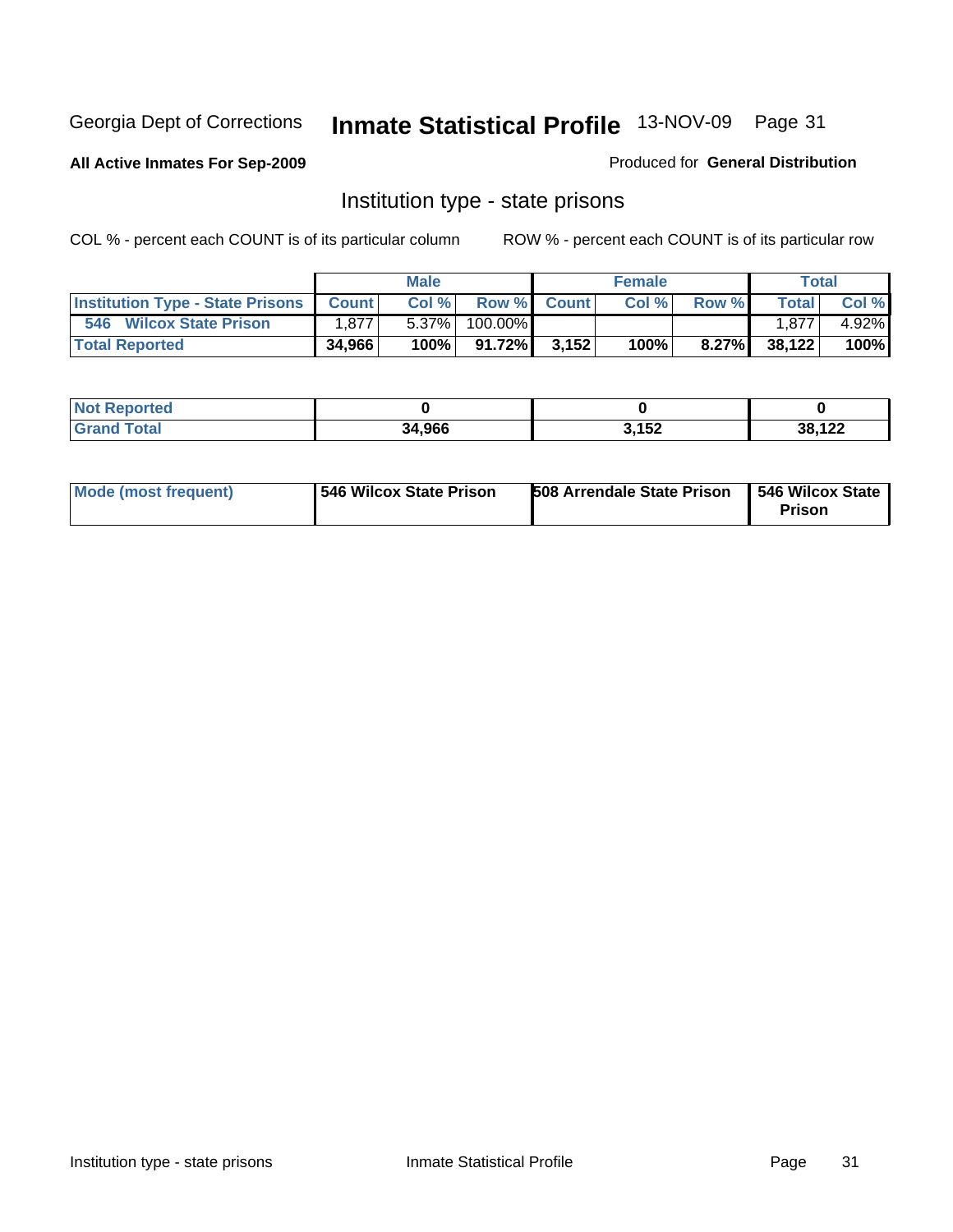Georgia Dept of Corrections **Inmate Statistical Profile** 13-NOV-09

**All Active Inmates For Sep-2009**

Produced for **General Distribution**

## Institution type - state prisons

COL % - percent each COUNT is of its particular column

ROW % - percent each COUNT is of its particular row

| | Male | | | Female | | | Total | |
|---|---|---|---|---|---|---|---|---|
| **Institution Type - State Prisons** | **Count** | **Col %** | **Row %** | **Count** | **Col %** | **Row %** | **Total** | **Col %** |
| **546 Wilcox State Prison** | 1,877 | 5.37% | 100.00% | | | | 1,877 | 4.92% |
| **Total Reported** | **34,966** | **100%** | **91.72%** | **3,152** | **100%** | **8.27%** | **38,122** | **100%** |

| | Male | Female | Total |
|---|---|---|---|
| **Not Reported** | **0** | **0** | **0** |
| **Grand Total** | **34,966** | **3,152** | **38,122** |

| | Male | Female | Total |
|---|---|---|---|
| **Mode (most frequent)** | **546 Wilcox State Prison** | **508 Arrendale State Prison** | **546 Wilcox State Prison** |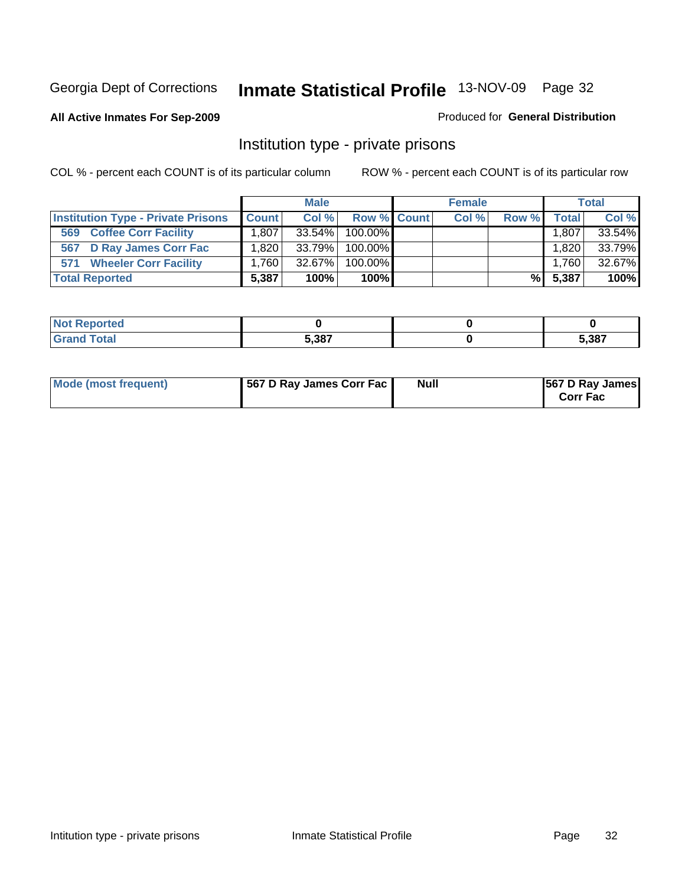Georgia Dept of Corrections **Inmate Statistical Profile** 13-NOV-09 Page 32

**All Active Inmates For Sep-2009**

Produced for **General Distribution**

## Institution type - private prisons

COL % - percent each COUNT is of its particular column

ROW % - percent each COUNT is of its particular row

| | Male | | | Female | | | Total | |
|---|---|---|---|---|---|---|---|---|
| **Institution Type - Private Prisons** | **Count** | **Col %** | **Row %** | **Count** | **Col %** | **Row %** | **Total** | **Col %** |
| **569 Coffee Corr Facility** | 1,807 | 33.54% | 100.00% | | | | 1,807 | 33.54% |
| **567 D Ray James Corr Fac** | 1,820 | 33.79% | 100.00% | | | | 1,820 | 33.79% |
| **571 Wheeler Corr Facility** | 1,760 | 32.67% | 100.00% | | | | 1,760 | 32.67% |
| **Total Reported** | **5,387** | **100%** | **100%** | | | **%** | **5,387** | **100%** |

| | Male | Female | Total |
|---|---|---|---|
| **Not Reported** | **0** | **0** | **0** |
| **Grand Total** | **5,387** | **0** | **5,387** |

| | Male | Female | Total |
|---|---|---|---|
| **Mode (most frequent)** | **567 D Ray James Corr Fac** | **Null** | **567 D Ray James Corr Fac** |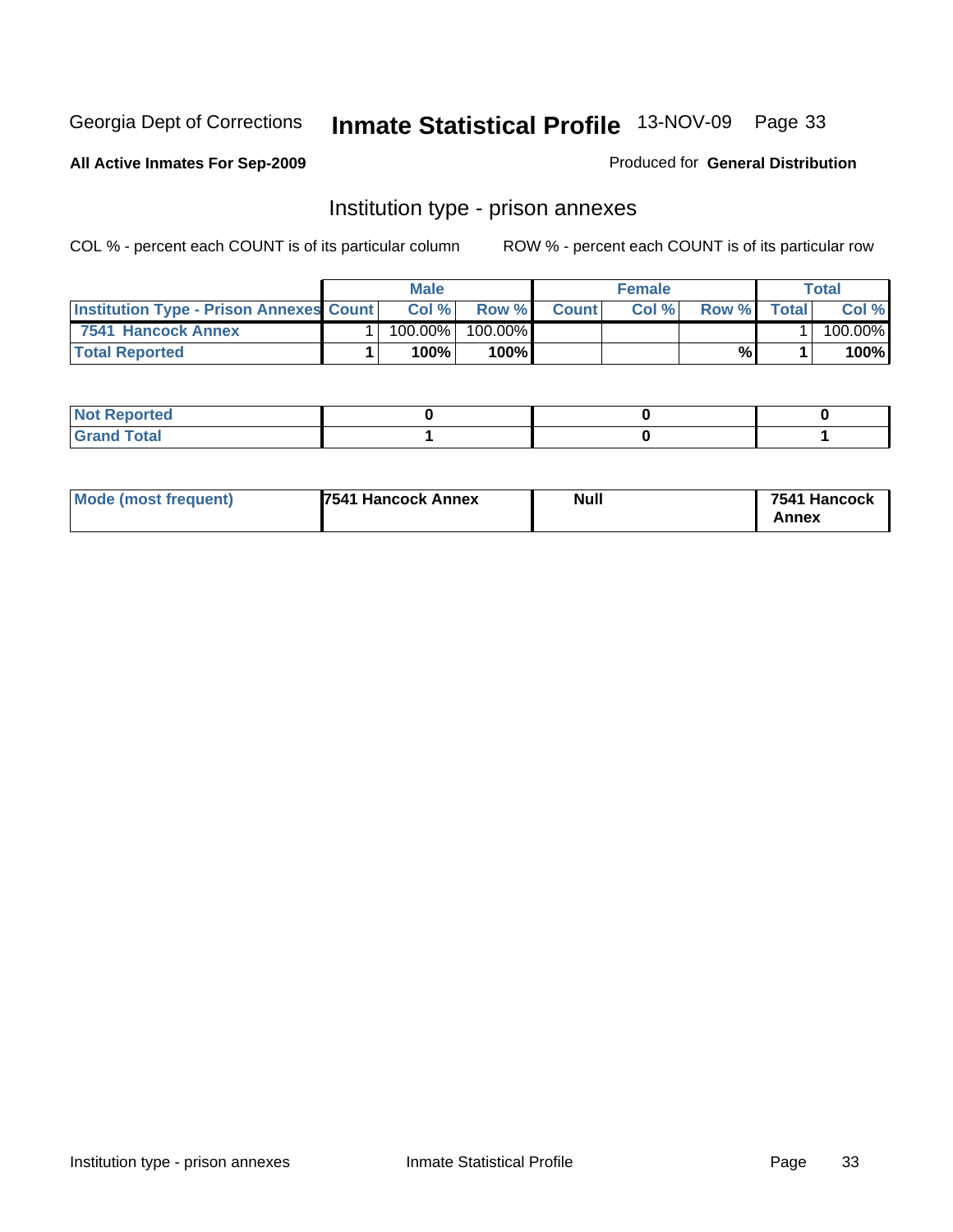Georgia Dept of Corrections **Inmate Statistical Profile** 13-NOV-09 Page 33

**All Active Inmates For Sep-2009**

Produced for **General Distribution**

## Institution type - prison annexes

COL % - percent each COUNT is of its particular column

ROW % - percent each COUNT is of its particular row

| | Male | | | Female | | | Total | |
|---|---|---|---|---|---|---|---|---|
| **Institution Type - Prison Annexes** | **Count** | **Col %** | **Row %** | **Count** | **Col %** | **Row %** | **Total** | **Col %** |
| **7541 Hancock Annex** | 1 | 100.00% | 100.00% | | | | 1 | 100.00% |
| **Total Reported** | **1** | **100%** | **100%** | | | **%** | **1** | **100%** |

| | Male | Female | Total |
|---|---|---|---|
| **Not Reported** | **0** | **0** | **0** |
| **Grand Total** | **1** | **0** | **1** |

| | Male | Female | Total |
|---|---|---|---|
| **Mode (most frequent)** | **7541 Hancock Annex** | **Null** | **7541 Hancock Annex** |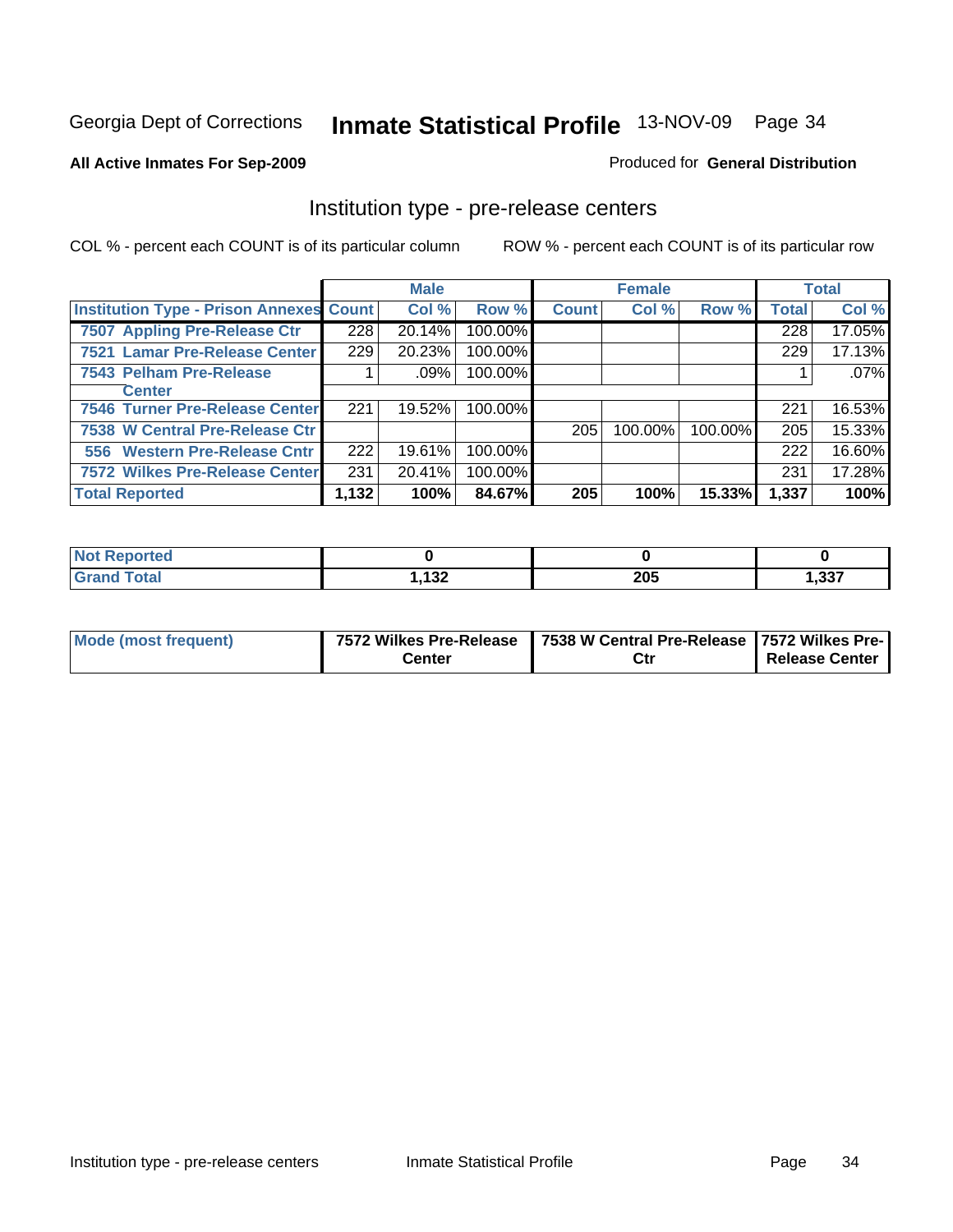Georgia Dept of Corrections **Inmate Statistical Profile** 13-NOV-09 Page 34

**All Active Inmates For Sep-2009**

Produced for **General Distribution**

## Institution type - pre-release centers

COL % - percent each COUNT is of its particular column ROW % - percent each COUNT is of its particular row

| | Male | | | Female | | | Total | |
|---|---|---|---|---|---|---|---|---|
| **Institution Type - Prison Annexes** | **Count** | **Col %** | **Row %** | **Count** | **Col %** | **Row %** | **Total** | **Col %** |
| 7507 Appling Pre-Release Ctr | 228 | 20.14% | 100.00% | | | | 228 | 17.05% |
| 7521 Lamar Pre-Release Center | 229 | 20.23% | 100.00% | | | | 229 | 17.13% |
| 7543 Pelham Pre-Release Center | 1 | .09% | 100.00% | | | | 1 | .07% |
| 7546 Turner Pre-Release Center | 221 | 19.52% | 100.00% | | | | 221 | 16.53% |
| 7538 W Central Pre-Release Ctr | | | | 205 | 100.00% | 100.00% | 205 | 15.33% |
| 556 Western Pre-Release Cntr | 222 | 19.61% | 100.00% | | | | 222 | 16.60% |
| 7572 Wilkes Pre-Release Center | 231 | 20.41% | 100.00% | | | | 231 | 17.28% |
| **Total Reported** | **1,132** | **100%** | **84.67%** | **205** | **100%** | **15.33%** | **1,337** | **100%** |

| | Male | Female | Total |
|---|---|---|---|
| **Not Reported** | **0** | **0** | **0** |
| **Grand Total** | **1,132** | **205** | **1,337** |

| | Male | Female | Total |
|---|---|---|---|
| **Mode (most frequent)** | **7572 Wilkes Pre-Release Center** | **7538 W Central Pre-Release Ctr** | **7572 Wilkes Pre-Release Center** |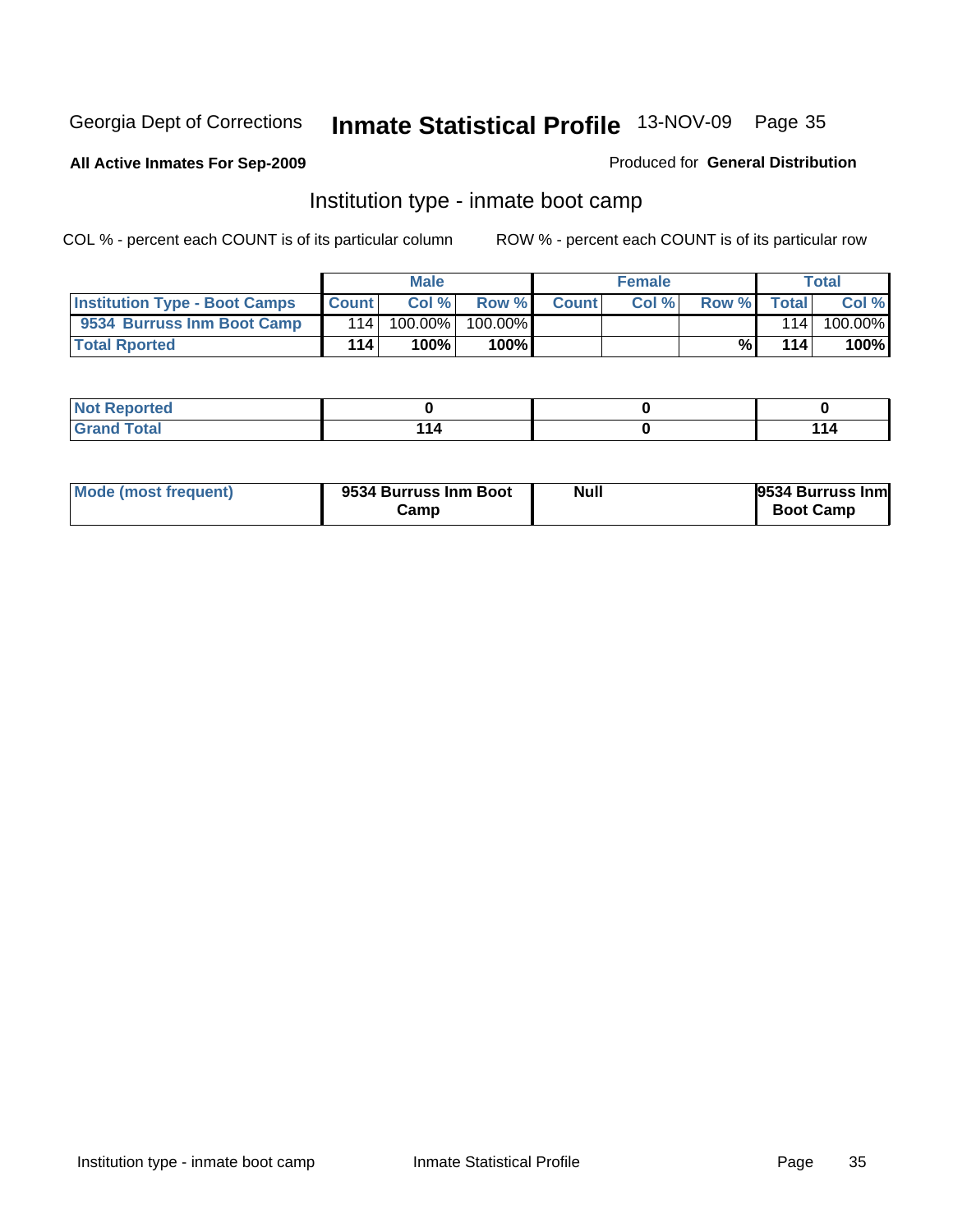Georgia Dept of Corrections **Inmate Statistical Profile** 13-NOV-09

**All Active Inmates For Sep-2009**

Produced for **General Distribution**

## Institution type - inmate boot camp

COL % - percent each COUNT is of its particular column

ROW % - percent each COUNT is of its particular row

| | Male | | | Female | | | Total | |
|---|---|---|---|---|---|---|---|---|
| **Institution Type - Boot Camps** | **Count** | **Col %** | **Row %** | **Count** | **Col %** | **Row %** | **Total** | **Col %** |
| **9534 Burruss Inm Boot Camp** | 114 | 100.00% | 100.00% | | | | 114 | 100.00% |
| **Total Rported** | **114** | **100%** | **100%** | | | **%** | **114** | **100%** |

| | Male | Female | Total |
|---|---|---|---|
| **Not Reported** | **0** | **0** | **0** |
| **Grand Total** | **114** | **0** | **114** |

| | Male | Female | Total |
|---|---|---|---|
| **Mode (most frequent)** | **9534 Burruss Inm Boot Camp** | **Null** | **9534 Burruss Inm Boot Camp** |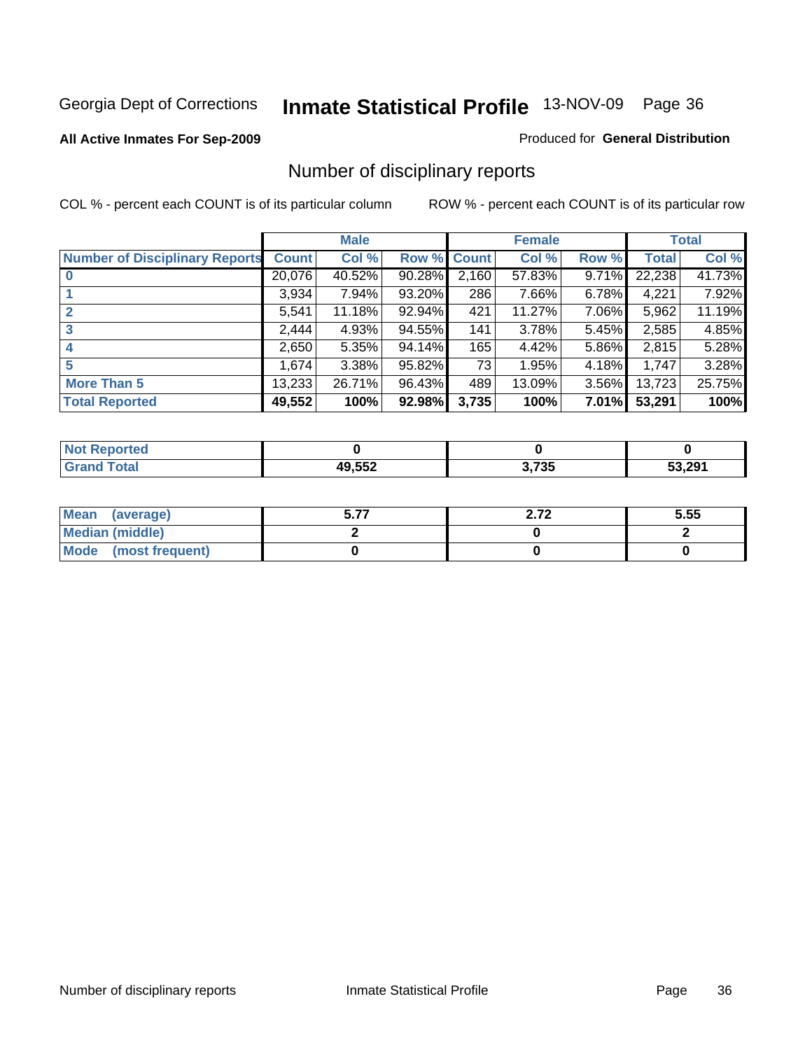Georgia Dept of Corrections **Inmate Statistical Profile** 13-NOV-09

**All Active Inmates For Sep-2009**

Produced for **General Distribution**

## Number of disciplinary reports

COL % - percent each COUNT is of its particular column

ROW % - percent each COUNT is of its particular row

| | Male | | | Female | | | Total | |
|---|---|---|---|---|---|---|---|---|
| **Number of Disciplinary Reports** | **Count** | **Col %** | **Row %** | **Count** | **Col %** | **Row %** | **Total** | **Col %** |
| **0** | 20,076 | 40.52% | 90.28% | 2,160 | 57.83% | 9.71% | 22,238 | 41.73% |
| **1** | 3,934 | 7.94% | 93.20% | 286 | 7.66% | 6.78% | 4,221 | 7.92% |
| **2** | 5,541 | 11.18% | 92.94% | 421 | 11.27% | 7.06% | 5,962 | 11.19% |
| **3** | 2,444 | 4.93% | 94.55% | 141 | 3.78% | 5.45% | 2,585 | 4.85% |
| **4** | 2,650 | 5.35% | 94.14% | 165 | 4.42% | 5.86% | 2,815 | 5.28% |
| **5** | 1,674 | 3.38% | 95.82% | 73 | 1.95% | 4.18% | 1,747 | 3.28% |
| **More Than 5** | 13,233 | 26.71% | 96.43% | 489 | 13.09% | 3.56% | 13,723 | 25.75% |
| **Total Reported** | **49,552** | **100%** | **92.98%** | **3,735** | **100%** | **7.01%** | **53,291** | **100%** |

| | Male | Female | Total |
|---|---|---|---|
| **Not Reported** | **0** | **0** | **0** |
| **Grand Total** | **49,552** | **3,735** | **53,291** |

| | Male | Female | Total |
|---|---|---|---|
| **Mean (average)** | **5.77** | **2.72** | **5.55** |
| **Median (middle)** | **2** | **0** | **2** |
| **Mode (most frequent)** | **0** | **0** | **0** |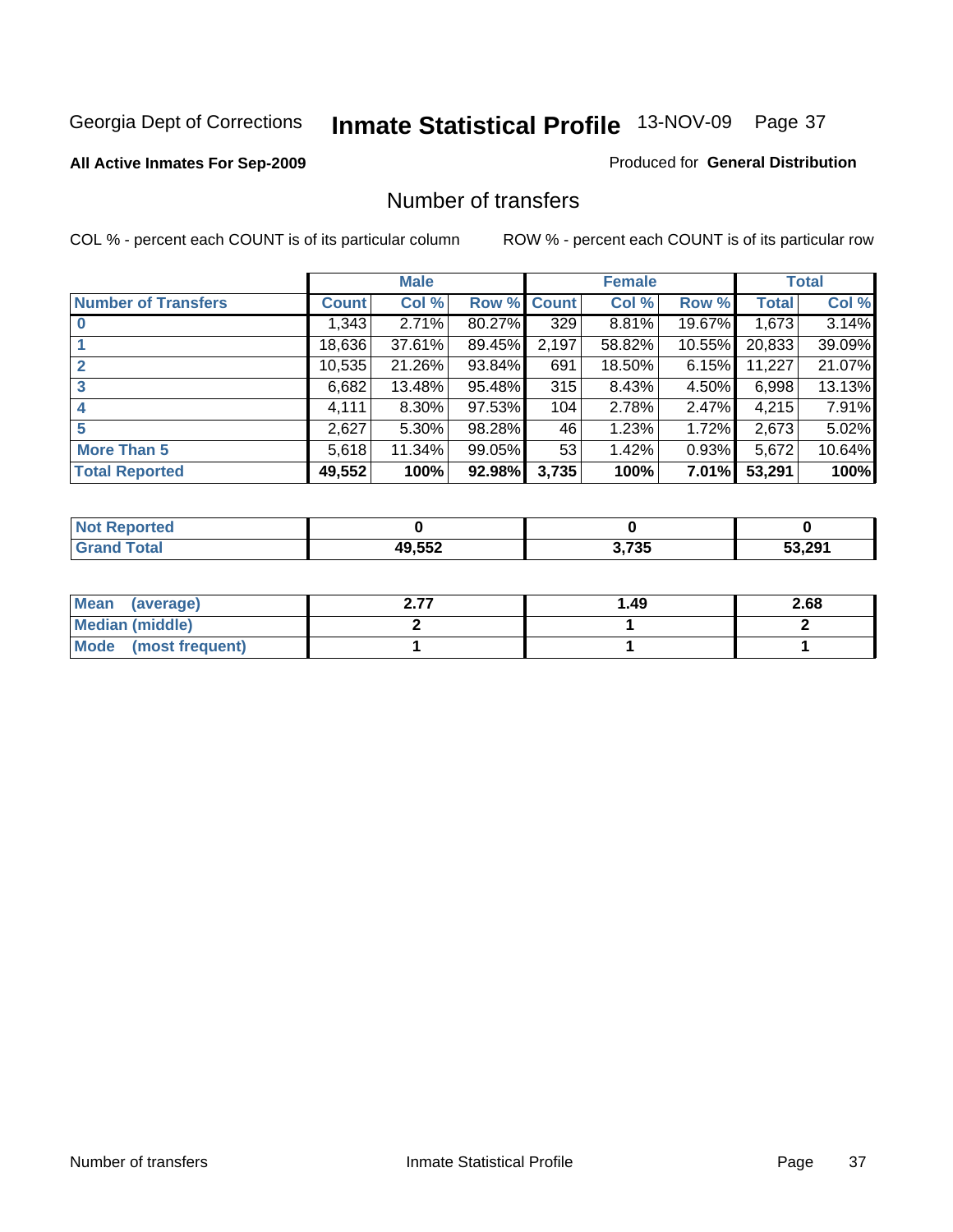Georgia Dept of Corrections **Inmate Statistical Profile** 13-NOV-09 Page 37

**All Active Inmates For Sep-2009**

Produced for **General Distribution**

# Number of transfers

COL % - percent each COUNT is of its particular column

ROW % - percent each COUNT is of its particular row

| | Male | | | Female | | | Total | |
|---|---|---|---|---|---|---|---|---|
| **Number of Transfers** | **Count** | **Col %** | **Row %** | **Count** | **Col %** | **Row %** | **Total** | **Col %** |
| **0** | 1,343 | 2.71% | 80.27% | 329 | 8.81% | 19.67% | 1,673 | 3.14% |
| **1** | 18,636 | 37.61% | 89.45% | 2,197 | 58.82% | 10.55% | 20,833 | 39.09% |
| **2** | 10,535 | 21.26% | 93.84% | 691 | 18.50% | 6.15% | 11,227 | 21.07% |
| **3** | 6,682 | 13.48% | 95.48% | 315 | 8.43% | 4.50% | 6,998 | 13.13% |
| **4** | 4,111 | 8.30% | 97.53% | 104 | 2.78% | 2.47% | 4,215 | 7.91% |
| **5** | 2,627 | 5.30% | 98.28% | 46 | 1.23% | 1.72% | 2,673 | 5.02% |
| **More Than 5** | 5,618 | 11.34% | 99.05% | 53 | 1.42% | 0.93% | 5,672 | 10.64% |
| **Total Reported** | **49,552** | **100%** | **92.98%** | **3,735** | **100%** | **7.01%** | **53,291** | **100%** |

| | Male | Female | Total |
|---|---|---|---|
| **Not Reported** | **0** | **0** | **0** |
| **Grand Total** | **49,552** | **3,735** | **53,291** |

| | Male | Female | Total |
|---|---|---|---|
| **Mean (average)** | **2.77** | **1.49** | **2.68** |
| **Median (middle)** | **2** | **1** | **2** |
| **Mode (most frequent)** | **1** | **1** | **1** |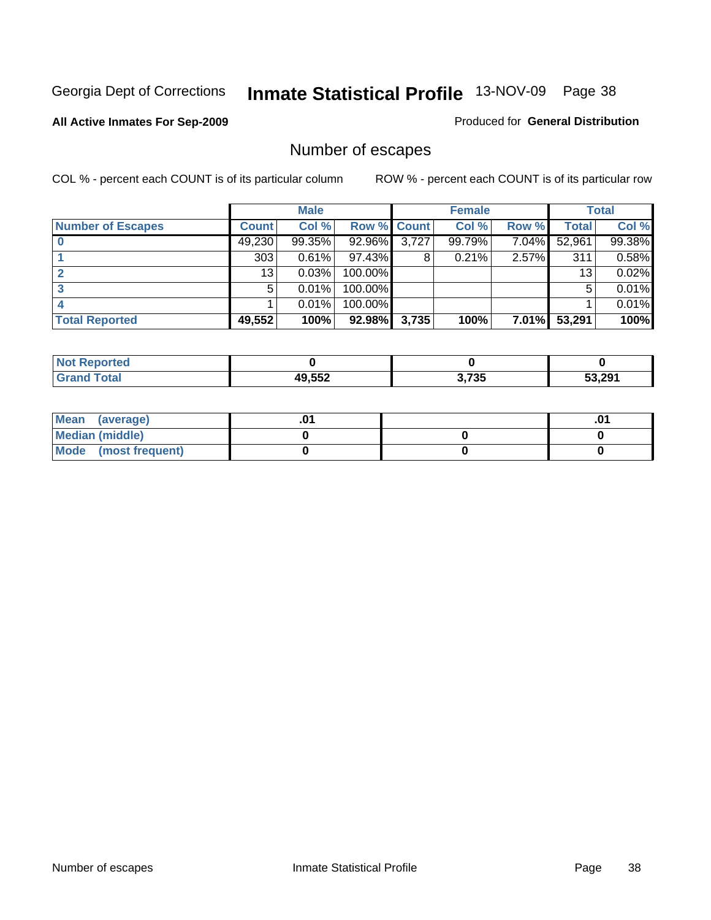Georgia Dept of Corrections **Inmate Statistical Profile** 13-NOV-09 Page 38

**All Active Inmates For Sep-2009**

Produced for **General Distribution**

## Number of escapes

COL % - percent each COUNT is of its particular column ROW % - percent each COUNT is of its particular row

| | Male | | | Female | | | Total | |
|---|---|---|---|---|---|---|---|---|
| **Number of Escapes** | **Count** | **Col %** | **Row %** | **Count** | **Col %** | **Row %** | **Total** | **Col %** |
| **0** | 49,230 | 99.35% | 92.96% | 3,727 | 99.79% | 7.04% | 52,961 | 99.38% |
| **1** | 303 | 0.61% | 97.43% | 8 | 0.21% | 2.57% | 311 | 0.58% |
| **2** | 13 | 0.03% | 100.00% | | | | 13 | 0.02% |
| **3** | 5 | 0.01% | 100.00% | | | | 5 | 0.01% |
| **4** | 1 | 0.01% | 100.00% | | | | 1 | 0.01% |
| **Total Reported** | **49,552** | **100%** | **92.98%** | **3,735** | **100%** | **7.01%** | **53,291** | **100%** |

| | Male | Female | Total |
|---|---|---|---|
| **Not Reported** | **0** | **0** | **0** |
| **Grand Total** | **49,552** | **3,735** | **53,291** |

| | Male | Female | Total |
|---|---|---|---|
| **Mean (average)** | **.01** | | **.01** |
| **Median (middle)** | **0** | **0** | **0** |
| **Mode (most frequent)** | **0** | **0** | **0** |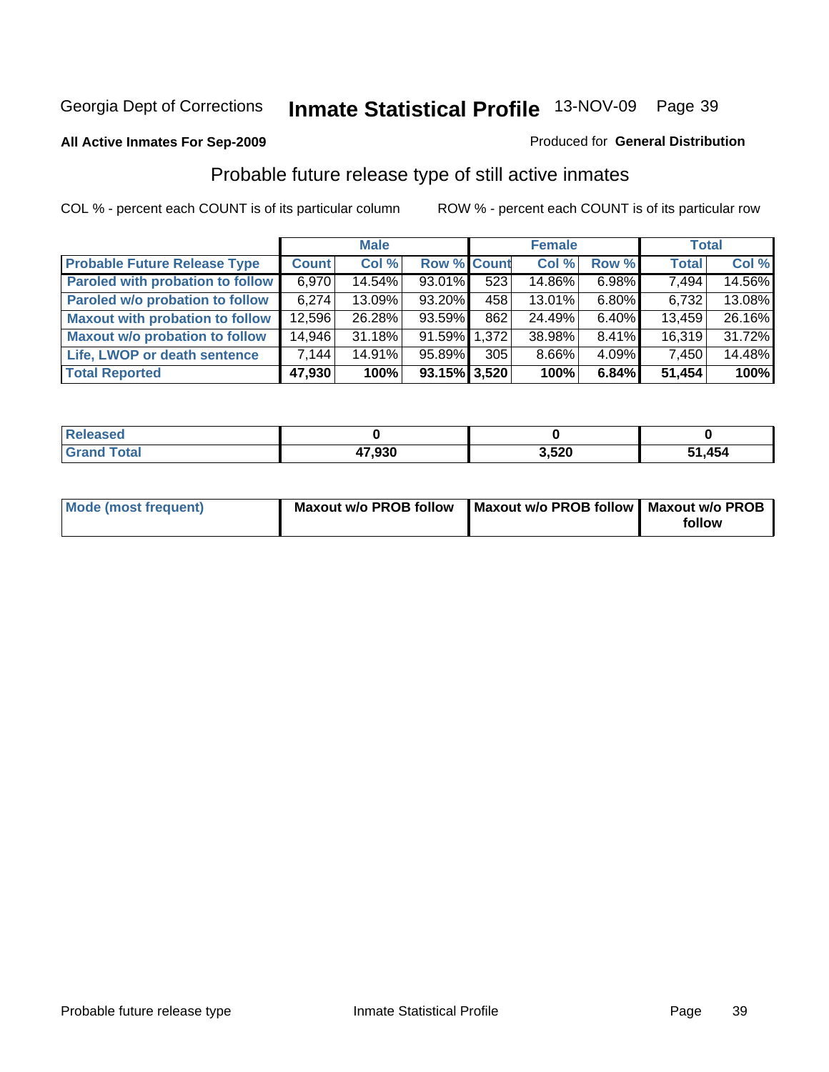Georgia Dept of Corrections **Inmate Statistical Profile** 13-NOV-09

**All Active Inmates For Sep-2009**

Produced for **General Distribution**

## Probable future release type of still active inmates

COL % - percent each COUNT is of its particular column

ROW % - percent each COUNT is of its particular row

| | Male | | | Female | | | Total | |
|---|---|---|---|---|---|---|---|---|
| **Probable Future Release Type** | **Count** | **Col %** | **Row %** | **Count** | **Col %** | **Row %** | **Total** | **Col %** |
| **Paroled with probation to follow** | 6,970 | 14.54% | 93.01% | 523 | 14.86% | 6.98% | 7,494 | 14.56% |
| **Paroled w/o probation to follow** | 6,274 | 13.09% | 93.20% | 458 | 13.01% | 6.80% | 6,732 | 13.08% |
| **Maxout with probation to follow** | 12,596 | 26.28% | 93.59% | 862 | 24.49% | 6.40% | 13,459 | 26.16% |
| **Maxout w/o probation to follow** | 14,946 | 31.18% | 91.59% | 1,372 | 38.98% | 8.41% | 16,319 | 31.72% |
| **Life, LWOP or death sentence** | 7,144 | 14.91% | 95.89% | 305 | 8.66% | 4.09% | 7,450 | 14.48% |
| **Total Reported** | **47,930** | **100%** | **93.15%** | **3,520** | **100%** | **6.84%** | **51,454** | **100%** |

| | | | |
|---|---|---|---|
| **Released** | **0** | **0** | **0** |
| **Grand Total** | **47,930** | **3,520** | **51,454** |

| | | | |
|---|---|---|---|
| **Mode (most frequent)** | **Maxout w/o PROB follow** | **Maxout w/o PROB follow** | **Maxout w/o PROB follow** |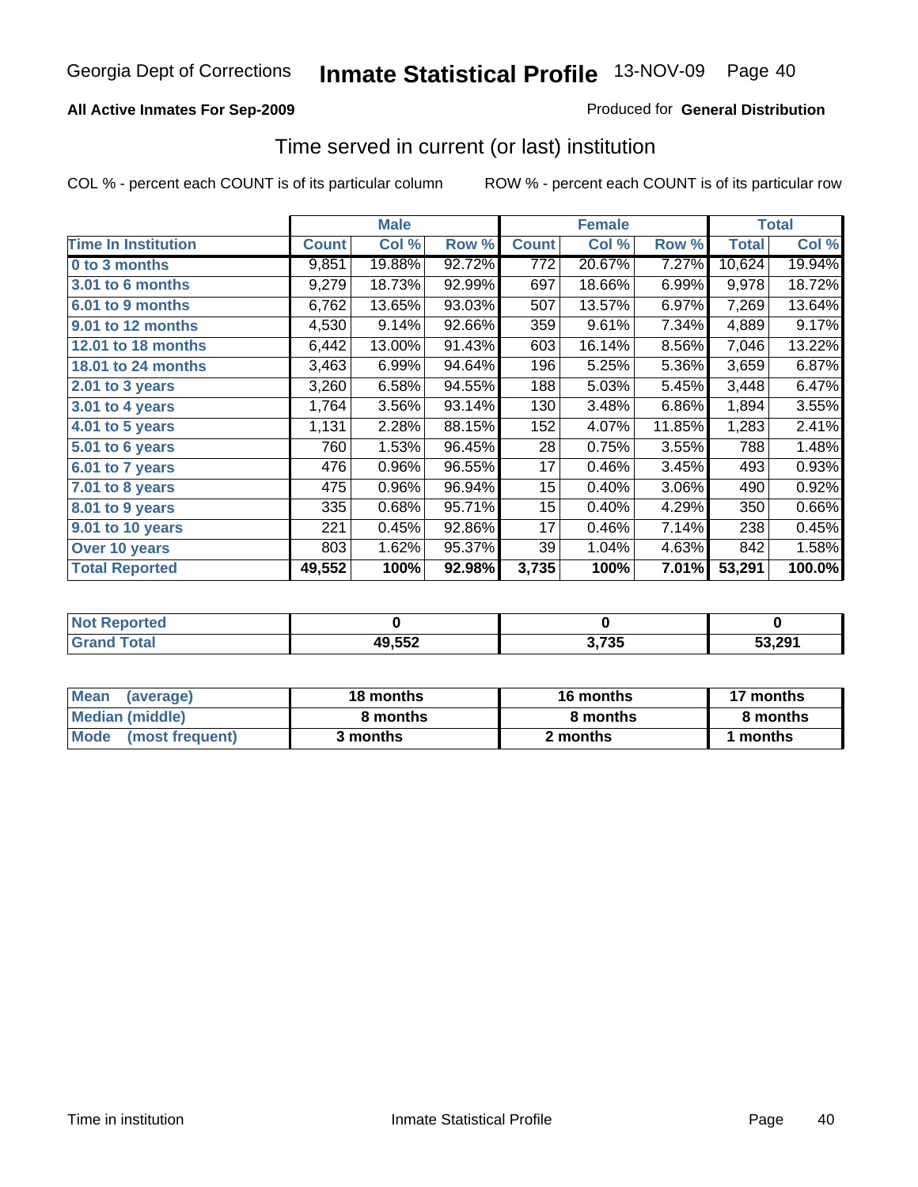Georgia Dept of Corrections **Inmate Statistical Profile** 13-NOV-09

**All Active Inmates For Sep-2009**

Produced for **General Distribution**

## Time served in current (or last) institution

COL % - percent each COUNT is of its particular column

ROW % - percent each COUNT is of its particular row

| | Male | | | Female | | | Total | |
|---|---|---|---|---|---|---|---|---|
| **Time In Institution** | **Count** | **Col %** | **Row %** | **Count** | **Col %** | **Row %** | **Total** | **Col %** |
| **0 to 3 months** | 9,851 | 19.88% | 92.72% | 772 | 20.67% | 7.27% | 10,624 | 19.94% |
| **3.01 to 6 months** | 9,279 | 18.73% | 92.99% | 697 | 18.66% | 6.99% | 9,978 | 18.72% |
| **6.01 to 9 months** | 6,762 | 13.65% | 93.03% | 507 | 13.57% | 6.97% | 7,269 | 13.64% |
| **9.01 to 12 months** | 4,530 | 9.14% | 92.66% | 359 | 9.61% | 7.34% | 4,889 | 9.17% |
| **12.01 to 18 months** | 6,442 | 13.00% | 91.43% | 603 | 16.14% | 8.56% | 7,046 | 13.22% |
| **18.01 to 24 months** | 3,463 | 6.99% | 94.64% | 196 | 5.25% | 5.36% | 3,659 | 6.87% |
| **2.01 to 3 years** | 3,260 | 6.58% | 94.55% | 188 | 5.03% | 5.45% | 3,448 | 6.47% |
| **3.01 to 4 years** | 1,764 | 3.56% | 93.14% | 130 | 3.48% | 6.86% | 1,894 | 3.55% |
| **4.01 to 5 years** | 1,131 | 2.28% | 88.15% | 152 | 4.07% | 11.85% | 1,283 | 2.41% |
| **5.01 to 6 years** | 760 | 1.53% | 96.45% | 28 | 0.75% | 3.55% | 788 | 1.48% |
| **6.01 to 7 years** | 476 | 0.96% | 96.55% | 17 | 0.46% | 3.45% | 493 | 0.93% |
| **7.01 to 8 years** | 475 | 0.96% | 96.94% | 15 | 0.40% | 3.06% | 490 | 0.92% |
| **8.01 to 9 years** | 335 | 0.68% | 95.71% | 15 | 0.40% | 4.29% | 350 | 0.66% |
| **9.01 to 10 years** | 221 | 0.45% | 92.86% | 17 | 0.46% | 7.14% | 238 | 0.45% |
| **Over 10 years** | 803 | 1.62% | 95.37% | 39 | 1.04% | 4.63% | 842 | 1.58% |
| **Total Reported** | **49,552** | **100%** | **92.98%** | **3,735** | **100%** | **7.01%** | **53,291** | **100.0%** |

| | Male | Female | Total |
|---|---|---|---|
| **Not Reported** | **0** | **0** | **0** |
| **Grand Total** | **49,552** | **3,735** | **53,291** |

| | Male | Female | Total |
|---|---|---|---|
| **Mean (average)** | **18 months** | **16 months** | **17 months** |
| **Median (middle)** | **8 months** | **8 months** | **8 months** |
| **Mode (most frequent)** | **3 months** | **2 months** | **1 months** |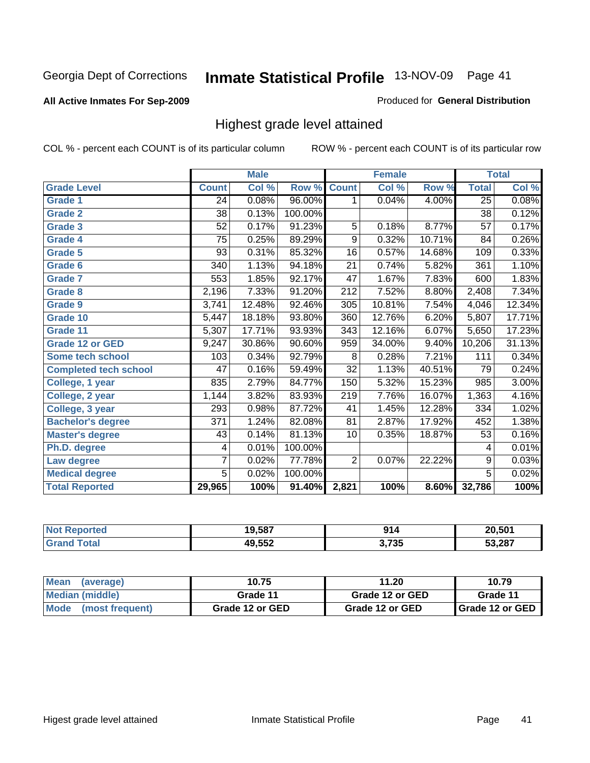Georgia Dept of Corrections **Inmate Statistical Profile** 13-NOV-09 Page 41

**All Active Inmates For Sep-2009**

Produced for **General Distribution**

## Highest grade level attained

COL % - percent each COUNT is of its particular column

ROW % - percent each COUNT is of its particular row

| | Male | | | Female | | | Total | |
|---|---|---|---|---|---|---|---|---|
| **Grade Level** | **Count** | **Col %** | **Row %** | **Count** | **Col %** | **Row %** | **Total** | **Col %** |
| Grade 1 | 24 | 0.08% | 96.00% | 1 | 0.04% | 4.00% | 25 | 0.08% |
| Grade 2 | 38 | 0.13% | 100.00% | | | | 38 | 0.12% |
| Grade 3 | 52 | 0.17% | 91.23% | 5 | 0.18% | 8.77% | 57 | 0.17% |
| Grade 4 | 75 | 0.25% | 89.29% | 9 | 0.32% | 10.71% | 84 | 0.26% |
| Grade 5 | 93 | 0.31% | 85.32% | 16 | 0.57% | 14.68% | 109 | 0.33% |
| Grade 6 | 340 | 1.13% | 94.18% | 21 | 0.74% | 5.82% | 361 | 1.10% |
| Grade 7 | 553 | 1.85% | 92.17% | 47 | 1.67% | 7.83% | 600 | 1.83% |
| Grade 8 | 2,196 | 7.33% | 91.20% | 212 | 7.52% | 8.80% | 2,408 | 7.34% |
| Grade 9 | 3,741 | 12.48% | 92.46% | 305 | 10.81% | 7.54% | 4,046 | 12.34% |
| Grade 10 | 5,447 | 18.18% | 93.80% | 360 | 12.76% | 6.20% | 5,807 | 17.71% |
| Grade 11 | 5,307 | 17.71% | 93.93% | 343 | 12.16% | 6.07% | 5,650 | 17.23% |
| Grade 12 or GED | 9,247 | 30.86% | 90.60% | 959 | 34.00% | 9.40% | 10,206 | 31.13% |
| Some tech school | 103 | 0.34% | 92.79% | 8 | 0.28% | 7.21% | 111 | 0.34% |
| Completed tech school | 47 | 0.16% | 59.49% | 32 | 1.13% | 40.51% | 79 | 0.24% |
| College, 1 year | 835 | 2.79% | 84.77% | 150 | 5.32% | 15.23% | 985 | 3.00% |
| College, 2 year | 1,144 | 3.82% | 83.93% | 219 | 7.76% | 16.07% | 1,363 | 4.16% |
| College, 3 year | 293 | 0.98% | 87.72% | 41 | 1.45% | 12.28% | 334 | 1.02% |
| Bachelor's degree | 371 | 1.24% | 82.08% | 81 | 2.87% | 17.92% | 452 | 1.38% |
| Master's degree | 43 | 0.14% | 81.13% | 10 | 0.35% | 18.87% | 53 | 0.16% |
| Ph.D. degree | 4 | 0.01% | 100.00% | | | | 4 | 0.01% |
| Law degree | 7 | 0.02% | 77.78% | 2 | 0.07% | 22.22% | 9 | 0.03% |
| Medical degree | 5 | 0.02% | 100.00% | | | | 5 | 0.02% |
| **Total Reported** | **29,965** | **100%** | **91.40%** | **2,821** | **100%** | **8.60%** | **32,786** | **100%** |

| | Male | Female | Total |
|---|---|---|---|
| Not Reported | 19,587 | 914 | 20,501 |
| Grand Total | 49,552 | 3,735 | 53,287 |

| | Male | Female | Total |
|---|---|---|---|
| Mean (average) | 10.75 | 11.20 | 10.79 |
| Median (middle) | Grade 11 | Grade 12 or GED | Grade 11 |
| Mode (most frequent) | Grade 12 or GED | Grade 12 or GED | Grade 12 or GED |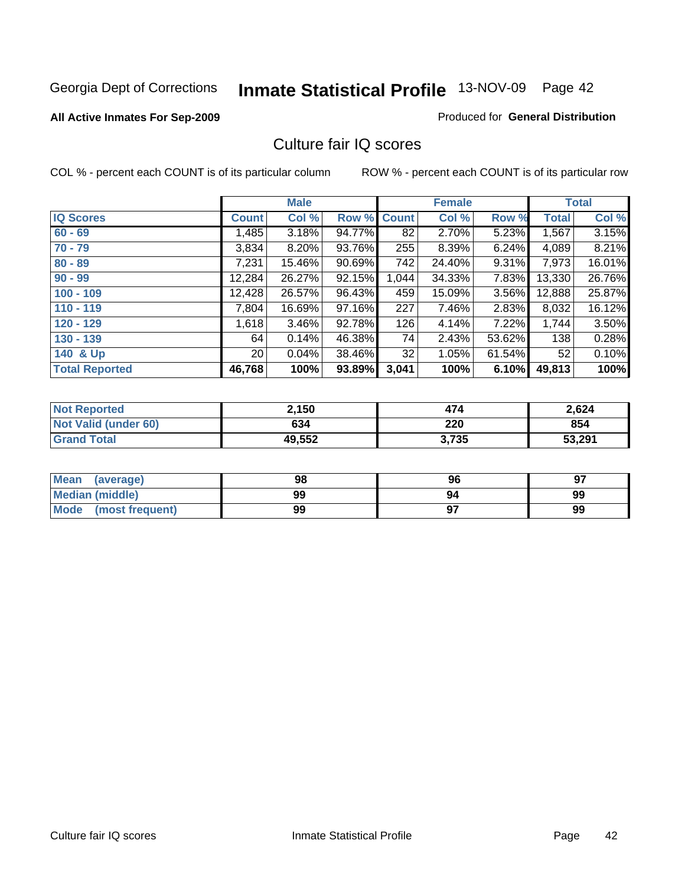Georgia Dept of Corrections **Inmate Statistical Profile** 13-NOV-09 Page 42

**All Active Inmates For Sep-2009**

Produced for **General Distribution**

## Culture fair IQ scores

COL % - percent each COUNT is of its particular column

ROW % - percent each COUNT is of its particular row

| | Male | | | Female | | | Total | |
|---|---|---|---|---|---|---|---|---|
| **IQ Scores** | **Count** | **Col %** | **Row %** | **Count** | **Col %** | **Row %** | **Total** | **Col %** |
| **60 - 69** | 1,485 | 3.18% | 94.77% | 82 | 2.70% | 5.23% | 1,567 | 3.15% |
| **70 - 79** | 3,834 | 8.20% | 93.76% | 255 | 8.39% | 6.24% | 4,089 | 8.21% |
| **80 - 89** | 7,231 | 15.46% | 90.69% | 742 | 24.40% | 9.31% | 7,973 | 16.01% |
| **90 - 99** | 12,284 | 26.27% | 92.15% | 1,044 | 34.33% | 7.83% | 13,330 | 26.76% |
| **100 - 109** | 12,428 | 26.57% | 96.43% | 459 | 15.09% | 3.56% | 12,888 | 25.87% |
| **110 - 119** | 7,804 | 16.69% | 97.16% | 227 | 7.46% | 2.83% | 8,032 | 16.12% |
| **120 - 129** | 1,618 | 3.46% | 92.78% | 126 | 4.14% | 7.22% | 1,744 | 3.50% |
| **130 - 139** | 64 | 0.14% | 46.38% | 74 | 2.43% | 53.62% | 138 | 0.28% |
| **140 & Up** | 20 | 0.04% | 38.46% | 32 | 1.05% | 61.54% | 52 | 0.10% |
| **Total Reported** | **46,768** | **100%** | **93.89%** | **3,041** | **100%** | **6.10%** | **49,813** | **100%** |

| | Male | Female | Total |
|---|---|---|---|
| **Not Reported** | **2,150** | **474** | **2,624** |
| **Not Valid (under 60)** | **634** | **220** | **854** |
| **Grand Total** | **49,552** | **3,735** | **53,291** |

| | Male | Female | Total |
|---|---|---|---|
| **Mean (average)** | **98** | **96** | **97** |
| **Median (middle)** | **99** | **94** | **99** |
| **Mode (most frequent)** | **99** | **97** | **99** |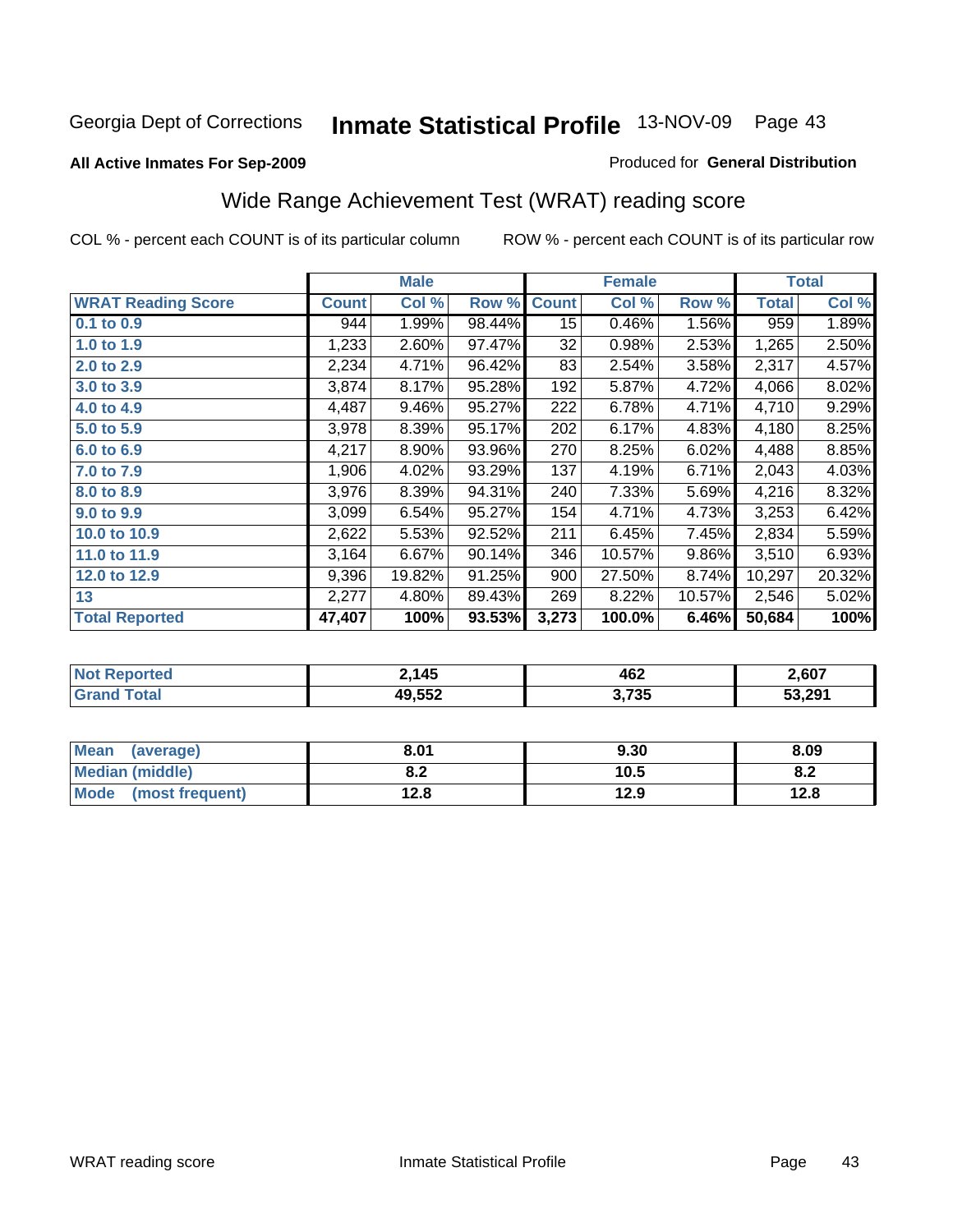Georgia Dept of Corrections **Inmate Statistical Profile** 13-NOV-09

**All Active Inmates For Sep-2009**

Produced for **General Distribution**

## Wide Range Achievement Test (WRAT) reading score

COL % - percent each COUNT is of its particular column    ROW % - percent each COUNT is of its particular row

| | Male | | | Female | | | Total | |
|---|---|---|---|---|---|---|---|---|
| **WRAT Reading Score** | **Count** | **Col %** | **Row %** | **Count** | **Col %** | **Row %** | **Total** | **Col %** |
| **0.1 to 0.9** | 944 | 1.99% | 98.44% | 15 | 0.46% | 1.56% | 959 | 1.89% |
| **1.0 to 1.9** | 1,233 | 2.60% | 97.47% | 32 | 0.98% | 2.53% | 1,265 | 2.50% |
| **2.0 to 2.9** | 2,234 | 4.71% | 96.42% | 83 | 2.54% | 3.58% | 2,317 | 4.57% |
| **3.0 to 3.9** | 3,874 | 8.17% | 95.28% | 192 | 5.87% | 4.72% | 4,066 | 8.02% |
| **4.0 to 4.9** | 4,487 | 9.46% | 95.27% | 222 | 6.78% | 4.71% | 4,710 | 9.29% |
| **5.0 to 5.9** | 3,978 | 8.39% | 95.17% | 202 | 6.17% | 4.83% | 4,180 | 8.25% |
| **6.0 to 6.9** | 4,217 | 8.90% | 93.96% | 270 | 8.25% | 6.02% | 4,488 | 8.85% |
| **7.0 to 7.9** | 1,906 | 4.02% | 93.29% | 137 | 4.19% | 6.71% | 2,043 | 4.03% |
| **8.0 to 8.9** | 3,976 | 8.39% | 94.31% | 240 | 7.33% | 5.69% | 4,216 | 8.32% |
| **9.0 to 9.9** | 3,099 | 6.54% | 95.27% | 154 | 4.71% | 4.73% | 3,253 | 6.42% |
| **10.0 to 10.9** | 2,622 | 5.53% | 92.52% | 211 | 6.45% | 7.45% | 2,834 | 5.59% |
| **11.0 to 11.9** | 3,164 | 6.67% | 90.14% | 346 | 10.57% | 9.86% | 3,510 | 6.93% |
| **12.0 to 12.9** | 9,396 | 19.82% | 91.25% | 900 | 27.50% | 8.74% | 10,297 | 20.32% |
| **13** | 2,277 | 4.80% | 89.43% | 269 | 8.22% | 10.57% | 2,546 | 5.02% |
| **Total Reported** | **47,407** | **100%** | **93.53%** | **3,273** | **100.0%** | **6.46%** | **50,684** | **100%** |

| | Male | Female | Total |
|---|---|---|---|
| **Not Reported** | **2,145** | **462** | **2,607** |
| **Grand Total** | **49,552** | **3,735** | **53,291** |

| | Male | Female | Total |
|---|---|---|---|
| **Mean (average)** | **8.01** | **9.30** | **8.09** |
| **Median (middle)** | **8.2** | **10.5** | **8.2** |
| **Mode (most frequent)** | **12.8** | **12.9** | **12.8** |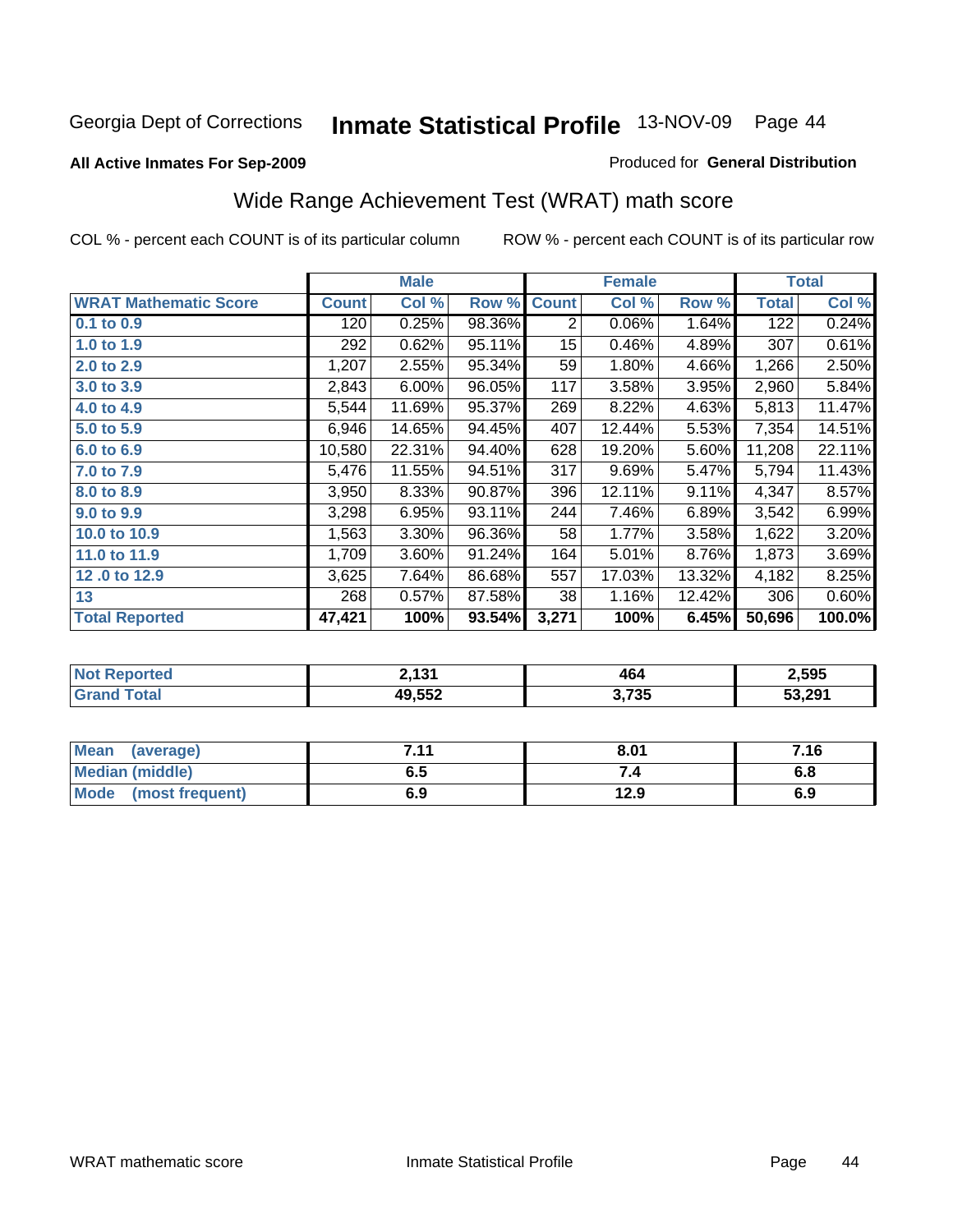Georgia Dept of Corrections **Inmate Statistical Profile** 13-NOV-09

**All Active Inmates For Sep-2009**

Produced for **General Distribution**

## Wide Range Achievement Test (WRAT) math score

COL % - percent each COUNT is of its particular column ROW % - percent each COUNT is of its particular row

| | Male | | | Female | | | Total | |
|---|---|---|---|---|---|---|---|---|
| **WRAT Mathematic Score** | **Count** | **Col %** | **Row %** | **Count** | **Col %** | **Row %** | **Total** | **Col %** |
| **0.1 to 0.9** | 120 | 0.25% | 98.36% | 2 | 0.06% | 1.64% | 122 | 0.24% |
| **1.0 to 1.9** | 292 | 0.62% | 95.11% | 15 | 0.46% | 4.89% | 307 | 0.61% |
| **2.0 to 2.9** | 1,207 | 2.55% | 95.34% | 59 | 1.80% | 4.66% | 1,266 | 2.50% |
| **3.0 to 3.9** | 2,843 | 6.00% | 96.05% | 117 | 3.58% | 3.95% | 2,960 | 5.84% |
| **4.0 to 4.9** | 5,544 | 11.69% | 95.37% | 269 | 8.22% | 4.63% | 5,813 | 11.47% |
| **5.0 to 5.9** | 6,946 | 14.65% | 94.45% | 407 | 12.44% | 5.53% | 7,354 | 14.51% |
| **6.0 to 6.9** | 10,580 | 22.31% | 94.40% | 628 | 19.20% | 5.60% | 11,208 | 22.11% |
| **7.0 to 7.9** | 5,476 | 11.55% | 94.51% | 317 | 9.69% | 5.47% | 5,794 | 11.43% |
| **8.0 to 8.9** | 3,950 | 8.33% | 90.87% | 396 | 12.11% | 9.11% | 4,347 | 8.57% |
| **9.0 to 9.9** | 3,298 | 6.95% | 93.11% | 244 | 7.46% | 6.89% | 3,542 | 6.99% |
| **10.0 to 10.9** | 1,563 | 3.30% | 96.36% | 58 | 1.77% | 3.58% | 1,622 | 3.20% |
| **11.0 to 11.9** | 1,709 | 3.60% | 91.24% | 164 | 5.01% | 8.76% | 1,873 | 3.69% |
| **12 .0 to 12.9** | 3,625 | 7.64% | 86.68% | 557 | 17.03% | 13.32% | 4,182 | 8.25% |
| **13** | 268 | 0.57% | 87.58% | 38 | 1.16% | 12.42% | 306 | 0.60% |
| **Total Reported** | **47,421** | **100%** | **93.54%** | **3,271** | **100%** | **6.45%** | **50,696** | **100.0%** |

| | Male | Female | Total |
|---|---|---|---|
| **Not Reported** | **2,131** | **464** | **2,595** |
| **Grand Total** | **49,552** | **3,735** | **53,291** |

| | Male | Female | Total |
|---|---|---|---|
| **Mean (average)** | **7.11** | **8.01** | **7.16** |
| **Median (middle)** | **6.5** | **7.4** | **6.8** |
| **Mode (most frequent)** | **6.9** | **12.9** | **6.9** |

WRAT mathematic score Inmate Statistical Profile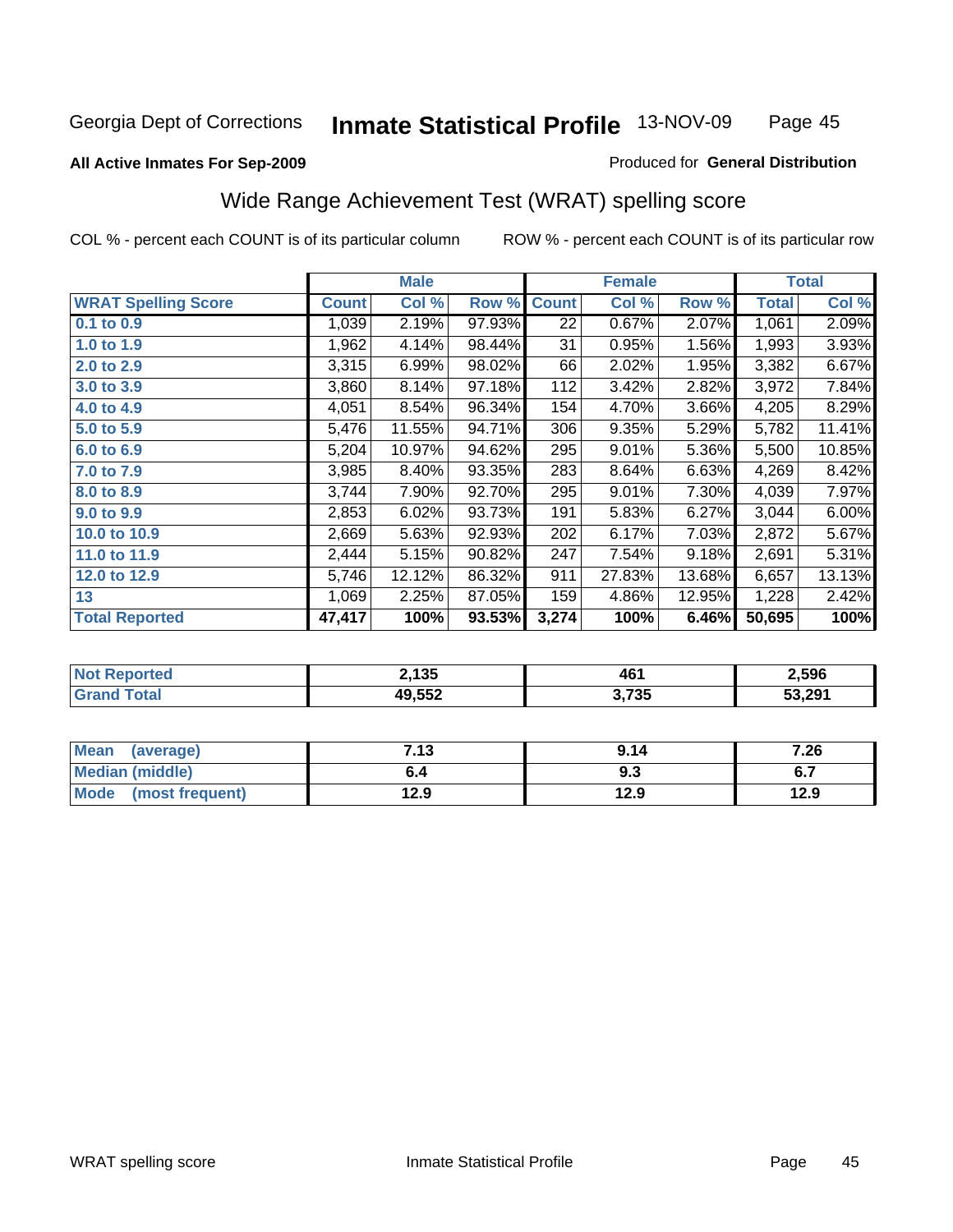Georgia Dept of Corrections **Inmate Statistical Profile** 13-NOV-09

**All Active Inmates For Sep-2009**

Produced for **General Distribution**

## Wide Range Achievement Test (WRAT) spelling score

COL % - percent each COUNT is of its particular column

ROW % - percent each COUNT is of its particular row

| | Male | | | Female | | | Total | |
|---|---|---|---|---|---|---|---|---|
| **WRAT Spelling Score** | **Count** | **Col %** | **Row %** | **Count** | **Col %** | **Row %** | **Total** | **Col %** |
| **0.1 to 0.9** | 1,039 | 2.19% | 97.93% | 22 | 0.67% | 2.07% | 1,061 | 2.09% |
| **1.0 to 1.9** | 1,962 | 4.14% | 98.44% | 31 | 0.95% | 1.56% | 1,993 | 3.93% |
| **2.0 to 2.9** | 3,315 | 6.99% | 98.02% | 66 | 2.02% | 1.95% | 3,382 | 6.67% |
| **3.0 to 3.9** | 3,860 | 8.14% | 97.18% | 112 | 3.42% | 2.82% | 3,972 | 7.84% |
| **4.0 to 4.9** | 4,051 | 8.54% | 96.34% | 154 | 4.70% | 3.66% | 4,205 | 8.29% |
| **5.0 to 5.9** | 5,476 | 11.55% | 94.71% | 306 | 9.35% | 5.29% | 5,782 | 11.41% |
| **6.0 to 6.9** | 5,204 | 10.97% | 94.62% | 295 | 9.01% | 5.36% | 5,500 | 10.85% |
| **7.0 to 7.9** | 3,985 | 8.40% | 93.35% | 283 | 8.64% | 6.63% | 4,269 | 8.42% |
| **8.0 to 8.9** | 3,744 | 7.90% | 92.70% | 295 | 9.01% | 7.30% | 4,039 | 7.97% |
| **9.0 to 9.9** | 2,853 | 6.02% | 93.73% | 191 | 5.83% | 6.27% | 3,044 | 6.00% |
| **10.0 to 10.9** | 2,669 | 5.63% | 92.93% | 202 | 6.17% | 7.03% | 2,872 | 5.67% |
| **11.0 to 11.9** | 2,444 | 5.15% | 90.82% | 247 | 7.54% | 9.18% | 2,691 | 5.31% |
| **12.0 to 12.9** | 5,746 | 12.12% | 86.32% | 911 | 27.83% | 13.68% | 6,657 | 13.13% |
| **13** | 1,069 | 2.25% | 87.05% | 159 | 4.86% | 12.95% | 1,228 | 2.42% |
| **Total Reported** | **47,417** | **100%** | **93.53%** | **3,274** | **100%** | **6.46%** | **50,695** | **100%** |

| | Male | Female | Total |
|---|---|---|---|
| **Not Reported** | **2,135** | **461** | **2,596** |
| **Grand Total** | **49,552** | **3,735** | **53,291** |

| | Male | Female | Total |
|---|---|---|---|
| **Mean (average)** | **7.13** | **9.14** | **7.26** |
| **Median (middle)** | **6.4** | **9.3** | **6.7** |
| **Mode (most frequent)** | **12.9** | **12.9** | **12.9** |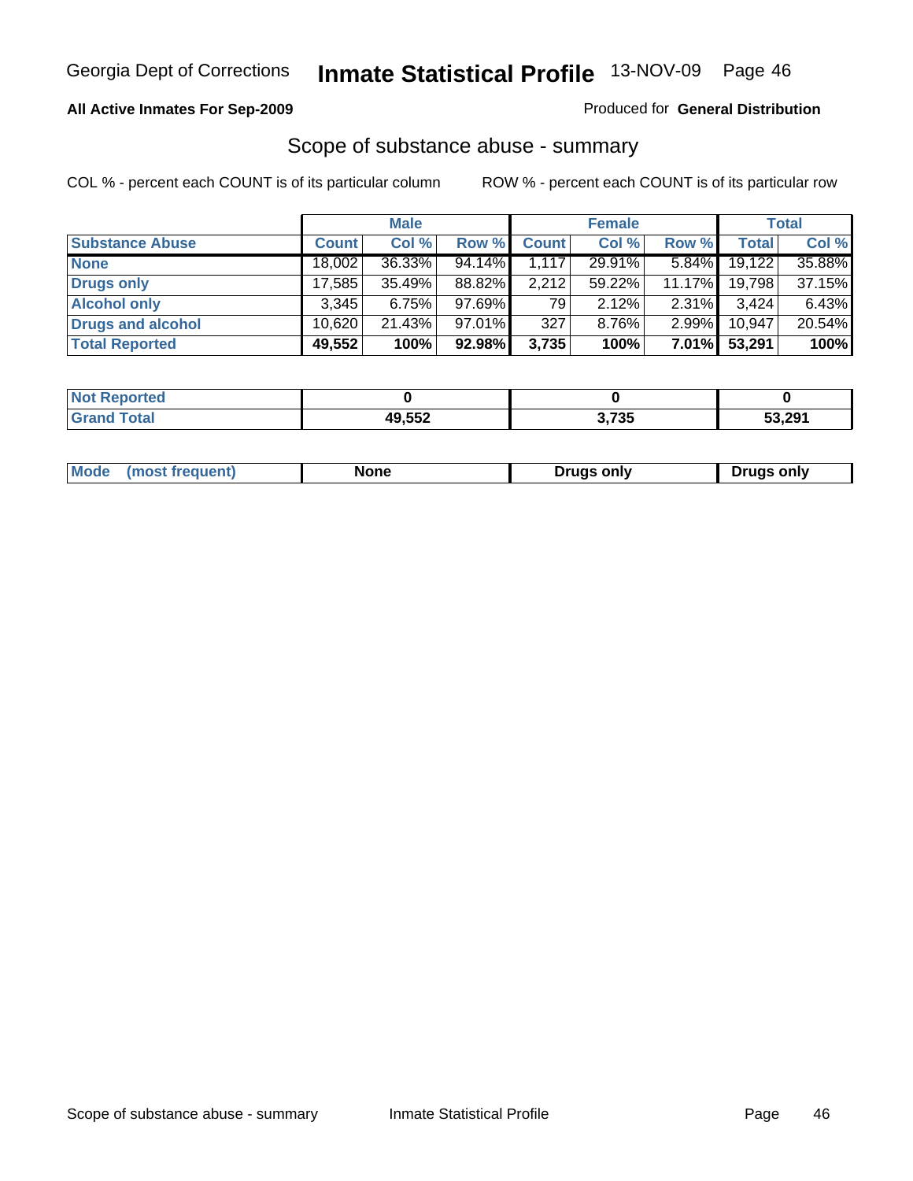# Georgia Dept of Corrections **Inmate Statistical Profile** 13-NOV-09

**All Active Inmates For Sep-2009**

Produced for **General Distribution**

## Scope of substance abuse - summary

COL % - percent each COUNT is of its particular column

ROW % - percent each COUNT is of its particular row

| | Male | | | Female | | | Total | |
|---|---|---|---|---|---|---|---|---|
| **Substance Abuse** | **Count** | **Col %** | **Row %** | **Count** | **Col %** | **Row %** | **Total** | **Col %** |
| **None** | 18,002 | 36.33% | 94.14% | 1,117 | 29.91% | 5.84% | 19,122 | 35.88% |
| **Drugs only** | 17,585 | 35.49% | 88.82% | 2,212 | 59.22% | 11.17% | 19,798 | 37.15% |
| **Alcohol only** | 3,345 | 6.75% | 97.69% | 79 | 2.12% | 2.31% | 3,424 | 6.43% |
| **Drugs and alcohol** | 10,620 | 21.43% | 97.01% | 327 | 8.76% | 2.99% | 10,947 | 20.54% |
| **Total Reported** | **49,552** | **100%** | **92.98%** | **3,735** | **100%** | **7.01%** | **53,291** | **100%** |

| | Male | Female | Total |
|---|---|---|---|
| **Not Reported** | 0 | 0 | 0 |
| **Grand Total** | 49,552 | 3,735 | 53,291 |

| | Male | Female | Total |
|---|---|---|---|
| **Mode (most frequent)** | None | Drugs only | Drugs only |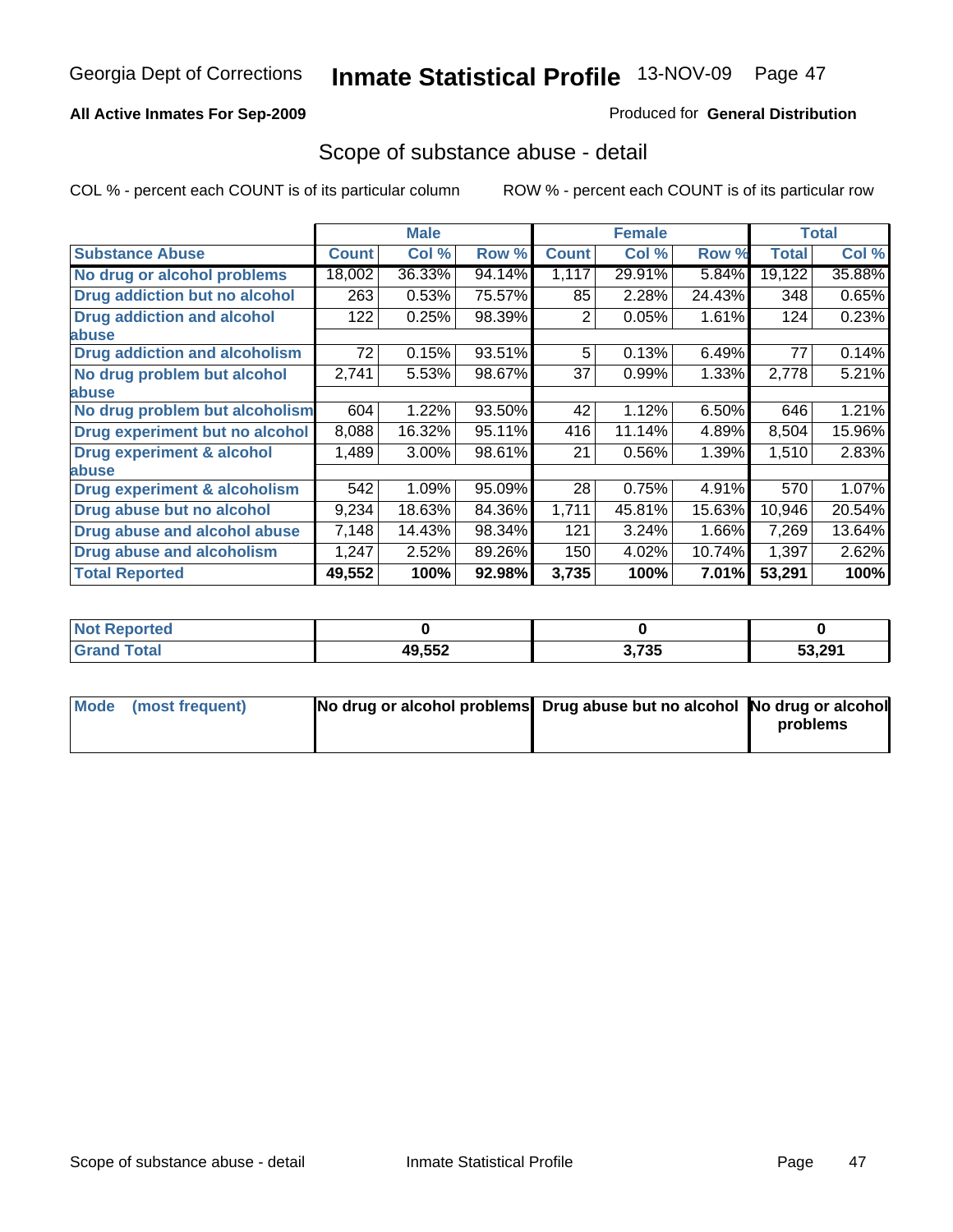Georgia Dept of Corrections **Inmate Statistical Profile** 13-NOV-09

**All Active Inmates For Sep-2009**

Produced for **General Distribution**

## Scope of substance abuse - detail

COL % - percent each COUNT is of its particular column

ROW % - percent each COUNT is of its particular row

| | Male | | | Female | | | Total | |
|---|---|---|---|---|---|---|---|---|
| **Substance Abuse** | **Count** | **Col %** | **Row %** | **Count** | **Col %** | **Row %** | **Total** | **Col %** |
| **No drug or alcohol problems** | 18,002 | 36.33% | 94.14% | 1,117 | 29.91% | 5.84% | 19,122 | 35.88% |
| **Drug addiction but no alcohol** | 263 | 0.53% | 75.57% | 85 | 2.28% | 24.43% | 348 | 0.65% |
| **Drug addiction and alcohol abuse** | 122 | 0.25% | 98.39% | 2 | 0.05% | 1.61% | 124 | 0.23% |
| **Drug addiction and alcoholism** | 72 | 0.15% | 93.51% | 5 | 0.13% | 6.49% | 77 | 0.14% |
| **No drug problem but alcohol abuse** | 2,741 | 5.53% | 98.67% | 37 | 0.99% | 1.33% | 2,778 | 5.21% |
| **No drug problem but alcoholism** | 604 | 1.22% | 93.50% | 42 | 1.12% | 6.50% | 646 | 1.21% |
| **Drug experiment but no alcohol** | 8,088 | 16.32% | 95.11% | 416 | 11.14% | 4.89% | 8,504 | 15.96% |
| **Drug experiment & alcohol abuse** | 1,489 | 3.00% | 98.61% | 21 | 0.56% | 1.39% | 1,510 | 2.83% |
| **Drug experiment & alcoholism** | 542 | 1.09% | 95.09% | 28 | 0.75% | 4.91% | 570 | 1.07% |
| **Drug abuse but no alcohol** | 9,234 | 18.63% | 84.36% | 1,711 | 45.81% | 15.63% | 10,946 | 20.54% |
| **Drug abuse and alcohol abuse** | 7,148 | 14.43% | 98.34% | 121 | 3.24% | 1.66% | 7,269 | 13.64% |
| **Drug abuse and alcoholism** | 1,247 | 2.52% | 89.26% | 150 | 4.02% | 10.74% | 1,397 | 2.62% |
| **Total Reported** | **49,552** | **100%** | **92.98%** | **3,735** | **100%** | **7.01%** | **53,291** | **100%** |

| | Male | Female | Total |
|---|---|---|---|
| **Not Reported** | **0** | **0** | **0** |
| **Grand Total** | **49,552** | **3,735** | **53,291** |

| | Male | Female | Total |
|---|---|---|---|
| **Mode (most frequent)** | **No drug or alcohol problems** | **Drug abuse but no alcohol** | **No drug or alcohol problems** |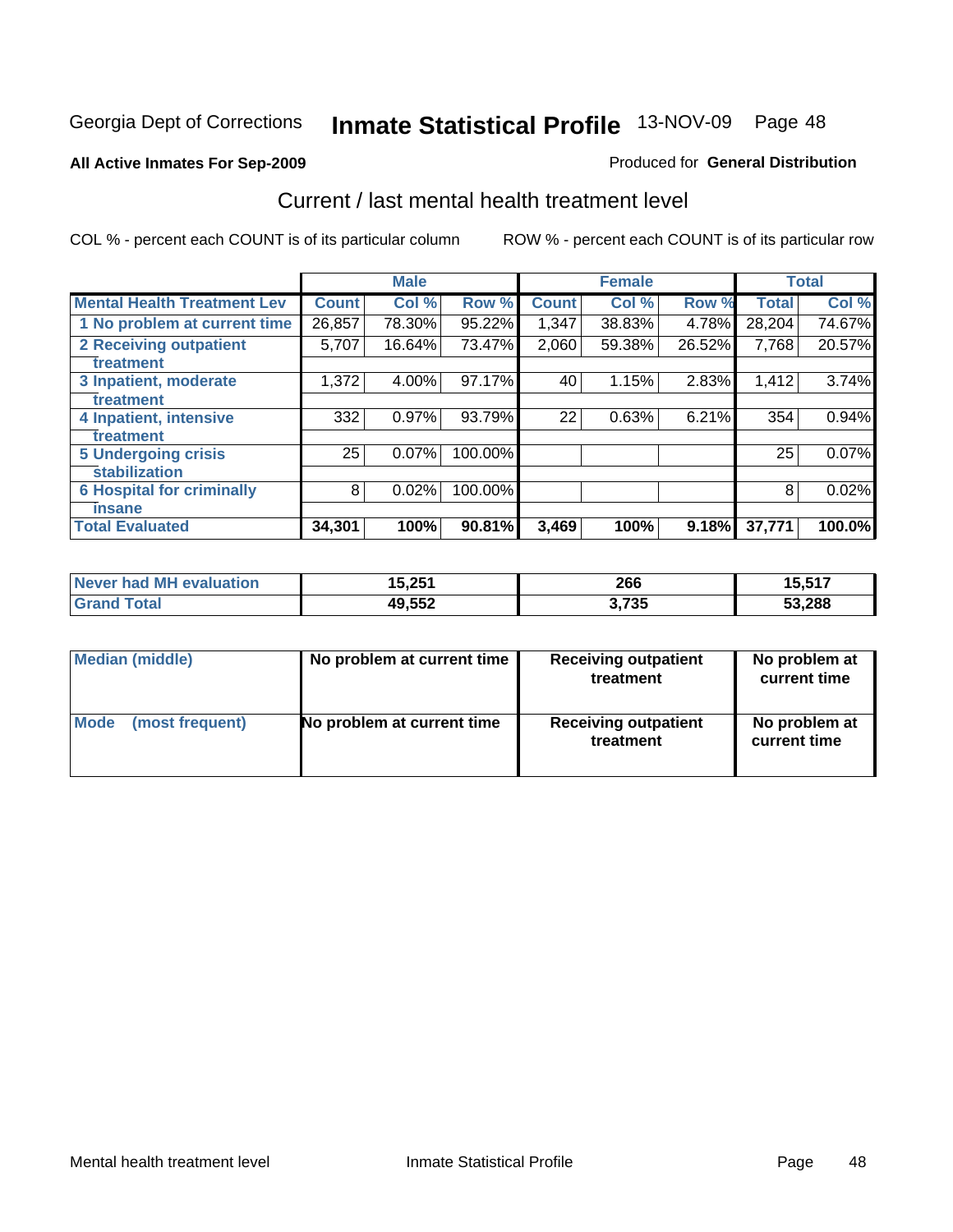Georgia Dept of Corrections **Inmate Statistical Profile** 13-NOV-09

**All Active Inmates For Sep-2009**

Produced for **General Distribution**

## Current / last mental health treatment level

COL % - percent each COUNT is of its particular column

ROW % - percent each COUNT is of its particular row

| | Male | | | Female | | | Total | |
|---|---|---|---|---|---|---|---|---|
| **Mental Health Treatment Lev** | **Count** | **Col %** | **Row %** | **Count** | **Col %** | **Row %** | **Total** | **Col %** |
| 1 No problem at current time | 26,857 | 78.30% | 95.22% | 1,347 | 38.83% | 4.78% | 28,204 | 74.67% |
| 2 Receiving outpatient treatment | 5,707 | 16.64% | 73.47% | 2,060 | 59.38% | 26.52% | 7,768 | 20.57% |
| 3 Inpatient, moderate treatment | 1,372 | 4.00% | 97.17% | 40 | 1.15% | 2.83% | 1,412 | 3.74% |
| 4 Inpatient, intensive treatment | 332 | 0.97% | 93.79% | 22 | 0.63% | 6.21% | 354 | 0.94% |
| 5 Undergoing crisis stabilization | 25 | 0.07% | 100.00% | | | | 25 | 0.07% |
| 6 Hospital for criminally insane | 8 | 0.02% | 100.00% | | | | 8 | 0.02% |
| **Total Evaluated** | **34,301** | **100%** | **90.81%** | **3,469** | **100%** | **9.18%** | **37,771** | **100.0%** |

| | Male | Female | Total |
|---|---|---|---|
| Never had MH evaluation | 15,251 | 266 | 15,517 |
| Grand Total | 49,552 | 3,735 | 53,288 |

| | Male | Female | Total |
|---|---|---|---|
| Median (middle) | No problem at current time | Receiving outpatient treatment | No problem at current time |
| Mode (most frequent) | No problem at current time | Receiving outpatient treatment | No problem at current time |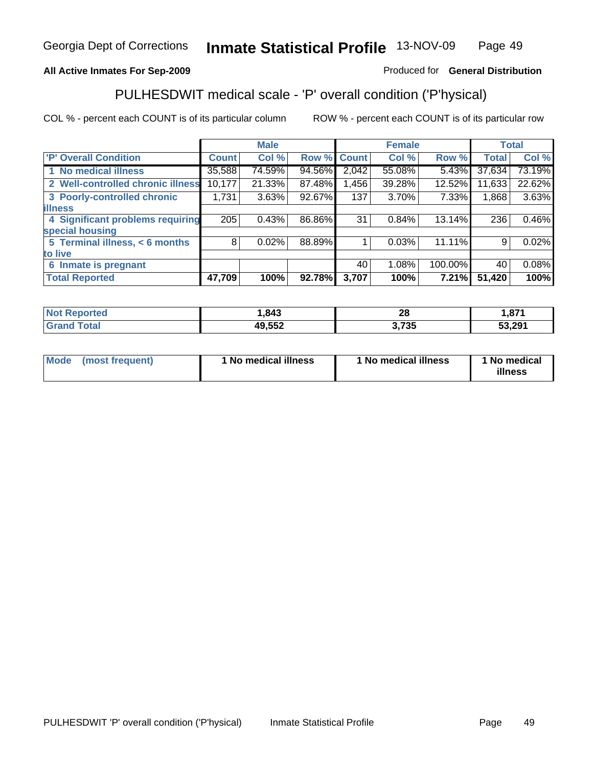Georgia Dept of Corrections **Inmate Statistical Profile** 13-NOV-09

**All Active Inmates For Sep-2009**

Produced for **General Distribution**

## PULHESDWIT medical scale - 'P' overall condition ('P'hysical)

COL % - percent each COUNT is of its particular column    ROW % - percent each COUNT is of its particular row

| | Male | | | Female | | | Total | |
|---|---|---|---|---|---|---|---|---|
| 'P' Overall Condition | Count | Col % | Row % | Count | Col % | Row % | Total | Col % |
| 1 No medical illness | 35,588 | 74.59% | 94.56% | 2,042 | 55.08% | 5.43% | 37,634 | 73.19% |
| 2 Well-controlled chronic illness | 10,177 | 21.33% | 87.48% | 1,456 | 39.28% | 12.52% | 11,633 | 22.62% |
| 3 Poorly-controlled chronic illness | 1,731 | 3.63% | 92.67% | 137 | 3.70% | 7.33% | 1,868 | 3.63% |
| 4 Significant problems requiring special housing | 205 | 0.43% | 86.86% | 31 | 0.84% | 13.14% | 236 | 0.46% |
| 5 Terminal illness, < 6 months to live | 8 | 0.02% | 88.89% | 1 | 0.03% | 11.11% | 9 | 0.02% |
| 6 Inmate is pregnant | | | | 40 | 1.08% | 100.00% | 40 | 0.08% |
| **Total Reported** | **47,709** | **100%** | **92.78%** | **3,707** | **100%** | **7.21%** | **51,420** | **100%** |

| | Male | Female | Total |
|---|---|---|---|
| Not Reported | 1,843 | 28 | 1,871 |
| Grand Total | 49,552 | 3,735 | 53,291 |

| | Male | Female | Total |
|---|---|---|---|
| Mode (most frequent) | 1 No medical illness | 1 No medical illness | 1 No medical illness |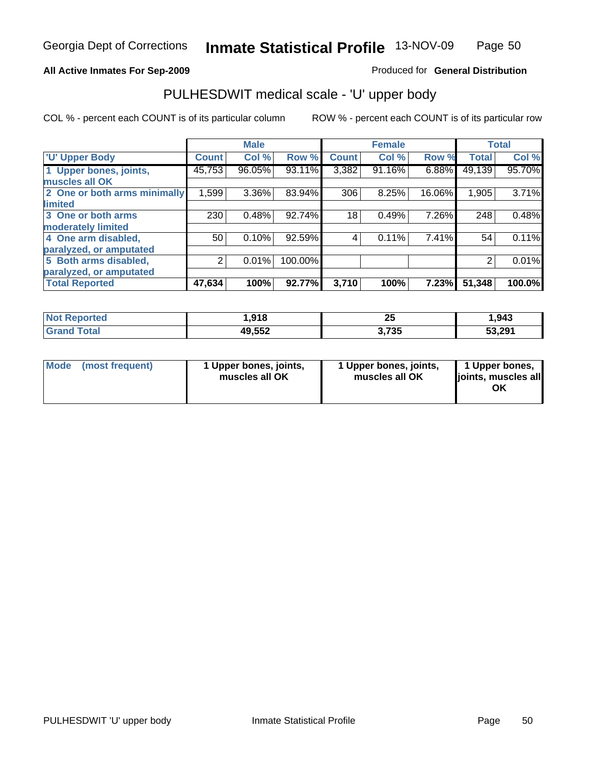Georgia Dept of Corrections **Inmate Statistical Profile** 13-NOV-09

**All Active Inmates For Sep-2009**

Produced for **General Distribution**

## PULHESDWIT medical scale - 'U' upper body

COL % - percent each COUNT is of its particular column

ROW % - percent each COUNT is of its particular row

| | Male | | | Female | | | Total | |
|---|---|---|---|---|---|---|---|---|
| 'U' Upper Body | Count | Col % | Row % | Count | Col % | Row % | Total | Col % |
| 1 Upper bones, joints, muscles all OK | 45,753 | 96.05% | 93.11% | 3,382 | 91.16% | 6.88% | 49,139 | 95.70% |
| 2 One or both arms minimally limited | 1,599 | 3.36% | 83.94% | 306 | 8.25% | 16.06% | 1,905 | 3.71% |
| 3 One or both arms moderately limited | 230 | 0.48% | 92.74% | 18 | 0.49% | 7.26% | 248 | 0.48% |
| 4 One arm disabled, paralyzed, or amputated | 50 | 0.10% | 92.59% | 4 | 0.11% | 7.41% | 54 | 0.11% |
| 5 Both arms disabled, paralyzed, or amputated | 2 | 0.01% | 100.00% | | | | 2 | 0.01% |
| **Total Reported** | **47,634** | **100%** | **92.77%** | **3,710** | **100%** | **7.23%** | **51,348** | **100.0%** |

| | Male | Female | Total |
|---|---|---|---|
| Not Reported | 1,918 | 25 | 1,943 |
| Grand Total | 49,552 | 3,735 | 53,291 |

| | Male | Female | Total |
|---|---|---|---|
| Mode (most frequent) | 1 Upper bones, joints, muscles all OK | 1 Upper bones, joints, muscles all OK | 1 Upper bones, joints, muscles all OK |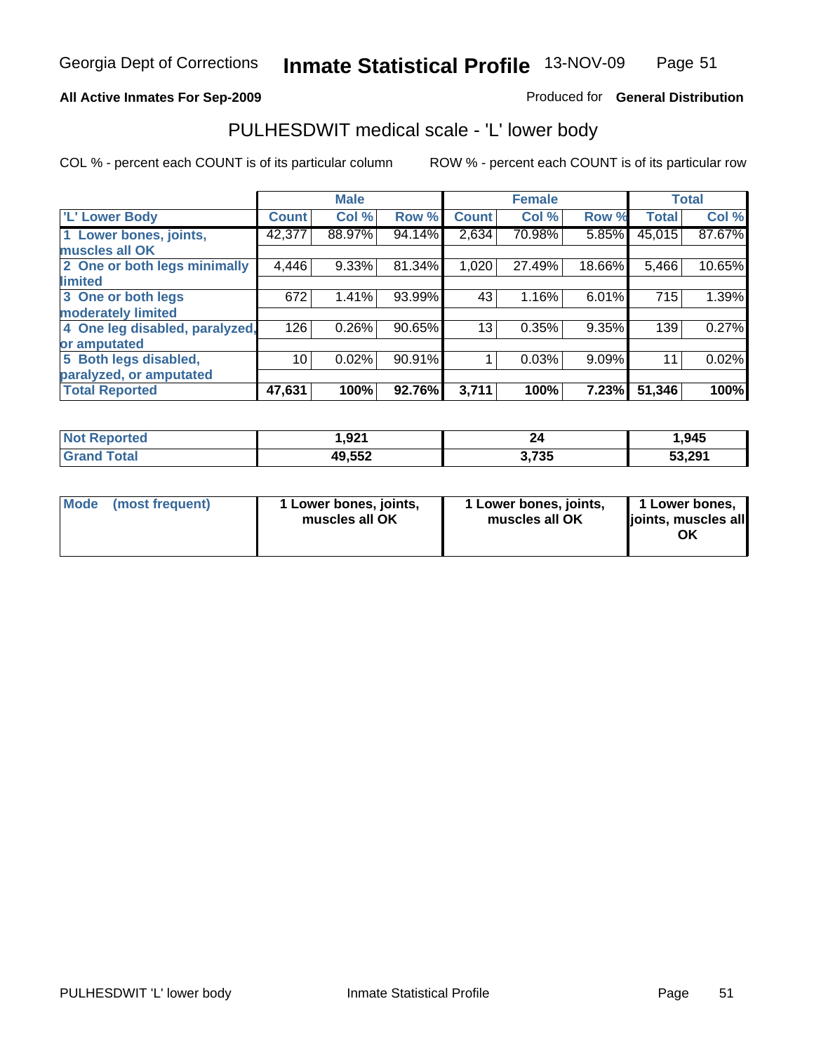Georgia Dept of Corrections **Inmate Statistical Profile** 13-NOV-09

**All Active Inmates For Sep-2009**

Produced for **General Distribution**

## PULHESDWIT medical scale - 'L' lower body

COL % - percent each COUNT is of its particular column

ROW % - percent each COUNT is of its particular row

| | Male | | | Female | | | Total | |
|---|---|---|---|---|---|---|---|---|
| 'L' Lower Body | Count | Col % | Row % | Count | Col % | Row % | Total | Col % |
| 1 Lower bones, joints, muscles all OK | 42,377 | 88.97% | 94.14% | 2,634 | 70.98% | 5.85% | 45,015 | 87.67% |
| 2 One or both legs minimally limited | 4,446 | 9.33% | 81.34% | 1,020 | 27.49% | 18.66% | 5,466 | 10.65% |
| 3 One or both legs moderately limited | 672 | 1.41% | 93.99% | 43 | 1.16% | 6.01% | 715 | 1.39% |
| 4 One leg disabled, paralyzed, or amputated | 126 | 0.26% | 90.65% | 13 | 0.35% | 9.35% | 139 | 0.27% |
| 5 Both legs disabled, paralyzed, or amputated | 10 | 0.02% | 90.91% | 1 | 0.03% | 9.09% | 11 | 0.02% |
| **Total Reported** | **47,631** | **100%** | **92.76%** | **3,711** | **100%** | **7.23%** | **51,346** | **100%** |

| | Male | Female | Total |
|---|---|---|---|
| Not Reported | 1,921 | 24 | 1,945 |
| Grand Total | 49,552 | 3,735 | 53,291 |

| | Male | Female | Total |
|---|---|---|---|
| Mode (most frequent) | 1 Lower bones, joints, muscles all OK | 1 Lower bones, joints, muscles all OK | 1 Lower bones, joints, muscles all OK |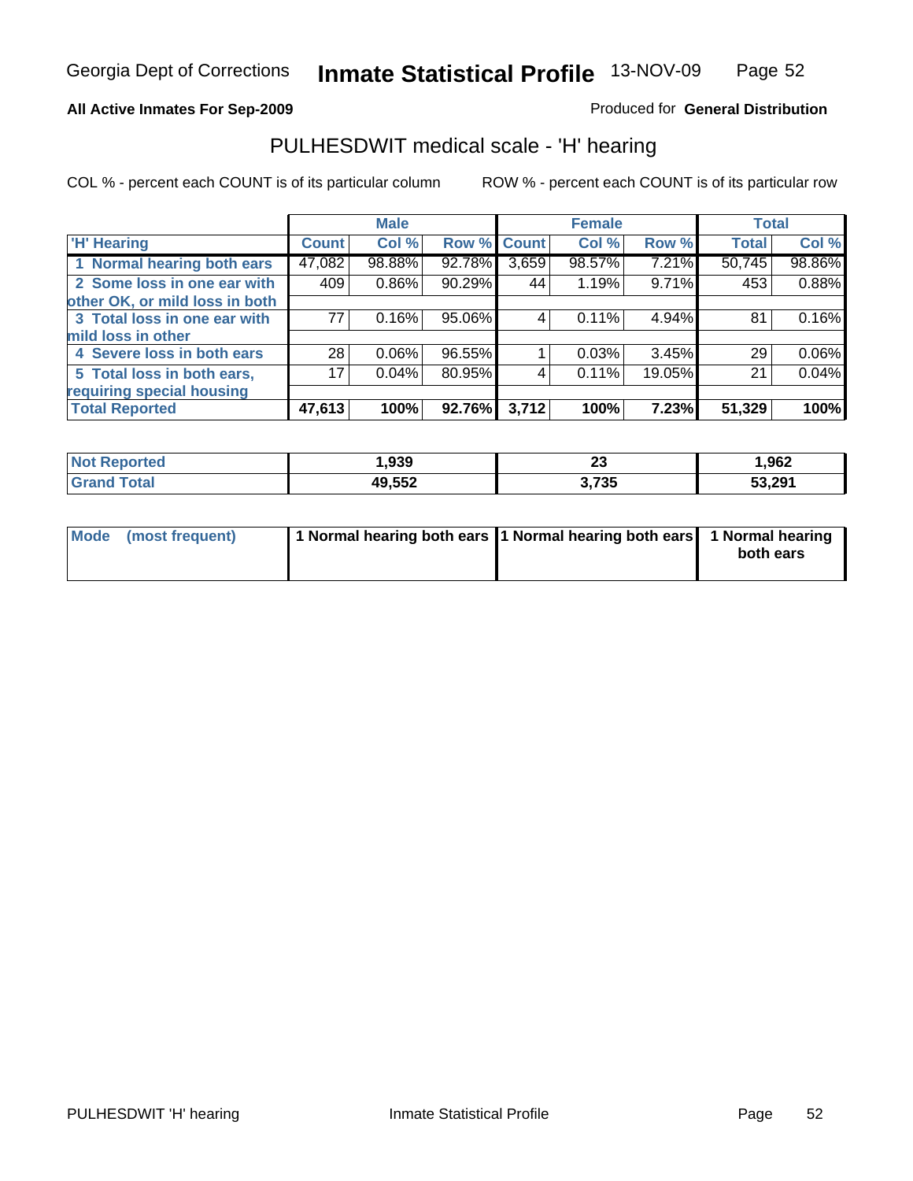Georgia Dept of Corrections **Inmate Statistical Profile** 13-NOV-09

**All Active Inmates For Sep-2009**

Produced for **General Distribution**

## PULHESDWIT medical scale - 'H' hearing

COL % - percent each COUNT is of its particular column

ROW % - percent each COUNT is of its particular row

| | Male | | | Female | | | Total | |
|---|---|---|---|---|---|---|---|---|
| 'H' Hearing | Count | Col % | Row % | Count | Col % | Row % | Total | Col % |
| 1 Normal hearing both ears | 47,082 | 98.88% | 92.78% | 3,659 | 98.57% | 7.21% | 50,745 | 98.86% |
| 2 Some loss in one ear with other OK, or mild loss in both | 409 | 0.86% | 90.29% | 44 | 1.19% | 9.71% | 453 | 0.88% |
| 3 Total loss in one ear with mild loss in other | 77 | 0.16% | 95.06% | 4 | 0.11% | 4.94% | 81 | 0.16% |
| 4 Severe loss in both ears | 28 | 0.06% | 96.55% | 1 | 0.03% | 3.45% | 29 | 0.06% |
| 5 Total loss in both ears, requiring special housing | 17 | 0.04% | 80.95% | 4 | 0.11% | 19.05% | 21 | 0.04% |
| **Total Reported** | **47,613** | **100%** | **92.76%** | **3,712** | **100%** | **7.23%** | **51,329** | **100%** |

| | Male | Female | Total |
|---|---|---|---|
| Not Reported | 1,939 | 23 | 1,962 |
| Grand Total | 49,552 | 3,735 | 53,291 |

| | Male | Female | Total |
|---|---|---|---|
| Mode (most frequent) | 1 Normal hearing both ears | 1 Normal hearing both ears | 1 Normal hearing both ears |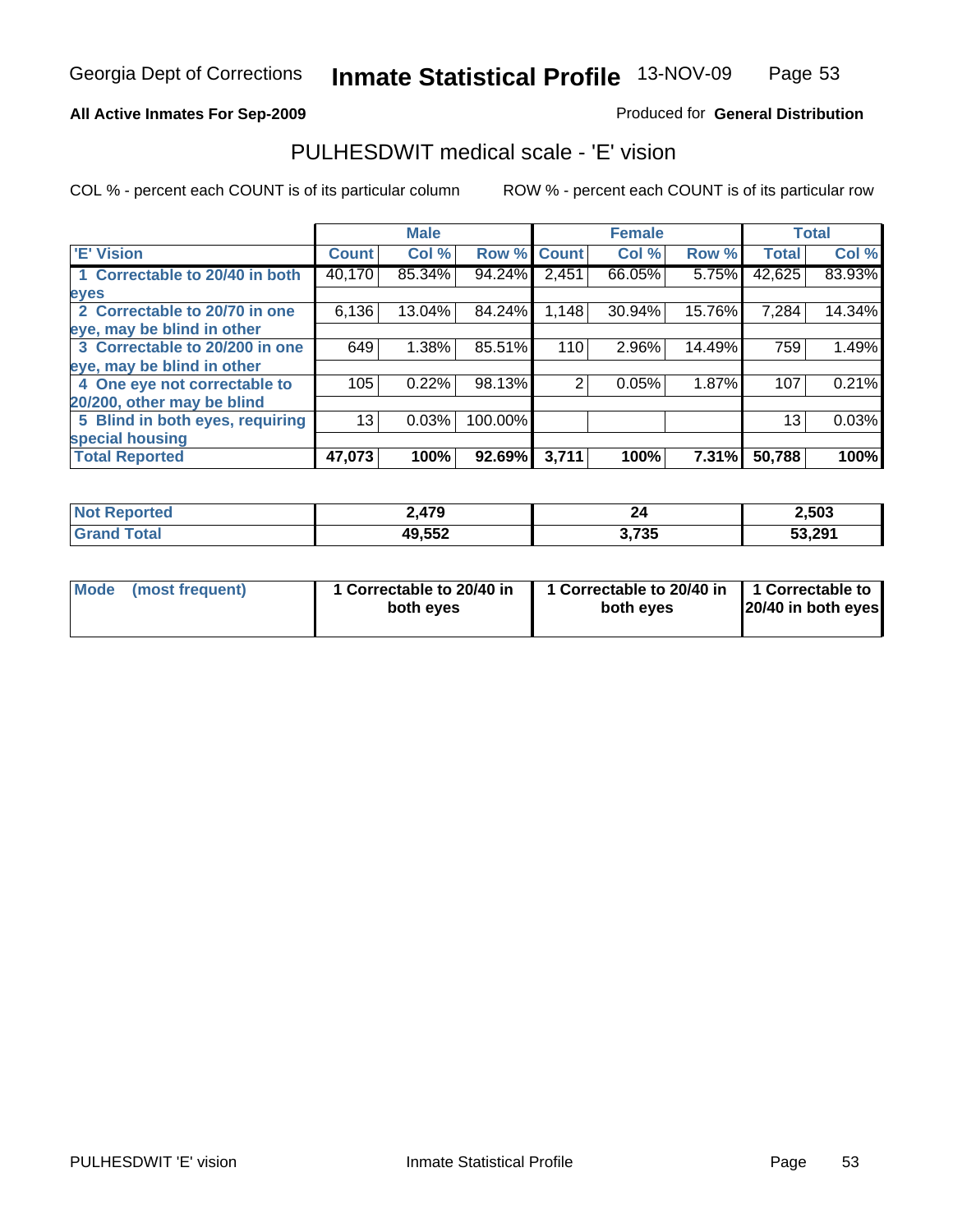Georgia Dept of Corrections **Inmate Statistical Profile** 13-NOV-09

**All Active Inmates For Sep-2009**

Produced for **General Distribution**

## PULHESDWIT medical scale - 'E' vision

COL % - percent each COUNT is of its particular column

ROW % - percent each COUNT is of its particular row

| | Male | | | Female | | | Total | |
|---|---|---|---|---|---|---|---|---|
| 'E' Vision | Count | Col % | Row % | Count | Col % | Row % | Total | Col % |
| 1 Correctable to 20/40 in both eyes | 40,170 | 85.34% | 94.24% | 2,451 | 66.05% | 5.75% | 42,625 | 83.93% |
| 2 Correctable to 20/70 in one eye, may be blind in other | 6,136 | 13.04% | 84.24% | 1,148 | 30.94% | 15.76% | 7,284 | 14.34% |
| 3 Correctable to 20/200 in one eye, may be blind in other | 649 | 1.38% | 85.51% | 110 | 2.96% | 14.49% | 759 | 1.49% |
| 4 One eye not correctable to 20/200, other may be blind | 105 | 0.22% | 98.13% | 2 | 0.05% | 1.87% | 107 | 0.21% |
| 5 Blind in both eyes, requiring special housing | 13 | 0.03% | 100.00% | | | | 13 | 0.03% |
| **Total Reported** | **47,073** | **100%** | **92.69%** | **3,711** | **100%** | **7.31%** | **50,788** | **100%** |

| | Male | Female | Total |
|---|---|---|---|
| Not Reported | 2,479 | 24 | 2,503 |
| Grand Total | 49,552 | 3,735 | 53,291 |

| | Male | Female | Total |
|---|---|---|---|
| Mode (most frequent) | 1 Correctable to 20/40 in both eyes | 1 Correctable to 20/40 in both eyes | 1 Correctable to 20/40 in both eyes |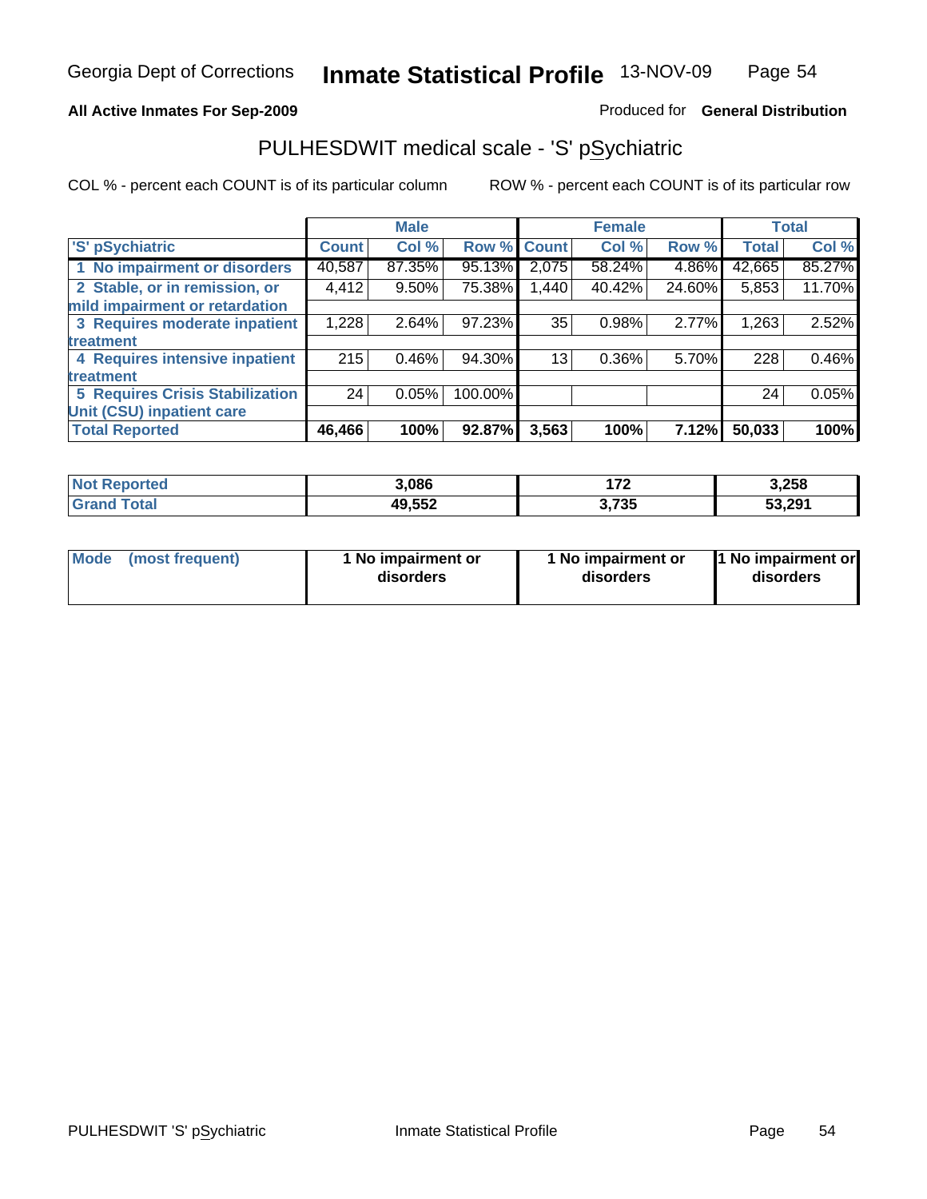**All Active Inmates For Sep-2009**

Produced for **General Distribution**

## PULHESDWIT medical scale - 'S' pSychiatric

COL % - percent each COUNT is of its particular column

ROW % - percent each COUNT is of its particular row

| | Male | | | Female | | | Total | |
|---|---|---|---|---|---|---|---|---|
| 'S' pSychiatric | Count | Col % | Row % | Count | Col % | Row % | Total | Col % |
| 1 No impairment or disorders | 40,587 | 87.35% | 95.13% | 2,075 | 58.24% | 4.86% | 42,665 | 85.27% |
| 2 Stable, or in remission, or mild impairment or retardation | 4,412 | 9.50% | 75.38% | 1,440 | 40.42% | 24.60% | 5,853 | 11.70% |
| 3 Requires moderate inpatient treatment | 1,228 | 2.64% | 97.23% | 35 | 0.98% | 2.77% | 1,263 | 2.52% |
| 4 Requires intensive inpatient treatment | 215 | 0.46% | 94.30% | 13 | 0.36% | 5.70% | 228 | 0.46% |
| 5 Requires Crisis Stabilization Unit (CSU) inpatient care | 24 | 0.05% | 100.00% | | | | 24 | 0.05% |
| **Total Reported** | **46,466** | **100%** | **92.87%** | **3,563** | **100%** | **7.12%** | **50,033** | **100%** |

| | Male | Female | Total |
|---|---|---|---|
| Not Reported | 3,086 | 172 | 3,258 |
| Grand Total | 49,552 | 3,735 | 53,291 |

| | Male | Female | Total |
|---|---|---|---|
| Mode (most frequent) | 1 No impairment or disorders | 1 No impairment or disorders | 1 No impairment or disorders |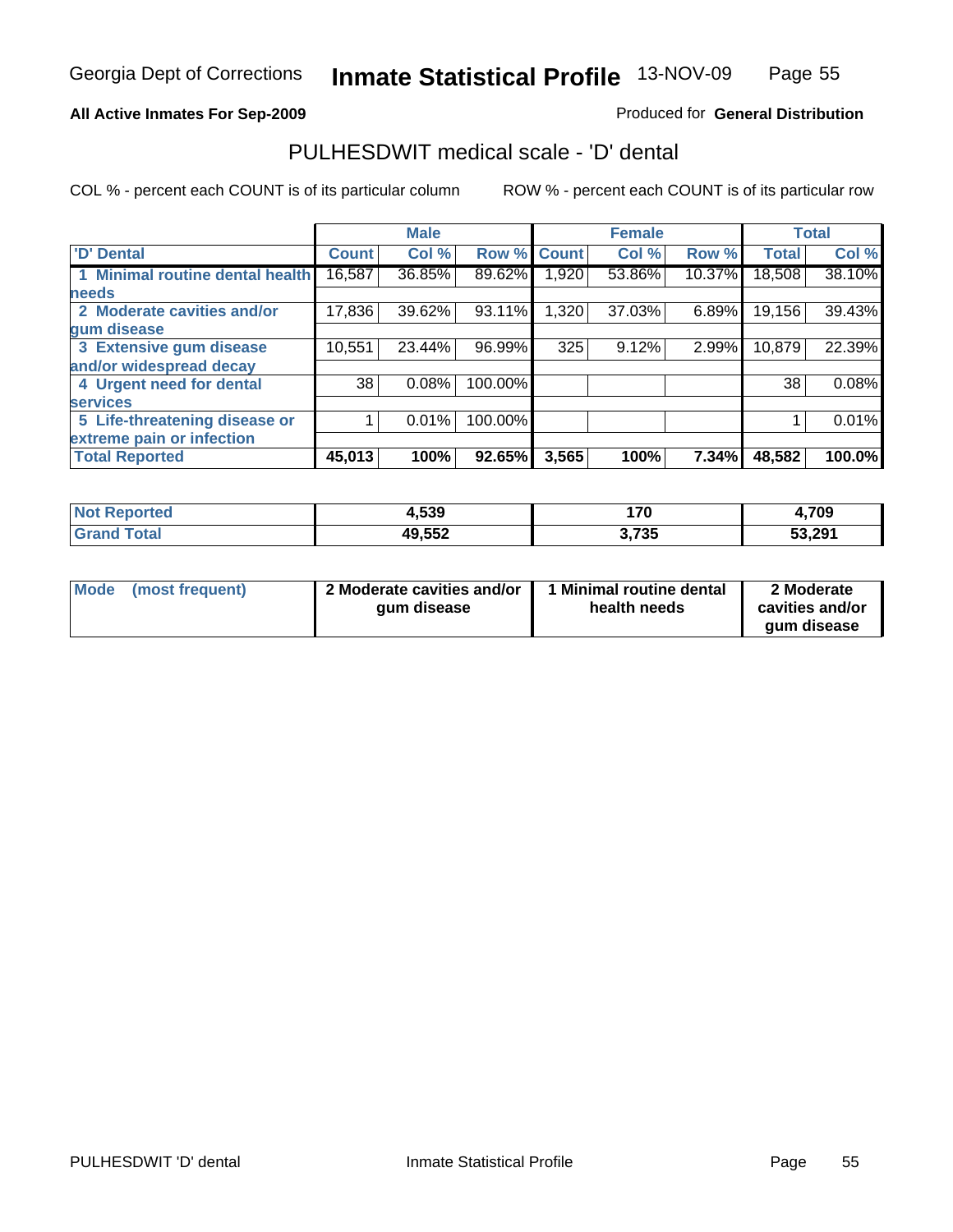Georgia Dept of Corrections **Inmate Statistical Profile** 13-NOV-09

**All Active Inmates For Sep-2009**

Produced for **General Distribution**

## PULHESDWIT medical scale - 'D' dental

COL % - percent each COUNT is of its particular column     ROW % - percent each COUNT is of its particular row

| | Male | | | Female | | | Total | |
|---|---|---|---|---|---|---|---|---|
| 'D' Dental | Count | Col % | Row % | Count | Col % | Row % | Total | Col % |
| 1 Minimal routine dental health needs | 16,587 | 36.85% | 89.62% | 1,920 | 53.86% | 10.37% | 18,508 | 38.10% |
| 2 Moderate cavities and/or gum disease | 17,836 | 39.62% | 93.11% | 1,320 | 37.03% | 6.89% | 19,156 | 39.43% |
| 3 Extensive gum disease and/or widespread decay | 10,551 | 23.44% | 96.99% | 325 | 9.12% | 2.99% | 10,879 | 22.39% |
| 4 Urgent need for dental services | 38 | 0.08% | 100.00% | | | | 38 | 0.08% |
| 5 Life-threatening disease or extreme pain or infection | 1 | 0.01% | 100.00% | | | | 1 | 0.01% |
| **Total Reported** | **45,013** | **100%** | **92.65%** | **3,565** | **100%** | **7.34%** | **48,582** | **100.0%** |

| | Male | Female | Total |
|---|---|---|---|
| **Not Reported** | **4,539** | **170** | **4,709** |
| **Grand Total** | **49,552** | **3,735** | **53,291** |

| | Male | Female | Total |
|---|---|---|---|
| **Mode (most frequent)** | **2 Moderate cavities and/or gum disease** | **1 Minimal routine dental health needs** | **2 Moderate cavities and/or gum disease** |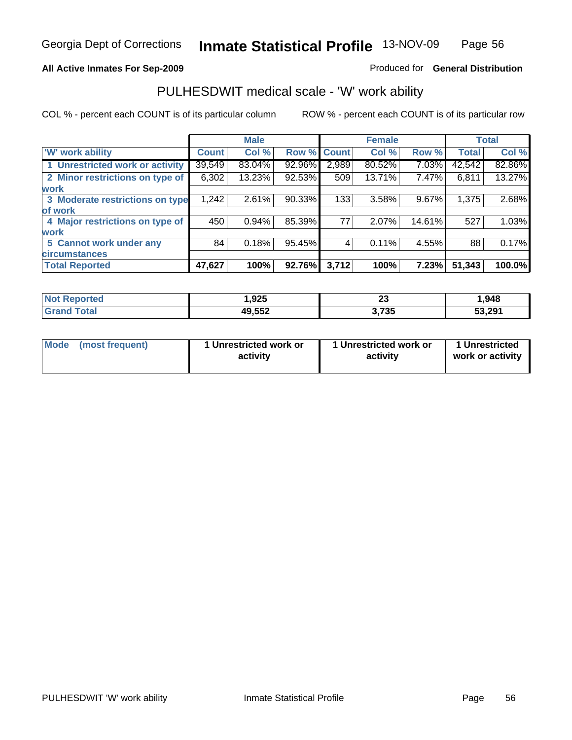Georgia Dept of Corrections **Inmate Statistical Profile** 13-NOV-09

**All Active Inmates For Sep-2009**

Produced for **General Distribution**

## PULHESDWIT medical scale - 'W' work ability

COL % - percent each COUNT is of its particular column

ROW % - percent each COUNT is of its particular row

| | Male | | | Female | | | Total | |
|---|---|---|---|---|---|---|---|---|
| 'W' work ability | Count | Col % | Row % | Count | Col % | Row % | Total | Col % |
| 1 Unrestricted work or activity | 39,549 | 83.04% | 92.96% | 2,989 | 80.52% | 7.03% | 42,542 | 82.86% |
| 2 Minor restrictions on type of work | 6,302 | 13.23% | 92.53% | 509 | 13.71% | 7.47% | 6,811 | 13.27% |
| 3 Moderate restrictions on type of work | 1,242 | 2.61% | 90.33% | 133 | 3.58% | 9.67% | 1,375 | 2.68% |
| 4 Major restrictions on type of work | 450 | 0.94% | 85.39% | 77 | 2.07% | 14.61% | 527 | 1.03% |
| 5 Cannot work under any circumstances | 84 | 0.18% | 95.45% | 4 | 0.11% | 4.55% | 88 | 0.17% |
| **Total Reported** | **47,627** | **100%** | **92.76%** | **3,712** | **100%** | **7.23%** | **51,343** | **100.0%** |

| | Male | Female | Total |
|---|---|---|---|
| Not Reported | 1,925 | 23 | 1,948 |
| Grand Total | 49,552 | 3,735 | 53,291 |

| | Male | Female | Total |
|---|---|---|---|
| Mode (most frequent) | 1 Unrestricted work or activity | 1 Unrestricted work or activity | 1 Unrestricted work or activity |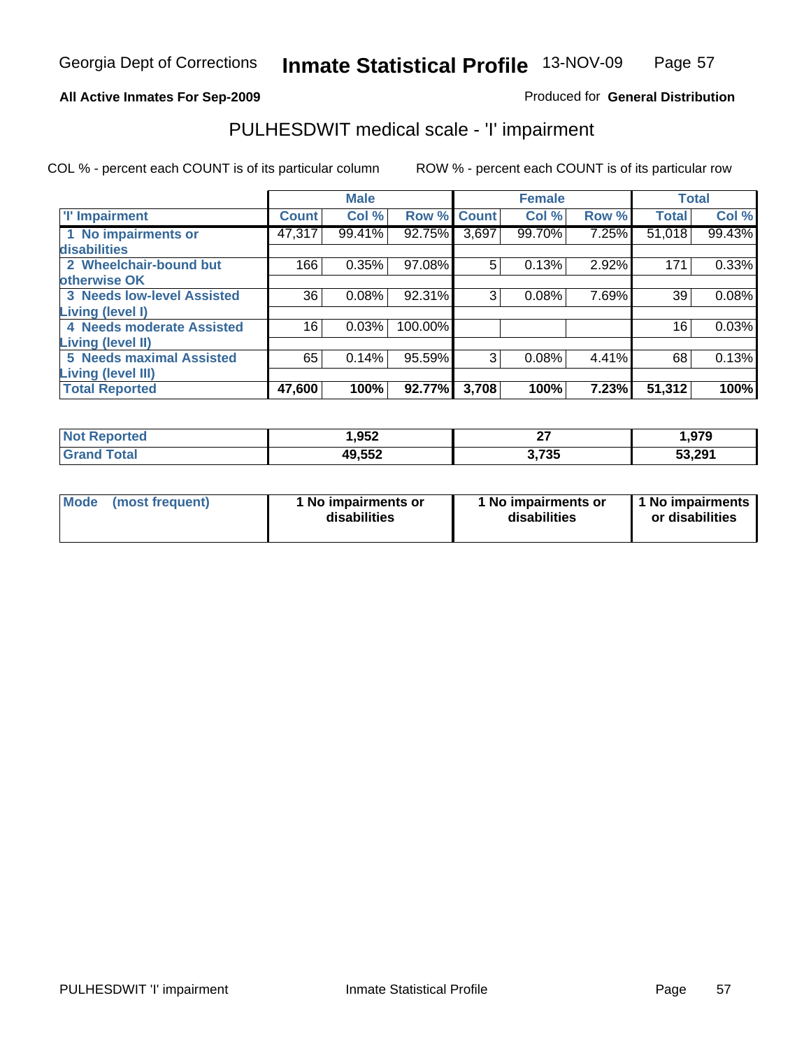Georgia Dept of Corrections **Inmate Statistical Profile** 13-NOV-09

**All Active Inmates For Sep-2009**

Produced for **General Distribution**

## PULHESDWIT medical scale - 'I' impairment

COL % - percent each COUNT is of its particular column

ROW % - percent each COUNT is of its particular row

| | Male | | | Female | | | Total | |
|---|---|---|---|---|---|---|---|---|
| 'I' Impairment | Count | Col % | Row % | Count | Col % | Row % | Total | Col % |
| 1 No impairments or disabilities | 47,317 | 99.41% | 92.75% | 3,697 | 99.70% | 7.25% | 51,018 | 99.43% |
| 2 Wheelchair-bound but otherwise OK | 166 | 0.35% | 97.08% | 5 | 0.13% | 2.92% | 171 | 0.33% |
| 3 Needs low-level Assisted Living (level I) | 36 | 0.08% | 92.31% | 3 | 0.08% | 7.69% | 39 | 0.08% |
| 4 Needs moderate Assisted Living (level II) | 16 | 0.03% | 100.00% | | | | 16 | 0.03% |
| 5 Needs maximal Assisted Living (level III) | 65 | 0.14% | 95.59% | 3 | 0.08% | 4.41% | 68 | 0.13% |
| **Total Reported** | **47,600** | **100%** | **92.77%** | **3,708** | **100%** | **7.23%** | **51,312** | **100%** |

| | Male | Female | Total |
|---|---|---|---|
| Not Reported | 1,952 | 27 | 1,979 |
| Grand Total | 49,552 | 3,735 | 53,291 |

| | Male | Female | Total |
|---|---|---|---|
| Mode (most frequent) | 1 No impairments or disabilities | 1 No impairments or disabilities | 1 No impairments or disabilities |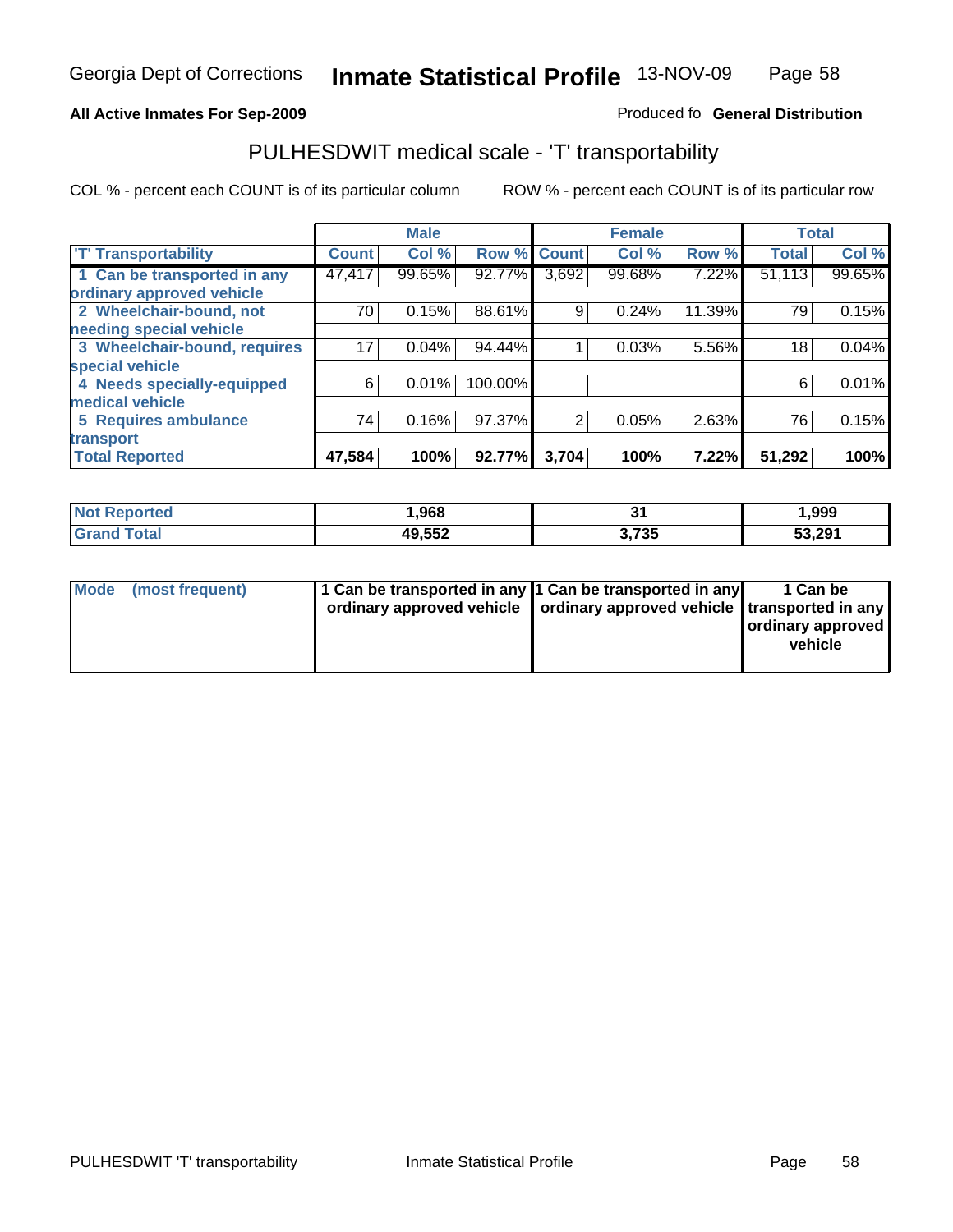Georgia Dept of Corrections **Inmate Statistical Profile** 13-NOV-09

**All Active Inmates For Sep-2009**

Produced fo **General Distribution**

## PULHESDWIT medical scale - 'T' transportability

COL % - percent each COUNT is of its particular column

ROW % - percent each COUNT is of its particular row

| | Male | | | Female | | | Total | |
|---|---|---|---|---|---|---|---|---|
| 'T' Transportability | Count | Col % | Row % | Count | Col % | Row % | Total | Col % |
| 1 Can be transported in any ordinary approved vehicle | 47,417 | 99.65% | 92.77% | 3,692 | 99.68% | 7.22% | 51,113 | 99.65% |
| 2 Wheelchair-bound, not needing special vehicle | 70 | 0.15% | 88.61% | 9 | 0.24% | 11.39% | 79 | 0.15% |
| 3 Wheelchair-bound, requires special vehicle | 17 | 0.04% | 94.44% | 1 | 0.03% | 5.56% | 18 | 0.04% |
| 4 Needs specially-equipped medical vehicle | 6 | 0.01% | 100.00% | | | | 6 | 0.01% |
| 5 Requires ambulance transport | 74 | 0.16% | 97.37% | 2 | 0.05% | 2.63% | 76 | 0.15% |
| **Total Reported** | **47,584** | **100%** | **92.77%** | **3,704** | **100%** | **7.22%** | **51,292** | **100%** |

| | Male | Female | Total |
|---|---|---|---|
| Not Reported | 1,968 | 31 | 1,999 |
| Grand Total | 49,552 | 3,735 | 53,291 |

| | Male | Female | Total |
|---|---|---|---|
| Mode (most frequent) | 1 Can be transported in any ordinary approved vehicle | 1 Can be transported in any ordinary approved vehicle | 1 Can be transported in any ordinary approved vehicle |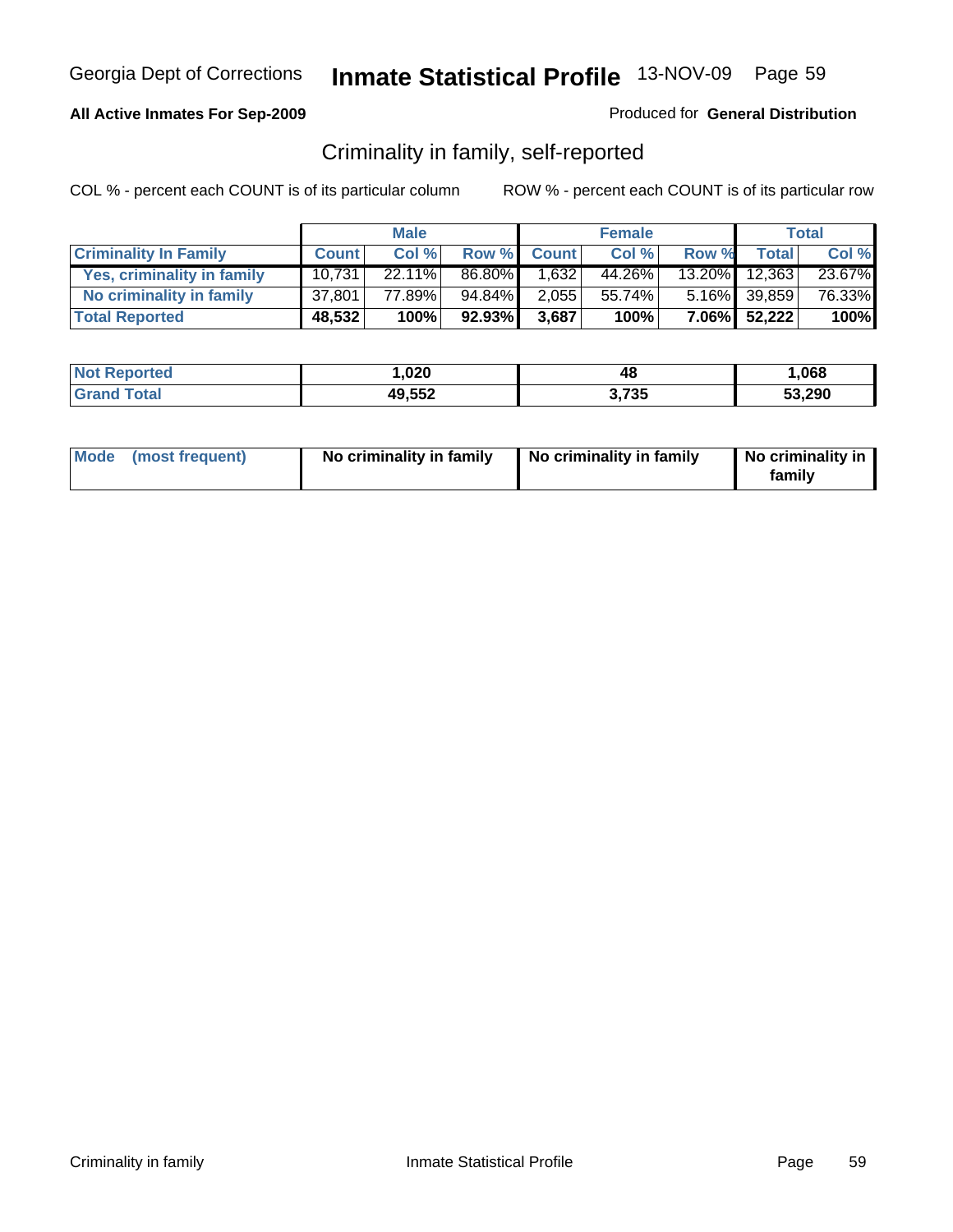Georgia Dept of Corrections **Inmate Statistical Profile** 13-NOV-09

**All Active Inmates For Sep-2009**

Produced for **General Distribution**

## Criminality in family, self-reported

COL % - percent each COUNT is of its particular column    ROW % - percent each COUNT is of its particular row

| | Male | | | Female | | | Total | |
|---|---|---|---|---|---|---|---|---|
| **Criminality In Family** | **Count** | **Col %** | **Row %** | **Count** | **Col %** | **Row %** | **Total** | **Col %** |
| **Yes, criminality in family** | 10,731 | 22.11% | 86.80% | 1,632 | 44.26% | 13.20% | 12,363 | 23.67% |
| **No criminality in family** | 37,801 | 77.89% | 94.84% | 2,055 | 55.74% | 5.16% | 39,859 | 76.33% |
| **Total Reported** | **48,532** | **100%** | **92.93%** | **3,687** | **100%** | **7.06%** | **52,222** | **100%** |

| | Male | Female | Total |
|---|---|---|---|
| **Not Reported** | **1,020** | **48** | **1,068** |
| **Grand Total** | **49,552** | **3,735** | **53,290** |

| | Male | Female | Total |
|---|---|---|---|
| **Mode (most frequent)** | **No criminality in family** | **No criminality in family** | **No criminality in family** |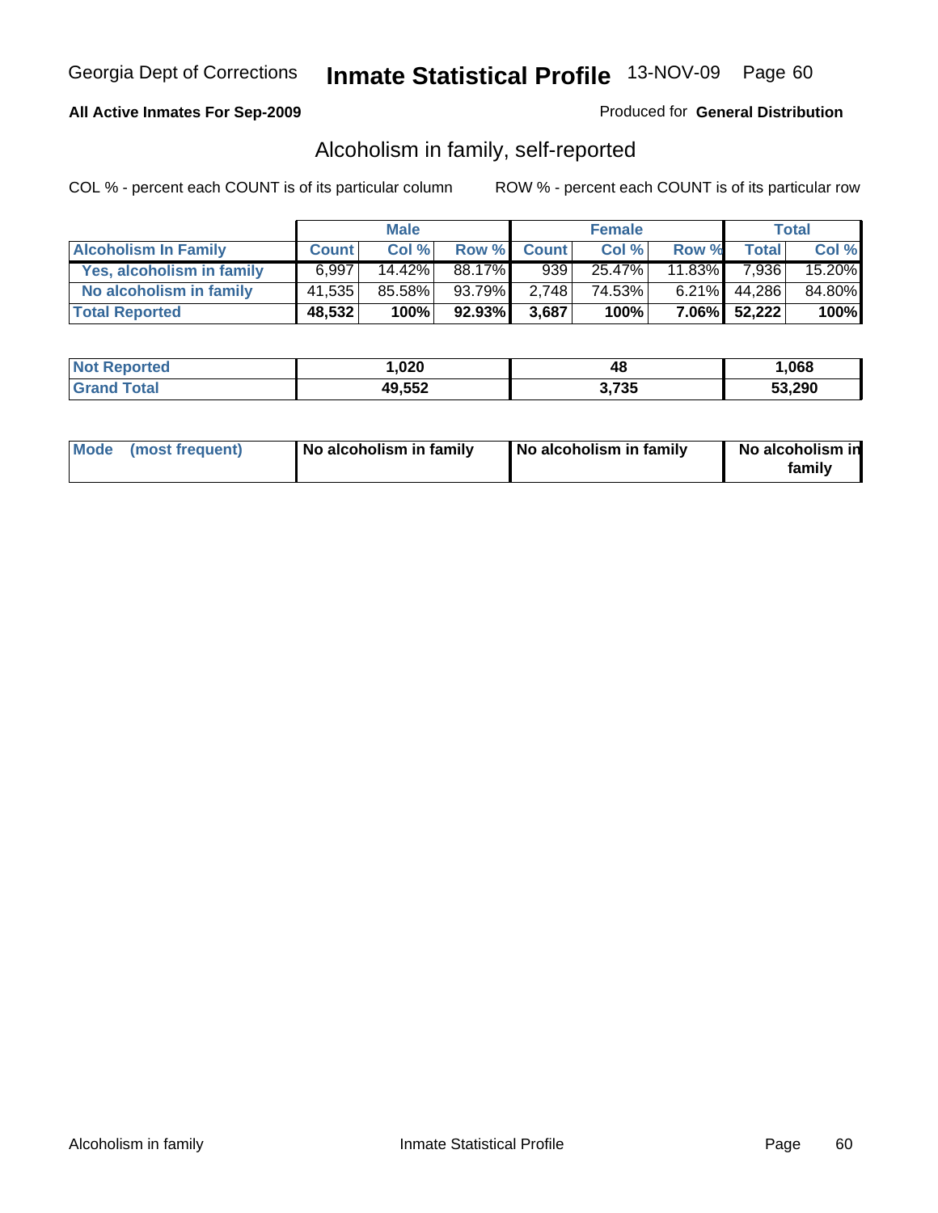# Inmate Statistical Profile

Georgia Dept of Corrections — 13-NOV-09

**All Active Inmates For Sep-2009**

Produced for **General Distribution**

## Alcoholism in family, self-reported

COL % - percent each COUNT is of its particular column

ROW % - percent each COUNT is of its particular row

| | Male | | | Female | | | Total | |
|---|---|---|---|---|---|---|---|---|
| **Alcoholism In Family** | **Count** | **Col %** | **Row %** | **Count** | **Col %** | **Row %** | **Total** | **Col %** |
| **Yes, alcoholism in family** | 6,997 | 14.42% | 88.17% | 939 | 25.47% | 11.83% | 7,936 | 15.20% |
| **No alcoholism in family** | 41,535 | 85.58% | 93.79% | 2,748 | 74.53% | 6.21% | 44,286 | 84.80% |
| **Total Reported** | **48,532** | **100%** | **92.93%** | **3,687** | **100%** | **7.06%** | **52,222** | **100%** |

| | Male | Female | Total |
|---|---|---|---|
| **Not Reported** | **1,020** | **48** | **1,068** |
| **Grand Total** | **49,552** | **3,735** | **53,290** |

| | Male | Female | Total |
|---|---|---|---|
| **Mode (most frequent)** | **No alcoholism in family** | **No alcoholism in family** | **No alcoholism in family** |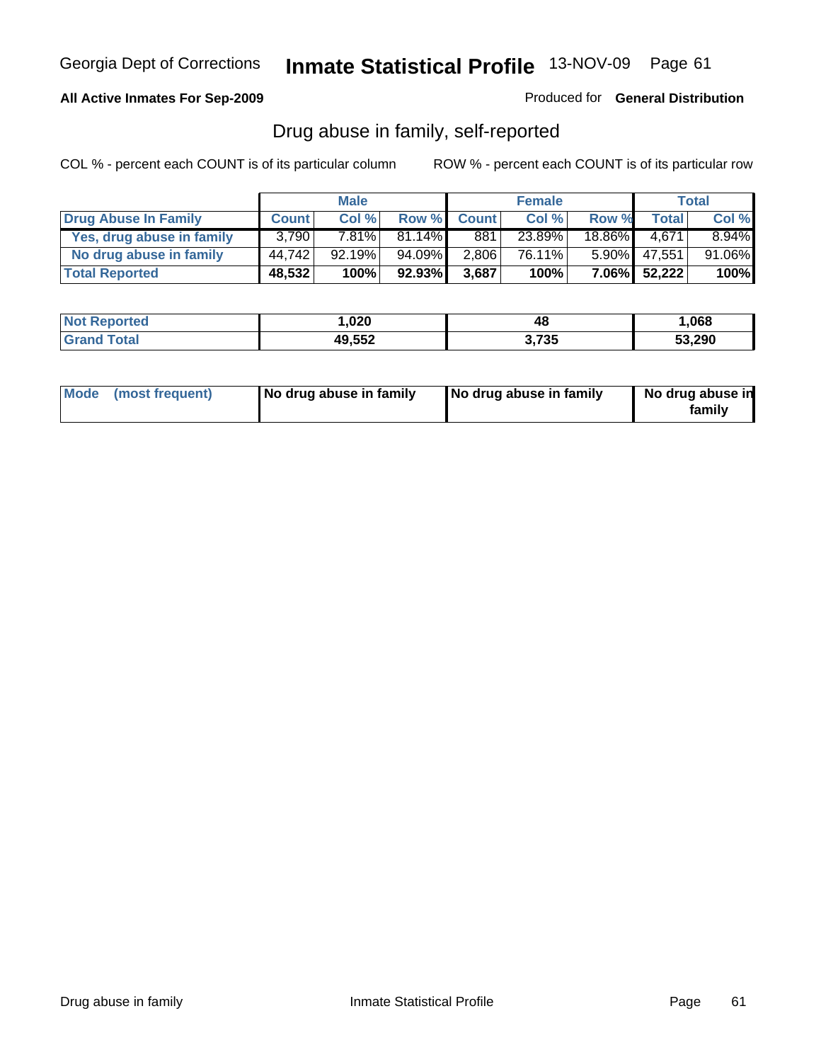Georgia Dept of Corrections **Inmate Statistical Profile** 13-NOV-09

**All Active Inmates For Sep-2009** Produced for **General Distribution**

## Drug abuse in family, self-reported

COL % - percent each COUNT is of its particular column ROW % - percent each COUNT is of its particular row

| | Male | | | Female | | | Total | |
|---|---|---|---|---|---|---|---|---|
| **Drug Abuse In Family** | **Count** | **Col %** | **Row %** | **Count** | **Col %** | **Row %** | **Total** | **Col %** |
| **Yes, drug abuse in family** | 3,790 | 7.81% | 81.14% | 881 | 23.89% | 18.86% | 4,671 | 8.94% |
| **No drug abuse in family** | 44,742 | 92.19% | 94.09% | 2,806 | 76.11% | 5.90% | 47,551 | 91.06% |
| **Total Reported** | **48,532** | **100%** | **92.93%** | **3,687** | **100%** | **7.06%** | **52,222** | **100%** |

| | Male | Female | Total |
|---|---|---|---|
| **Not Reported** | **1,020** | **48** | **1,068** |
| **Grand Total** | **49,552** | **3,735** | **53,290** |

| | Male | Female | Total |
|---|---|---|---|
| **Mode (most frequent)** | **No drug abuse in family** | **No drug abuse in family** | **No drug abuse in family** |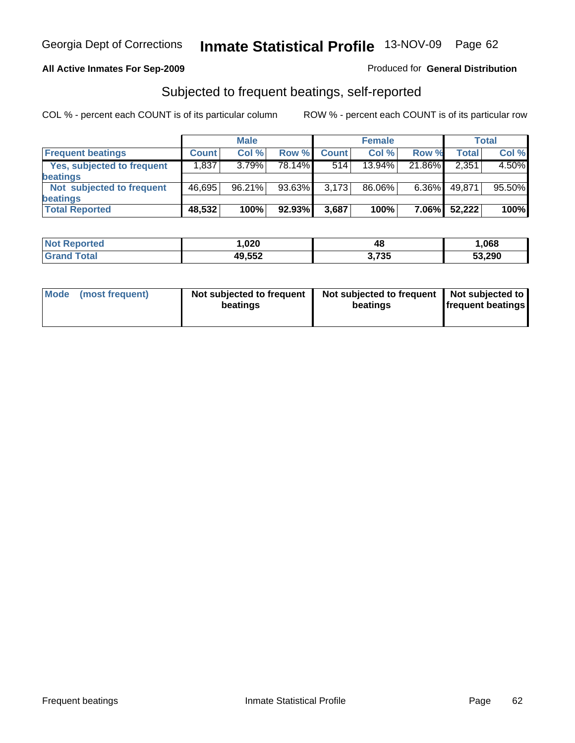Georgia Dept of Corrections **Inmate Statistical Profile** 13-NOV-09

**All Active Inmates For Sep-2009**

Produced for **General Distribution**

## Subjected to frequent beatings, self-reported

COL % - percent each COUNT is of its particular column

ROW % - percent each COUNT is of its particular row

| | Male | | | Female | | | Total | |
|---|---|---|---|---|---|---|---|---|
| **Frequent beatings** | **Count** | **Col %** | **Row %** | **Count** | **Col %** | **Row %** | **Total** | **Col %** |
| Yes, subjected to frequent beatings | 1,837 | 3.79% | 78.14% | 514 | 13.94% | 21.86% | 2,351 | 4.50% |
| Not subjected to frequent beatings | 46,695 | 96.21% | 93.63% | 3,173 | 86.06% | 6.36% | 49,871 | 95.50% |
| **Total Reported** | **48,532** | **100%** | **92.93%** | **3,687** | **100%** | **7.06%** | **52,222** | **100%** |

| | Male | Female | Total |
|---|---|---|---|
| **Not Reported** | **1,020** | **48** | **1,068** |
| **Grand Total** | **49,552** | **3,735** | **53,290** |

| | Male | Female | Total |
|---|---|---|---|
| **Mode (most frequent)** | **Not subjected to frequent beatings** | **Not subjected to frequent beatings** | **Not subjected to frequent beatings** |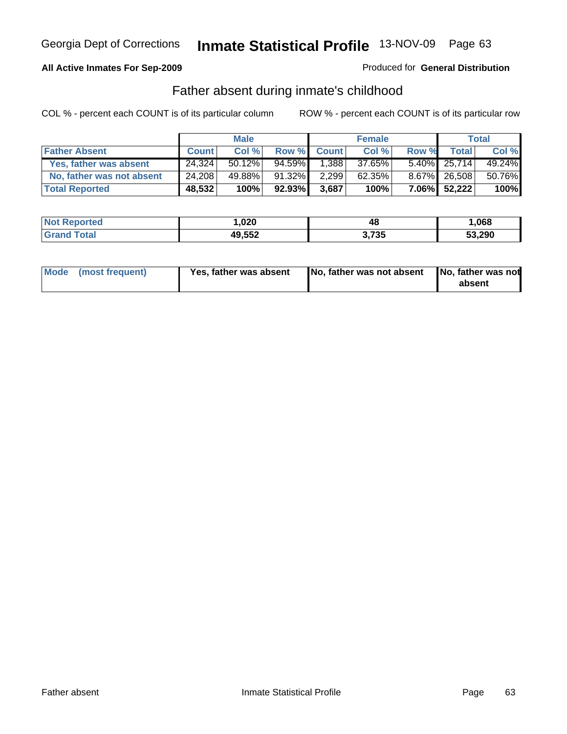Georgia Dept of Corrections **Inmate Statistical Profile** 13-NOV-09

**All Active Inmates For Sep-2009**

Produced for **General Distribution**

## Father absent during inmate's childhood

COL % - percent each COUNT is of its particular column

ROW % - percent each COUNT is of its particular row

| | Male | | | Female | | | Total | |
|---|---|---|---|---|---|---|---|---|
| **Father Absent** | **Count** | **Col %** | **Row %** | **Count** | **Col %** | **Row %** | **Total** | **Col %** |
| **Yes, father was absent** | 24,324 | 50.12% | 94.59% | 1,388 | 37.65% | 5.40% | 25,714 | 49.24% |
| **No, father was not absent** | 24,208 | 49.88% | 91.32% | 2,299 | 62.35% | 8.67% | 26,508 | 50.76% |
| **Total Reported** | **48,532** | **100%** | **92.93%** | **3,687** | **100%** | **7.06%** | **52,222** | **100%** |

| | Male | Female | Total |
|---|---|---|---|
| **Not Reported** | **1,020** | **48** | **1,068** |
| **Grand Total** | **49,552** | **3,735** | **53,290** |

| **Mode (most frequent)** | **Yes, father was absent** | **No, father was not absent** | **No, father was not absent** |
|---|---|---|---|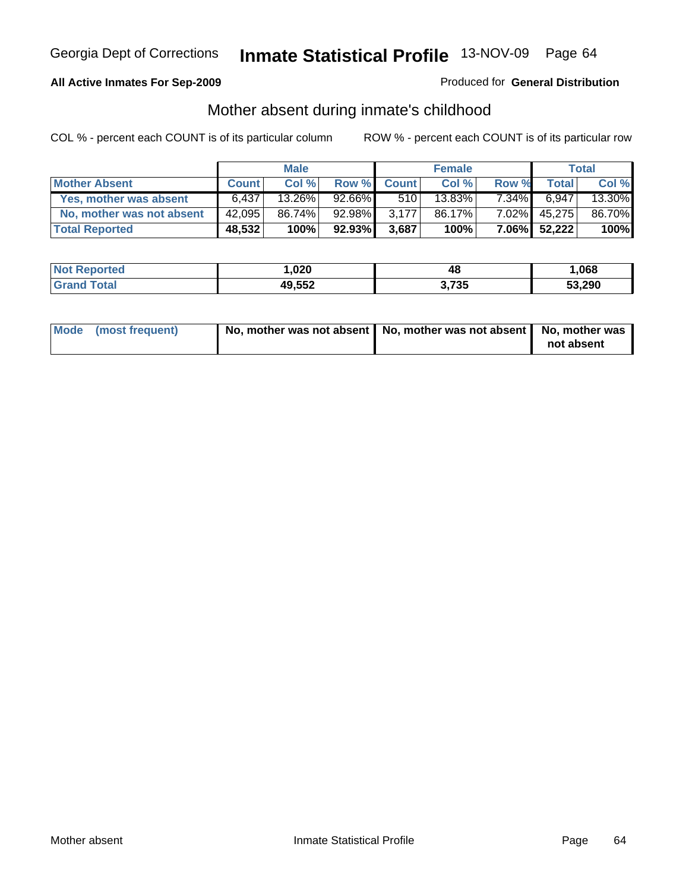**All Active Inmates For Sep-2009**

Produced for **General Distribution**

## Mother absent during inmate's childhood

COL % - percent each COUNT is of its particular column

ROW % - percent each COUNT is of its particular row

| | Male | | | Female | | | Total | |
|---|---|---|---|---|---|---|---|---|
| **Mother Absent** | **Count** | **Col %** | **Row %** | **Count** | **Col %** | **Row %** | **Total** | **Col %** |
| **Yes, mother was absent** | 6,437 | 13.26% | 92.66% | 510 | 13.83% | 7.34% | 6,947 | 13.30% |
| **No, mother was not absent** | 42,095 | 86.74% | 92.98% | 3,177 | 86.17% | 7.02% | 45,275 | 86.70% |
| **Total Reported** | **48,532** | **100%** | **92.93%** | **3,687** | **100%** | **7.06%** | **52,222** | **100%** |

| | Male | Female | Total |
|---|---|---|---|
| **Not Reported** | **1,020** | **48** | **1,068** |
| **Grand Total** | **49,552** | **3,735** | **53,290** |

| | Male | Female | Total |
|---|---|---|---|
| **Mode (most frequent)** | **No, mother was not absent** | **No, mother was not absent** | **No, mother was not absent** |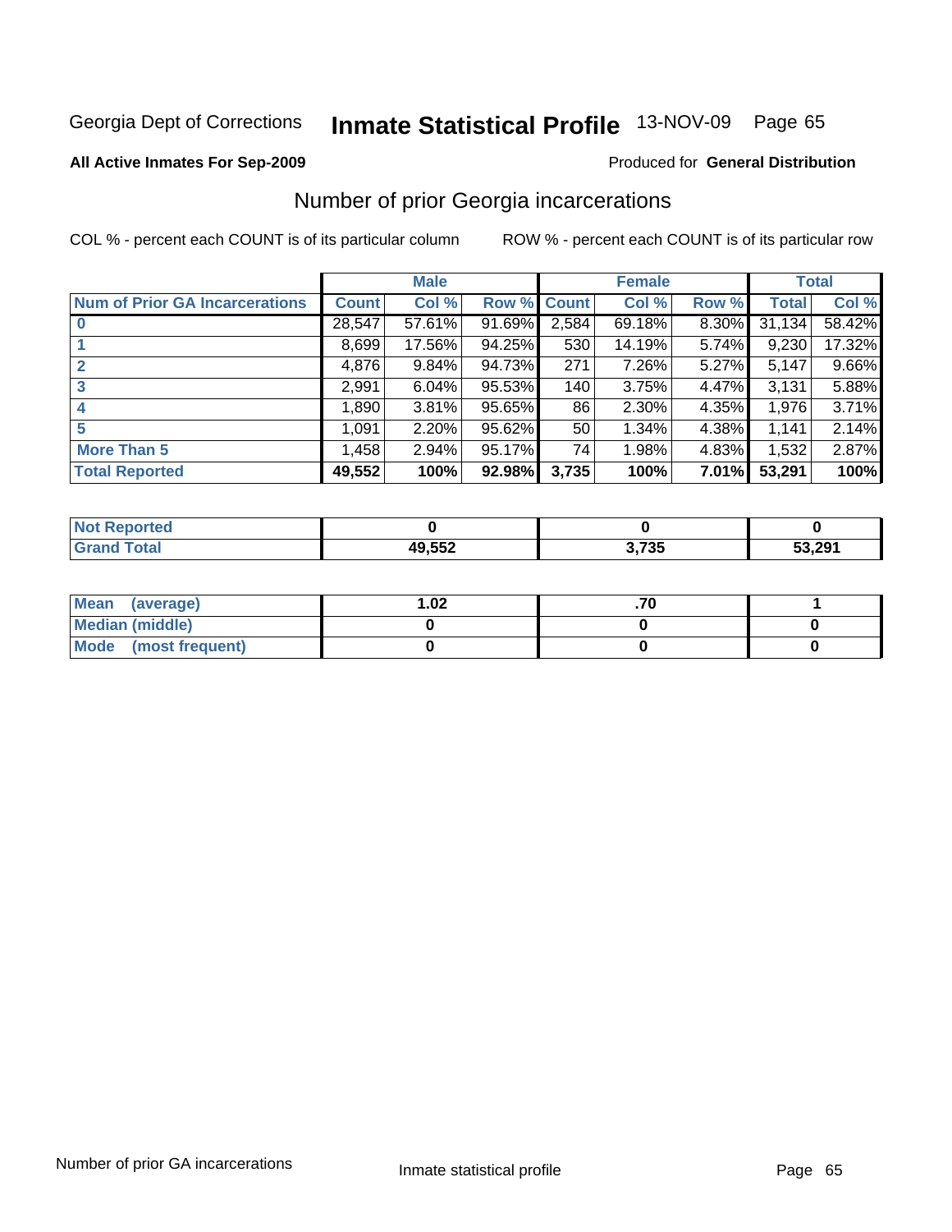Georgia Dept of Corrections **Inmate Statistical Profile** 13-NOV-09

**All Active Inmates For Sep-2009**

Produced for **General Distribution**

## Number of prior Georgia incarcerations

COL % - percent each COUNT is of its particular column     ROW % - percent each COUNT is of its particular row

| | Male | | | Female | | | Total | |
|---|---|---|---|---|---|---|---|---|
| **Num of Prior GA Incarcerations** | **Count** | **Col %** | **Row %** | **Count** | **Col %** | **Row %** | **Total** | **Col %** |
| **0** | 28,547 | 57.61% | 91.69% | 2,584 | 69.18% | 8.30% | 31,134 | 58.42% |
| **1** | 8,699 | 17.56% | 94.25% | 530 | 14.19% | 5.74% | 9,230 | 17.32% |
| **2** | 4,876 | 9.84% | 94.73% | 271 | 7.26% | 5.27% | 5,147 | 9.66% |
| **3** | 2,991 | 6.04% | 95.53% | 140 | 3.75% | 4.47% | 3,131 | 5.88% |
| **4** | 1,890 | 3.81% | 95.65% | 86 | 2.30% | 4.35% | 1,976 | 3.71% |
| **5** | 1,091 | 2.20% | 95.62% | 50 | 1.34% | 4.38% | 1,141 | 2.14% |
| **More Than 5** | 1,458 | 2.94% | 95.17% | 74 | 1.98% | 4.83% | 1,532 | 2.87% |
| **Total Reported** | **49,552** | **100%** | **92.98%** | **3,735** | **100%** | **7.01%** | **53,291** | **100%** |

| | Male | Female | Total |
|---|---|---|---|
| **Not Reported** | **0** | **0** | **0** |
| **Grand Total** | **49,552** | **3,735** | **53,291** |

| | Male | Female | Total |
|---|---|---|---|
| **Mean (average)** | **1.02** | **.70** | **1** |
| **Median (middle)** | **0** | **0** | **0** |
| **Mode (most frequent)** | **0** | **0** | **0** |

Number of prior GA incarcerations     Inmate statistical profile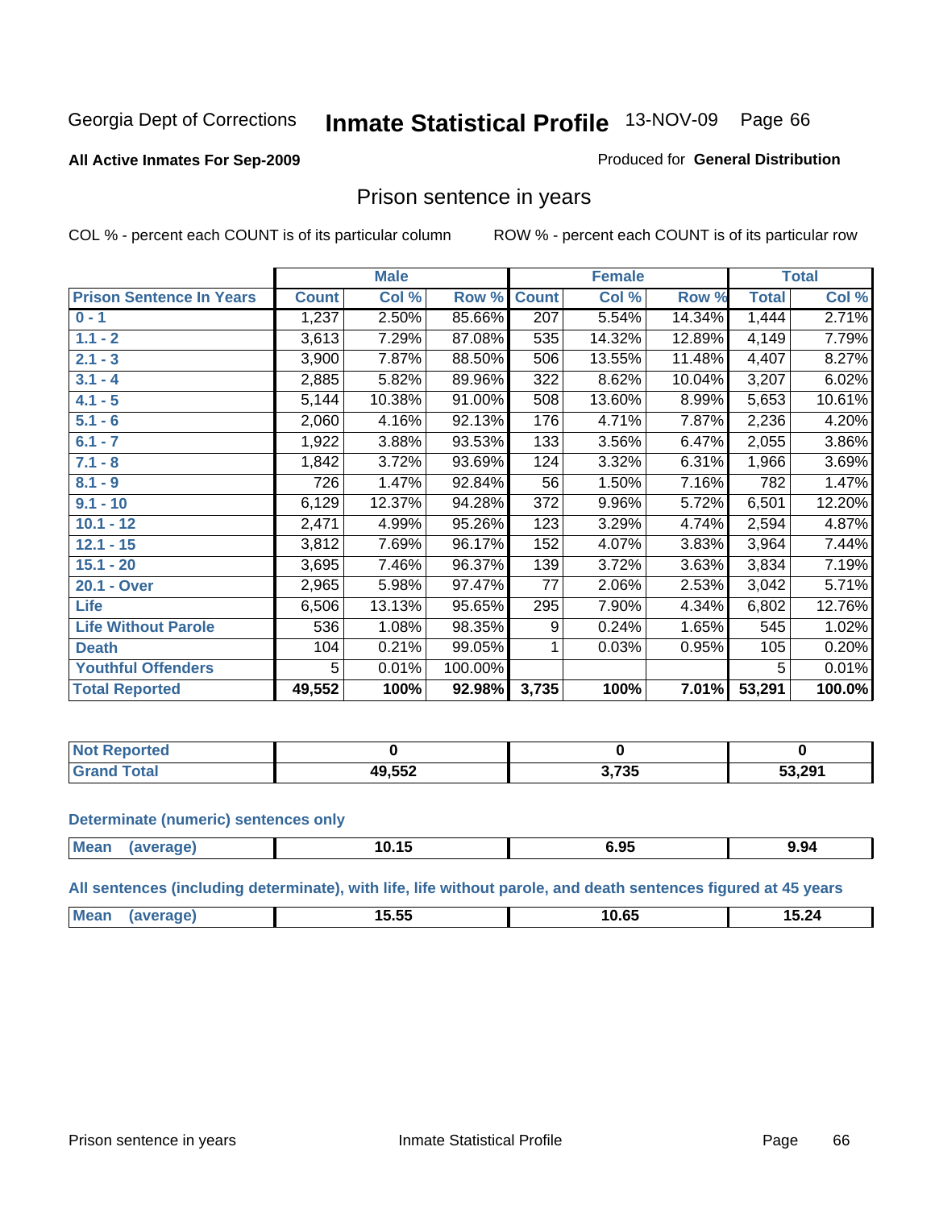Georgia Dept of Corrections **Inmate Statistical Profile** 13-NOV-09 Page 66

**All Active Inmates For Sep-2009**

Produced for **General Distribution**

## Prison sentence in years

COL % - percent each COUNT is of its particular column ROW % - percent each COUNT is of its particular row

| | Male | | | Female | | | Total | |
|---|---|---|---|---|---|---|---|---|
| **Prison Sentence In Years** | **Count** | **Col %** | **Row %** | **Count** | **Col %** | **Row %** | **Total** | **Col %** |
| **0 - 1** | 1,237 | 2.50% | 85.66% | 207 | 5.54% | 14.34% | 1,444 | 2.71% |
| **1.1 - 2** | 3,613 | 7.29% | 87.08% | 535 | 14.32% | 12.89% | 4,149 | 7.79% |
| **2.1 - 3** | 3,900 | 7.87% | 88.50% | 506 | 13.55% | 11.48% | 4,407 | 8.27% |
| **3.1 - 4** | 2,885 | 5.82% | 89.96% | 322 | 8.62% | 10.04% | 3,207 | 6.02% |
| **4.1 - 5** | 5,144 | 10.38% | 91.00% | 508 | 13.60% | 8.99% | 5,653 | 10.61% |
| **5.1 - 6** | 2,060 | 4.16% | 92.13% | 176 | 4.71% | 7.87% | 2,236 | 4.20% |
| **6.1 - 7** | 1,922 | 3.88% | 93.53% | 133 | 3.56% | 6.47% | 2,055 | 3.86% |
| **7.1 - 8** | 1,842 | 3.72% | 93.69% | 124 | 3.32% | 6.31% | 1,966 | 3.69% |
| **8.1 - 9** | 726 | 1.47% | 92.84% | 56 | 1.50% | 7.16% | 782 | 1.47% |
| **9.1 - 10** | 6,129 | 12.37% | 94.28% | 372 | 9.96% | 5.72% | 6,501 | 12.20% |
| **10.1 - 12** | 2,471 | 4.99% | 95.26% | 123 | 3.29% | 4.74% | 2,594 | 4.87% |
| **12.1 - 15** | 3,812 | 7.69% | 96.17% | 152 | 4.07% | 3.83% | 3,964 | 7.44% |
| **15.1 - 20** | 3,695 | 7.46% | 96.37% | 139 | 3.72% | 3.63% | 3,834 | 7.19% |
| **20.1 - Over** | 2,965 | 5.98% | 97.47% | 77 | 2.06% | 2.53% | 3,042 | 5.71% |
| **Life** | 6,506 | 13.13% | 95.65% | 295 | 7.90% | 4.34% | 6,802 | 12.76% |
| **Life Without Parole** | 536 | 1.08% | 98.35% | 9 | 0.24% | 1.65% | 545 | 1.02% |
| **Death** | 104 | 0.21% | 99.05% | 1 | 0.03% | 0.95% | 105 | 0.20% |
| **Youthful Offenders** | 5 | 0.01% | 100.00% | | | | 5 | 0.01% |
| **Total Reported** | **49,552** | **100%** | **92.98%** | **3,735** | **100%** | **7.01%** | **53,291** | **100.0%** |

| | Male | Female | Total |
|---|---|---|---|
| **Not Reported** | **0** | **0** | **0** |
| **Grand Total** | **49,552** | **3,735** | **53,291** |

**Determinate (numeric) sentences only**

| | Male | Female | Total |
|---|---|---|---|
| **Mean (average)** | **10.15** | **6.95** | **9.94** |

**All sentences (including determinate), with life, life without parole, and death sentences figured at 45 years**

| | Male | Female | Total |
|---|---|---|---|
| **Mean (average)** | **15.55** | **10.65** | **15.24** |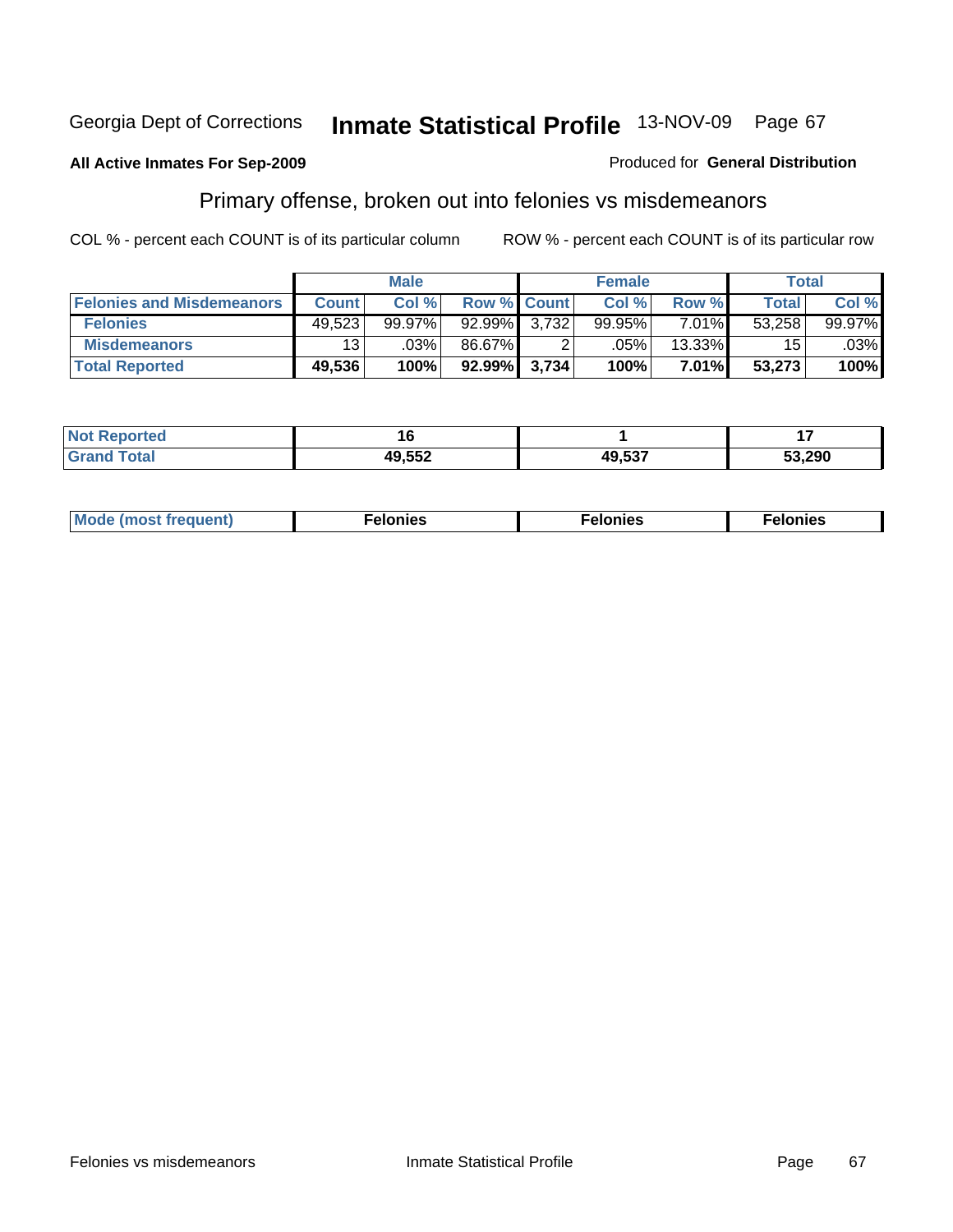Georgia Dept of Corrections **Inmate Statistical Profile** 13-NOV-09

**All Active Inmates For Sep-2009**

Produced for **General Distribution**

## Primary offense, broken out into felonies vs misdemeanors

COL % - percent each COUNT is of its particular column

ROW % - percent each COUNT is of its particular row

| | Male | | | Female | | | Total | |
|---|---|---|---|---|---|---|---|---|
| **Felonies and Misdemeanors** | **Count** | **Col %** | **Row %** | **Count** | **Col %** | **Row %** | **Total** | **Col %** |
| **Felonies** | 49,523 | 99.97% | 92.99% | 3,732 | 99.95% | 7.01% | 53,258 | 99.97% |
| **Misdemeanors** | 13 | .03% | 86.67% | 2 | .05% | 13.33% | 15 | .03% |
| **Total Reported** | **49,536** | **100%** | **92.99%** | **3,734** | **100%** | **7.01%** | **53,273** | **100%** |

| | Male | Female | Total |
|---|---|---|---|
| **Not Reported** | **16** | **1** | **17** |
| **Grand Total** | **49,552** | **49,537** | **53,290** |

| | Male | Female | Total |
|---|---|---|---|
| **Mode (most frequent)** | **Felonies** | **Felonies** | **Felonies** |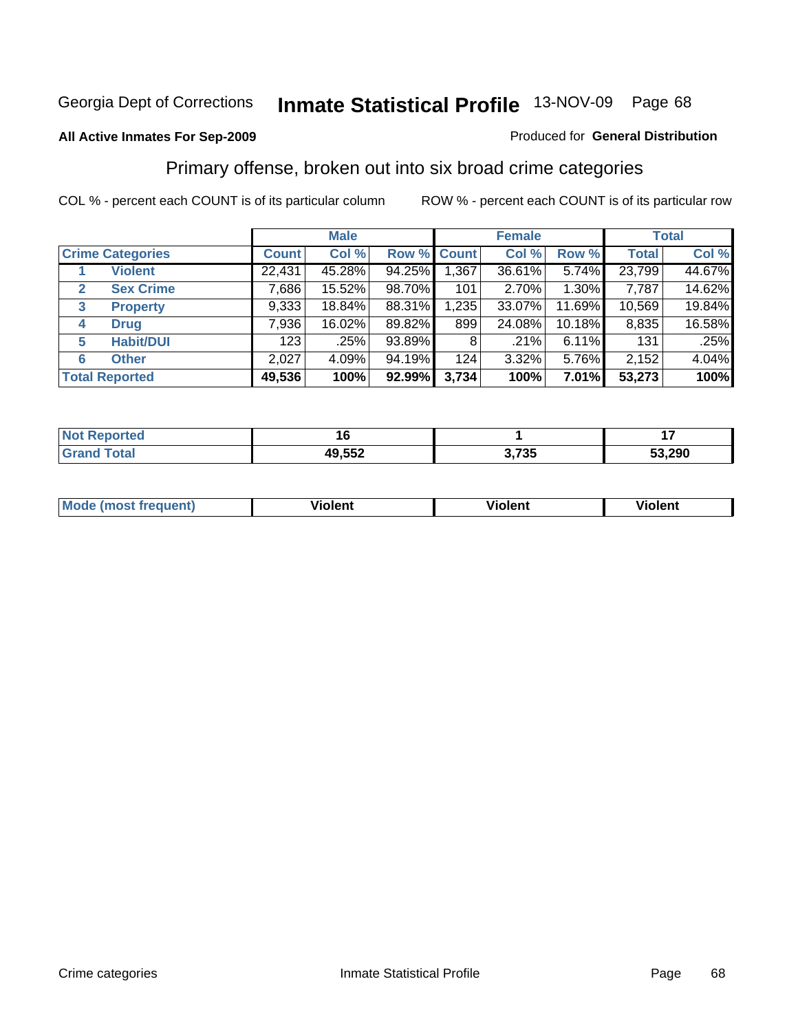Georgia Dept of Corrections **Inmate Statistical Profile** 13-NOV-09

**All Active Inmates For Sep-2009**

Produced for **General Distribution**

## Primary offense, broken out into six broad crime categories

COL % - percent each COUNT is of its particular column

ROW % - percent each COUNT is of its particular row

| | | Male | | | Female | | | Total | |
|---|---|---|---|---|---|---|---|---|---|
| **Crime Categories** | | **Count** | **Col %** | **Row %** | **Count** | **Col %** | **Row %** | **Total** | **Col %** |
| 1 | **Violent** | 22,431 | 45.28% | 94.25% | 1,367 | 36.61% | 5.74% | 23,799 | 44.67% |
| 2 | **Sex Crime** | 7,686 | 15.52% | 98.70% | 101 | 2.70% | 1.30% | 7,787 | 14.62% |
| 3 | **Property** | 9,333 | 18.84% | 88.31% | 1,235 | 33.07% | 11.69% | 10,569 | 19.84% |
| 4 | **Drug** | 7,936 | 16.02% | 89.82% | 899 | 24.08% | 10.18% | 8,835 | 16.58% |
| 5 | **Habit/DUI** | 123 | .25% | 93.89% | 8 | .21% | 6.11% | 131 | .25% |
| 6 | **Other** | 2,027 | 4.09% | 94.19% | 124 | 3.32% | 5.76% | 2,152 | 4.04% |
| **Total Reported** | | **49,536** | **100%** | **92.99%** | **3,734** | **100%** | **7.01%** | **53,273** | **100%** |

| | Male | Female | Total |
|---|---|---|---|
| **Not Reported** | **16** | **1** | **17** |
| **Grand Total** | **49,552** | **3,735** | **53,290** |

| | Male | Female | Total |
|---|---|---|---|
| **Mode (most frequent)** | **Violent** | **Violent** | **Violent** |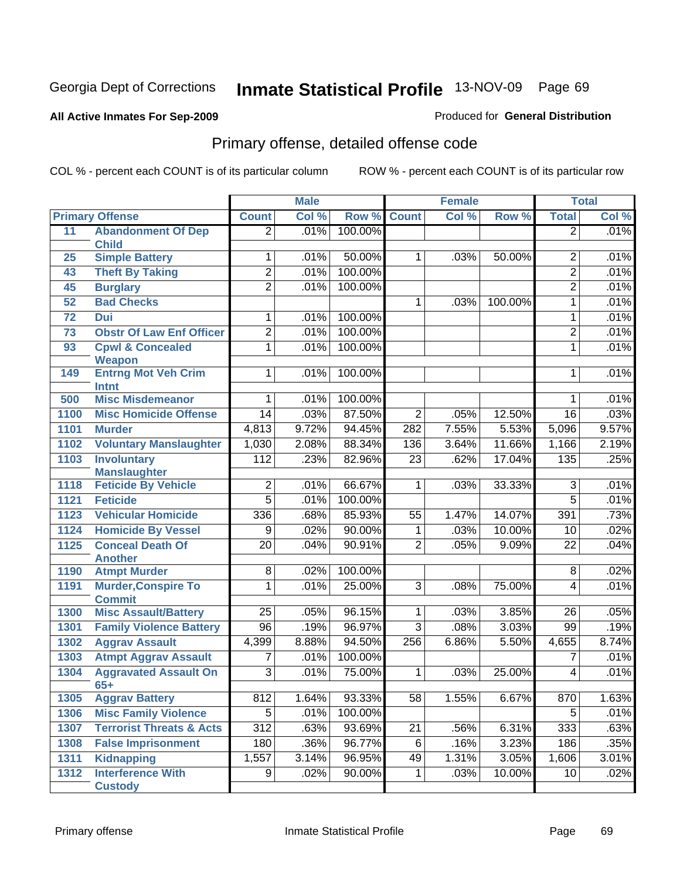Georgia Dept of Corrections **Inmate Statistical Profile** 13-NOV-09

**All Active Inmates For Sep-2009**

Produced for **General Distribution**

## Primary offense, detailed offense code

COL % - percent each COUNT is of its particular column

ROW % - percent each COUNT is of its particular row

| Primary Offense | | Male | | | Female | | | Total | |
|---|---|---|---|---|---|---|---|---|---|
| | | Count | Col % | Row % | Count | Col % | Row % | Total | Col % |
| 11 | Abandonment Of Dep Child | 2 | .01% | 100.00% | | | | 2 | .01% |
| 25 | Simple Battery | 1 | .01% | 50.00% | 1 | .03% | 50.00% | 2 | .01% |
| 43 | Theft By Taking | 2 | .01% | 100.00% | | | | 2 | .01% |
| 45 | Burglary | 2 | .01% | 100.00% | | | | 2 | .01% |
| 52 | Bad Checks | | | | 1 | .03% | 100.00% | 1 | .01% |
| 72 | Dui | 1 | .01% | 100.00% | | | | 1 | .01% |
| 73 | Obstr Of Law Enf Officer | 2 | .01% | 100.00% | | | | 2 | .01% |
| 93 | Cpwl & Concealed Weapon | 1 | .01% | 100.00% | | | | 1 | .01% |
| 149 | Entrng Mot Veh Crim Intnt | 1 | .01% | 100.00% | | | | 1 | .01% |
| 500 | Misc Misdemeanor | 1 | .01% | 100.00% | | | | 1 | .01% |
| 1100 | Misc Homicide Offense | 14 | .03% | 87.50% | 2 | .05% | 12.50% | 16 | .03% |
| 1101 | Murder | 4,813 | 9.72% | 94.45% | 282 | 7.55% | 5.53% | 5,096 | 9.57% |
| 1102 | Voluntary Manslaughter | 1,030 | 2.08% | 88.34% | 136 | 3.64% | 11.66% | 1,166 | 2.19% |
| 1103 | Involuntary Manslaughter | 112 | .23% | 82.96% | 23 | .62% | 17.04% | 135 | .25% |
| 1118 | Feticide By Vehicle | 2 | .01% | 66.67% | 1 | .03% | 33.33% | 3 | .01% |
| 1121 | Feticide | 5 | .01% | 100.00% | | | | 5 | .01% |
| 1123 | Vehicular Homicide | 336 | .68% | 85.93% | 55 | 1.47% | 14.07% | 391 | .73% |
| 1124 | Homicide By Vessel | 9 | .02% | 90.00% | 1 | .03% | 10.00% | 10 | .02% |
| 1125 | Conceal Death Of Another | 20 | .04% | 90.91% | 2 | .05% | 9.09% | 22 | .04% |
| 1190 | Atmpt Murder | 8 | .02% | 100.00% | | | | 8 | .02% |
| 1191 | Murder,Conspire To Commit | 1 | .01% | 25.00% | 3 | .08% | 75.00% | 4 | .01% |
| 1300 | Misc Assault/Battery | 25 | .05% | 96.15% | 1 | .03% | 3.85% | 26 | .05% |
| 1301 | Family Violence Battery | 96 | .19% | 96.97% | 3 | .08% | 3.03% | 99 | .19% |
| 1302 | Aggrav Assault | 4,399 | 8.88% | 94.50% | 256 | 6.86% | 5.50% | 4,655 | 8.74% |
| 1303 | Atmpt Aggrav Assault | 7 | .01% | 100.00% | | | | 7 | .01% |
| 1304 | Aggravated Assault On 65+ | 3 | .01% | 75.00% | 1 | .03% | 25.00% | 4 | .01% |
| 1305 | Aggrav Battery | 812 | 1.64% | 93.33% | 58 | 1.55% | 6.67% | 870 | 1.63% |
| 1306 | Misc Family Violence | 5 | .01% | 100.00% | | | | 5 | .01% |
| 1307 | Terrorist Threats & Acts | 312 | .63% | 93.69% | 21 | .56% | 6.31% | 333 | .63% |
| 1308 | False Imprisonment | 180 | .36% | 96.77% | 6 | .16% | 3.23% | 186 | .35% |
| 1311 | Kidnapping | 1,557 | 3.14% | 96.95% | 49 | 1.31% | 3.05% | 1,606 | 3.01% |
| 1312 | Interference With Custody | 9 | .02% | 90.00% | 1 | .03% | 10.00% | 10 | .02% |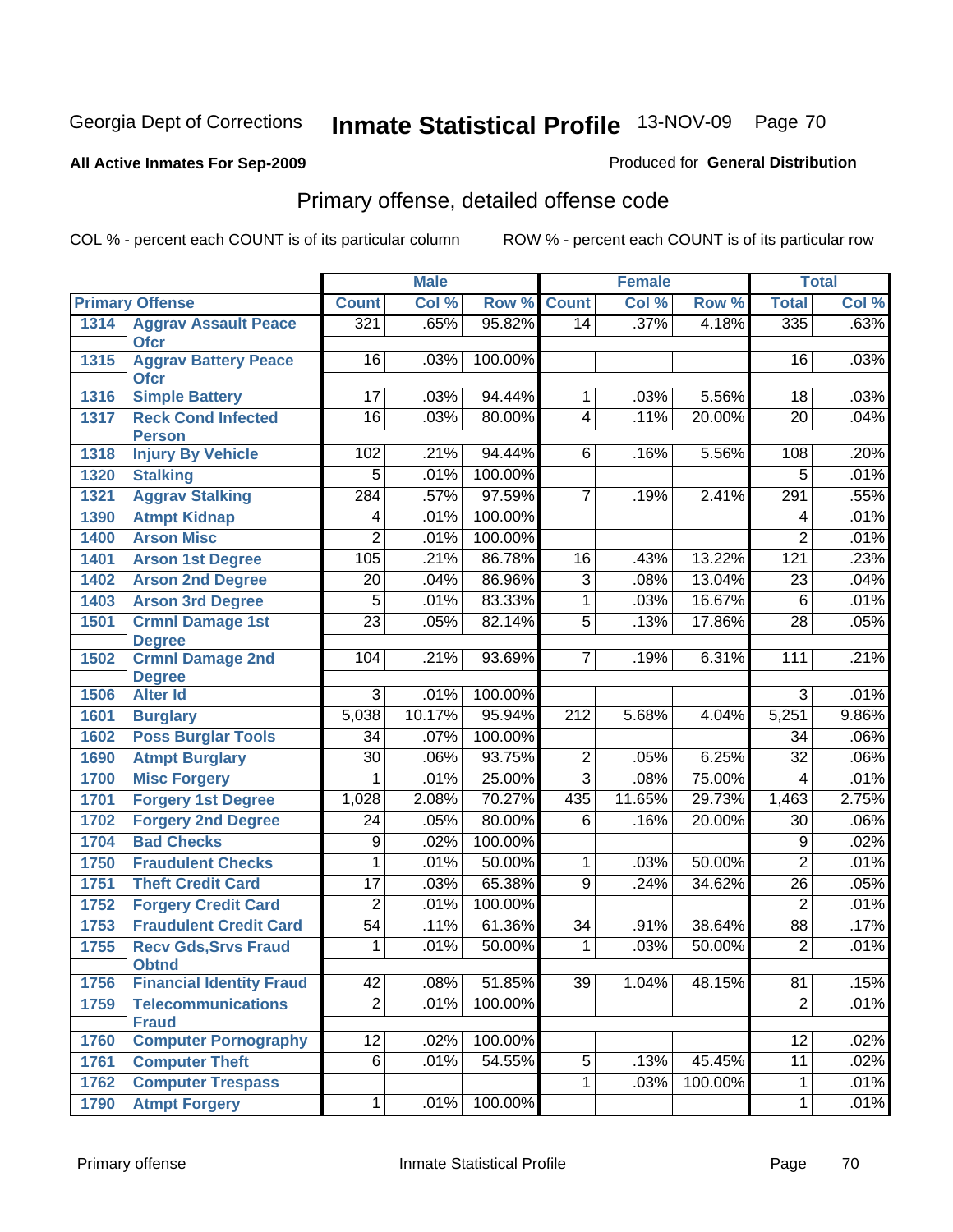Georgia Dept of Corrections **Inmate Statistical Profile** 13-NOV-09

**All Active Inmates For Sep-2009**

Produced for **General Distribution**

## Primary offense, detailed offense code

COL % - percent each COUNT is of its particular column ROW % - percent each COUNT is of its particular row

| Primary Offense | | Male | | | Female | | | Total | |
|---|---|---|---|---|---|---|---|---|---|
| | | Count | Col % | Row % | Count | Col % | Row % | Total | Col % |
| 1314 | Aggrav Assault Peace Ofcr | 321 | .65% | 95.82% | 14 | .37% | 4.18% | 335 | .63% |
| 1315 | Aggrav Battery Peace Ofcr | 16 | .03% | 100.00% | | | | 16 | .03% |
| 1316 | Simple Battery | 17 | .03% | 94.44% | 1 | .03% | 5.56% | 18 | .03% |
| 1317 | Reck Cond Infected Person | 16 | .03% | 80.00% | 4 | .11% | 20.00% | 20 | .04% |
| 1318 | Injury By Vehicle | 102 | .21% | 94.44% | 6 | .16% | 5.56% | 108 | .20% |
| 1320 | Stalking | 5 | .01% | 100.00% | | | | 5 | .01% |
| 1321 | Aggrav Stalking | 284 | .57% | 97.59% | 7 | .19% | 2.41% | 291 | .55% |
| 1390 | Atmpt Kidnap | 4 | .01% | 100.00% | | | | 4 | .01% |
| 1400 | Arson Misc | 2 | .01% | 100.00% | | | | 2 | .01% |
| 1401 | Arson 1st Degree | 105 | .21% | 86.78% | 16 | .43% | 13.22% | 121 | .23% |
| 1402 | Arson 2nd Degree | 20 | .04% | 86.96% | 3 | .08% | 13.04% | 23 | .04% |
| 1403 | Arson 3rd Degree | 5 | .01% | 83.33% | 1 | .03% | 16.67% | 6 | .01% |
| 1501 | Crmnl Damage 1st Degree | 23 | .05% | 82.14% | 5 | .13% | 17.86% | 28 | .05% |
| 1502 | Crmnl Damage 2nd Degree | 104 | .21% | 93.69% | 7 | .19% | 6.31% | 111 | .21% |
| 1506 | Alter Id | 3 | .01% | 100.00% | | | | 3 | .01% |
| 1601 | Burglary | 5,038 | 10.17% | 95.94% | 212 | 5.68% | 4.04% | 5,251 | 9.86% |
| 1602 | Poss Burglar Tools | 34 | .07% | 100.00% | | | | 34 | .06% |
| 1690 | Atmpt Burglary | 30 | .06% | 93.75% | 2 | .05% | 6.25% | 32 | .06% |
| 1700 | Misc Forgery | 1 | .01% | 25.00% | 3 | .08% | 75.00% | 4 | .01% |
| 1701 | Forgery 1st Degree | 1,028 | 2.08% | 70.27% | 435 | 11.65% | 29.73% | 1,463 | 2.75% |
| 1702 | Forgery 2nd Degree | 24 | .05% | 80.00% | 6 | .16% | 20.00% | 30 | .06% |
| 1704 | Bad Checks | 9 | .02% | 100.00% | | | | 9 | .02% |
| 1750 | Fraudulent Checks | 1 | .01% | 50.00% | 1 | .03% | 50.00% | 2 | .01% |
| 1751 | Theft Credit Card | 17 | .03% | 65.38% | 9 | .24% | 34.62% | 26 | .05% |
| 1752 | Forgery Credit Card | 2 | .01% | 100.00% | | | | 2 | .01% |
| 1753 | Fraudulent Credit Card | 54 | .11% | 61.36% | 34 | .91% | 38.64% | 88 | .17% |
| 1755 | Recv Gds,Srvs Fraud Obtnd | 1 | .01% | 50.00% | 1 | .03% | 50.00% | 2 | .01% |
| 1756 | Financial Identity Fraud | 42 | .08% | 51.85% | 39 | 1.04% | 48.15% | 81 | .15% |
| 1759 | Telecommunications Fraud | 2 | .01% | 100.00% | | | | 2 | .01% |
| 1760 | Computer Pornography | 12 | .02% | 100.00% | | | | 12 | .02% |
| 1761 | Computer Theft | 6 | .01% | 54.55% | 5 | .13% | 45.45% | 11 | .02% |
| 1762 | Computer Trespass | | | | 1 | .03% | 100.00% | 1 | .01% |
| 1790 | Atmpt Forgery | 1 | .01% | 100.00% | | | | 1 | .01% |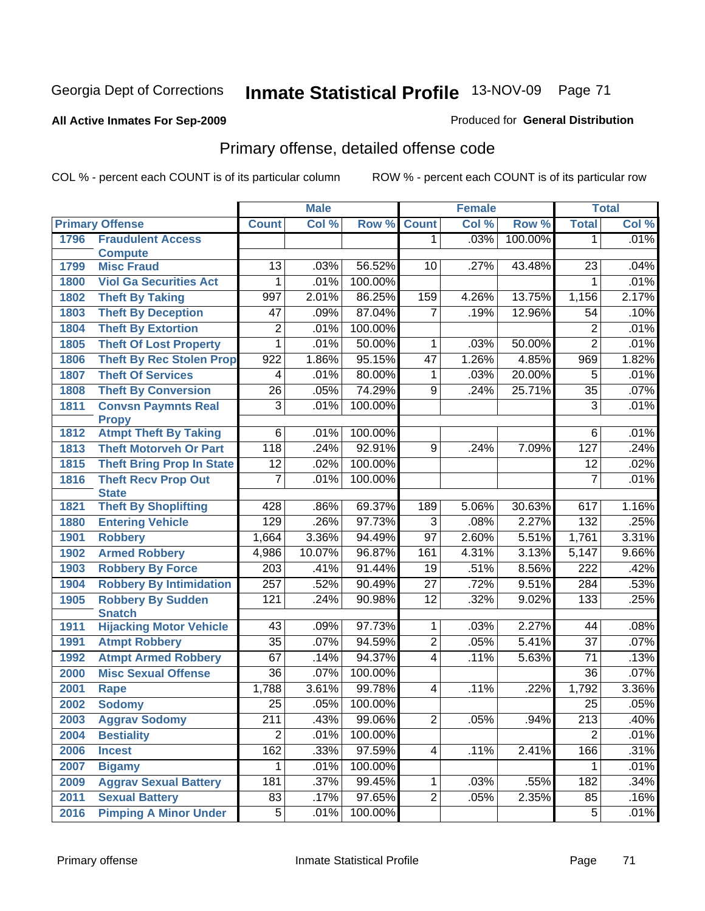# Georgia Dept of Corrections — Inmate Statistical Profile 13-NOV-09

**All Active Inmates For Sep-2009**

Produced for **General Distribution**

## Primary offense, detailed offense code

COL % - percent each COUNT is of its particular column

ROW % - percent each COUNT is of its particular row

| Primary Offense | | Male | | | Female | | | Total | |
|---|---|---|---|---|---|---|---|---|---|
| | | Count | Col % | Row % | Count | Col % | Row % | Total | Col % |
| 1796 | Fraudulent Access Compute | | | | 1 | .03% | 100.00% | 1 | .01% |
| 1799 | Misc Fraud | 13 | .03% | 56.52% | 10 | .27% | 43.48% | 23 | .04% |
| 1800 | Viol Ga Securities Act | 1 | .01% | 100.00% | | | | 1 | .01% |
| 1802 | Theft By Taking | 997 | 2.01% | 86.25% | 159 | 4.26% | 13.75% | 1,156 | 2.17% |
| 1803 | Theft By Deception | 47 | .09% | 87.04% | 7 | .19% | 12.96% | 54 | .10% |
| 1804 | Theft By Extortion | 2 | .01% | 100.00% | | | | 2 | .01% |
| 1805 | Theft Of Lost Property | 1 | .01% | 50.00% | 1 | .03% | 50.00% | 2 | .01% |
| 1806 | Theft By Rec Stolen Prop | 922 | 1.86% | 95.15% | 47 | 1.26% | 4.85% | 969 | 1.82% |
| 1807 | Theft Of Services | 4 | .01% | 80.00% | 1 | .03% | 20.00% | 5 | .01% |
| 1808 | Theft By Conversion | 26 | .05% | 74.29% | 9 | .24% | 25.71% | 35 | .07% |
| 1811 | Convsn Paymnts Real Propy | 3 | .01% | 100.00% | | | | 3 | .01% |
| 1812 | Atmpt Theft By Taking | 6 | .01% | 100.00% | | | | 6 | .01% |
| 1813 | Theft Motorveh Or Part | 118 | .24% | 92.91% | 9 | .24% | 7.09% | 127 | .24% |
| 1815 | Theft Bring Prop In State | 12 | .02% | 100.00% | | | | 12 | .02% |
| 1816 | Theft Recv Prop Out State | 7 | .01% | 100.00% | | | | 7 | .01% |
| 1821 | Theft By Shoplifting | 428 | .86% | 69.37% | 189 | 5.06% | 30.63% | 617 | 1.16% |
| 1880 | Entering Vehicle | 129 | .26% | 97.73% | 3 | .08% | 2.27% | 132 | .25% |
| 1901 | Robbery | 1,664 | 3.36% | 94.49% | 97 | 2.60% | 5.51% | 1,761 | 3.31% |
| 1902 | Armed Robbery | 4,986 | 10.07% | 96.87% | 161 | 4.31% | 3.13% | 5,147 | 9.66% |
| 1903 | Robbery By Force | 203 | .41% | 91.44% | 19 | .51% | 8.56% | 222 | .42% |
| 1904 | Robbery By Intimidation | 257 | .52% | 90.49% | 27 | .72% | 9.51% | 284 | .53% |
| 1905 | Robbery By Sudden Snatch | 121 | .24% | 90.98% | 12 | .32% | 9.02% | 133 | .25% |
| 1911 | Hijacking Motor Vehicle | 43 | .09% | 97.73% | 1 | .03% | 2.27% | 44 | .08% |
| 1991 | Atmpt Robbery | 35 | .07% | 94.59% | 2 | .05% | 5.41% | 37 | .07% |
| 1992 | Atmpt Armed Robbery | 67 | .14% | 94.37% | 4 | .11% | 5.63% | 71 | .13% |
| 2000 | Misc Sexual Offense | 36 | .07% | 100.00% | | | | 36 | .07% |
| 2001 | Rape | 1,788 | 3.61% | 99.78% | 4 | .11% | .22% | 1,792 | 3.36% |
| 2002 | Sodomy | 25 | .05% | 100.00% | | | | 25 | .05% |
| 2003 | Aggrav Sodomy | 211 | .43% | 99.06% | 2 | .05% | .94% | 213 | .40% |
| 2004 | Bestiality | 2 | .01% | 100.00% | | | | 2 | .01% |
| 2006 | Incest | 162 | .33% | 97.59% | 4 | .11% | 2.41% | 166 | .31% |
| 2007 | Bigamy | 1 | .01% | 100.00% | | | | 1 | .01% |
| 2009 | Aggrav Sexual Battery | 181 | .37% | 99.45% | 1 | .03% | .55% | 182 | .34% |
| 2011 | Sexual Battery | 83 | .17% | 97.65% | 2 | .05% | 2.35% | 85 | .16% |
| 2016 | Pimping A Minor Under | 5 | .01% | 100.00% | | | | 5 | .01% |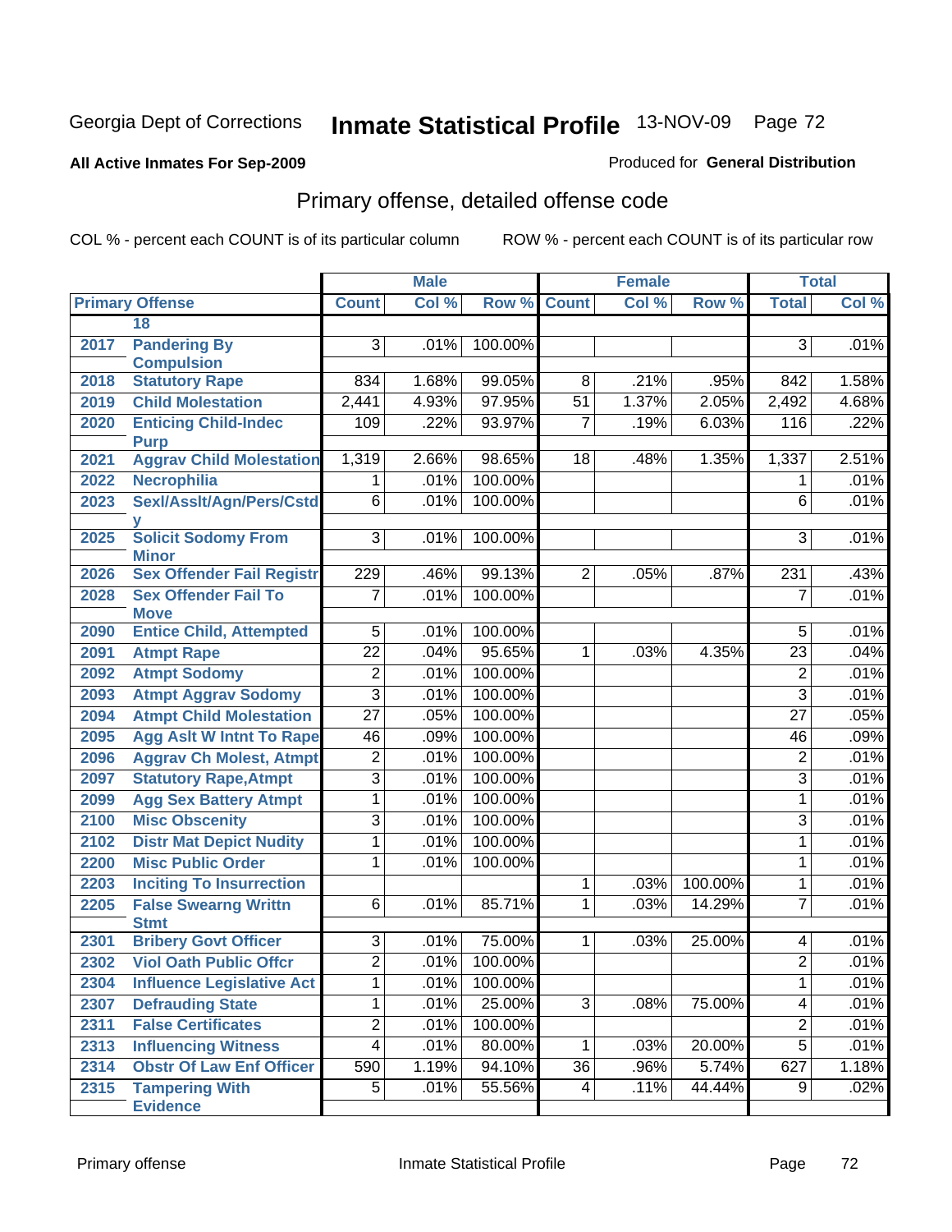Georgia Dept of Corrections **Inmate Statistical Profile** 13-NOV-09

**All Active Inmates For Sep-2009**

Produced for **General Distribution**

## Primary offense, detailed offense code

COL % - percent each COUNT is of its particular column ROW % - percent each COUNT is of its particular row

| Primary Offense | | Male | | | Female | | | Total | |
|---|---|---|---|---|---|---|---|---|---|
| | | Count | Col % | Row % | Count | Col % | Row % | Total | Col % |
| | 18 | | | | | | | | |
| 2017 | Pandering By Compulsion | 3 | .01% | 100.00% | | | | 3 | .01% |
| 2018 | Statutory Rape | 834 | 1.68% | 99.05% | 8 | .21% | .95% | 842 | 1.58% |
| 2019 | Child Molestation | 2,441 | 4.93% | 97.95% | 51 | 1.37% | 2.05% | 2,492 | 4.68% |
| 2020 | Enticing Child-Indec Purp | 109 | .22% | 93.97% | 7 | .19% | 6.03% | 116 | .22% |
| 2021 | Aggrav Child Molestation | 1,319 | 2.66% | 98.65% | 18 | .48% | 1.35% | 1,337 | 2.51% |
| 2022 | Necrophilia | 1 | .01% | 100.00% | | | | 1 | .01% |
| 2023 | Sexl/Asslt/Agn/Pers/Cstdy | 6 | .01% | 100.00% | | | | 6 | .01% |
| 2025 | Solicit Sodomy From Minor | 3 | .01% | 100.00% | | | | 3 | .01% |
| 2026 | Sex Offender Fail Registr | 229 | .46% | 99.13% | 2 | .05% | .87% | 231 | .43% |
| 2028 | Sex Offender Fail To Move | 7 | .01% | 100.00% | | | | 7 | .01% |
| 2090 | Entice Child, Attempted | 5 | .01% | 100.00% | | | | 5 | .01% |
| 2091 | Atmpt Rape | 22 | .04% | 95.65% | 1 | .03% | 4.35% | 23 | .04% |
| 2092 | Atmpt Sodomy | 2 | .01% | 100.00% | | | | 2 | .01% |
| 2093 | Atmpt Aggrav Sodomy | 3 | .01% | 100.00% | | | | 3 | .01% |
| 2094 | Atmpt Child Molestation | 27 | .05% | 100.00% | | | | 27 | .05% |
| 2095 | Agg Aslt W Intnt To Rape | 46 | .09% | 100.00% | | | | 46 | .09% |
| 2096 | Aggrav Ch Molest, Atmpt | 2 | .01% | 100.00% | | | | 2 | .01% |
| 2097 | Statutory Rape,Atmpt | 3 | .01% | 100.00% | | | | 3 | .01% |
| 2099 | Agg Sex Battery Atmpt | 1 | .01% | 100.00% | | | | 1 | .01% |
| 2100 | Misc Obscenity | 3 | .01% | 100.00% | | | | 3 | .01% |
| 2102 | Distr Mat Depict Nudity | 1 | .01% | 100.00% | | | | 1 | .01% |
| 2200 | Misc Public Order | 1 | .01% | 100.00% | | | | 1 | .01% |
| 2203 | Inciting To Insurrection | | | | 1 | .03% | 100.00% | 1 | .01% |
| 2205 | False Swearng Writtn Stmt | 6 | .01% | 85.71% | 1 | .03% | 14.29% | 7 | .01% |
| 2301 | Bribery Govt Officer | 3 | .01% | 75.00% | 1 | .03% | 25.00% | 4 | .01% |
| 2302 | Viol Oath Public Offcr | 2 | .01% | 100.00% | | | | 2 | .01% |
| 2304 | Influence Legislative Act | 1 | .01% | 100.00% | | | | 1 | .01% |
| 2307 | Defrauding State | 1 | .01% | 25.00% | 3 | .08% | 75.00% | 4 | .01% |
| 2311 | False Certificates | 2 | .01% | 100.00% | | | | 2 | .01% |
| 2313 | Influencing Witness | 4 | .01% | 80.00% | 1 | .03% | 20.00% | 5 | .01% |
| 2314 | Obstr Of Law Enf Officer | 590 | 1.19% | 94.10% | 36 | .96% | 5.74% | 627 | 1.18% |
| 2315 | Tampering With Evidence | 5 | .01% | 55.56% | 4 | .11% | 44.44% | 9 | .02% |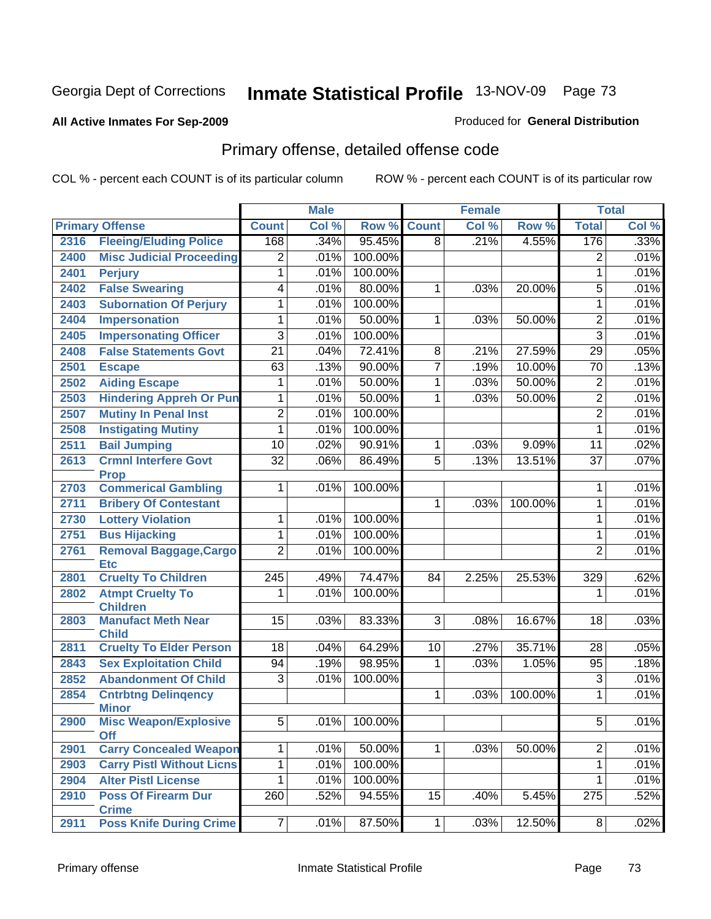Georgia Dept of Corrections **Inmate Statistical Profile** 13-NOV-09 Page 73

**All Active Inmates For Sep-2009**

Produced for **General Distribution**

## Primary offense, detailed offense code

COL % - percent each COUNT is of its particular column    ROW % - percent each COUNT is of its particular row

| Primary Offense | | Male | | | Female | | | Total | |
|---|---|---|---|---|---|---|---|---|---|
| | | Count | Col % | Row % | Count | Col % | Row % | Total | Col % |
| 2316 | Fleeing/Eluding Police | 168 | .34% | 95.45% | 8 | .21% | 4.55% | 176 | .33% |
| 2400 | Misc Judicial Proceeding | 2 | .01% | 100.00% | | | | 2 | .01% |
| 2401 | Perjury | 1 | .01% | 100.00% | | | | 1 | .01% |
| 2402 | False Swearing | 4 | .01% | 80.00% | 1 | .03% | 20.00% | 5 | .01% |
| 2403 | Subornation Of Perjury | 1 | .01% | 100.00% | | | | 1 | .01% |
| 2404 | Impersonation | 1 | .01% | 50.00% | 1 | .03% | 50.00% | 2 | .01% |
| 2405 | Impersonating Officer | 3 | .01% | 100.00% | | | | 3 | .01% |
| 2408 | False Statements Govt | 21 | .04% | 72.41% | 8 | .21% | 27.59% | 29 | .05% |
| 2501 | Escape | 63 | .13% | 90.00% | 7 | .19% | 10.00% | 70 | .13% |
| 2502 | Aiding Escape | 1 | .01% | 50.00% | 1 | .03% | 50.00% | 2 | .01% |
| 2503 | Hindering Appreh Or Pun | 1 | .01% | 50.00% | 1 | .03% | 50.00% | 2 | .01% |
| 2507 | Mutiny In Penal Inst | 2 | .01% | 100.00% | | | | 2 | .01% |
| 2508 | Instigating Mutiny | 1 | .01% | 100.00% | | | | 1 | .01% |
| 2511 | Bail Jumping | 10 | .02% | 90.91% | 1 | .03% | 9.09% | 11 | .02% |
| 2613 | Crmnl Interfere Govt Prop | 32 | .06% | 86.49% | 5 | .13% | 13.51% | 37 | .07% |
| 2703 | Commerical Gambling | 1 | .01% | 100.00% | | | | 1 | .01% |
| 2711 | Bribery Of Contestant | | | | 1 | .03% | 100.00% | 1 | .01% |
| 2730 | Lottery Violation | 1 | .01% | 100.00% | | | | 1 | .01% |
| 2751 | Bus Hijacking | 1 | .01% | 100.00% | | | | 1 | .01% |
| 2761 | Removal Baggage,Cargo Etc | 2 | .01% | 100.00% | | | | 2 | .01% |
| 2801 | Cruelty To Children | 245 | .49% | 74.47% | 84 | 2.25% | 25.53% | 329 | .62% |
| 2802 | Atmpt Cruelty To Children | 1 | .01% | 100.00% | | | | 1 | .01% |
| 2803 | Manufact Meth Near Child | 15 | .03% | 83.33% | 3 | .08% | 16.67% | 18 | .03% |
| 2811 | Cruelty To Elder Person | 18 | .04% | 64.29% | 10 | .27% | 35.71% | 28 | .05% |
| 2843 | Sex Exploitation Child | 94 | .19% | 98.95% | 1 | .03% | 1.05% | 95 | .18% |
| 2852 | Abandonment Of Child | 3 | .01% | 100.00% | | | | 3 | .01% |
| 2854 | Cntrbtng Delinqency Minor | | | | 1 | .03% | 100.00% | 1 | .01% |
| 2900 | Misc Weapon/Explosive Off | 5 | .01% | 100.00% | | | | 5 | .01% |
| 2901 | Carry Concealed Weapon | 1 | .01% | 50.00% | 1 | .03% | 50.00% | 2 | .01% |
| 2903 | Carry Pistl Without Licns | 1 | .01% | 100.00% | | | | 1 | .01% |
| 2904 | Alter Pistl License | 1 | .01% | 100.00% | | | | 1 | .01% |
| 2910 | Poss Of Firearm Dur Crime | 260 | .52% | 94.55% | 15 | .40% | 5.45% | 275 | .52% |
| 2911 | Poss Knife During Crime | 7 | .01% | 87.50% | 1 | .03% | 12.50% | 8 | .02% |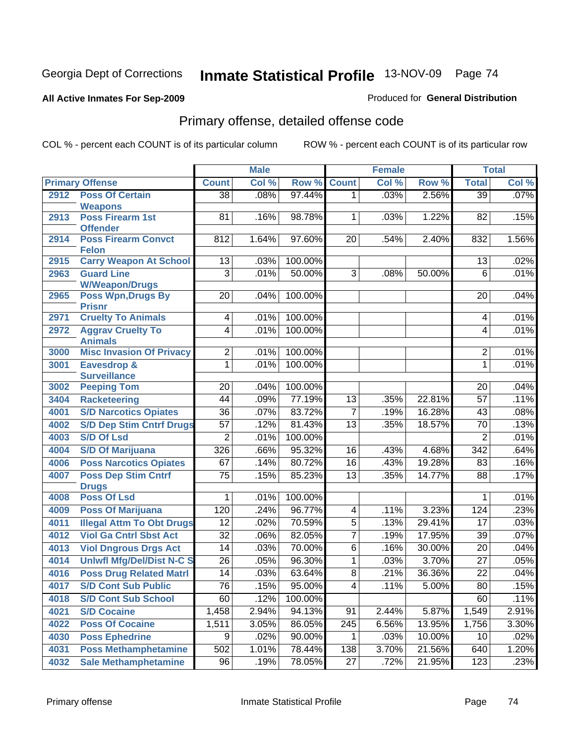Georgia Dept of Corrections **Inmate Statistical Profile** 13-NOV-09 Page 74

**All Active Inmates For Sep-2009**

Produced for **General Distribution**

## Primary offense, detailed offense code

COL % - percent each COUNT is of its particular column ROW % - percent each COUNT is of its particular row

| Primary Offense | | Male | | | Female | | | Total | |
|---|---|---|---|---|---|---|---|---|---|
| | | Count | Col % | Row % | Count | Col % | Row % | Total | Col % |
| 2912 | Poss Of Certain Weapons | 38 | .08% | 97.44% | 1 | .03% | 2.56% | 39 | .07% |
| 2913 | Poss Firearm 1st Offender | 81 | .16% | 98.78% | 1 | .03% | 1.22% | 82 | .15% |
| 2914 | Poss Firearm Convct Felon | 812 | 1.64% | 97.60% | 20 | .54% | 2.40% | 832 | 1.56% |
| 2915 | Carry Weapon At School | 13 | .03% | 100.00% | | | | 13 | .02% |
| 2963 | Guard Line W/Weapon/Drugs | 3 | .01% | 50.00% | 3 | .08% | 50.00% | 6 | .01% |
| 2965 | Poss Wpn,Drugs By Prisnr | 20 | .04% | 100.00% | | | | 20 | .04% |
| 2971 | Cruelty To Animals | 4 | .01% | 100.00% | | | | 4 | .01% |
| 2972 | Aggrav Cruelty To Animals | 4 | .01% | 100.00% | | | | 4 | .01% |
| 3000 | Misc Invasion Of Privacy | 2 | .01% | 100.00% | | | | 2 | .01% |
| 3001 | Eavesdrop & Surveillance | 1 | .01% | 100.00% | | | | 1 | .01% |
| 3002 | Peeping Tom | 20 | .04% | 100.00% | | | | 20 | .04% |
| 3404 | Racketeering | 44 | .09% | 77.19% | 13 | .35% | 22.81% | 57 | .11% |
| 4001 | S/D Narcotics Opiates | 36 | .07% | 83.72% | 7 | .19% | 16.28% | 43 | .08% |
| 4002 | S/D Dep Stim Cntrf Drugs | 57 | .12% | 81.43% | 13 | .35% | 18.57% | 70 | .13% |
| 4003 | S/D Of Lsd | 2 | .01% | 100.00% | | | | 2 | .01% |
| 4004 | S/D Of Marijuana | 326 | .66% | 95.32% | 16 | .43% | 4.68% | 342 | .64% |
| 4006 | Poss Narcotics Opiates | 67 | .14% | 80.72% | 16 | .43% | 19.28% | 83 | .16% |
| 4007 | Poss Dep Stim Cntrf Drugs | 75 | .15% | 85.23% | 13 | .35% | 14.77% | 88 | .17% |
| 4008 | Poss Of Lsd | 1 | .01% | 100.00% | | | | 1 | .01% |
| 4009 | Poss Of Marijuana | 120 | .24% | 96.77% | 4 | .11% | 3.23% | 124 | .23% |
| 4011 | Illegal Attm To Obt Drugs | 12 | .02% | 70.59% | 5 | .13% | 29.41% | 17 | .03% |
| 4012 | Viol Ga Cntrl Sbst Act | 32 | .06% | 82.05% | 7 | .19% | 17.95% | 39 | .07% |
| 4013 | Viol Dngrous Drgs Act | 14 | .03% | 70.00% | 6 | .16% | 30.00% | 20 | .04% |
| 4014 | Unlwfl Mfg/Del/Dist N-C S | 26 | .05% | 96.30% | 1 | .03% | 3.70% | 27 | .05% |
| 4016 | Poss Drug Related Matrl | 14 | .03% | 63.64% | 8 | .21% | 36.36% | 22 | .04% |
| 4017 | S/D Cont Sub Public | 76 | .15% | 95.00% | 4 | .11% | 5.00% | 80 | .15% |
| 4018 | S/D Cont Sub School | 60 | .12% | 100.00% | | | | 60 | .11% |
| 4021 | S/D Cocaine | 1,458 | 2.94% | 94.13% | 91 | 2.44% | 5.87% | 1,549 | 2.91% |
| 4022 | Poss Of Cocaine | 1,511 | 3.05% | 86.05% | 245 | 6.56% | 13.95% | 1,756 | 3.30% |
| 4030 | Poss Ephedrine | 9 | .02% | 90.00% | 1 | .03% | 10.00% | 10 | .02% |
| 4031 | Poss Methamphetamine | 502 | 1.01% | 78.44% | 138 | 3.70% | 21.56% | 640 | 1.20% |
| 4032 | Sale Methamphetamine | 96 | .19% | 78.05% | 27 | .72% | 21.95% | 123 | .23% |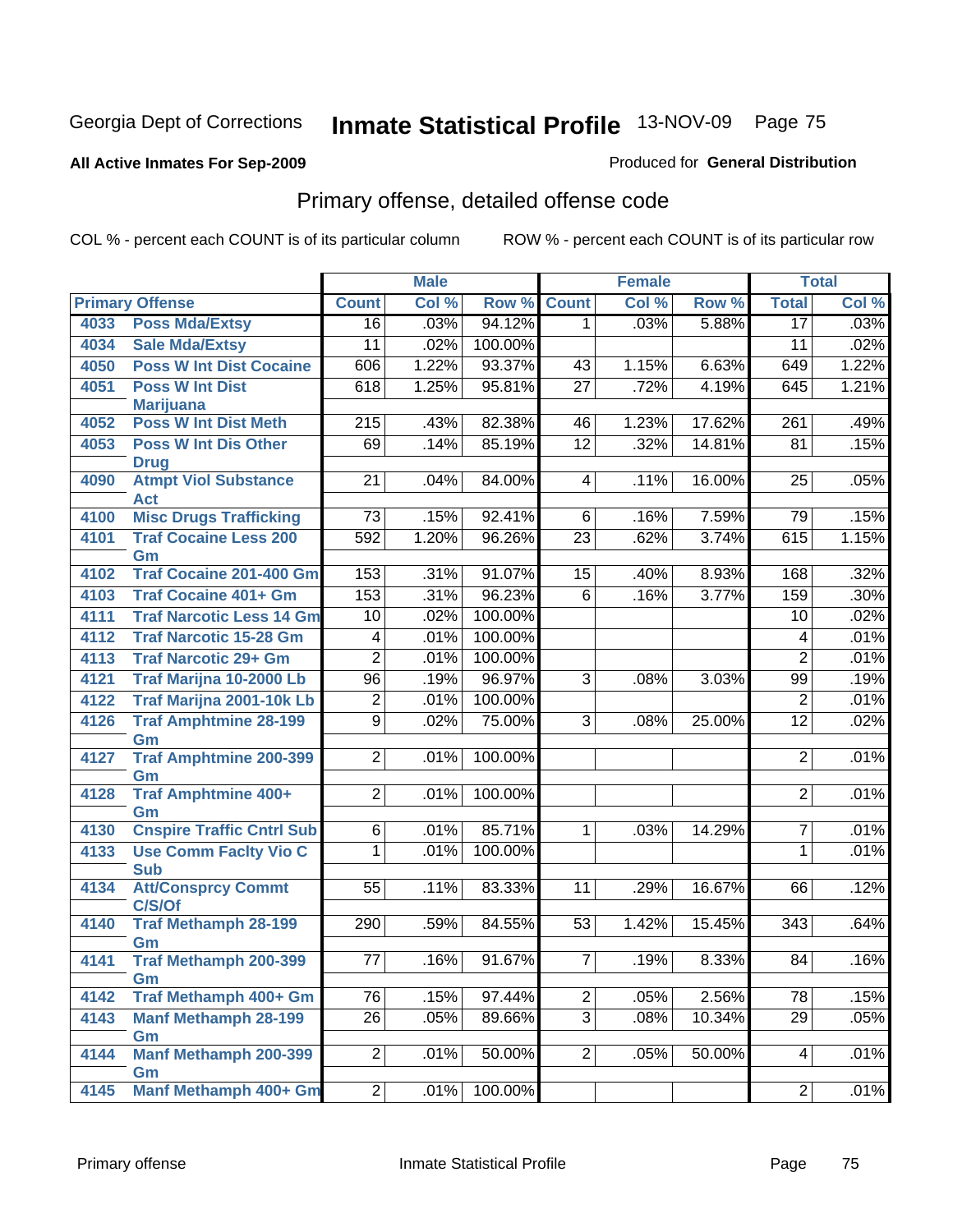Georgia Dept of Corrections **Inmate Statistical Profile** 13-NOV-09

**All Active Inmates For Sep-2009**

Produced for **General Distribution**

## Primary offense, detailed offense code

COL % - percent each COUNT is of its particular column

ROW % - percent each COUNT is of its particular row

| Primary Offense | | Male | | | Female | | | Total | |
|---|---|---|---|---|---|---|---|---|---|
| | | Count | Col % | Row % | Count | Col % | Row % | Total | Col % |
| 4033 | Poss Mda/Extsy | 16 | .03% | 94.12% | 1 | .03% | 5.88% | 17 | .03% |
| 4034 | Sale Mda/Extsy | 11 | .02% | 100.00% | | | | 11 | .02% |
| 4050 | Poss W Int Dist Cocaine | 606 | 1.22% | 93.37% | 43 | 1.15% | 6.63% | 649 | 1.22% |
| 4051 | Poss W Int Dist Marijuana | 618 | 1.25% | 95.81% | 27 | .72% | 4.19% | 645 | 1.21% |
| 4052 | Poss W Int Dist Meth | 215 | .43% | 82.38% | 46 | 1.23% | 17.62% | 261 | .49% |
| 4053 | Poss W Int Dis Other Drug | 69 | .14% | 85.19% | 12 | .32% | 14.81% | 81 | .15% |
| 4090 | Atmpt Viol Substance Act | 21 | .04% | 84.00% | 4 | .11% | 16.00% | 25 | .05% |
| 4100 | Misc Drugs Trafficking | 73 | .15% | 92.41% | 6 | .16% | 7.59% | 79 | .15% |
| 4101 | Traf Cocaine Less 200 Gm | 592 | 1.20% | 96.26% | 23 | .62% | 3.74% | 615 | 1.15% |
| 4102 | Traf Cocaine 201-400 Gm | 153 | .31% | 91.07% | 15 | .40% | 8.93% | 168 | .32% |
| 4103 | Traf Cocaine 401+ Gm | 153 | .31% | 96.23% | 6 | .16% | 3.77% | 159 | .30% |
| 4111 | Traf Narcotic Less 14 Gm | 10 | .02% | 100.00% | | | | 10 | .02% |
| 4112 | Traf Narcotic 15-28 Gm | 4 | .01% | 100.00% | | | | 4 | .01% |
| 4113 | Traf Narcotic 29+ Gm | 2 | .01% | 100.00% | | | | 2 | .01% |
| 4121 | Traf Marijna 10-2000 Lb | 96 | .19% | 96.97% | 3 | .08% | 3.03% | 99 | .19% |
| 4122 | Traf Marijna 2001-10k Lb | 2 | .01% | 100.00% | | | | 2 | .01% |
| 4126 | Traf Amphtmine 28-199 Gm | 9 | .02% | 75.00% | 3 | .08% | 25.00% | 12 | .02% |
| 4127 | Traf Amphtmine 200-399 Gm | 2 | .01% | 100.00% | | | | 2 | .01% |
| 4128 | Traf Amphtmine 400+ Gm | 2 | .01% | 100.00% | | | | 2 | .01% |
| 4130 | Cnspire Traffic Cntrl Sub | 6 | .01% | 85.71% | 1 | .03% | 14.29% | 7 | .01% |
| 4133 | Use Comm Faclty Vio C Sub | 1 | .01% | 100.00% | | | | 1 | .01% |
| 4134 | Att/Consprcy Commt C/S/Of | 55 | .11% | 83.33% | 11 | .29% | 16.67% | 66 | .12% |
| 4140 | Traf Methamph 28-199 Gm | 290 | .59% | 84.55% | 53 | 1.42% | 15.45% | 343 | .64% |
| 4141 | Traf Methamph 200-399 Gm | 77 | .16% | 91.67% | 7 | .19% | 8.33% | 84 | .16% |
| 4142 | Traf Methamph 400+ Gm | 76 | .15% | 97.44% | 2 | .05% | 2.56% | 78 | .15% |
| 4143 | Manf Methamph 28-199 Gm | 26 | .05% | 89.66% | 3 | .08% | 10.34% | 29 | .05% |
| 4144 | Manf Methamph 200-399 Gm | 2 | .01% | 50.00% | 2 | .05% | 50.00% | 4 | .01% |
| 4145 | Manf Methamph 400+ Gm | 2 | .01% | 100.00% | | | | 2 | .01% |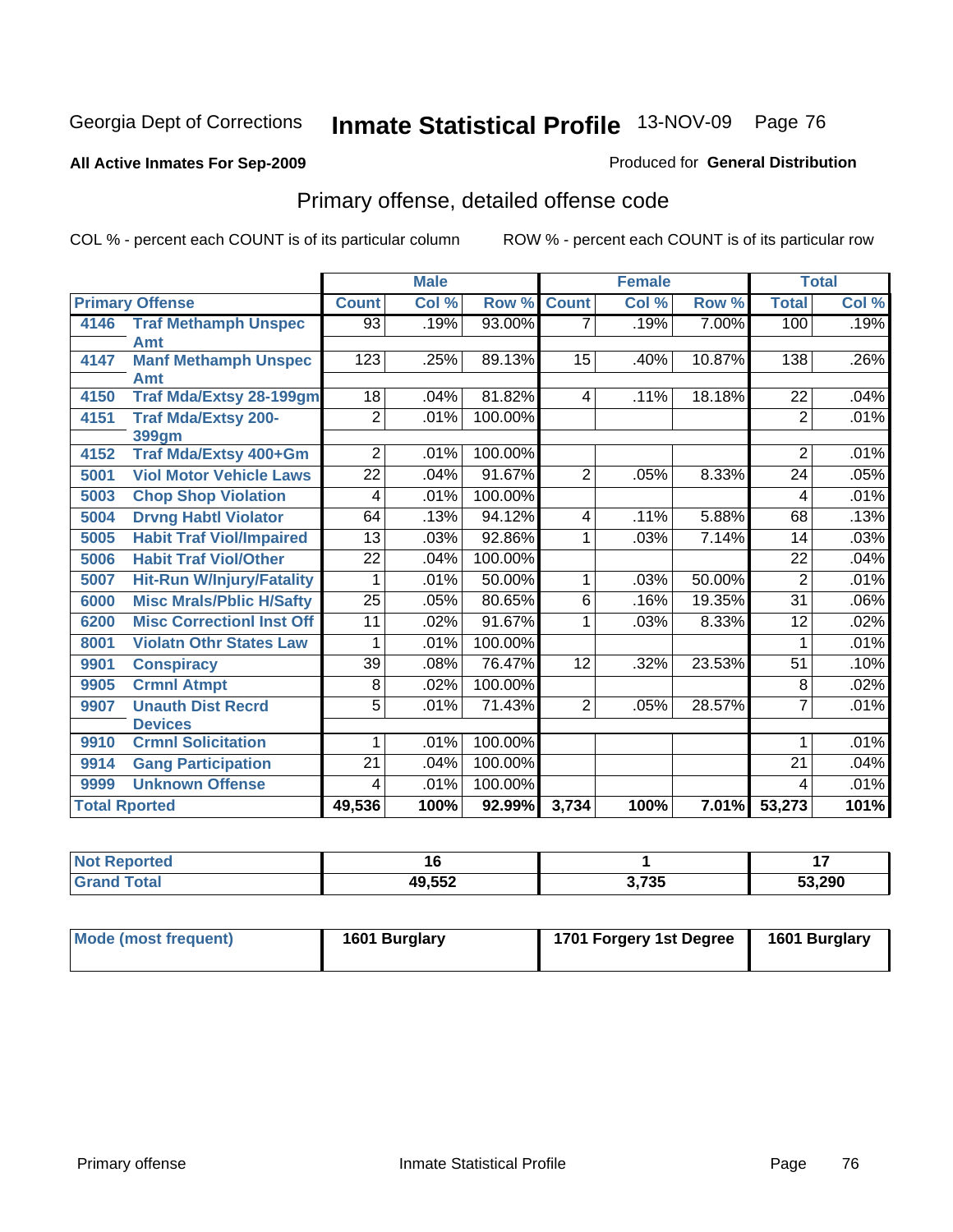Georgia Dept of Corrections **Inmate Statistical Profile** 13-NOV-09

**All Active Inmates For Sep-2009**

Produced for **General Distribution**

## Primary offense, detailed offense code

COL % - percent each COUNT is of its particular column    ROW % - percent each COUNT is of its particular row

| Primary Offense | | Male | | | Female | | | Total | |
|---|---|---|---|---|---|---|---|---|---|
| | | Count | Col % | Row % | Count | Col % | Row % | Total | Col % |
| 4146 | Traf Methamph Unspec Amt | 93 | .19% | 93.00% | 7 | .19% | 7.00% | 100 | .19% |
| 4147 | Manf Methamph Unspec Amt | 123 | .25% | 89.13% | 15 | .40% | 10.87% | 138 | .26% |
| 4150 | Traf Mda/Extsy 28-199gm | 18 | .04% | 81.82% | 4 | .11% | 18.18% | 22 | .04% |
| 4151 | Traf Mda/Extsy 200-399gm | 2 | .01% | 100.00% | | | | 2 | .01% |
| 4152 | Traf Mda/Extsy 400+Gm | 2 | .01% | 100.00% | | | | 2 | .01% |
| 5001 | Viol Motor Vehicle Laws | 22 | .04% | 91.67% | 2 | .05% | 8.33% | 24 | .05% |
| 5003 | Chop Shop Violation | 4 | .01% | 100.00% | | | | 4 | .01% |
| 5004 | Drvng Habtl Violator | 64 | .13% | 94.12% | 4 | .11% | 5.88% | 68 | .13% |
| 5005 | Habit Traf Viol/Impaired | 13 | .03% | 92.86% | 1 | .03% | 7.14% | 14 | .03% |
| 5006 | Habit Traf Viol/Other | 22 | .04% | 100.00% | | | | 22 | .04% |
| 5007 | Hit-Run W/Injury/Fatality | 1 | .01% | 50.00% | 1 | .03% | 50.00% | 2 | .01% |
| 6000 | Misc Mrals/Pblic H/Safty | 25 | .05% | 80.65% | 6 | .16% | 19.35% | 31 | .06% |
| 6200 | Misc Correctionl Inst Off | 11 | .02% | 91.67% | 1 | .03% | 8.33% | 12 | .02% |
| 8001 | Violatn Othr States Law | 1 | .01% | 100.00% | | | | 1 | .01% |
| 9901 | Conspiracy | 39 | .08% | 76.47% | 12 | .32% | 23.53% | 51 | .10% |
| 9905 | Crmnl Atmpt | 8 | .02% | 100.00% | | | | 8 | .02% |
| 9907 | Unauth Dist Recrd Devices | 5 | .01% | 71.43% | 2 | .05% | 28.57% | 7 | .01% |
| 9910 | Crmnl Solicitation | 1 | .01% | 100.00% | | | | 1 | .01% |
| 9914 | Gang Participation | 21 | .04% | 100.00% | | | | 21 | .04% |
| 9999 | Unknown Offense | 4 | .01% | 100.00% | | | | 4 | .01% |
| **Total Rported** | | **49,536** | **100%** | **92.99%** | **3,734** | **100%** | **7.01%** | **53,273** | **101%** |

| | Male | Female | Total |
|---|---|---|---|
| Not Reported | 16 | 1 | 17 |
| Grand Total | 49,552 | 3,735 | 53,290 |

| | Male | Female | Total |
|---|---|---|---|
| Mode (most frequent) | 1601 Burglary | 1701 Forgery 1st Degree | 1601 Burglary |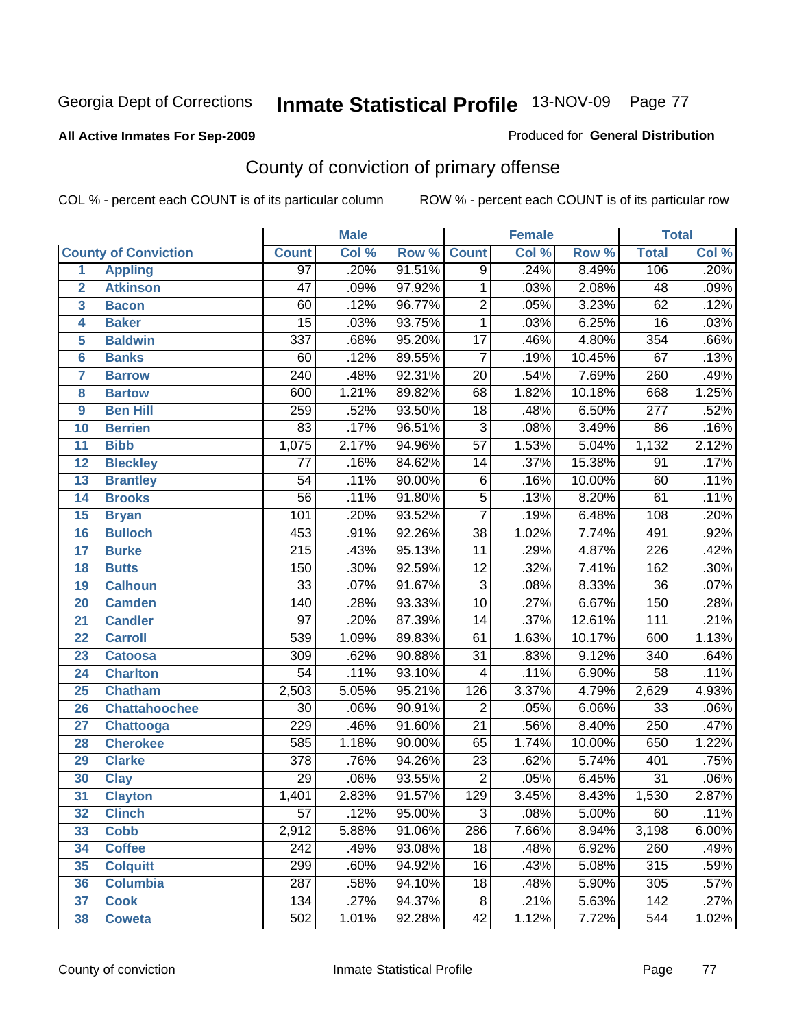Georgia Dept of Corrections **Inmate Statistical Profile** 13-NOV-09

**All Active Inmates For Sep-2009**

Produced for **General Distribution**

## County of conviction of primary offense

COL % - percent each COUNT is of its particular column

ROW % - percent each COUNT is of its particular row

| County of Conviction | | Male | | | Female | | | Total | |
|---|---|---|---|---|---|---|---|---|---|
| | | Count | Col % | Row % | Count | Col % | Row % | Total | Col % |
| 1 | Appling | 97 | .20% | 91.51% | 9 | .24% | 8.49% | 106 | .20% |
| 2 | Atkinson | 47 | .09% | 97.92% | 1 | .03% | 2.08% | 48 | .09% |
| 3 | Bacon | 60 | .12% | 96.77% | 2 | .05% | 3.23% | 62 | .12% |
| 4 | Baker | 15 | .03% | 93.75% | 1 | .03% | 6.25% | 16 | .03% |
| 5 | Baldwin | 337 | .68% | 95.20% | 17 | .46% | 4.80% | 354 | .66% |
| 6 | Banks | 60 | .12% | 89.55% | 7 | .19% | 10.45% | 67 | .13% |
| 7 | Barrow | 240 | .48% | 92.31% | 20 | .54% | 7.69% | 260 | .49% |
| 8 | Bartow | 600 | 1.21% | 89.82% | 68 | 1.82% | 10.18% | 668 | 1.25% |
| 9 | Ben Hill | 259 | .52% | 93.50% | 18 | .48% | 6.50% | 277 | .52% |
| 10 | Berrien | 83 | .17% | 96.51% | 3 | .08% | 3.49% | 86 | .16% |
| 11 | Bibb | 1,075 | 2.17% | 94.96% | 57 | 1.53% | 5.04% | 1,132 | 2.12% |
| 12 | Bleckley | 77 | .16% | 84.62% | 14 | .37% | 15.38% | 91 | .17% |
| 13 | Brantley | 54 | .11% | 90.00% | 6 | .16% | 10.00% | 60 | .11% |
| 14 | Brooks | 56 | .11% | 91.80% | 5 | .13% | 8.20% | 61 | .11% |
| 15 | Bryan | 101 | .20% | 93.52% | 7 | .19% | 6.48% | 108 | .20% |
| 16 | Bulloch | 453 | .91% | 92.26% | 38 | 1.02% | 7.74% | 491 | .92% |
| 17 | Burke | 215 | .43% | 95.13% | 11 | .29% | 4.87% | 226 | .42% |
| 18 | Butts | 150 | .30% | 92.59% | 12 | .32% | 7.41% | 162 | .30% |
| 19 | Calhoun | 33 | .07% | 91.67% | 3 | .08% | 8.33% | 36 | .07% |
| 20 | Camden | 140 | .28% | 93.33% | 10 | .27% | 6.67% | 150 | .28% |
| 21 | Candler | 97 | .20% | 87.39% | 14 | .37% | 12.61% | 111 | .21% |
| 22 | Carroll | 539 | 1.09% | 89.83% | 61 | 1.63% | 10.17% | 600 | 1.13% |
| 23 | Catoosa | 309 | .62% | 90.88% | 31 | .83% | 9.12% | 340 | .64% |
| 24 | Charlton | 54 | .11% | 93.10% | 4 | .11% | 6.90% | 58 | .11% |
| 25 | Chatham | 2,503 | 5.05% | 95.21% | 126 | 3.37% | 4.79% | 2,629 | 4.93% |
| 26 | Chattahoochee | 30 | .06% | 90.91% | 2 | .05% | 6.06% | 33 | .06% |
| 27 | Chattooga | 229 | .46% | 91.60% | 21 | .56% | 8.40% | 250 | .47% |
| 28 | Cherokee | 585 | 1.18% | 90.00% | 65 | 1.74% | 10.00% | 650 | 1.22% |
| 29 | Clarke | 378 | .76% | 94.26% | 23 | .62% | 5.74% | 401 | .75% |
| 30 | Clay | 29 | .06% | 93.55% | 2 | .05% | 6.45% | 31 | .06% |
| 31 | Clayton | 1,401 | 2.83% | 91.57% | 129 | 3.45% | 8.43% | 1,530 | 2.87% |
| 32 | Clinch | 57 | .12% | 95.00% | 3 | .08% | 5.00% | 60 | .11% |
| 33 | Cobb | 2,912 | 5.88% | 91.06% | 286 | 7.66% | 8.94% | 3,198 | 6.00% |
| 34 | Coffee | 242 | .49% | 93.08% | 18 | .48% | 6.92% | 260 | .49% |
| 35 | Colquitt | 299 | .60% | 94.92% | 16 | .43% | 5.08% | 315 | .59% |
| 36 | Columbia | 287 | .58% | 94.10% | 18 | .48% | 5.90% | 305 | .57% |
| 37 | Cook | 134 | .27% | 94.37% | 8 | .21% | 5.63% | 142 | .27% |
| 38 | Coweta | 502 | 1.01% | 92.28% | 42 | 1.12% | 7.72% | 544 | 1.02% |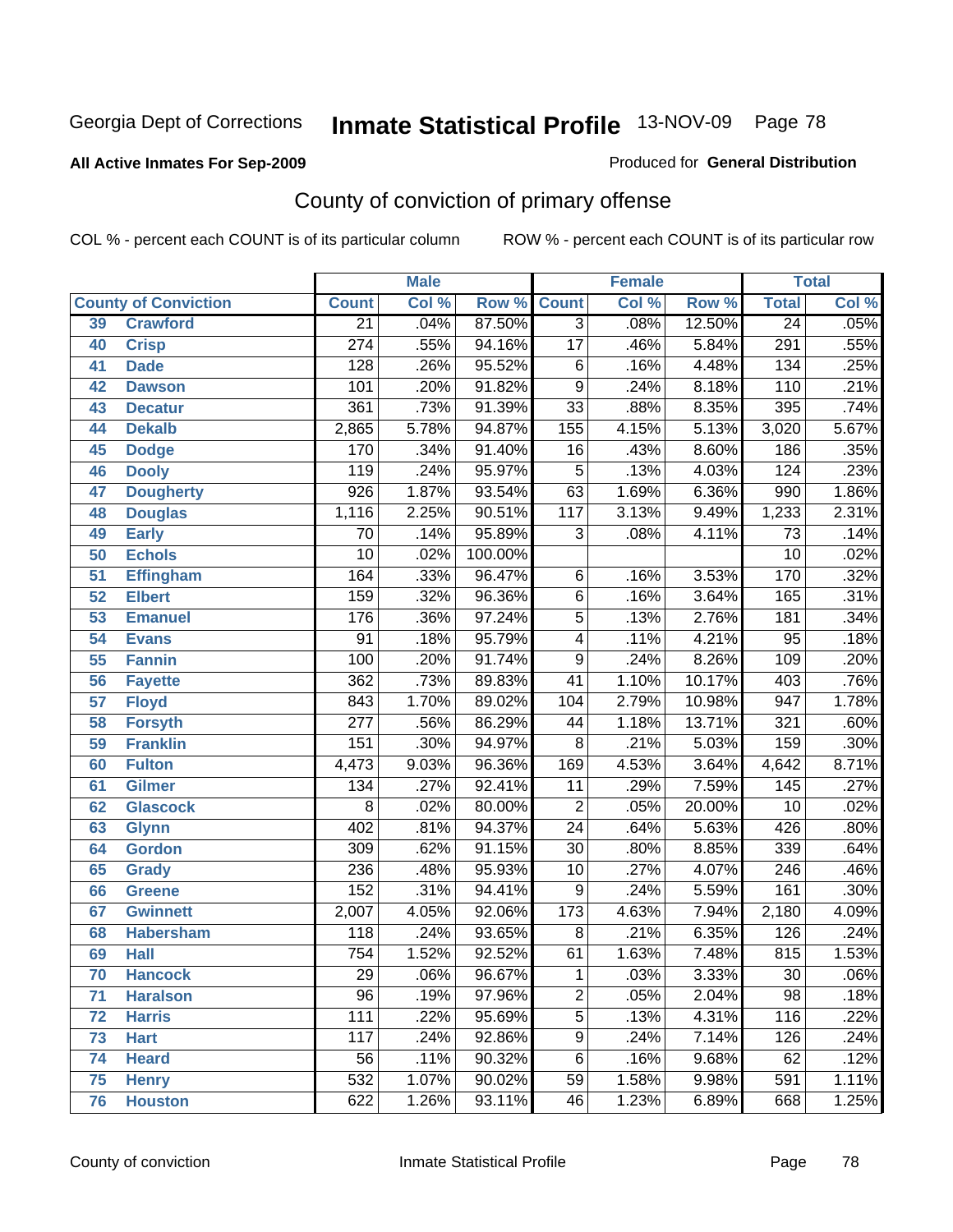Georgia Dept of Corrections **Inmate Statistical Profile** 13-NOV-09

**All Active Inmates For Sep-2009**

Produced for **General Distribution**

## County of conviction of primary offense

COL % - percent each COUNT is of its particular column    ROW % - percent each COUNT is of its particular row

| County of Conviction | | Male | | | Female | | | Total | |
|---|---|---|---|---|---|---|---|---|---|
| | | Count | Col % | Row % | Count | Col % | Row % | Total | Col % |
| 39 | Crawford | 21 | .04% | 87.50% | 3 | .08% | 12.50% | 24 | .05% |
| 40 | Crisp | 274 | .55% | 94.16% | 17 | .46% | 5.84% | 291 | .55% |
| 41 | Dade | 128 | .26% | 95.52% | 6 | .16% | 4.48% | 134 | .25% |
| 42 | Dawson | 101 | .20% | 91.82% | 9 | .24% | 8.18% | 110 | .21% |
| 43 | Decatur | 361 | .73% | 91.39% | 33 | .88% | 8.35% | 395 | .74% |
| 44 | Dekalb | 2,865 | 5.78% | 94.87% | 155 | 4.15% | 5.13% | 3,020 | 5.67% |
| 45 | Dodge | 170 | .34% | 91.40% | 16 | .43% | 8.60% | 186 | .35% |
| 46 | Dooly | 119 | .24% | 95.97% | 5 | .13% | 4.03% | 124 | .23% |
| 47 | Dougherty | 926 | 1.87% | 93.54% | 63 | 1.69% | 6.36% | 990 | 1.86% |
| 48 | Douglas | 1,116 | 2.25% | 90.51% | 117 | 3.13% | 9.49% | 1,233 | 2.31% |
| 49 | Early | 70 | .14% | 95.89% | 3 | .08% | 4.11% | 73 | .14% |
| 50 | Echols | 10 | .02% | 100.00% | | | | 10 | .02% |
| 51 | Effingham | 164 | .33% | 96.47% | 6 | .16% | 3.53% | 170 | .32% |
| 52 | Elbert | 159 | .32% | 96.36% | 6 | .16% | 3.64% | 165 | .31% |
| 53 | Emanuel | 176 | .36% | 97.24% | 5 | .13% | 2.76% | 181 | .34% |
| 54 | Evans | 91 | .18% | 95.79% | 4 | .11% | 4.21% | 95 | .18% |
| 55 | Fannin | 100 | .20% | 91.74% | 9 | .24% | 8.26% | 109 | .20% |
| 56 | Fayette | 362 | .73% | 89.83% | 41 | 1.10% | 10.17% | 403 | .76% |
| 57 | Floyd | 843 | 1.70% | 89.02% | 104 | 2.79% | 10.98% | 947 | 1.78% |
| 58 | Forsyth | 277 | .56% | 86.29% | 44 | 1.18% | 13.71% | 321 | .60% |
| 59 | Franklin | 151 | .30% | 94.97% | 8 | .21% | 5.03% | 159 | .30% |
| 60 | Fulton | 4,473 | 9.03% | 96.36% | 169 | 4.53% | 3.64% | 4,642 | 8.71% |
| 61 | Gilmer | 134 | .27% | 92.41% | 11 | .29% | 7.59% | 145 | .27% |
| 62 | Glascock | 8 | .02% | 80.00% | 2 | .05% | 20.00% | 10 | .02% |
| 63 | Glynn | 402 | .81% | 94.37% | 24 | .64% | 5.63% | 426 | .80% |
| 64 | Gordon | 309 | .62% | 91.15% | 30 | .80% | 8.85% | 339 | .64% |
| 65 | Grady | 236 | .48% | 95.93% | 10 | .27% | 4.07% | 246 | .46% |
| 66 | Greene | 152 | .31% | 94.41% | 9 | .24% | 5.59% | 161 | .30% |
| 67 | Gwinnett | 2,007 | 4.05% | 92.06% | 173 | 4.63% | 7.94% | 2,180 | 4.09% |
| 68 | Habersham | 118 | .24% | 93.65% | 8 | .21% | 6.35% | 126 | .24% |
| 69 | Hall | 754 | 1.52% | 92.52% | 61 | 1.63% | 7.48% | 815 | 1.53% |
| 70 | Hancock | 29 | .06% | 96.67% | 1 | .03% | 3.33% | 30 | .06% |
| 71 | Haralson | 96 | .19% | 97.96% | 2 | .05% | 2.04% | 98 | .18% |
| 72 | Harris | 111 | .22% | 95.69% | 5 | .13% | 4.31% | 116 | .22% |
| 73 | Hart | 117 | .24% | 92.86% | 9 | .24% | 7.14% | 126 | .24% |
| 74 | Heard | 56 | .11% | 90.32% | 6 | .16% | 9.68% | 62 | .12% |
| 75 | Henry | 532 | 1.07% | 90.02% | 59 | 1.58% | 9.98% | 591 | 1.11% |
| 76 | Houston | 622 | 1.26% | 93.11% | 46 | 1.23% | 6.89% | 668 | 1.25% |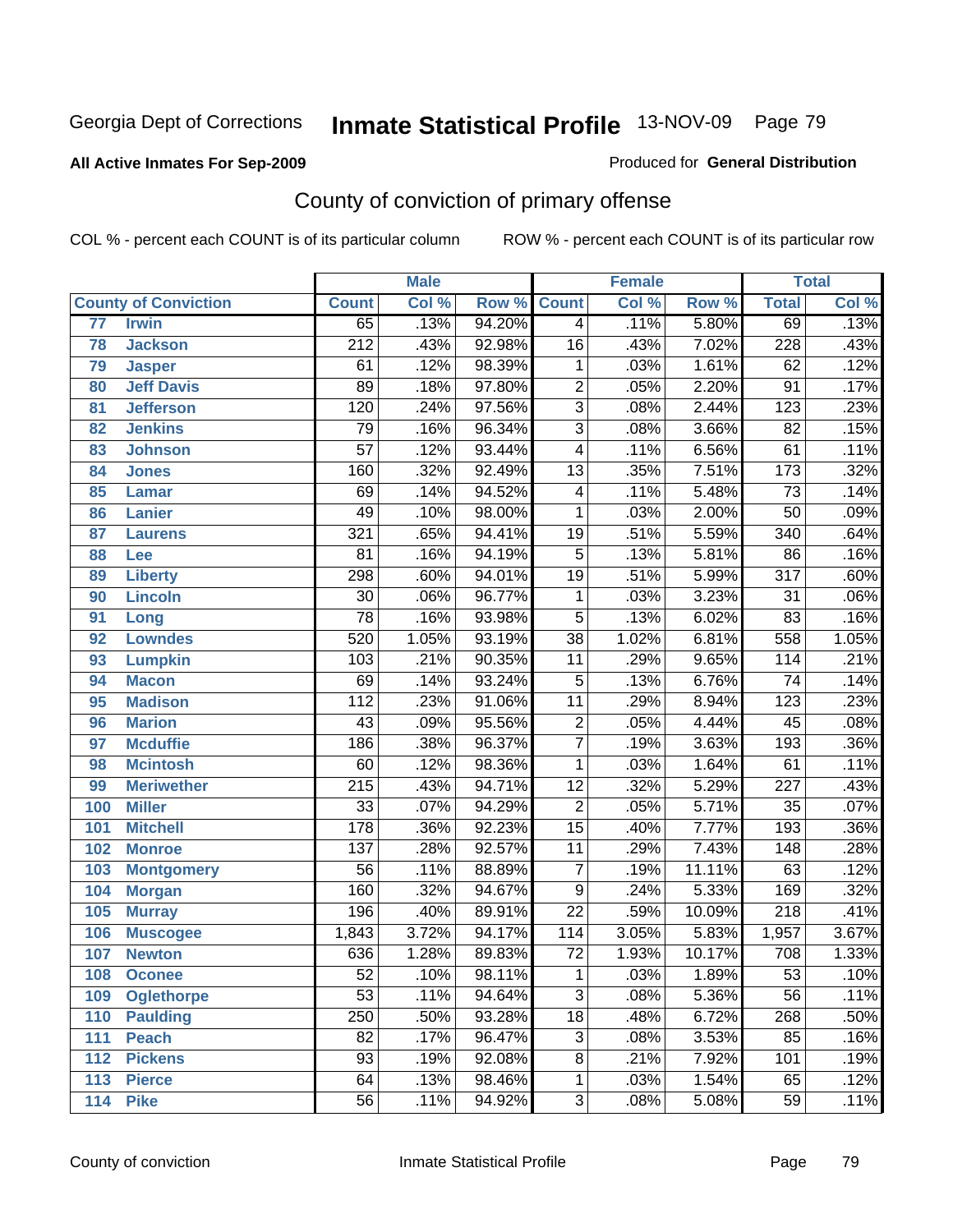Georgia Dept of Corrections **Inmate Statistical Profile** 13-NOV-09

**All Active Inmates For Sep-2009**

Produced for **General Distribution**

## County of conviction of primary offense

COL % - percent each COUNT is of its particular column ROW % - percent each COUNT is of its particular row

| County of Conviction | | Male | | | Female | | | Total | |
|---|---|---|---|---|---|---|---|---|---|
| | | Count | Col % | Row % | Count | Col % | Row % | Total | Col % |
| 77 | Irwin | 65 | .13% | 94.20% | 4 | .11% | 5.80% | 69 | .13% |
| 78 | Jackson | 212 | .43% | 92.98% | 16 | .43% | 7.02% | 228 | .43% |
| 79 | Jasper | 61 | .12% | 98.39% | 1 | .03% | 1.61% | 62 | .12% |
| 80 | Jeff Davis | 89 | .18% | 97.80% | 2 | .05% | 2.20% | 91 | .17% |
| 81 | Jefferson | 120 | .24% | 97.56% | 3 | .08% | 2.44% | 123 | .23% |
| 82 | Jenkins | 79 | .16% | 96.34% | 3 | .08% | 3.66% | 82 | .15% |
| 83 | Johnson | 57 | .12% | 93.44% | 4 | .11% | 6.56% | 61 | .11% |
| 84 | Jones | 160 | .32% | 92.49% | 13 | .35% | 7.51% | 173 | .32% |
| 85 | Lamar | 69 | .14% | 94.52% | 4 | .11% | 5.48% | 73 | .14% |
| 86 | Lanier | 49 | .10% | 98.00% | 1 | .03% | 2.00% | 50 | .09% |
| 87 | Laurens | 321 | .65% | 94.41% | 19 | .51% | 5.59% | 340 | .64% |
| 88 | Lee | 81 | .16% | 94.19% | 5 | .13% | 5.81% | 86 | .16% |
| 89 | Liberty | 298 | .60% | 94.01% | 19 | .51% | 5.99% | 317 | .60% |
| 90 | Lincoln | 30 | .06% | 96.77% | 1 | .03% | 3.23% | 31 | .06% |
| 91 | Long | 78 | .16% | 93.98% | 5 | .13% | 6.02% | 83 | .16% |
| 92 | Lowndes | 520 | 1.05% | 93.19% | 38 | 1.02% | 6.81% | 558 | 1.05% |
| 93 | Lumpkin | 103 | .21% | 90.35% | 11 | .29% | 9.65% | 114 | .21% |
| 94 | Macon | 69 | .14% | 93.24% | 5 | .13% | 6.76% | 74 | .14% |
| 95 | Madison | 112 | .23% | 91.06% | 11 | .29% | 8.94% | 123 | .23% |
| 96 | Marion | 43 | .09% | 95.56% | 2 | .05% | 4.44% | 45 | .08% |
| 97 | Mcduffie | 186 | .38% | 96.37% | 7 | .19% | 3.63% | 193 | .36% |
| 98 | Mcintosh | 60 | .12% | 98.36% | 1 | .03% | 1.64% | 61 | .11% |
| 99 | Meriwether | 215 | .43% | 94.71% | 12 | .32% | 5.29% | 227 | .43% |
| 100 | Miller | 33 | .07% | 94.29% | 2 | .05% | 5.71% | 35 | .07% |
| 101 | Mitchell | 178 | .36% | 92.23% | 15 | .40% | 7.77% | 193 | .36% |
| 102 | Monroe | 137 | .28% | 92.57% | 11 | .29% | 7.43% | 148 | .28% |
| 103 | Montgomery | 56 | .11% | 88.89% | 7 | .19% | 11.11% | 63 | .12% |
| 104 | Morgan | 160 | .32% | 94.67% | 9 | .24% | 5.33% | 169 | .32% |
| 105 | Murray | 196 | .40% | 89.91% | 22 | .59% | 10.09% | 218 | .41% |
| 106 | Muscogee | 1,843 | 3.72% | 94.17% | 114 | 3.05% | 5.83% | 1,957 | 3.67% |
| 107 | Newton | 636 | 1.28% | 89.83% | 72 | 1.93% | 10.17% | 708 | 1.33% |
| 108 | Oconee | 52 | .10% | 98.11% | 1 | .03% | 1.89% | 53 | .10% |
| 109 | Oglethorpe | 53 | .11% | 94.64% | 3 | .08% | 5.36% | 56 | .11% |
| 110 | Paulding | 250 | .50% | 93.28% | 18 | .48% | 6.72% | 268 | .50% |
| 111 | Peach | 82 | .17% | 96.47% | 3 | .08% | 3.53% | 85 | .16% |
| 112 | Pickens | 93 | .19% | 92.08% | 8 | .21% | 7.92% | 101 | .19% |
| 113 | Pierce | 64 | .13% | 98.46% | 1 | .03% | 1.54% | 65 | .12% |
| 114 | Pike | 56 | .11% | 94.92% | 3 | .08% | 5.08% | 59 | .11% |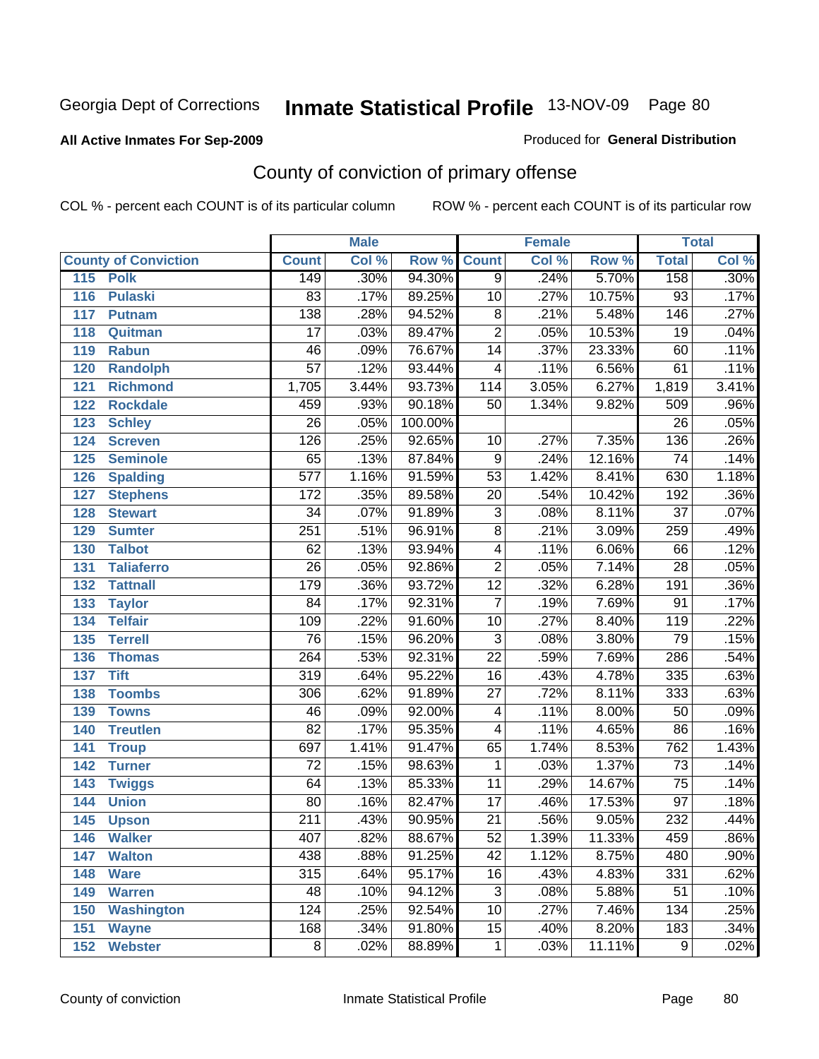Georgia Dept of Corrections **Inmate Statistical Profile** 13-NOV-09

**All Active Inmates For Sep-2009**

Produced for **General Distribution**

## County of conviction of primary offense

COL % - percent each COUNT is of its particular column    ROW % - percent each COUNT is of its particular row

| County of Conviction | Male | | | Female | | | Total | |
|---|---|---|---|---|---|---|---|---|
| | Count | Col % | Row % | Count | Col % | Row % | Total | Col % |
| 115 Polk | 149 | .30% | 94.30% | 9 | .24% | 5.70% | 158 | .30% |
| 116 Pulaski | 83 | .17% | 89.25% | 10 | .27% | 10.75% | 93 | .17% |
| 117 Putnam | 138 | .28% | 94.52% | 8 | .21% | 5.48% | 146 | .27% |
| 118 Quitman | 17 | .03% | 89.47% | 2 | .05% | 10.53% | 19 | .04% |
| 119 Rabun | 46 | .09% | 76.67% | 14 | .37% | 23.33% | 60 | .11% |
| 120 Randolph | 57 | .12% | 93.44% | 4 | .11% | 6.56% | 61 | .11% |
| 121 Richmond | 1,705 | 3.44% | 93.73% | 114 | 3.05% | 6.27% | 1,819 | 3.41% |
| 122 Rockdale | 459 | .93% | 90.18% | 50 | 1.34% | 9.82% | 509 | .96% |
| 123 Schley | 26 | .05% | 100.00% | | | | 26 | .05% |
| 124 Screven | 126 | .25% | 92.65% | 10 | .27% | 7.35% | 136 | .26% |
| 125 Seminole | 65 | .13% | 87.84% | 9 | .24% | 12.16% | 74 | .14% |
| 126 Spalding | 577 | 1.16% | 91.59% | 53 | 1.42% | 8.41% | 630 | 1.18% |
| 127 Stephens | 172 | .35% | 89.58% | 20 | .54% | 10.42% | 192 | .36% |
| 128 Stewart | 34 | .07% | 91.89% | 3 | .08% | 8.11% | 37 | .07% |
| 129 Sumter | 251 | .51% | 96.91% | 8 | .21% | 3.09% | 259 | .49% |
| 130 Talbot | 62 | .13% | 93.94% | 4 | .11% | 6.06% | 66 | .12% |
| 131 Taliaferro | 26 | .05% | 92.86% | 2 | .05% | 7.14% | 28 | .05% |
| 132 Tattnall | 179 | .36% | 93.72% | 12 | .32% | 6.28% | 191 | .36% |
| 133 Taylor | 84 | .17% | 92.31% | 7 | .19% | 7.69% | 91 | .17% |
| 134 Telfair | 109 | .22% | 91.60% | 10 | .27% | 8.40% | 119 | .22% |
| 135 Terrell | 76 | .15% | 96.20% | 3 | .08% | 3.80% | 79 | .15% |
| 136 Thomas | 264 | .53% | 92.31% | 22 | .59% | 7.69% | 286 | .54% |
| 137 Tift | 319 | .64% | 95.22% | 16 | .43% | 4.78% | 335 | .63% |
| 138 Toombs | 306 | .62% | 91.89% | 27 | .72% | 8.11% | 333 | .63% |
| 139 Towns | 46 | .09% | 92.00% | 4 | .11% | 8.00% | 50 | .09% |
| 140 Treutlen | 82 | .17% | 95.35% | 4 | .11% | 4.65% | 86 | .16% |
| 141 Troup | 697 | 1.41% | 91.47% | 65 | 1.74% | 8.53% | 762 | 1.43% |
| 142 Turner | 72 | .15% | 98.63% | 1 | .03% | 1.37% | 73 | .14% |
| 143 Twiggs | 64 | .13% | 85.33% | 11 | .29% | 14.67% | 75 | .14% |
| 144 Union | 80 | .16% | 82.47% | 17 | .46% | 17.53% | 97 | .18% |
| 145 Upson | 211 | .43% | 90.95% | 21 | .56% | 9.05% | 232 | .44% |
| 146 Walker | 407 | .82% | 88.67% | 52 | 1.39% | 11.33% | 459 | .86% |
| 147 Walton | 438 | .88% | 91.25% | 42 | 1.12% | 8.75% | 480 | .90% |
| 148 Ware | 315 | .64% | 95.17% | 16 | .43% | 4.83% | 331 | .62% |
| 149 Warren | 48 | .10% | 94.12% | 3 | .08% | 5.88% | 51 | .10% |
| 150 Washington | 124 | .25% | 92.54% | 10 | .27% | 7.46% | 134 | .25% |
| 151 Wayne | 168 | .34% | 91.80% | 15 | .40% | 8.20% | 183 | .34% |
| 152 Webster | 8 | .02% | 88.89% | 1 | .03% | 11.11% | 9 | .02% |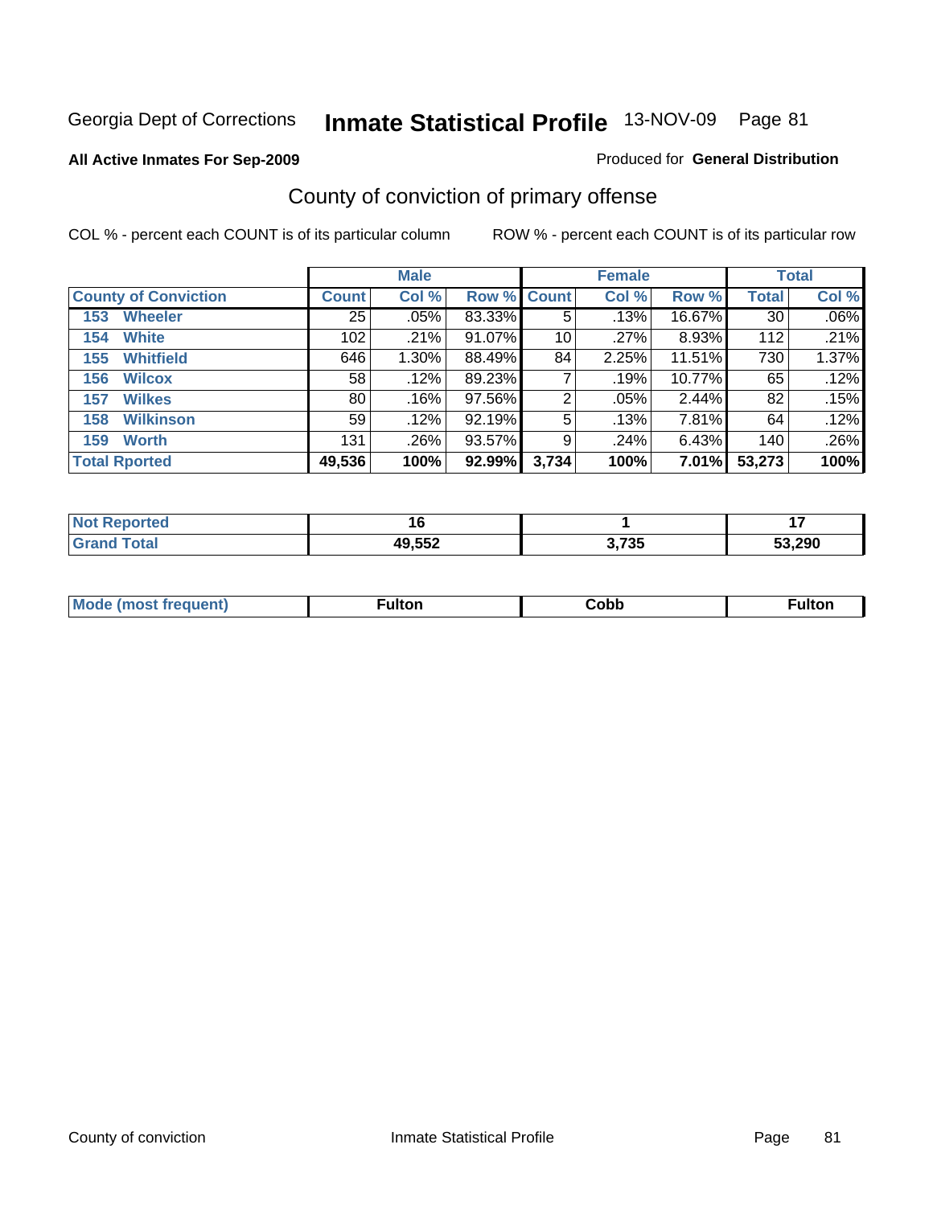Georgia Dept of Corrections **Inmate Statistical Profile** 13-NOV-09

**All Active Inmates For Sep-2009**

Produced for **General Distribution**

## County of conviction of primary offense

COL % - percent each COUNT is of its particular column

ROW % - percent each COUNT is of its particular row

| County of Conviction | Male | | | Female | | | Total | |
|---|---|---|---|---|---|---|---|---|
| | Count | Col % | Row % | Count | Col % | Row % | Total | Col % |
| 153 Wheeler | 25 | .05% | 83.33% | 5 | .13% | 16.67% | 30 | .06% |
| 154 White | 102 | .21% | 91.07% | 10 | .27% | 8.93% | 112 | .21% |
| 155 Whitfield | 646 | 1.30% | 88.49% | 84 | 2.25% | 11.51% | 730 | 1.37% |
| 156 Wilcox | 58 | .12% | 89.23% | 7 | .19% | 10.77% | 65 | .12% |
| 157 Wilkes | 80 | .16% | 97.56% | 2 | .05% | 2.44% | 82 | .15% |
| 158 Wilkinson | 59 | .12% | 92.19% | 5 | .13% | 7.81% | 64 | .12% |
| 159 Worth | 131 | .26% | 93.57% | 9 | .24% | 6.43% | 140 | .26% |
| **Total Rported** | **49,536** | **100%** | **92.99%** | **3,734** | **100%** | **7.01%** | **53,273** | **100%** |

| | Male | Female | Total |
|---|---|---|---|
| Not Reported | 16 | 1 | 17 |
| Grand Total | 49,552 | 3,735 | 53,290 |

| | Male | Female | Total |
|---|---|---|---|
| Mode (most frequent) | Fulton | Cobb | Fulton |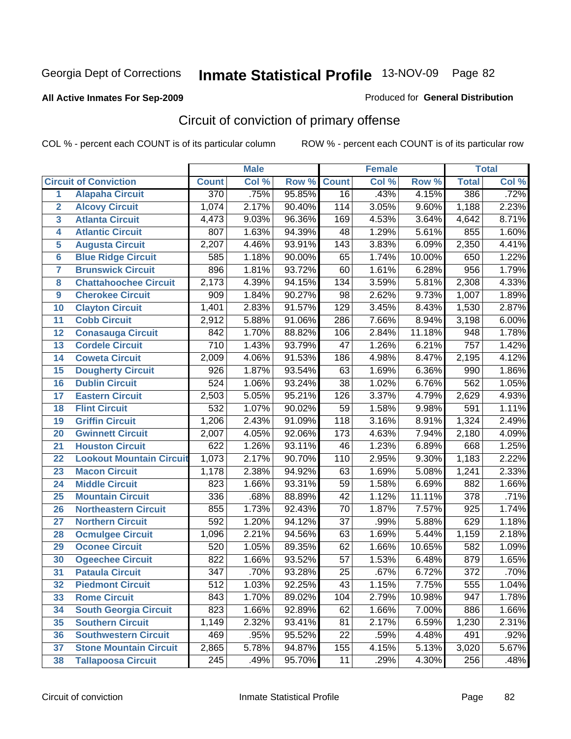Georgia Dept of Corrections **Inmate Statistical Profile** 13-NOV-09 Page 82

**All Active Inmates For Sep-2009**

Produced for **General Distribution**

## Circuit of conviction of primary offense

COL % - percent each COUNT is of its particular column ROW % - percent each COUNT is of its particular row

| | | Male | | | Female | | | Total | |
|---|---|---|---|---|---|---|---|---|---|
| Circuit of Conviction | | Count | Col % | Row % | Count | Col % | Row % | Total | Col % |
| 1 | Alapaha Circuit | 370 | .75% | 95.85% | 16 | .43% | 4.15% | 386 | .72% |
| 2 | Alcovy Circuit | 1,074 | 2.17% | 90.40% | 114 | 3.05% | 9.60% | 1,188 | 2.23% |
| 3 | Atlanta Circuit | 4,473 | 9.03% | 96.36% | 169 | 4.53% | 3.64% | 4,642 | 8.71% |
| 4 | Atlantic Circuit | 807 | 1.63% | 94.39% | 48 | 1.29% | 5.61% | 855 | 1.60% |
| 5 | Augusta Circuit | 2,207 | 4.46% | 93.91% | 143 | 3.83% | 6.09% | 2,350 | 4.41% |
| 6 | Blue Ridge Circuit | 585 | 1.18% | 90.00% | 65 | 1.74% | 10.00% | 650 | 1.22% |
| 7 | Brunswick Circuit | 896 | 1.81% | 93.72% | 60 | 1.61% | 6.28% | 956 | 1.79% |
| 8 | Chattahoochee Circuit | 2,173 | 4.39% | 94.15% | 134 | 3.59% | 5.81% | 2,308 | 4.33% |
| 9 | Cherokee Circuit | 909 | 1.84% | 90.27% | 98 | 2.62% | 9.73% | 1,007 | 1.89% |
| 10 | Clayton Circuit | 1,401 | 2.83% | 91.57% | 129 | 3.45% | 8.43% | 1,530 | 2.87% |
| 11 | Cobb Circuit | 2,912 | 5.88% | 91.06% | 286 | 7.66% | 8.94% | 3,198 | 6.00% |
| 12 | Conasauga Circuit | 842 | 1.70% | 88.82% | 106 | 2.84% | 11.18% | 948 | 1.78% |
| 13 | Cordele Circuit | 710 | 1.43% | 93.79% | 47 | 1.26% | 6.21% | 757 | 1.42% |
| 14 | Coweta Circuit | 2,009 | 4.06% | 91.53% | 186 | 4.98% | 8.47% | 2,195 | 4.12% |
| 15 | Dougherty Circuit | 926 | 1.87% | 93.54% | 63 | 1.69% | 6.36% | 990 | 1.86% |
| 16 | Dublin Circuit | 524 | 1.06% | 93.24% | 38 | 1.02% | 6.76% | 562 | 1.05% |
| 17 | Eastern Circuit | 2,503 | 5.05% | 95.21% | 126 | 3.37% | 4.79% | 2,629 | 4.93% |
| 18 | Flint Circuit | 532 | 1.07% | 90.02% | 59 | 1.58% | 9.98% | 591 | 1.11% |
| 19 | Griffin Circuit | 1,206 | 2.43% | 91.09% | 118 | 3.16% | 8.91% | 1,324 | 2.49% |
| 20 | Gwinnett Circuit | 2,007 | 4.05% | 92.06% | 173 | 4.63% | 7.94% | 2,180 | 4.09% |
| 21 | Houston Circuit | 622 | 1.26% | 93.11% | 46 | 1.23% | 6.89% | 668 | 1.25% |
| 22 | Lookout Mountain Circuit | 1,073 | 2.17% | 90.70% | 110 | 2.95% | 9.30% | 1,183 | 2.22% |
| 23 | Macon Circuit | 1,178 | 2.38% | 94.92% | 63 | 1.69% | 5.08% | 1,241 | 2.33% |
| 24 | Middle Circuit | 823 | 1.66% | 93.31% | 59 | 1.58% | 6.69% | 882 | 1.66% |
| 25 | Mountain Circuit | 336 | .68% | 88.89% | 42 | 1.12% | 11.11% | 378 | .71% |
| 26 | Northeastern Circuit | 855 | 1.73% | 92.43% | 70 | 1.87% | 7.57% | 925 | 1.74% |
| 27 | Northern Circuit | 592 | 1.20% | 94.12% | 37 | .99% | 5.88% | 629 | 1.18% |
| 28 | Ocmulgee Circuit | 1,096 | 2.21% | 94.56% | 63 | 1.69% | 5.44% | 1,159 | 2.18% |
| 29 | Oconee Circuit | 520 | 1.05% | 89.35% | 62 | 1.66% | 10.65% | 582 | 1.09% |
| 30 | Ogeechee Circuit | 822 | 1.66% | 93.52% | 57 | 1.53% | 6.48% | 879 | 1.65% |
| 31 | Pataula Circuit | 347 | .70% | 93.28% | 25 | .67% | 6.72% | 372 | .70% |
| 32 | Piedmont Circuit | 512 | 1.03% | 92.25% | 43 | 1.15% | 7.75% | 555 | 1.04% |
| 33 | Rome Circuit | 843 | 1.70% | 89.02% | 104 | 2.79% | 10.98% | 947 | 1.78% |
| 34 | South Georgia Circuit | 823 | 1.66% | 92.89% | 62 | 1.66% | 7.00% | 886 | 1.66% |
| 35 | Southern Circuit | 1,149 | 2.32% | 93.41% | 81 | 2.17% | 6.59% | 1,230 | 2.31% |
| 36 | Southwestern Circuit | 469 | .95% | 95.52% | 22 | .59% | 4.48% | 491 | .92% |
| 37 | Stone Mountain Circuit | 2,865 | 5.78% | 94.87% | 155 | 4.15% | 5.13% | 3,020 | 5.67% |
| 38 | Tallapoosa Circuit | 245 | .49% | 95.70% | 11 | .29% | 4.30% | 256 | .48% |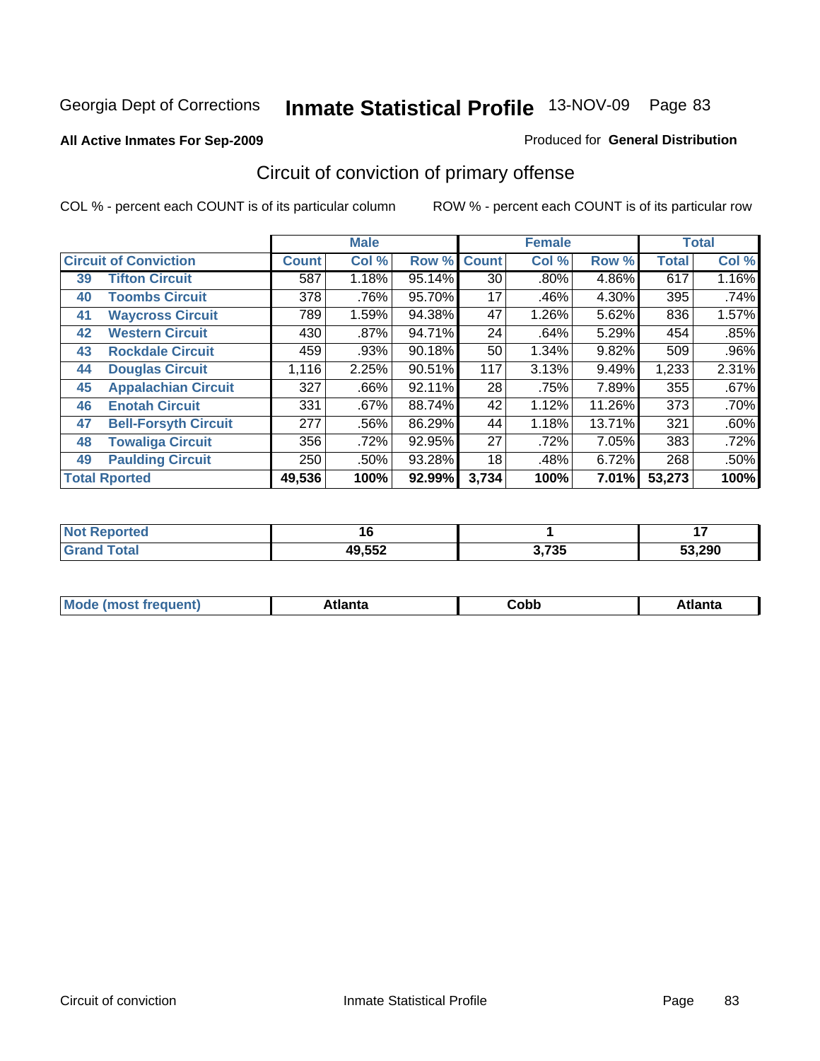Georgia Dept of Corrections **Inmate Statistical Profile** 13-NOV-09

**All Active Inmates For Sep-2009**

Produced for **General Distribution**

## Circuit of conviction of primary offense

COL % - percent each COUNT is of its particular column

ROW % - percent each COUNT is of its particular row

| Circuit of Conviction | | Male | | | Female | | | Total | |
|---|---|---|---|---|---|---|---|---|---|
| | | Count | Col % | Row % | Count | Col % | Row % | Total | Col % |
| 39 | Tifton Circuit | 587 | 1.18% | 95.14% | 30 | .80% | 4.86% | 617 | 1.16% |
| 40 | Toombs Circuit | 378 | .76% | 95.70% | 17 | .46% | 4.30% | 395 | .74% |
| 41 | Waycross Circuit | 789 | 1.59% | 94.38% | 47 | 1.26% | 5.62% | 836 | 1.57% |
| 42 | Western Circuit | 430 | .87% | 94.71% | 24 | .64% | 5.29% | 454 | .85% |
| 43 | Rockdale Circuit | 459 | .93% | 90.18% | 50 | 1.34% | 9.82% | 509 | .96% |
| 44 | Douglas Circuit | 1,116 | 2.25% | 90.51% | 117 | 3.13% | 9.49% | 1,233 | 2.31% |
| 45 | Appalachian Circuit | 327 | .66% | 92.11% | 28 | .75% | 7.89% | 355 | .67% |
| 46 | Enotah Circuit | 331 | .67% | 88.74% | 42 | 1.12% | 11.26% | 373 | .70% |
| 47 | Bell-Forsyth Circuit | 277 | .56% | 86.29% | 44 | 1.18% | 13.71% | 321 | .60% |
| 48 | Towaliga Circuit | 356 | .72% | 92.95% | 27 | .72% | 7.05% | 383 | .72% |
| 49 | Paulding Circuit | 250 | .50% | 93.28% | 18 | .48% | 6.72% | 268 | .50% |
| **Total Rported** | | **49,536** | **100%** | **92.99%** | **3,734** | **100%** | **7.01%** | **53,273** | **100%** |

| | Male | Female | Total |
|---|---|---|---|
| Not Reported | 16 | 1 | 17 |
| Grand Total | 49,552 | 3,735 | 53,290 |

| | Male | Female | Total |
|---|---|---|---|
| Mode (most frequent) | Atlanta | Cobb | Atlanta |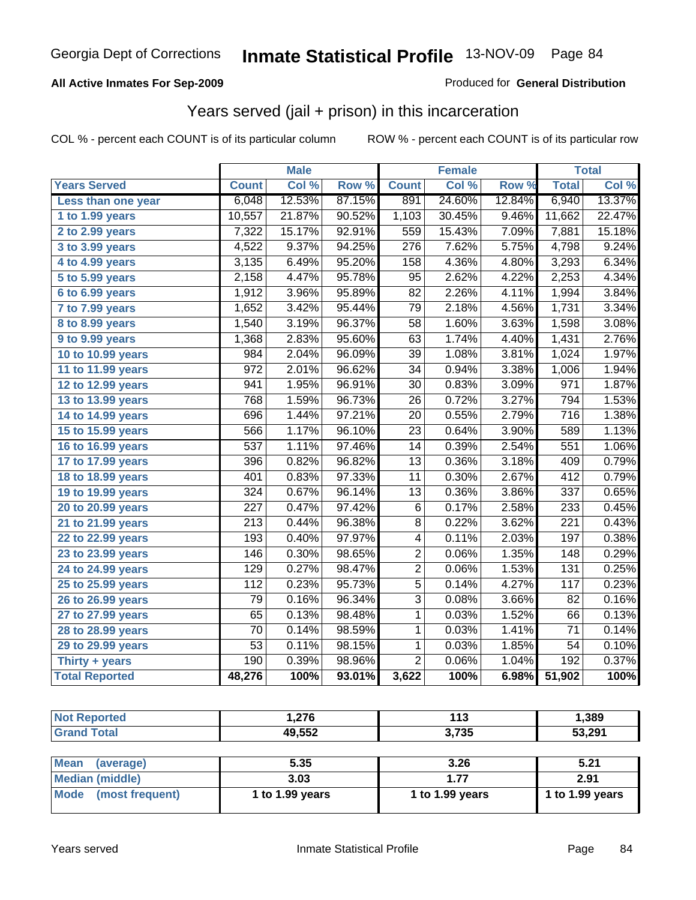Georgia Dept of Corrections **Inmate Statistical Profile** 13-NOV-09

**All Active Inmates For Sep-2009**

Produced for **General Distribution**

## Years served (jail + prison) in this incarceration

COL % - percent each COUNT is of its particular column    ROW % - percent each COUNT is of its particular row

| | Male | | | Female | | | Total | |
|---|---|---|---|---|---|---|---|---|
| **Years Served** | **Count** | **Col %** | **Row %** | **Count** | **Col %** | **Row %** | **Total** | **Col %** |
| Less than one year | 6,048 | 12.53% | 87.15% | 891 | 24.60% | 12.84% | 6,940 | 13.37% |
| 1 to 1.99 years | 10,557 | 21.87% | 90.52% | 1,103 | 30.45% | 9.46% | 11,662 | 22.47% |
| 2 to 2.99 years | 7,322 | 15.17% | 92.91% | 559 | 15.43% | 7.09% | 7,881 | 15.18% |
| 3 to 3.99 years | 4,522 | 9.37% | 94.25% | 276 | 7.62% | 5.75% | 4,798 | 9.24% |
| 4 to 4.99 years | 3,135 | 6.49% | 95.20% | 158 | 4.36% | 4.80% | 3,293 | 6.34% |
| 5 to 5.99 years | 2,158 | 4.47% | 95.78% | 95 | 2.62% | 4.22% | 2,253 | 4.34% |
| 6 to 6.99 years | 1,912 | 3.96% | 95.89% | 82 | 2.26% | 4.11% | 1,994 | 3.84% |
| 7 to 7.99 years | 1,652 | 3.42% | 95.44% | 79 | 2.18% | 4.56% | 1,731 | 3.34% |
| 8 to 8.99 years | 1,540 | 3.19% | 96.37% | 58 | 1.60% | 3.63% | 1,598 | 3.08% |
| 9 to 9.99 years | 1,368 | 2.83% | 95.60% | 63 | 1.74% | 4.40% | 1,431 | 2.76% |
| 10 to 10.99 years | 984 | 2.04% | 96.09% | 39 | 1.08% | 3.81% | 1,024 | 1.97% |
| 11 to 11.99 years | 972 | 2.01% | 96.62% | 34 | 0.94% | 3.38% | 1,006 | 1.94% |
| 12 to 12.99 years | 941 | 1.95% | 96.91% | 30 | 0.83% | 3.09% | 971 | 1.87% |
| 13 to 13.99 years | 768 | 1.59% | 96.73% | 26 | 0.72% | 3.27% | 794 | 1.53% |
| 14 to 14.99 years | 696 | 1.44% | 97.21% | 20 | 0.55% | 2.79% | 716 | 1.38% |
| 15 to 15.99 years | 566 | 1.17% | 96.10% | 23 | 0.64% | 3.90% | 589 | 1.13% |
| 16 to 16.99 years | 537 | 1.11% | 97.46% | 14 | 0.39% | 2.54% | 551 | 1.06% |
| 17 to 17.99 years | 396 | 0.82% | 96.82% | 13 | 0.36% | 3.18% | 409 | 0.79% |
| 18 to 18.99 years | 401 | 0.83% | 97.33% | 11 | 0.30% | 2.67% | 412 | 0.79% |
| 19 to 19.99 years | 324 | 0.67% | 96.14% | 13 | 0.36% | 3.86% | 337 | 0.65% |
| 20 to 20.99 years | 227 | 0.47% | 97.42% | 6 | 0.17% | 2.58% | 233 | 0.45% |
| 21 to 21.99 years | 213 | 0.44% | 96.38% | 8 | 0.22% | 3.62% | 221 | 0.43% |
| 22 to 22.99 years | 193 | 0.40% | 97.97% | 4 | 0.11% | 2.03% | 197 | 0.38% |
| 23 to 23.99 years | 146 | 0.30% | 98.65% | 2 | 0.06% | 1.35% | 148 | 0.29% |
| 24 to 24.99 years | 129 | 0.27% | 98.47% | 2 | 0.06% | 1.53% | 131 | 0.25% |
| 25 to 25.99 years | 112 | 0.23% | 95.73% | 5 | 0.14% | 4.27% | 117 | 0.23% |
| 26 to 26.99 years | 79 | 0.16% | 96.34% | 3 | 0.08% | 3.66% | 82 | 0.16% |
| 27 to 27.99 years | 65 | 0.13% | 98.48% | 1 | 0.03% | 1.52% | 66 | 0.13% |
| 28 to 28.99 years | 70 | 0.14% | 98.59% | 1 | 0.03% | 1.41% | 71 | 0.14% |
| 29 to 29.99 years | 53 | 0.11% | 98.15% | 1 | 0.03% | 1.85% | 54 | 0.10% |
| Thirty + years | 190 | 0.39% | 98.96% | 2 | 0.06% | 1.04% | 192 | 0.37% |
| **Total Reported** | **48,276** | **100%** | **93.01%** | **3,622** | **100%** | **6.98%** | **51,902** | **100%** |

| | Male | Female | Total |
|---|---|---|---|
| Not Reported | 1,276 | 113 | 1,389 |
| Grand Total | 49,552 | 3,735 | 53,291 |

| | Male | Female | Total |
|---|---|---|---|
| Mean (average) | 5.35 | 3.26 | 5.21 |
| Median (middle) | 3.03 | 1.77 | 2.91 |
| Mode (most frequent) | 1 to 1.99 years | 1 to 1.99 years | 1 to 1.99 years |

Years served    Inmate Statistical Profile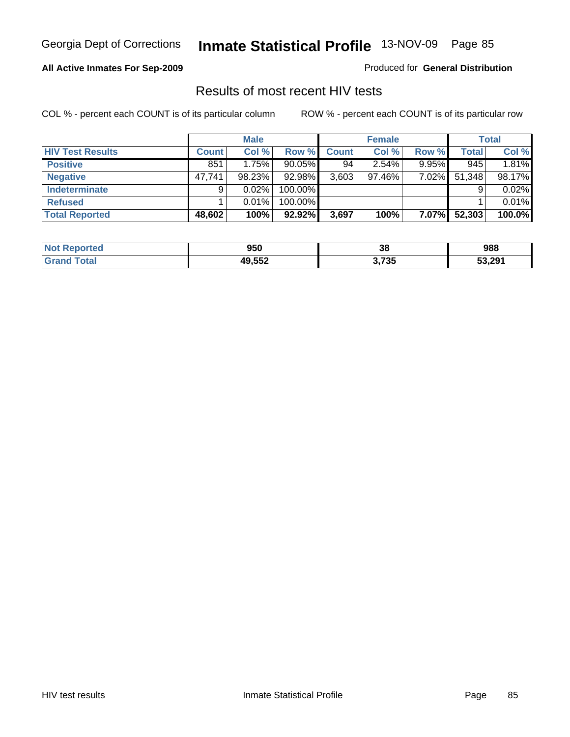Georgia Dept of Corrections **Inmate Statistical Profile** 13-NOV-09

**All Active Inmates For Sep-2009**

Produced for **General Distribution**

## Results of most recent HIV tests

COL % - percent each COUNT is of its particular column    ROW % - percent each COUNT is of its particular row

| | Male | | | Female | | | Total | |
|---|---|---|---|---|---|---|---|---|
| **HIV Test Results** | **Count** | **Col %** | **Row %** | **Count** | **Col %** | **Row %** | **Total** | **Col %** |
| **Positive** | 851 | 1.75% | 90.05% | 94 | 2.54% | 9.95% | 945 | 1.81% |
| **Negative** | 47,741 | 98.23% | 92.98% | 3,603 | 97.46% | 7.02% | 51,348 | 98.17% |
| **Indeterminate** | 9 | 0.02% | 100.00% | | | | 9 | 0.02% |
| **Refused** | 1 | 0.01% | 100.00% | | | | 1 | 0.01% |
| **Total Reported** | **48,602** | **100%** | **92.92%** | **3,697** | **100%** | **7.07%** | **52,303** | **100.0%** |

| | Male | Female | Total |
|---|---|---|---|
| **Not Reported** | **950** | **38** | **988** |
| **Grand Total** | **49,552** | **3,735** | **53,291** |

HIV test results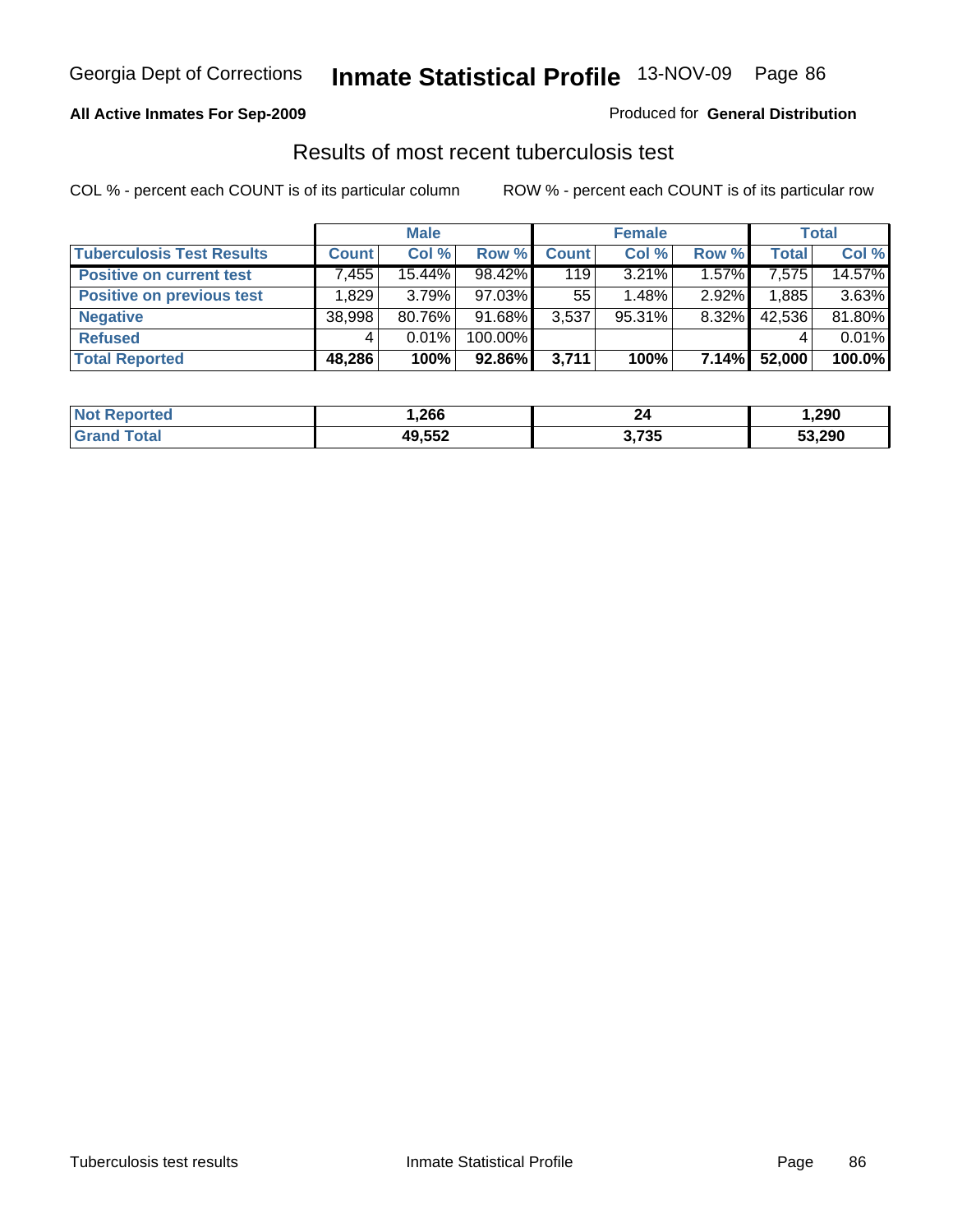Georgia Dept of Corrections **Inmate Statistical Profile** 13-NOV-09

**All Active Inmates For Sep-2009**

Produced for **General Distribution**

## Results of most recent tuberculosis test

COL % - percent each COUNT is of its particular column ROW % - percent each COUNT is of its particular row

| | Male | | | Female | | | Total | |
|---|---|---|---|---|---|---|---|---|
| **Tuberculosis Test Results** | **Count** | **Col %** | **Row %** | **Count** | **Col %** | **Row %** | **Total** | **Col %** |
| **Positive on current test** | 7,455 | 15.44% | 98.42% | 119 | 3.21% | 1.57% | 7,575 | 14.57% |
| **Positive on previous test** | 1,829 | 3.79% | 97.03% | 55 | 1.48% | 2.92% | 1,885 | 3.63% |
| **Negative** | 38,998 | 80.76% | 91.68% | 3,537 | 95.31% | 8.32% | 42,536 | 81.80% |
| **Refused** | 4 | 0.01% | 100.00% | | | | 4 | 0.01% |
| **Total Reported** | **48,286** | **100%** | **92.86%** | **3,711** | **100%** | **7.14%** | **52,000** | **100.0%** |

| | Male | Female | Total |
|---|---|---|---|
| **Not Reported** | **1,266** | **24** | **1,290** |
| **Grand Total** | **49,552** | **3,735** | **53,290** |

Tuberculosis test results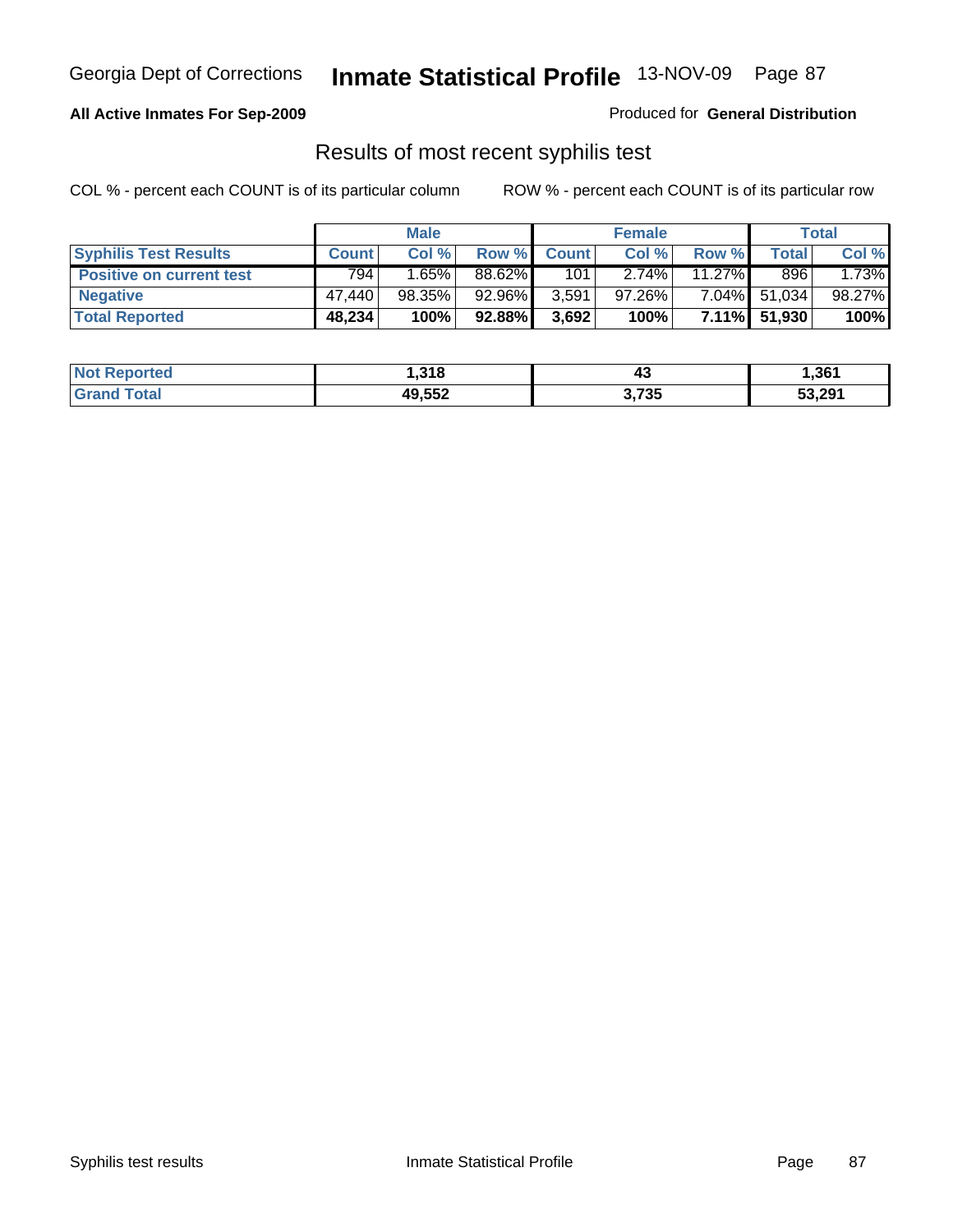Georgia Dept of Corrections **Inmate Statistical Profile** 13-NOV-09

**All Active Inmates For Sep-2009**

Produced for **General Distribution**

## Results of most recent syphilis test

COL % - percent each COUNT is of its particular column ROW % - percent each COUNT is of its particular row

| | Male | | | Female | | | Total | |
|---|---|---|---|---|---|---|---|---|
| **Syphilis Test Results** | **Count** | **Col %** | **Row %** | **Count** | **Col %** | **Row %** | **Total** | **Col %** |
| **Positive on current test** | 794 | 1.65% | 88.62% | 101 | 2.74% | 11.27% | 896 | 1.73% |
| **Negative** | 47,440 | 98.35% | 92.96% | 3,591 | 97.26% | 7.04% | 51,034 | 98.27% |
| **Total Reported** | **48,234** | **100%** | **92.88%** | **3,692** | **100%** | **7.11%** | **51,930** | **100%** |

| | Male | Female | Total |
|---|---|---|---|
| **Not Reported** | **1,318** | **43** | **1,361** |
| **Grand Total** | **49,552** | **3,735** | **53,291** |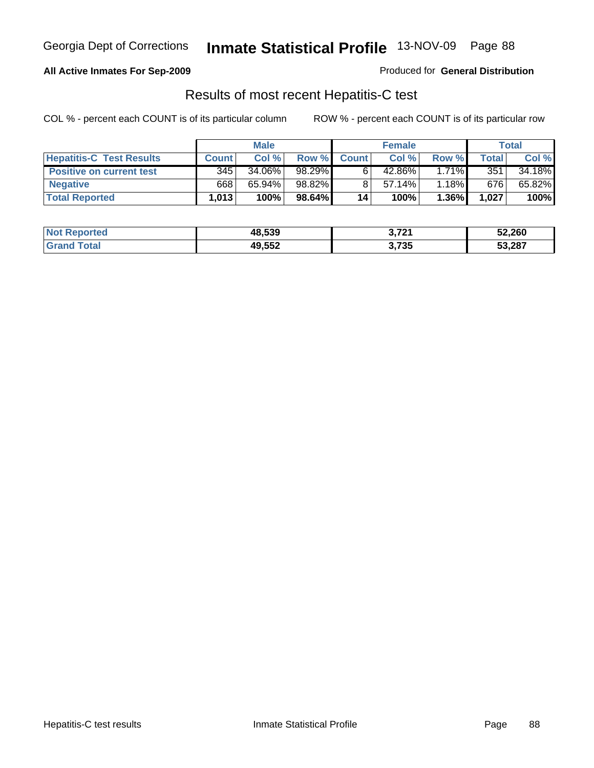Georgia Dept of Corrections **Inmate Statistical Profile** 13-NOV-09

**All Active Inmates For Sep-2009**

Produced for **General Distribution**

## Results of most recent Hepatitis-C test

COL % - percent each COUNT is of its particular column    ROW % - percent each COUNT is of its particular row

| | Male | | | Female | | | Total | |
|---|---|---|---|---|---|---|---|---|
| **Hepatitis-C Test Results** | **Count** | **Col %** | **Row %** | **Count** | **Col %** | **Row %** | **Total** | **Col %** |
| **Positive on current test** | 345 | 34.06% | 98.29% | 6 | 42.86% | 1.71% | 351 | 34.18% |
| **Negative** | 668 | 65.94% | 98.82% | 8 | 57.14% | 1.18% | 676 | 65.82% |
| **Total Reported** | **1,013** | **100%** | **98.64%** | **14** | **100%** | **1.36%** | **1,027** | **100%** |

| | Male | Female | Total |
|---|---|---|---|
| **Not Reported** | **48,539** | **3,721** | **52,260** |
| **Grand Total** | **49,552** | **3,735** | **53,287** |

Hepatitis-C test results    Inmate Statistical Profile